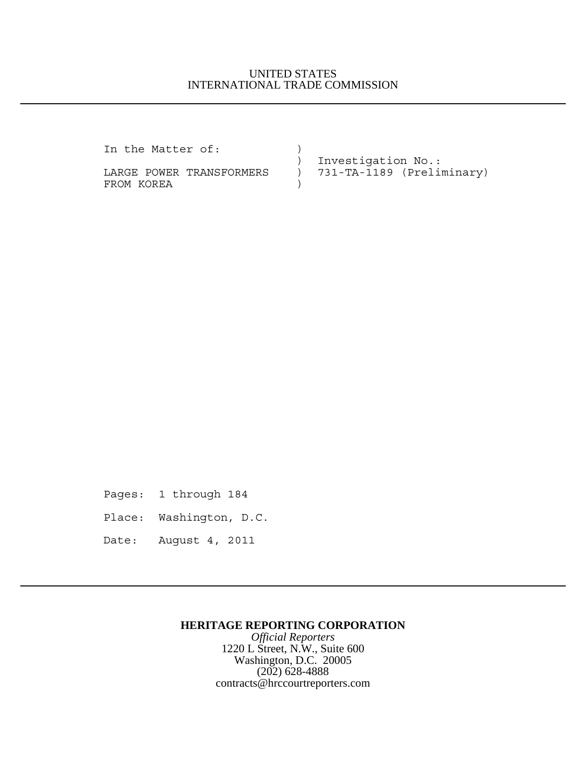UNITED STATES
INTERNATIONAL TRADE COMMISSION

---

```
In the Matter of:          )
                           )  Investigation No.:
LARGE POWER TRANSFORMERS   )  731-TA-1189 (Preliminary)
FROM KOREA                 )
```

Pages: 1 through 184

Place: Washington, D.C.

Date: August 4, 2011

---

**HERITAGE REPORTING CORPORATION**
*Official Reporters*
1220 L Street, N.W., Suite 600
Washington, D.C. 20005
(202) 628-4888
contracts@hrccourtreporters.com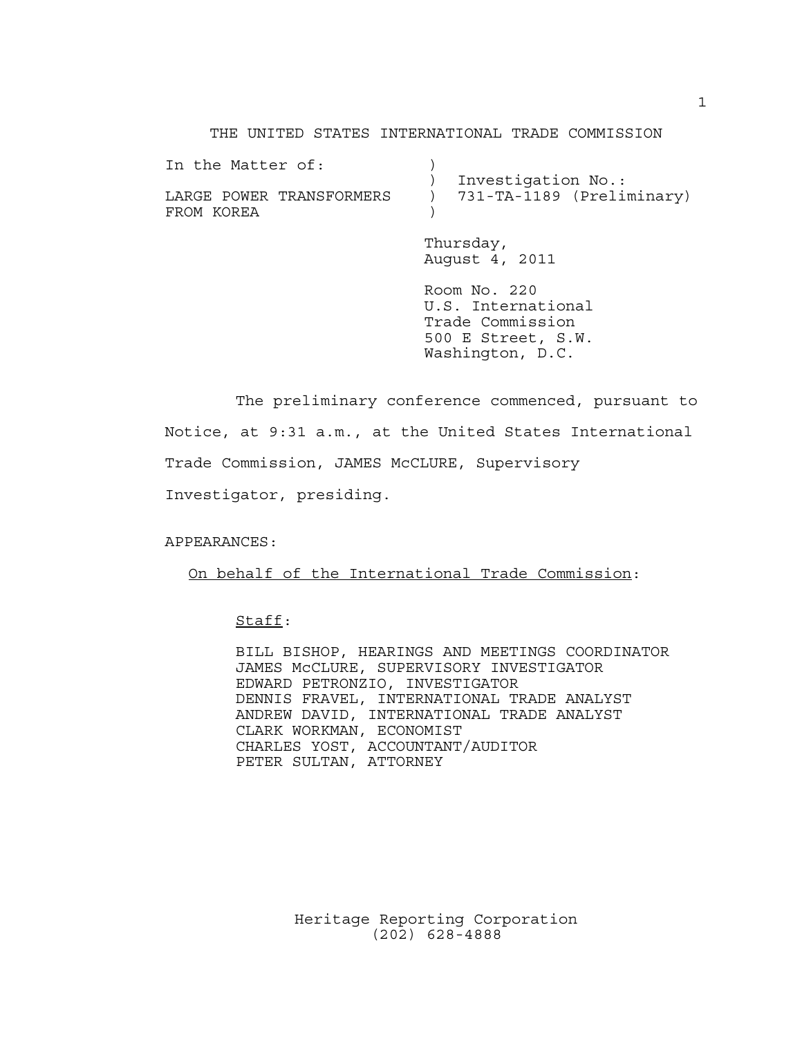THE UNITED STATES INTERNATIONAL TRADE COMMISSION

| | | |
|---|---|---|
| In the Matter of: | ) | |
| | ) | Investigation No.: |
| LARGE POWER TRANSFORMERS | ) | 731-TA-1189 (Preliminary) |
| FROM KOREA | ) | |

Thursday,
August 4, 2011

Room No. 220
U.S. International
Trade Commission
500 E Street, S.W.
Washington, D.C.

The preliminary conference commenced, pursuant to Notice, at 9:31 a.m., at the United States International Trade Commission, JAMES McCLURE, Supervisory Investigator, presiding.

APPEARANCES:

On behalf of the International Trade Commission:

Staff:

BILL BISHOP, HEARINGS AND MEETINGS COORDINATOR
JAMES McCLURE, SUPERVISORY INVESTIGATOR
EDWARD PETRONZIO, INVESTIGATOR
DENNIS FRAVEL, INTERNATIONAL TRADE ANALYST
ANDREW DAVID, INTERNATIONAL TRADE ANALYST
CLARK WORKMAN, ECONOMIST
CHARLES YOST, ACCOUNTANT/AUDITOR
PETER SULTAN, ATTORNEY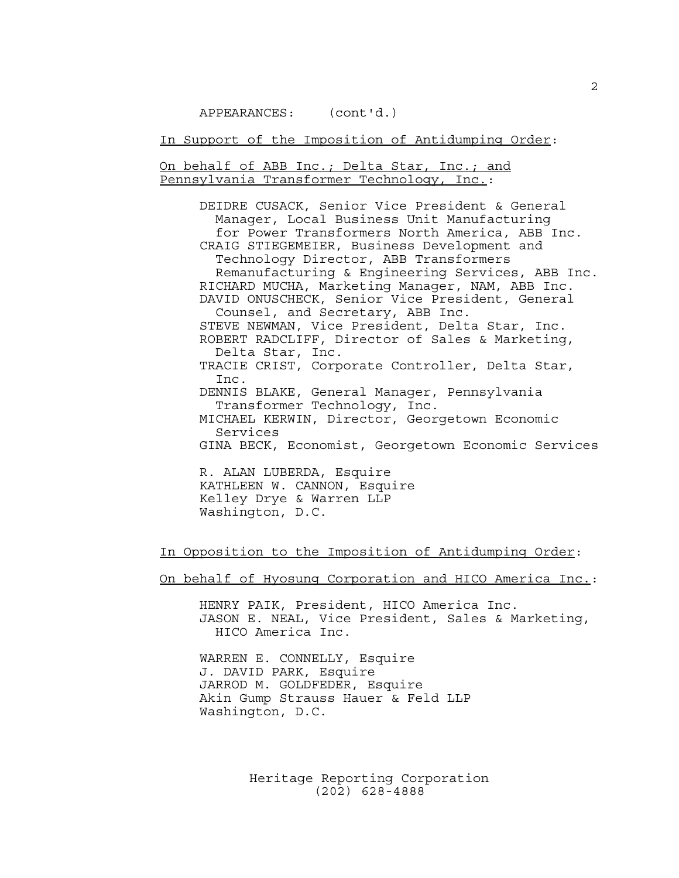APPEARANCES: (cont'd.)

In Support of the Imposition of Antidumping Order:

On behalf of ABB Inc.; Delta Star, Inc.; and Pennsylvania Transformer Technology, Inc.:

DEIDRE CUSACK, Senior Vice President & General Manager, Local Business Unit Manufacturing for Power Transformers North America, ABB Inc.
CRAIG STIEGEMEIER, Business Development and Technology Director, ABB Transformers Remanufacturing & Engineering Services, ABB Inc.
RICHARD MUCHA, Marketing Manager, NAM, ABB Inc.
DAVID ONUSCHECK, Senior Vice President, General Counsel, and Secretary, ABB Inc.
STEVE NEWMAN, Vice President, Delta Star, Inc.
ROBERT RADCLIFF, Director of Sales & Marketing, Delta Star, Inc.
TRACIE CRIST, Corporate Controller, Delta Star, Inc.
DENNIS BLAKE, General Manager, Pennsylvania Transformer Technology, Inc.
MICHAEL KERWIN, Director, Georgetown Economic Services
GINA BECK, Economist, Georgetown Economic Services

R. ALAN LUBERDA, Esquire
KATHLEEN W. CANNON, Esquire
Kelley Drye & Warren LLP
Washington, D.C.

In Opposition to the Imposition of Antidumping Order:

On behalf of Hyosung Corporation and HICO America Inc.:

HENRY PAIK, President, HICO America Inc.
JASON E. NEAL, Vice President, Sales & Marketing, HICO America Inc.

WARREN E. CONNELLY, Esquire
J. DAVID PARK, Esquire
JARROD M. GOLDFEDER, Esquire
Akin Gump Strauss Hauer & Feld LLP
Washington, D.C.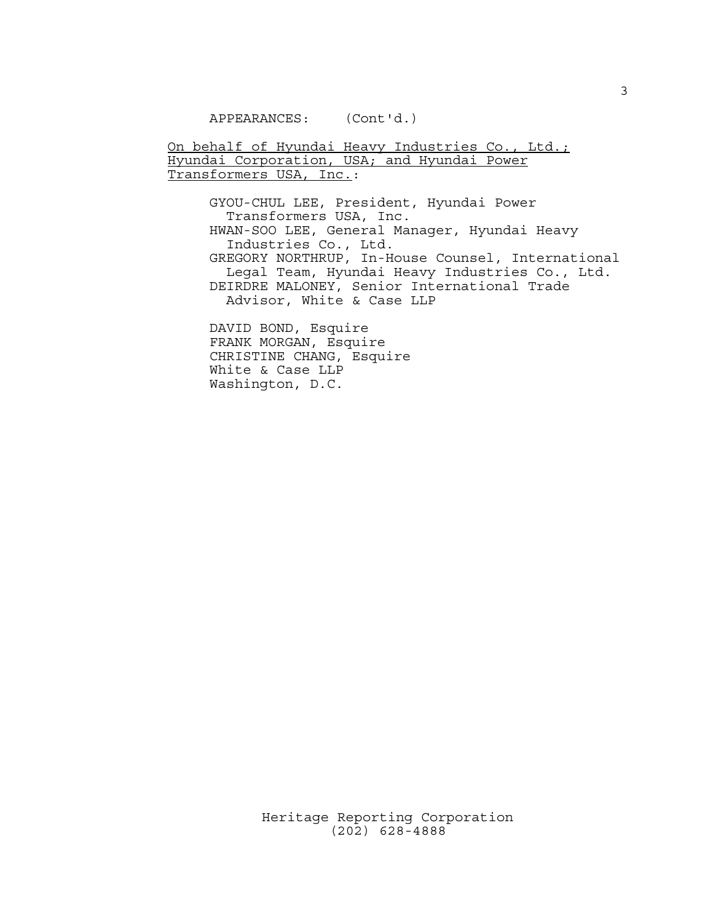APPEARANCES: (Cont'd.)

On behalf of Hyundai Heavy Industries Co., Ltd.; Hyundai Corporation, USA; and Hyundai Power Transformers USA, Inc.:

GYOU-CHUL LEE, President, Hyundai Power Transformers USA, Inc.
HWAN-SOO LEE, General Manager, Hyundai Heavy Industries Co., Ltd.
GREGORY NORTHRUP, In-House Counsel, International Legal Team, Hyundai Heavy Industries Co., Ltd.
DEIRDRE MALONEY, Senior International Trade Advisor, White & Case LLP

DAVID BOND, Esquire
FRANK MORGAN, Esquire
CHRISTINE CHANG, Esquire
White & Case LLP
Washington, D.C.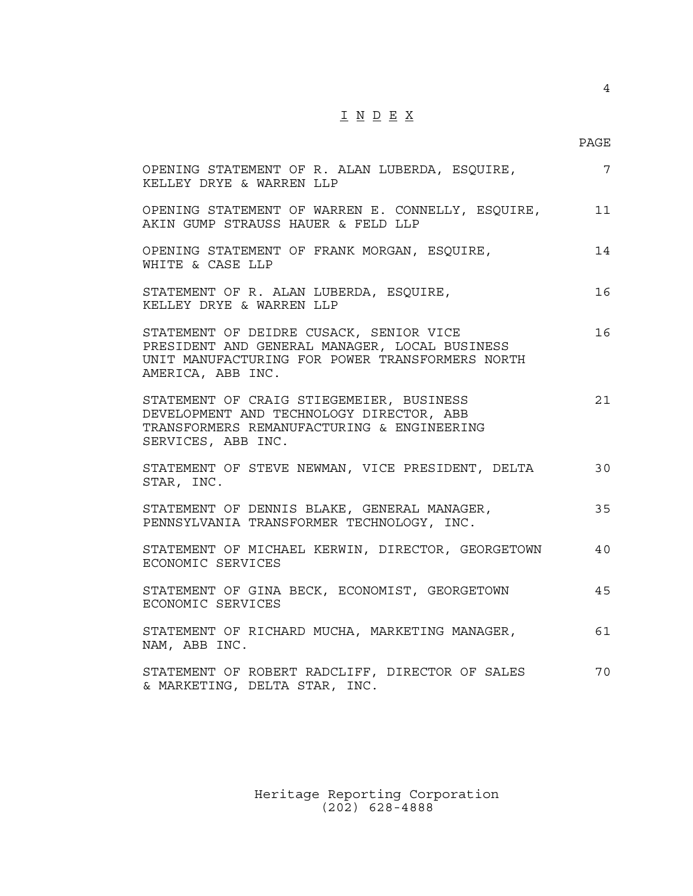# I N D E X

| | PAGE |
|---|---|
| OPENING STATEMENT OF R. ALAN LUBERDA, ESQUIRE, KELLEY DRYE & WARREN LLP | 7 |
| OPENING STATEMENT OF WARREN E. CONNELLY, ESQUIRE, AKIN GUMP STRAUSS HAUER & FELD LLP | 11 |
| OPENING STATEMENT OF FRANK MORGAN, ESQUIRE, WHITE & CASE LLP | 14 |
| STATEMENT OF R. ALAN LUBERDA, ESQUIRE, KELLEY DRYE & WARREN LLP | 16 |
| STATEMENT OF DEIDRE CUSACK, SENIOR VICE PRESIDENT AND GENERAL MANAGER, LOCAL BUSINESS UNIT MANUFACTURING FOR POWER TRANSFORMERS NORTH AMERICA, ABB INC. | 16 |
| STATEMENT OF CRAIG STIEGEMEIER, BUSINESS DEVELOPMENT AND TECHNOLOGY DIRECTOR, ABB TRANSFORMERS REMANUFACTURING & ENGINEERING SERVICES, ABB INC. | 21 |
| STATEMENT OF STEVE NEWMAN, VICE PRESIDENT, DELTA STAR, INC. | 30 |
| STATEMENT OF DENNIS BLAKE, GENERAL MANAGER, PENNSYLVANIA TRANSFORMER TECHNOLOGY, INC. | 35 |
| STATEMENT OF MICHAEL KERWIN, DIRECTOR, GEORGETOWN ECONOMIC SERVICES | 40 |
| STATEMENT OF GINA BECK, ECONOMIST, GEORGETOWN ECONOMIC SERVICES | 45 |
| STATEMENT OF RICHARD MUCHA, MARKETING MANAGER, NAM, ABB INC. | 61 |
| STATEMENT OF ROBERT RADCLIFF, DIRECTOR OF SALES & MARKETING, DELTA STAR, INC. | 70 |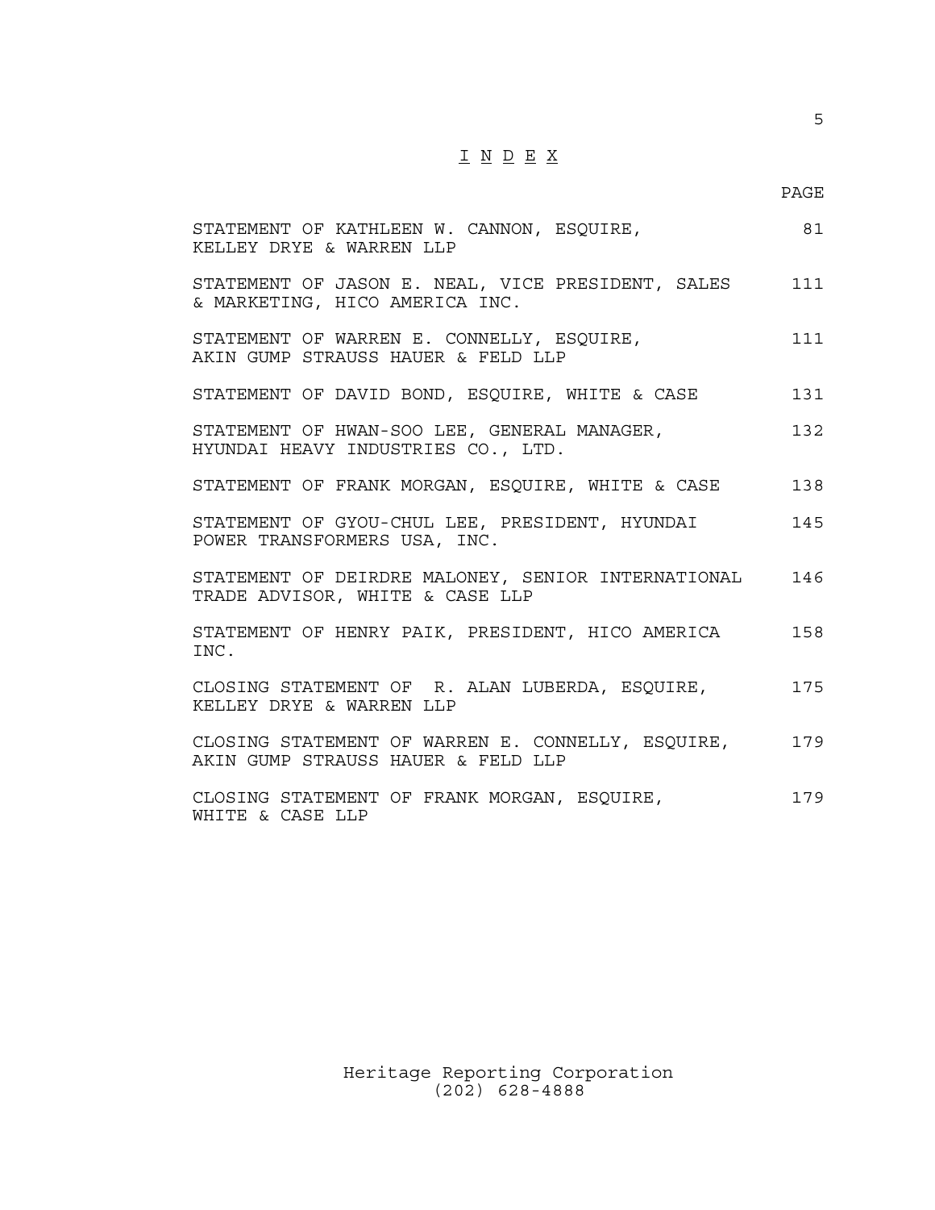# I N D E X

| | PAGE |
|---|---|
| STATEMENT OF KATHLEEN W. CANNON, ESQUIRE, KELLEY DRYE & WARREN LLP | 81 |
| STATEMENT OF JASON E. NEAL, VICE PRESIDENT, SALES & MARKETING, HICO AMERICA INC. | 111 |
| STATEMENT OF WARREN E. CONNELLY, ESQUIRE, AKIN GUMP STRAUSS HAUER & FELD LLP | 111 |
| STATEMENT OF DAVID BOND, ESQUIRE, WHITE & CASE | 131 |
| STATEMENT OF HWAN-SOO LEE, GENERAL MANAGER, HYUNDAI HEAVY INDUSTRIES CO., LTD. | 132 |
| STATEMENT OF FRANK MORGAN, ESQUIRE, WHITE & CASE | 138 |
| STATEMENT OF GYOU-CHUL LEE, PRESIDENT, HYUNDAI POWER TRANSFORMERS USA, INC. | 145 |
| STATEMENT OF DEIRDRE MALONEY, SENIOR INTERNATIONAL TRADE ADVISOR, WHITE & CASE LLP | 146 |
| STATEMENT OF HENRY PAIK, PRESIDENT, HICO AMERICA INC. | 158 |
| CLOSING STATEMENT OF R. ALAN LUBERDA, ESQUIRE, KELLEY DRYE & WARREN LLP | 175 |
| CLOSING STATEMENT OF WARREN E. CONNELLY, ESQUIRE, AKIN GUMP STRAUSS HAUER & FELD LLP | 179 |
| CLOSING STATEMENT OF FRANK MORGAN, ESQUIRE, WHITE & CASE LLP | 179 |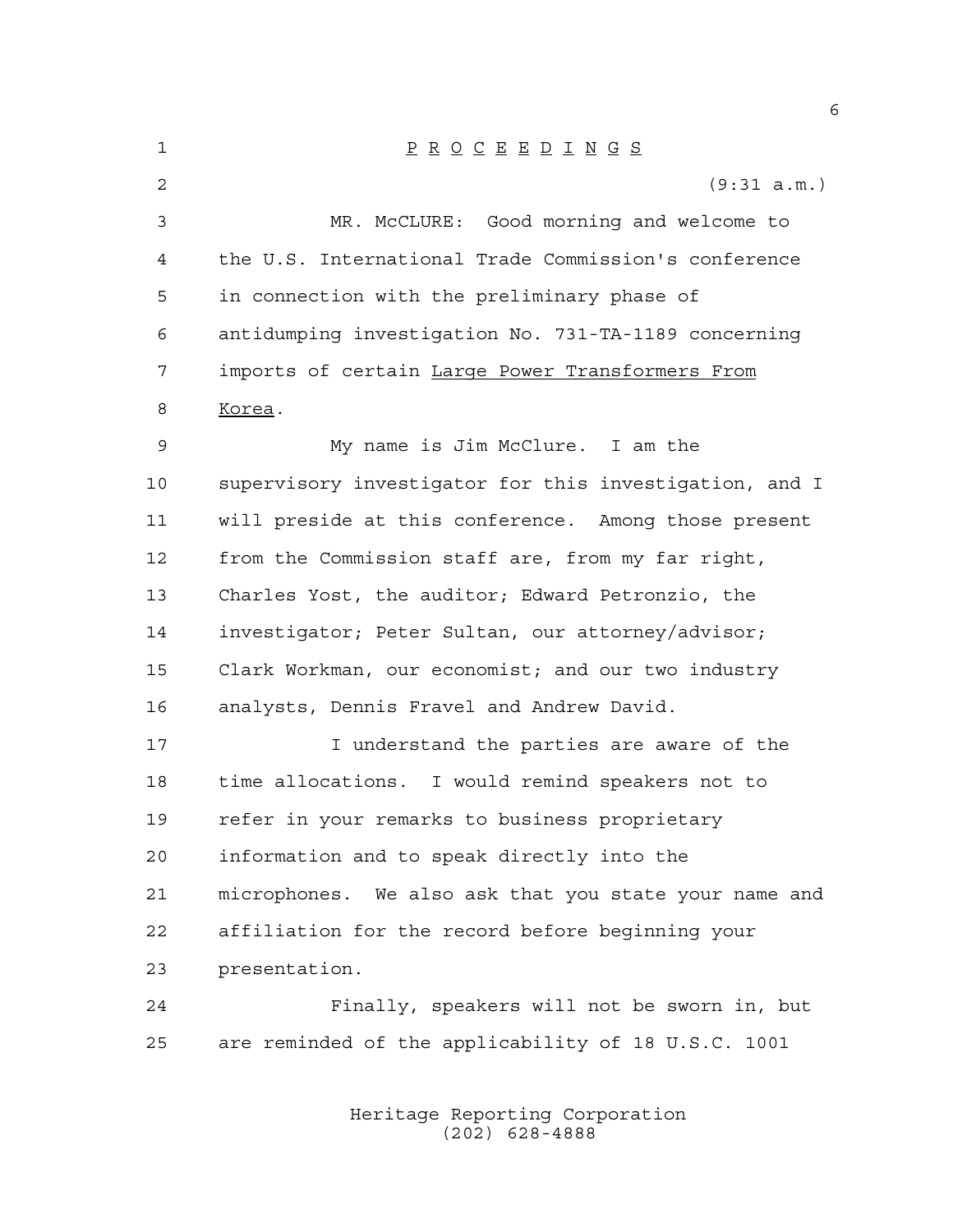# P R O C E E D I N G S

(9:31 a.m.)

MR. McCLURE: Good morning and welcome to the U.S. International Trade Commission's conference in connection with the preliminary phase of antidumping investigation No. 731-TA-1189 concerning imports of certain Large Power Transformers From Korea.

My name is Jim McClure. I am the supervisory investigator for this investigation, and I will preside at this conference. Among those present from the Commission staff are, from my far right, Charles Yost, the auditor; Edward Petronzio, the investigator; Peter Sultan, our attorney/advisor; Clark Workman, our economist; and our two industry analysts, Dennis Fravel and Andrew David.

I understand the parties are aware of the time allocations. I would remind speakers not to refer in your remarks to business proprietary information and to speak directly into the microphones. We also ask that you state your name and affiliation for the record before beginning your presentation.

Finally, speakers will not be sworn in, but are reminded of the applicability of 18 U.S.C. 1001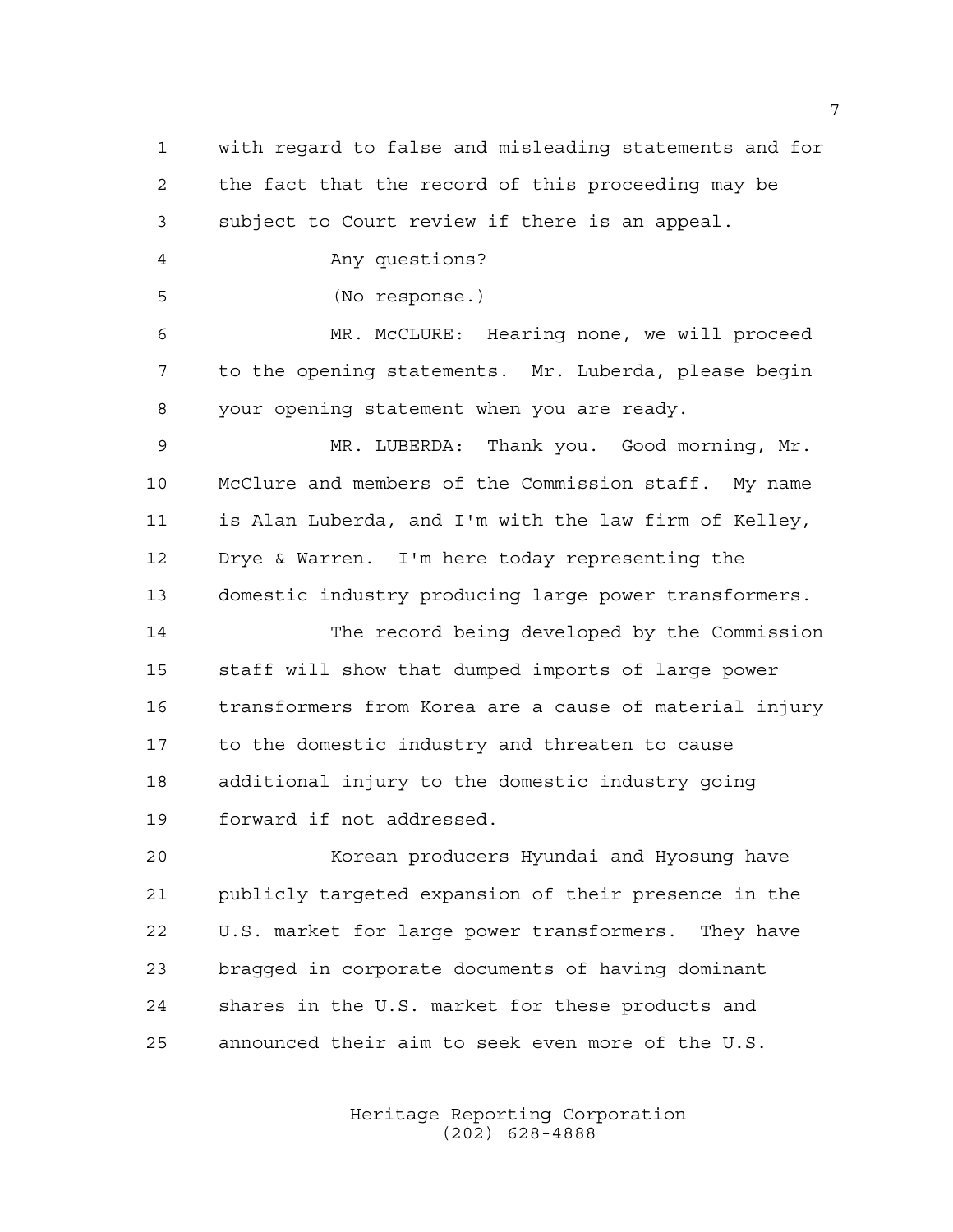with regard to false and misleading statements and for the fact that the record of this proceeding may be subject to Court review if there is an appeal.

Any questions?

(No response.)

MR. McCLURE: Hearing none, we will proceed to the opening statements. Mr. Luberda, please begin your opening statement when you are ready.

MR. LUBERDA: Thank you. Good morning, Mr. McClure and members of the Commission staff. My name is Alan Luberda, and I'm with the law firm of Kelley, Drye & Warren. I'm here today representing the domestic industry producing large power transformers.

The record being developed by the Commission staff will show that dumped imports of large power transformers from Korea are a cause of material injury to the domestic industry and threaten to cause additional injury to the domestic industry going forward if not addressed.

Korean producers Hyundai and Hyosung have publicly targeted expansion of their presence in the U.S. market for large power transformers. They have bragged in corporate documents of having dominant shares in the U.S. market for these products and announced their aim to seek even more of the U.S.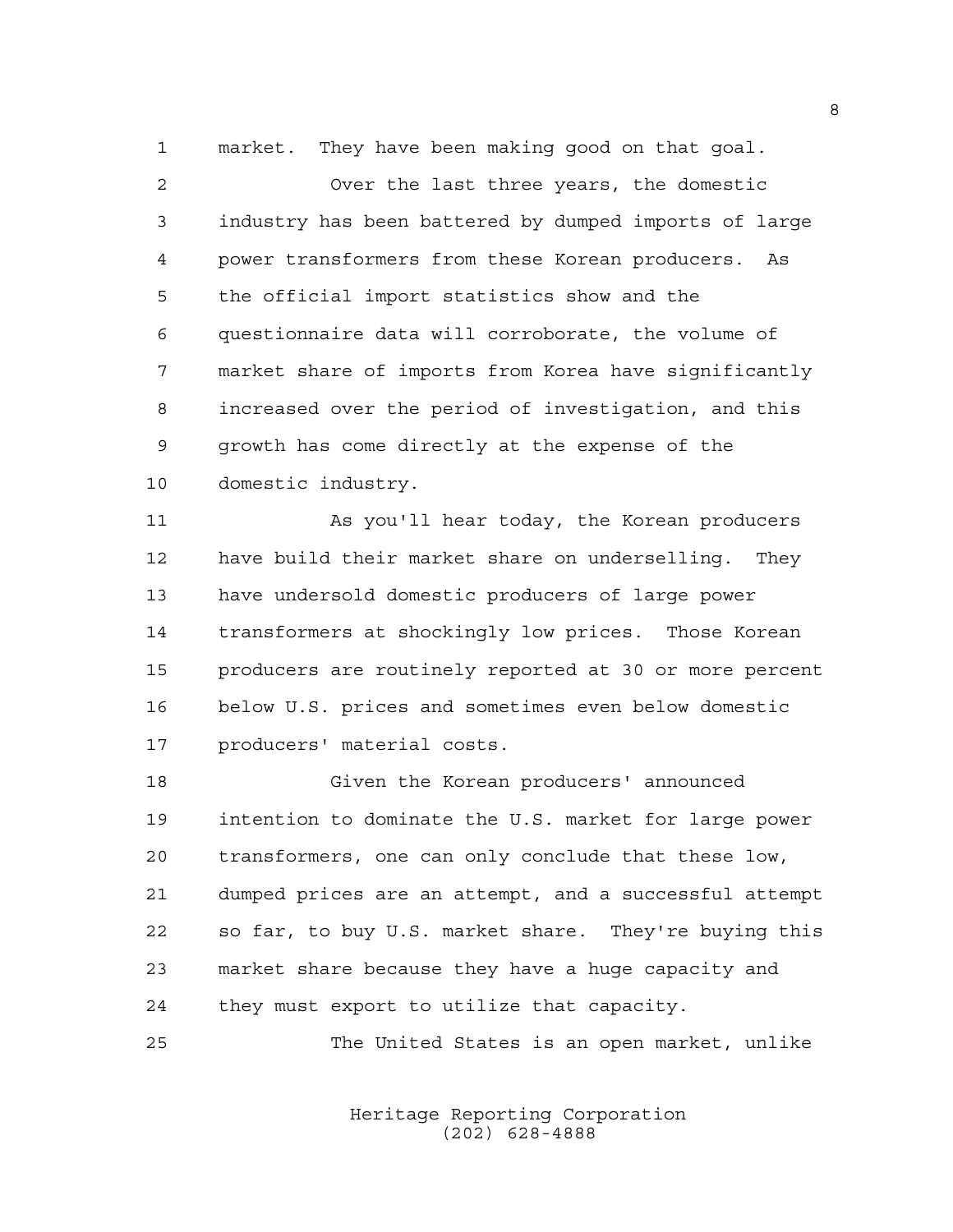market. They have been making good on that goal.

Over the last three years, the domestic industry has been battered by dumped imports of large power transformers from these Korean producers. As the official import statistics show and the questionnaire data will corroborate, the volume of market share of imports from Korea have significantly increased over the period of investigation, and this growth has come directly at the expense of the domestic industry.

As you'll hear today, the Korean producers have build their market share on underselling. They have undersold domestic producers of large power transformers at shockingly low prices. Those Korean producers are routinely reported at 30 or more percent below U.S. prices and sometimes even below domestic producers' material costs.

Given the Korean producers' announced intention to dominate the U.S. market for large power transformers, one can only conclude that these low, dumped prices are an attempt, and a successful attempt so far, to buy U.S. market share. They're buying this market share because they have a huge capacity and they must export to utilize that capacity.

The United States is an open market, unlike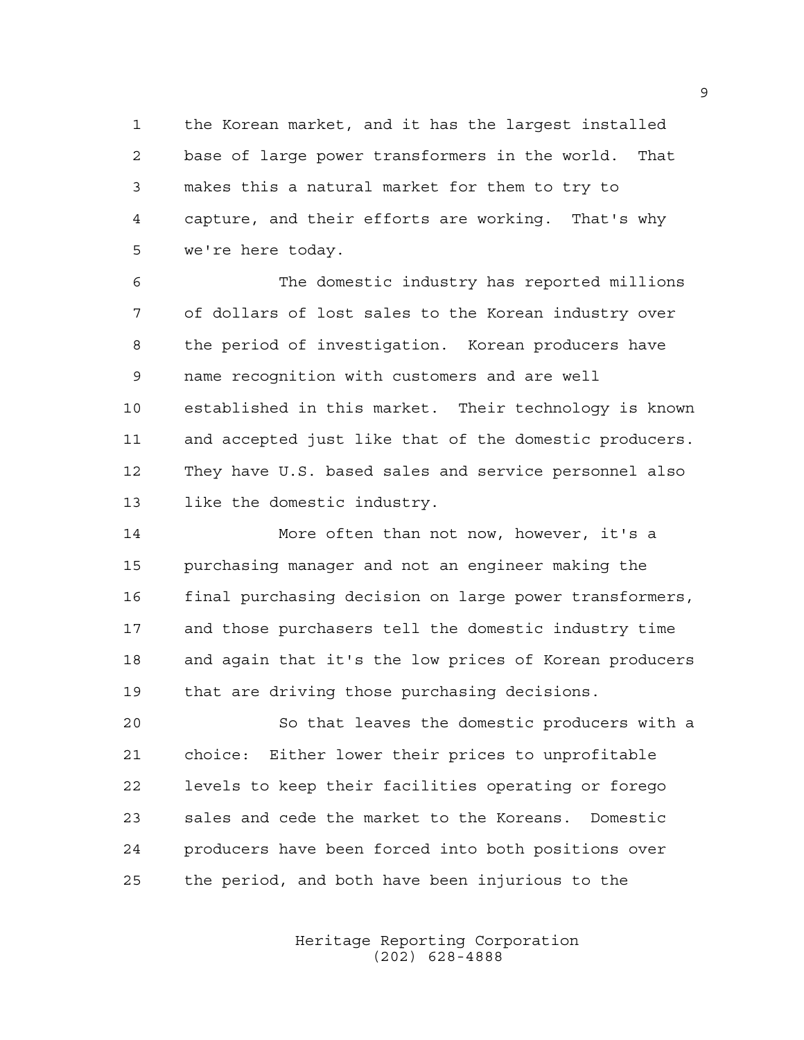the Korean market, and it has the largest installed base of large power transformers in the world. That makes this a natural market for them to try to capture, and their efforts are working. That's why we're here today.

The domestic industry has reported millions of dollars of lost sales to the Korean industry over the period of investigation. Korean producers have name recognition with customers and are well established in this market. Their technology is known and accepted just like that of the domestic producers. They have U.S. based sales and service personnel also like the domestic industry.

More often than not now, however, it's a purchasing manager and not an engineer making the final purchasing decision on large power transformers, and those purchasers tell the domestic industry time and again that it's the low prices of Korean producers that are driving those purchasing decisions.

So that leaves the domestic producers with a choice: Either lower their prices to unprofitable levels to keep their facilities operating or forego sales and cede the market to the Koreans. Domestic producers have been forced into both positions over the period, and both have been injurious to the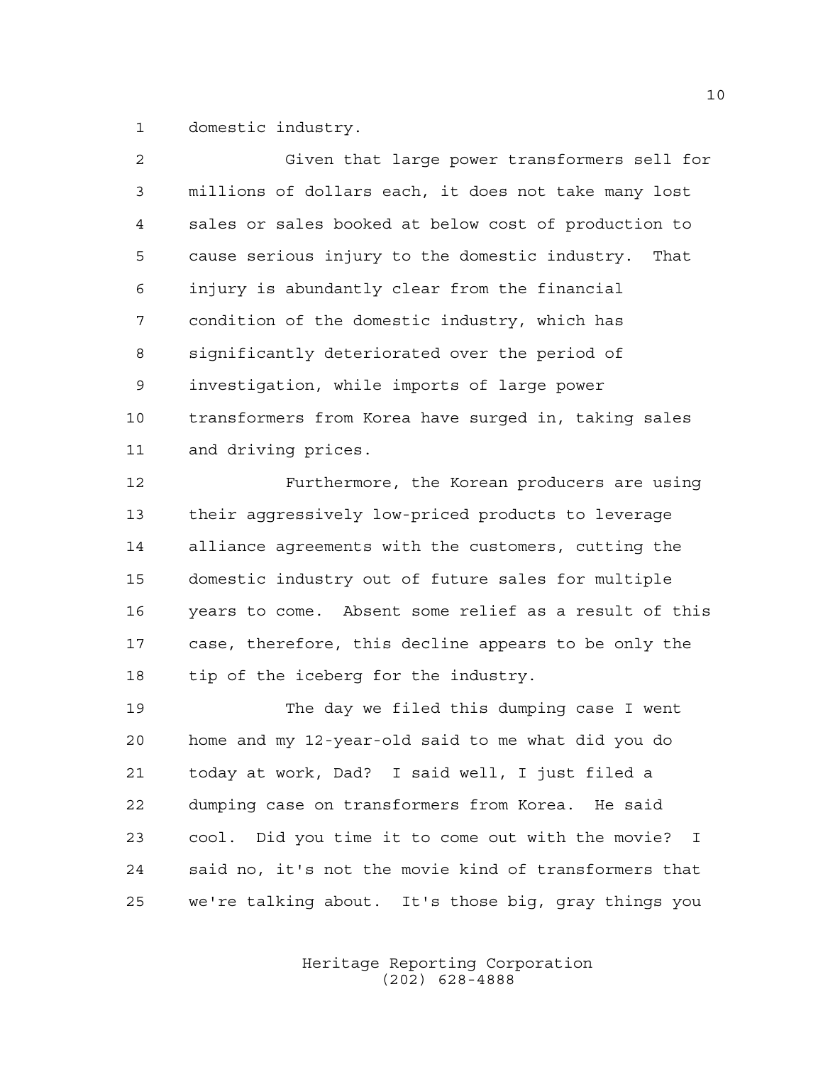domestic industry.

Given that large power transformers sell for millions of dollars each, it does not take many lost sales or sales booked at below cost of production to cause serious injury to the domestic industry. That injury is abundantly clear from the financial condition of the domestic industry, which has significantly deteriorated over the period of investigation, while imports of large power transformers from Korea have surged in, taking sales and driving prices.

Furthermore, the Korean producers are using their aggressively low-priced products to leverage alliance agreements with the customers, cutting the domestic industry out of future sales for multiple years to come. Absent some relief as a result of this case, therefore, this decline appears to be only the tip of the iceberg for the industry.

The day we filed this dumping case I went home and my 12-year-old said to me what did you do today at work, Dad? I said well, I just filed a dumping case on transformers from Korea. He said cool. Did you time it to come out with the movie? I said no, it's not the movie kind of transformers that we're talking about. It's those big, gray things you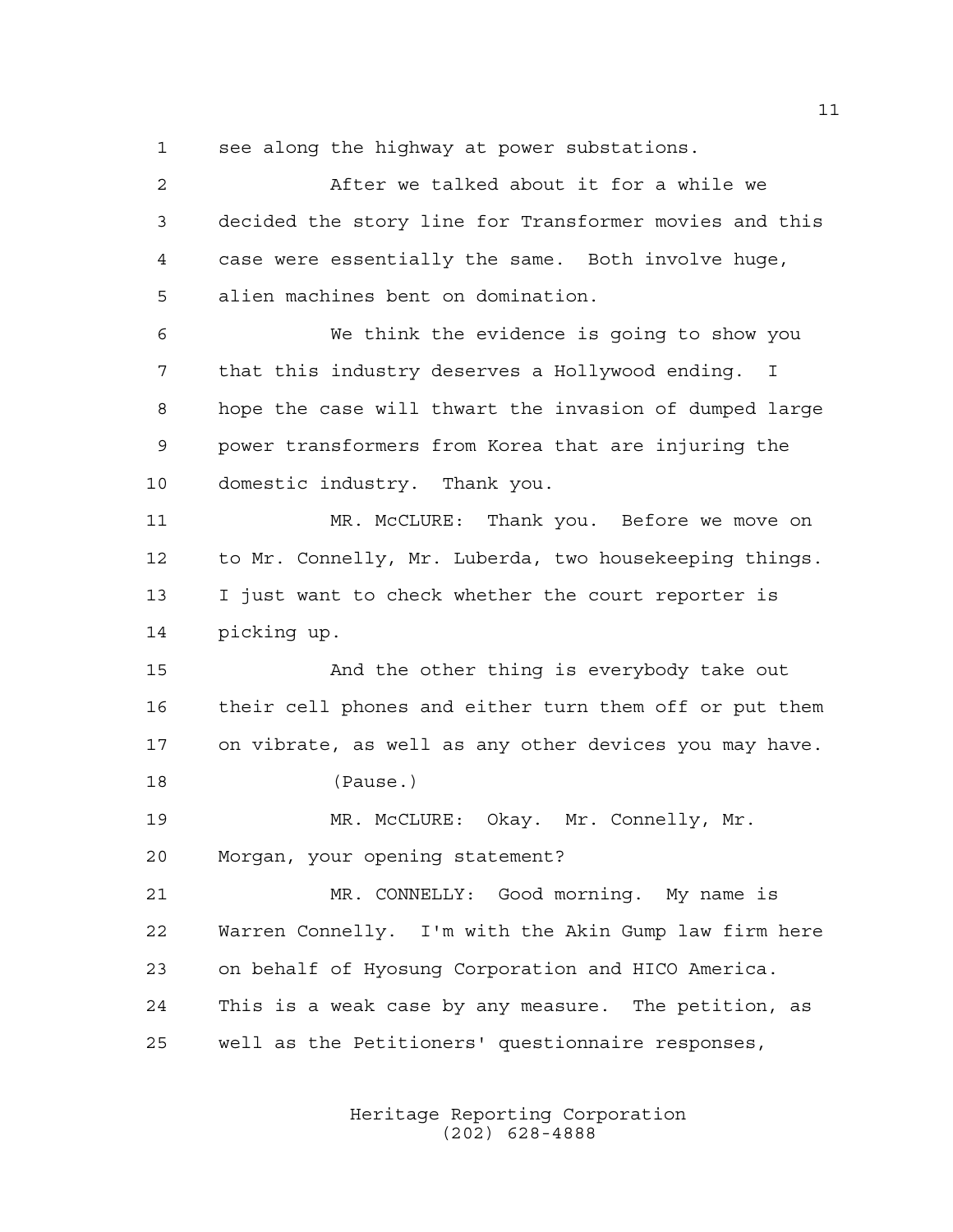see along the highway at power substations.

After we talked about it for a while we decided the story line for Transformer movies and this case were essentially the same. Both involve huge, alien machines bent on domination.

We think the evidence is going to show you that this industry deserves a Hollywood ending. I hope the case will thwart the invasion of dumped large power transformers from Korea that are injuring the domestic industry. Thank you.

MR. McCLURE: Thank you. Before we move on to Mr. Connelly, Mr. Luberda, two housekeeping things. I just want to check whether the court reporter is picking up.

And the other thing is everybody take out their cell phones and either turn them off or put them on vibrate, as well as any other devices you may have.

(Pause.)

MR. McCLURE: Okay. Mr. Connelly, Mr. Morgan, your opening statement?

MR. CONNELLY: Good morning. My name is Warren Connelly. I'm with the Akin Gump law firm here on behalf of Hyosung Corporation and HICO America. This is a weak case by any measure. The petition, as well as the Petitioners' questionnaire responses,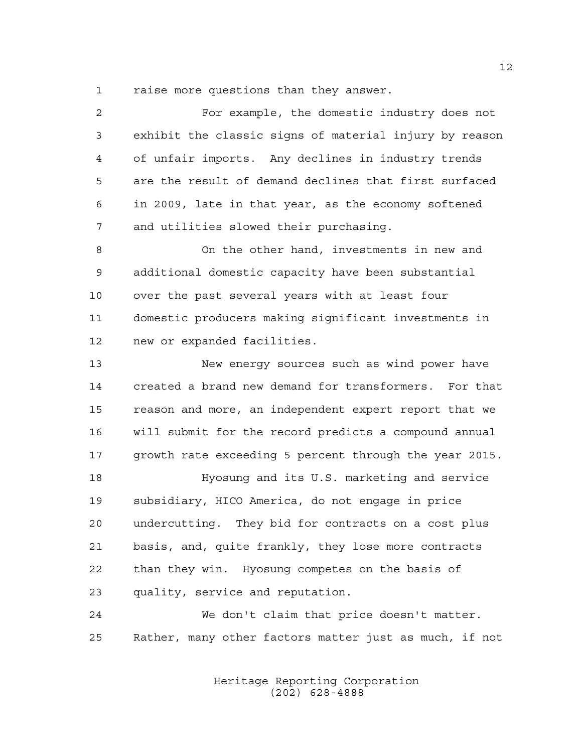raise more questions than they answer.

For example, the domestic industry does not exhibit the classic signs of material injury by reason of unfair imports. Any declines in industry trends are the result of demand declines that first surfaced in 2009, late in that year, as the economy softened and utilities slowed their purchasing.

On the other hand, investments in new and additional domestic capacity have been substantial over the past several years with at least four domestic producers making significant investments in new or expanded facilities.

New energy sources such as wind power have created a brand new demand for transformers. For that reason and more, an independent expert report that we will submit for the record predicts a compound annual growth rate exceeding 5 percent through the year 2015.

Hyosung and its U.S. marketing and service subsidiary, HICO America, do not engage in price undercutting. They bid for contracts on a cost plus basis, and, quite frankly, they lose more contracts than they win. Hyosung competes on the basis of quality, service and reputation.

We don't claim that price doesn't matter. Rather, many other factors matter just as much, if not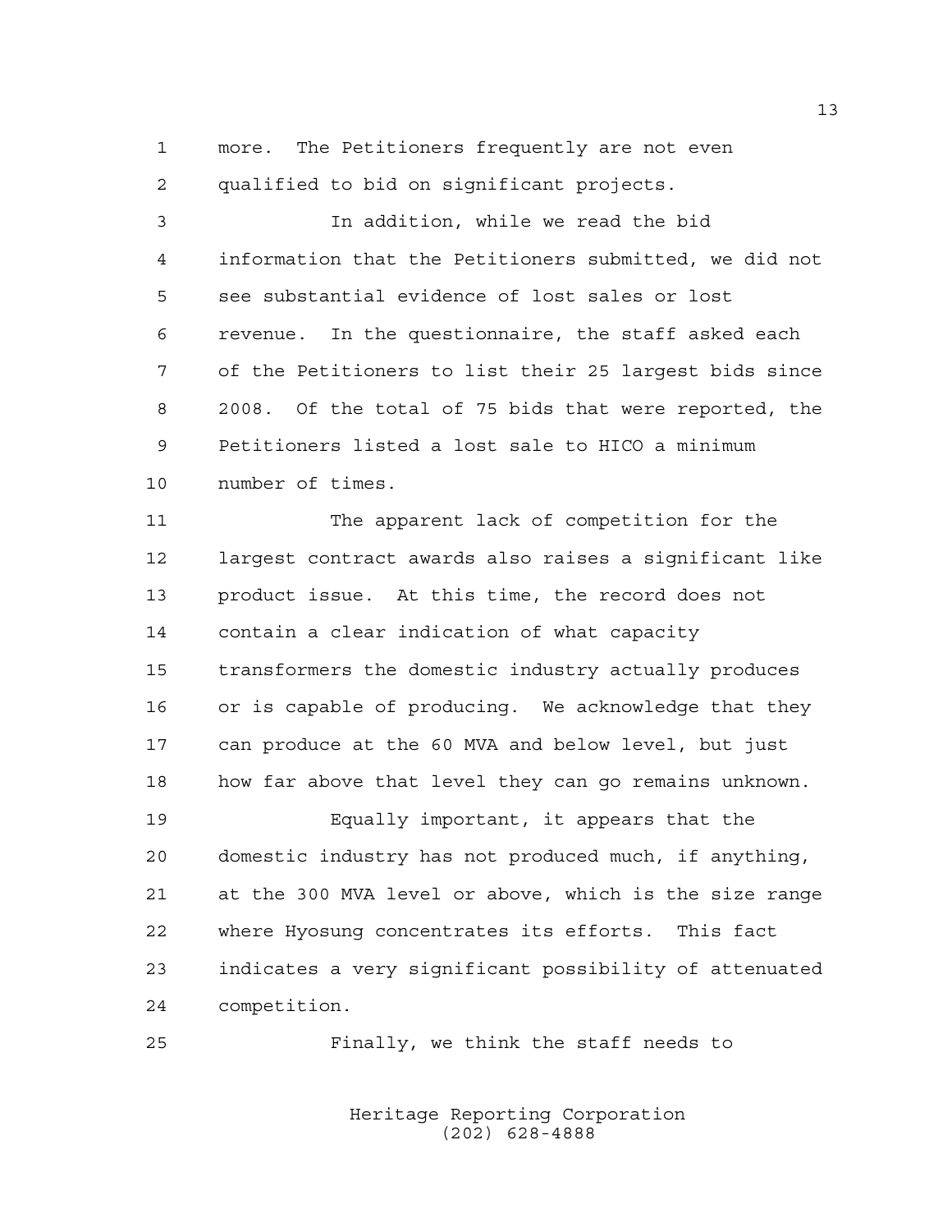more. The Petitioners frequently are not even qualified to bid on significant projects.

In addition, while we read the bid information that the Petitioners submitted, we did not see substantial evidence of lost sales or lost revenue. In the questionnaire, the staff asked each of the Petitioners to list their 25 largest bids since 2008. Of the total of 75 bids that were reported, the Petitioners listed a lost sale to HICO a minimum number of times.

The apparent lack of competition for the largest contract awards also raises a significant like product issue. At this time, the record does not contain a clear indication of what capacity transformers the domestic industry actually produces or is capable of producing. We acknowledge that they can produce at the 60 MVA and below level, but just how far above that level they can go remains unknown.

Equally important, it appears that the domestic industry has not produced much, if anything, at the 300 MVA level or above, which is the size range where Hyosung concentrates its efforts. This fact indicates a very significant possibility of attenuated competition.

Finally, we think the staff needs to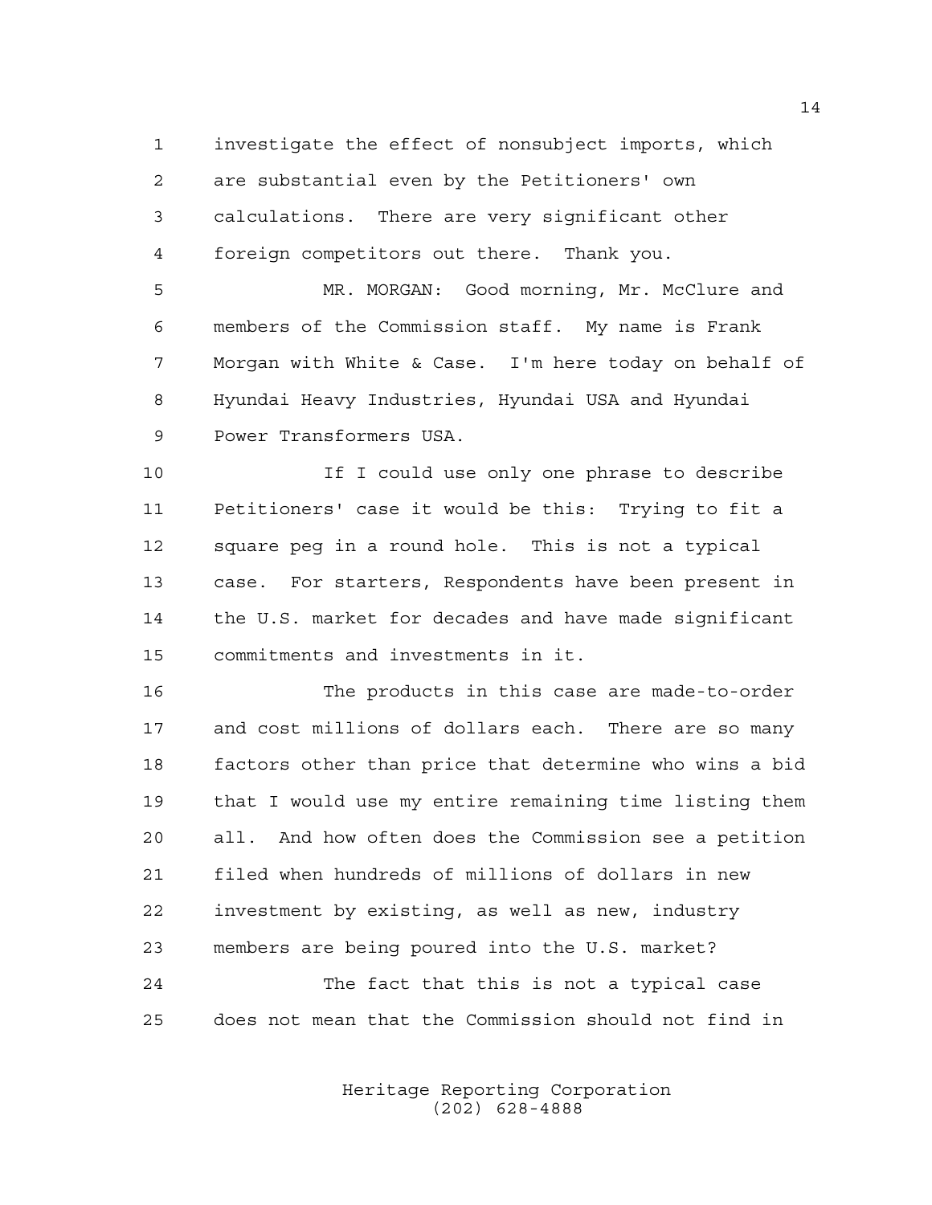investigate the effect of nonsubject imports, which are substantial even by the Petitioners' own calculations. There are very significant other foreign competitors out there. Thank you.

MR. MORGAN: Good morning, Mr. McClure and members of the Commission staff. My name is Frank Morgan with White & Case. I'm here today on behalf of Hyundai Heavy Industries, Hyundai USA and Hyundai Power Transformers USA.

If I could use only one phrase to describe Petitioners' case it would be this: Trying to fit a square peg in a round hole. This is not a typical case. For starters, Respondents have been present in the U.S. market for decades and have made significant commitments and investments in it.

The products in this case are made-to-order and cost millions of dollars each. There are so many factors other than price that determine who wins a bid that I would use my entire remaining time listing them all. And how often does the Commission see a petition filed when hundreds of millions of dollars in new investment by existing, as well as new, industry members are being poured into the U.S. market?

The fact that this is not a typical case does not mean that the Commission should not find in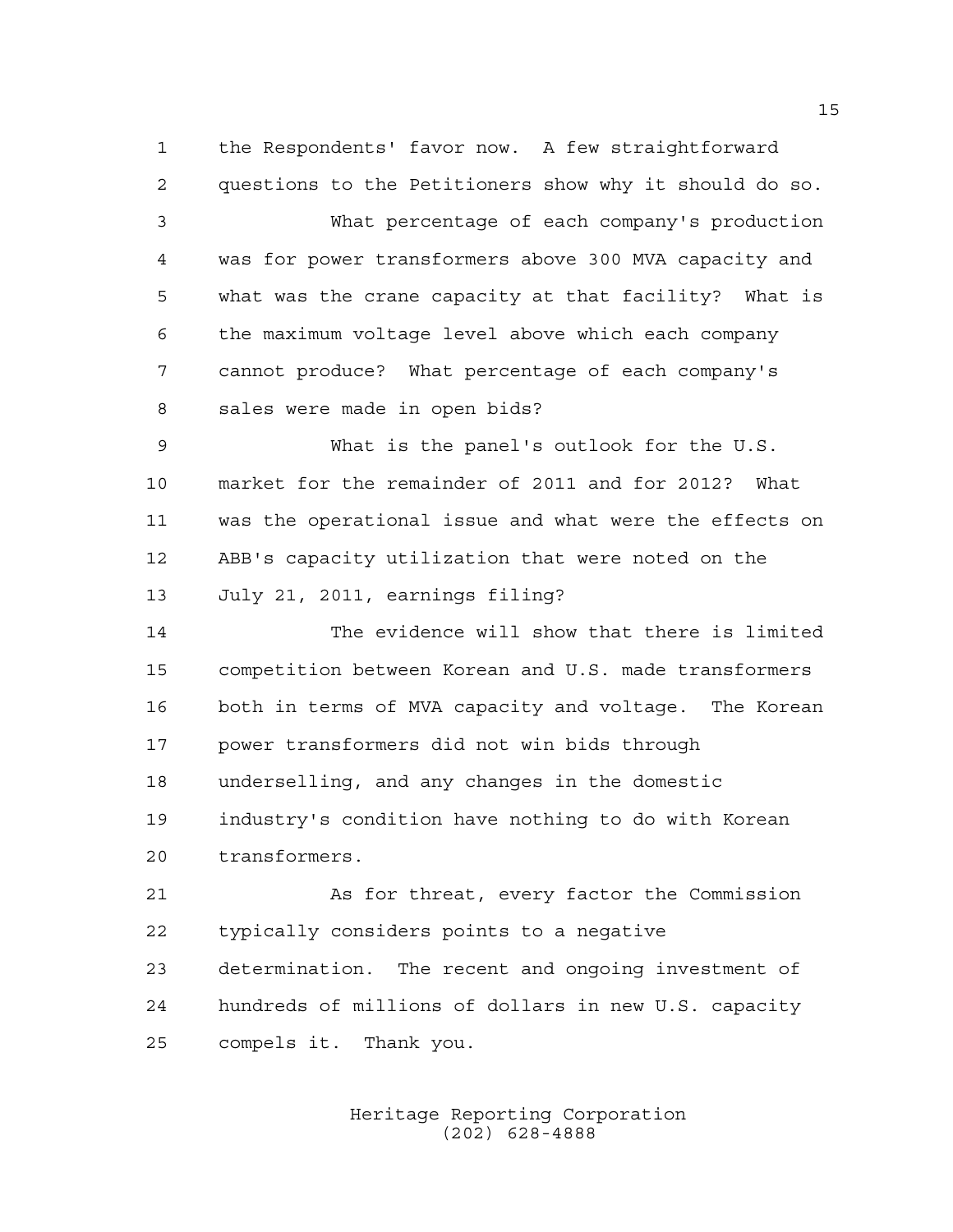the Respondents' favor now. A few straightforward questions to the Petitioners show why it should do so.

What percentage of each company's production was for power transformers above 300 MVA capacity and what was the crane capacity at that facility? What is the maximum voltage level above which each company cannot produce? What percentage of each company's sales were made in open bids?

What is the panel's outlook for the U.S. market for the remainder of 2011 and for 2012? What was the operational issue and what were the effects on ABB's capacity utilization that were noted on the July 21, 2011, earnings filing?

The evidence will show that there is limited competition between Korean and U.S. made transformers both in terms of MVA capacity and voltage. The Korean power transformers did not win bids through underselling, and any changes in the domestic industry's condition have nothing to do with Korean transformers.

As for threat, every factor the Commission typically considers points to a negative determination. The recent and ongoing investment of hundreds of millions of dollars in new U.S. capacity compels it. Thank you.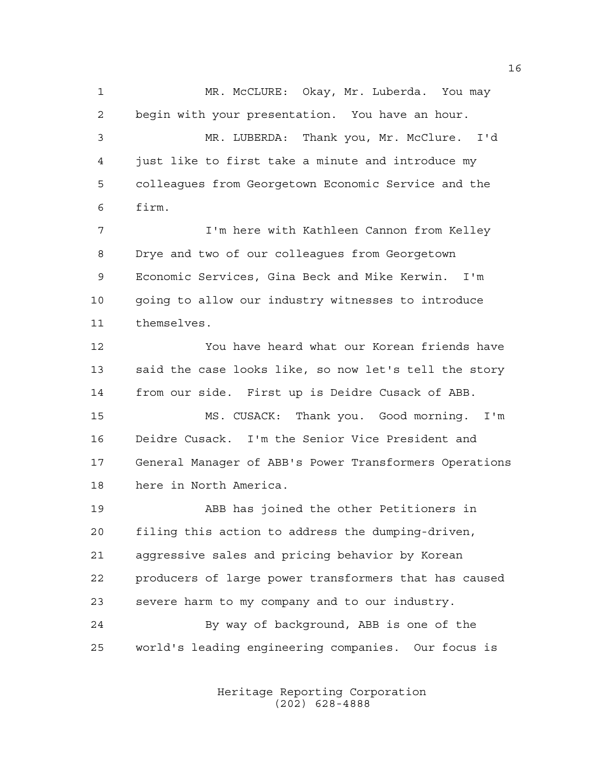MR. McCLURE: Okay, Mr. Luberda. You may begin with your presentation. You have an hour.

MR. LUBERDA: Thank you, Mr. McClure. I'd just like to first take a minute and introduce my colleagues from Georgetown Economic Service and the firm.

I'm here with Kathleen Cannon from Kelley Drye and two of our colleagues from Georgetown Economic Services, Gina Beck and Mike Kerwin. I'm going to allow our industry witnesses to introduce themselves.

You have heard what our Korean friends have said the case looks like, so now let's tell the story from our side. First up is Deidre Cusack of ABB.

MS. CUSACK: Thank you. Good morning. I'm Deidre Cusack. I'm the Senior Vice President and General Manager of ABB's Power Transformers Operations here in North America.

ABB has joined the other Petitioners in filing this action to address the dumping-driven, aggressive sales and pricing behavior by Korean producers of large power transformers that has caused severe harm to my company and to our industry.

By way of background, ABB is one of the world's leading engineering companies. Our focus is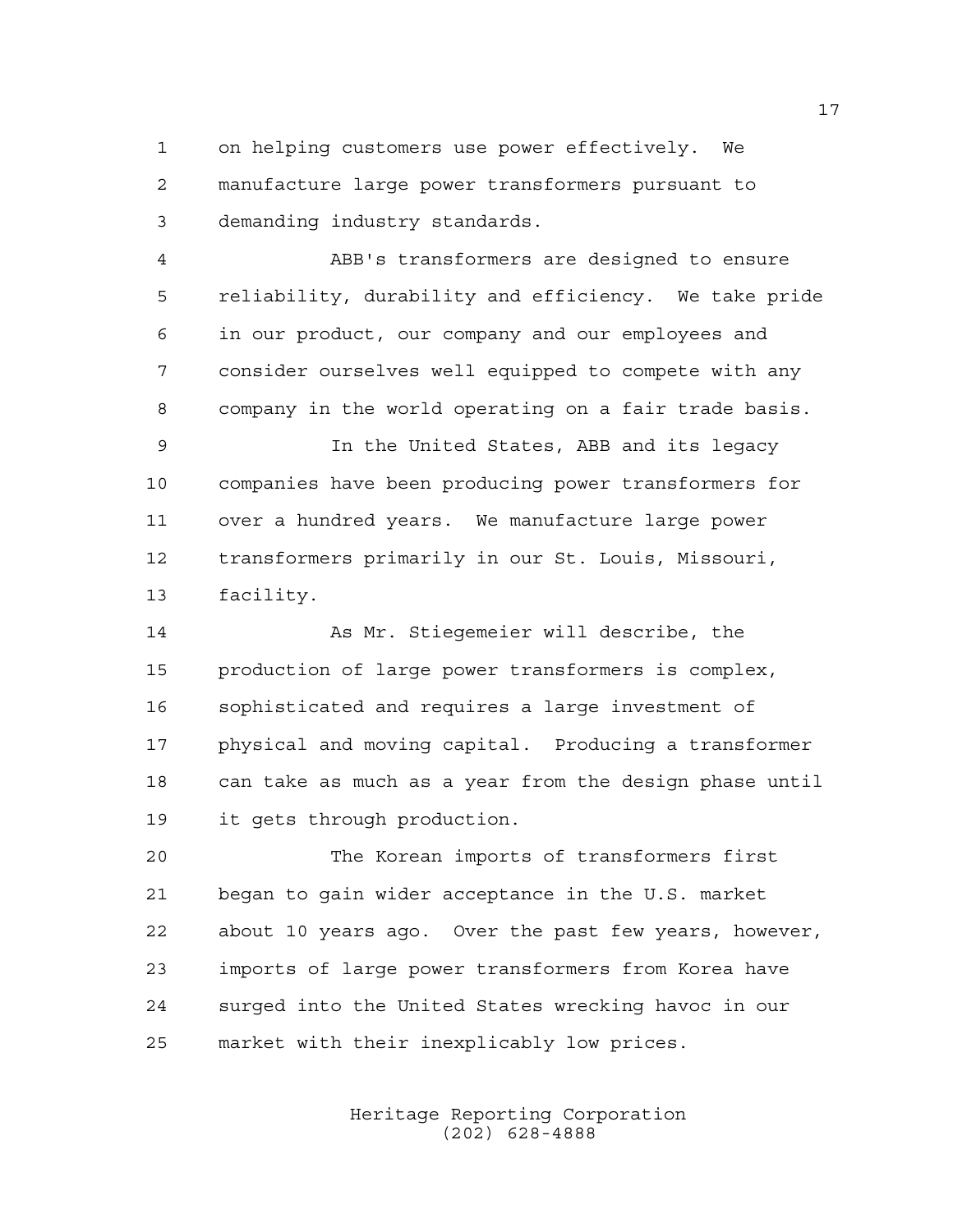on helping customers use power effectively. We manufacture large power transformers pursuant to demanding industry standards.

ABB's transformers are designed to ensure reliability, durability and efficiency. We take pride in our product, our company and our employees and consider ourselves well equipped to compete with any company in the world operating on a fair trade basis.

In the United States, ABB and its legacy companies have been producing power transformers for over a hundred years. We manufacture large power transformers primarily in our St. Louis, Missouri, facility.

As Mr. Stiegemeier will describe, the production of large power transformers is complex, sophisticated and requires a large investment of physical and moving capital. Producing a transformer can take as much as a year from the design phase until it gets through production.

The Korean imports of transformers first began to gain wider acceptance in the U.S. market about 10 years ago. Over the past few years, however, imports of large power transformers from Korea have surged into the United States wrecking havoc in our market with their inexplicably low prices.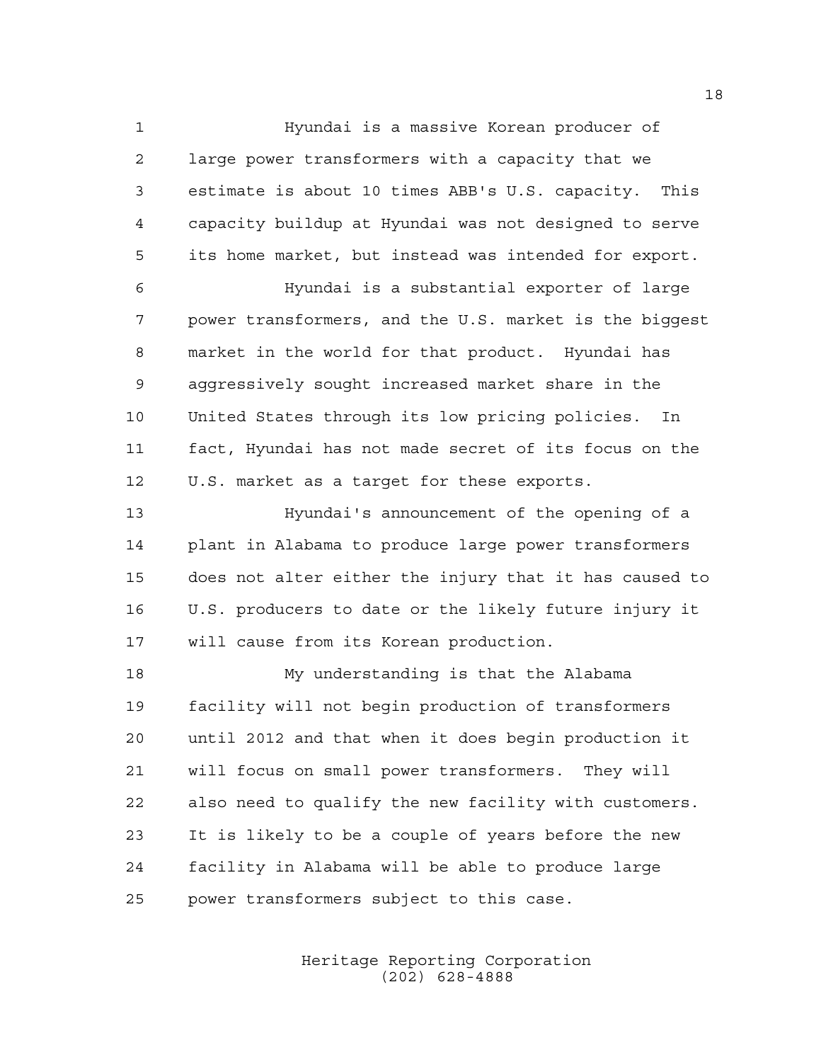Hyundai is a massive Korean producer of large power transformers with a capacity that we estimate is about 10 times ABB's U.S. capacity. This capacity buildup at Hyundai was not designed to serve its home market, but instead was intended for export.

Hyundai is a substantial exporter of large power transformers, and the U.S. market is the biggest market in the world for that product. Hyundai has aggressively sought increased market share in the United States through its low pricing policies. In fact, Hyundai has not made secret of its focus on the U.S. market as a target for these exports.

Hyundai's announcement of the opening of a plant in Alabama to produce large power transformers does not alter either the injury that it has caused to U.S. producers to date or the likely future injury it will cause from its Korean production.

My understanding is that the Alabama facility will not begin production of transformers until 2012 and that when it does begin production it will focus on small power transformers. They will also need to qualify the new facility with customers. It is likely to be a couple of years before the new facility in Alabama will be able to produce large power transformers subject to this case.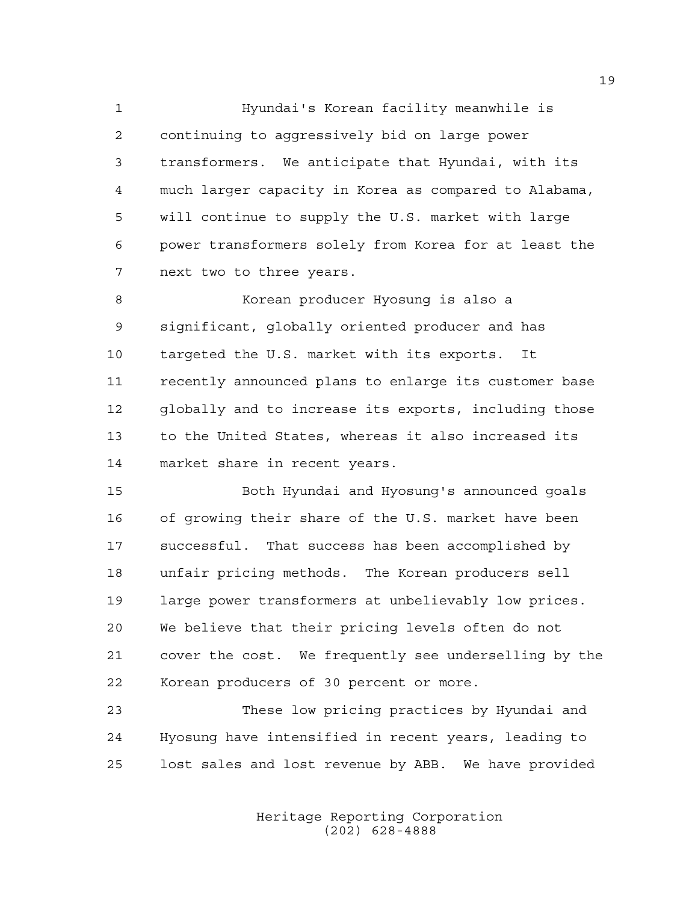Hyundai's Korean facility meanwhile is continuing to aggressively bid on large power transformers. We anticipate that Hyundai, with its much larger capacity in Korea as compared to Alabama, will continue to supply the U.S. market with large power transformers solely from Korea for at least the next two to three years.

Korean producer Hyosung is also a significant, globally oriented producer and has targeted the U.S. market with its exports. It recently announced plans to enlarge its customer base globally and to increase its exports, including those to the United States, whereas it also increased its market share in recent years.

Both Hyundai and Hyosung's announced goals of growing their share of the U.S. market have been successful. That success has been accomplished by unfair pricing methods. The Korean producers sell large power transformers at unbelievably low prices. We believe that their pricing levels often do not cover the cost. We frequently see underselling by the Korean producers of 30 percent or more.

These low pricing practices by Hyundai and Hyosung have intensified in recent years, leading to lost sales and lost revenue by ABB. We have provided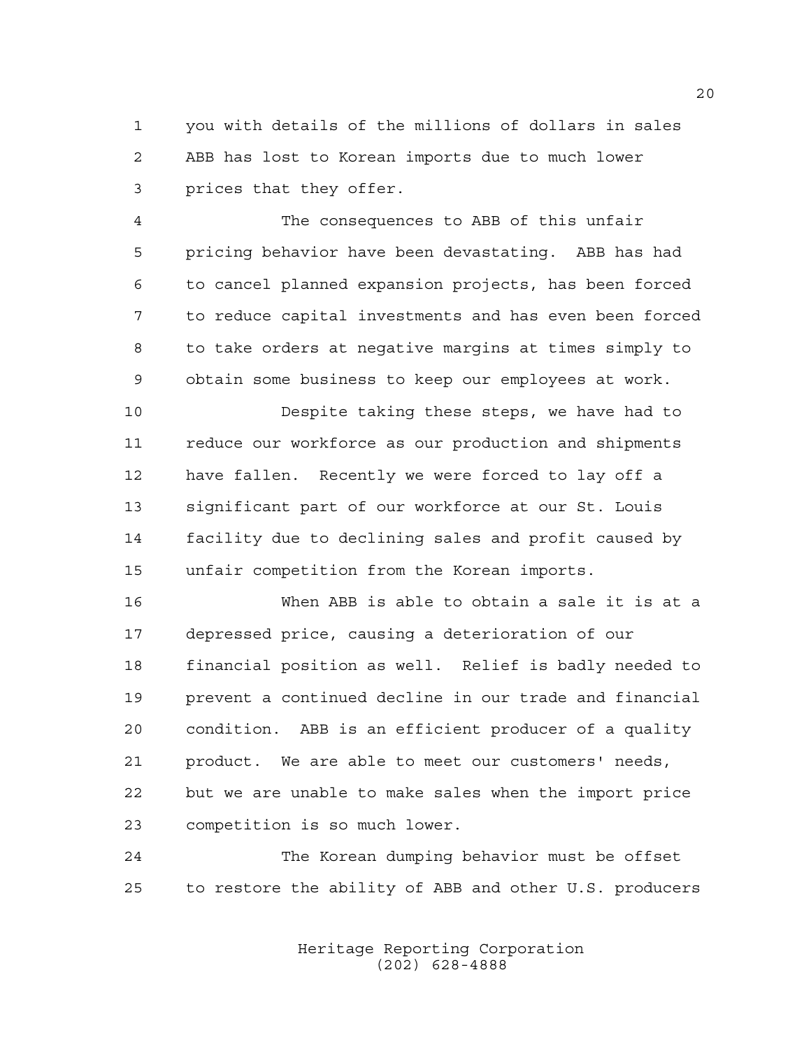you with details of the millions of dollars in sales ABB has lost to Korean imports due to much lower prices that they offer.

The consequences to ABB of this unfair pricing behavior have been devastating. ABB has had to cancel planned expansion projects, has been forced to reduce capital investments and has even been forced to take orders at negative margins at times simply to obtain some business to keep our employees at work.

Despite taking these steps, we have had to reduce our workforce as our production and shipments have fallen. Recently we were forced to lay off a significant part of our workforce at our St. Louis facility due to declining sales and profit caused by unfair competition from the Korean imports.

When ABB is able to obtain a sale it is at a depressed price, causing a deterioration of our financial position as well. Relief is badly needed to prevent a continued decline in our trade and financial condition. ABB is an efficient producer of a quality product. We are able to meet our customers' needs, but we are unable to make sales when the import price competition is so much lower.

The Korean dumping behavior must be offset to restore the ability of ABB and other U.S. producers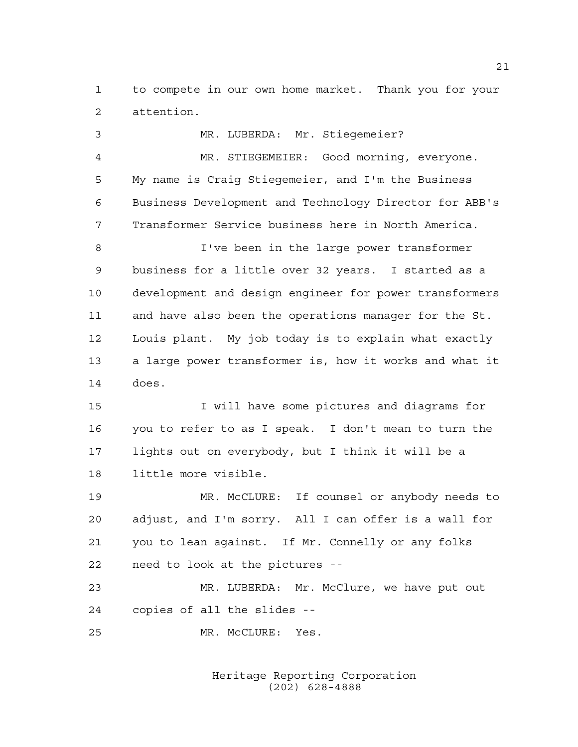to compete in our own home market. Thank you for your attention.

MR. LUBERDA: Mr. Stiegemeier?

MR. STIEGEMEIER: Good morning, everyone. My name is Craig Stiegemeier, and I'm the Business Business Development and Technology Director for ABB's Transformer Service business here in North America.

I've been in the large power transformer business for a little over 32 years. I started as a development and design engineer for power transformers and have also been the operations manager for the St. Louis plant. My job today is to explain what exactly a large power transformer is, how it works and what it does.

I will have some pictures and diagrams for you to refer to as I speak. I don't mean to turn the lights out on everybody, but I think it will be a little more visible.

MR. McCLURE: If counsel or anybody needs to adjust, and I'm sorry. All I can offer is a wall for you to lean against. If Mr. Connelly or any folks need to look at the pictures --

MR. LUBERDA: Mr. McClure, we have put out copies of all the slides --

MR. McCLURE: Yes.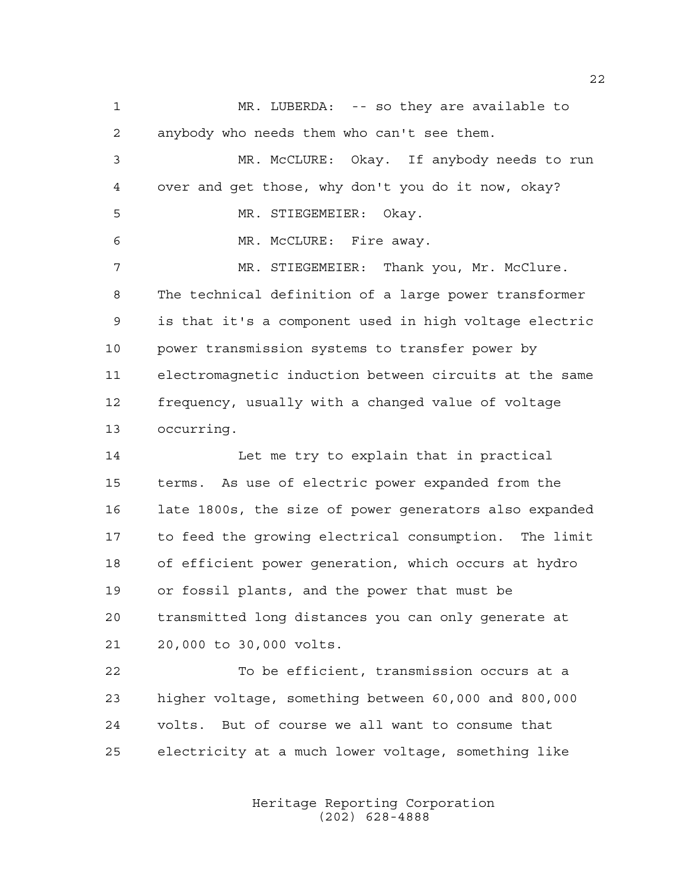MR. LUBERDA: -- so they are available to anybody who needs them who can't see them.

MR. McCLURE: Okay. If anybody needs to run over and get those, why don't you do it now, okay?

MR. STIEGEMEIER: Okay.

MR. McCLURE: Fire away.

MR. STIEGEMEIER: Thank you, Mr. McClure. The technical definition of a large power transformer is that it's a component used in high voltage electric power transmission systems to transfer power by electromagnetic induction between circuits at the same frequency, usually with a changed value of voltage occurring.

Let me try to explain that in practical terms. As use of electric power expanded from the late 1800s, the size of power generators also expanded to feed the growing electrical consumption. The limit of efficient power generation, which occurs at hydro or fossil plants, and the power that must be transmitted long distances you can only generate at 20,000 to 30,000 volts.

To be efficient, transmission occurs at a higher voltage, something between 60,000 and 800,000 volts. But of course we all want to consume that electricity at a much lower voltage, something like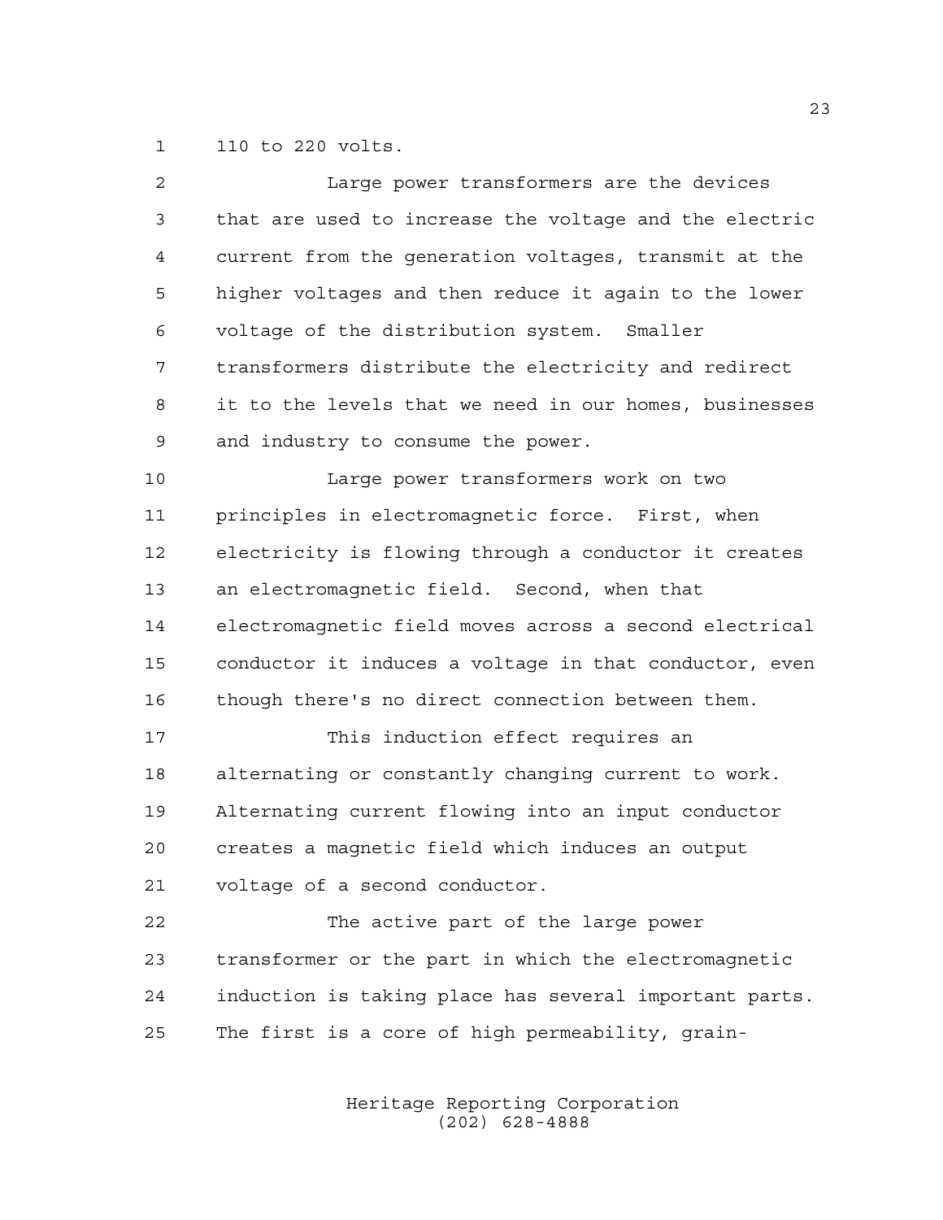110 to 220 volts.

Large power transformers are the devices that are used to increase the voltage and the electric current from the generation voltages, transmit at the higher voltages and then reduce it again to the lower voltage of the distribution system. Smaller transformers distribute the electricity and redirect it to the levels that we need in our homes, businesses and industry to consume the power.

Large power transformers work on two principles in electromagnetic force. First, when electricity is flowing through a conductor it creates an electromagnetic field. Second, when that electromagnetic field moves across a second electrical conductor it induces a voltage in that conductor, even though there's no direct connection between them.

This induction effect requires an alternating or constantly changing current to work. Alternating current flowing into an input conductor creates a magnetic field which induces an output voltage of a second conductor.

The active part of the large power transformer or the part in which the electromagnetic induction is taking place has several important parts. The first is a core of high permeability, grain-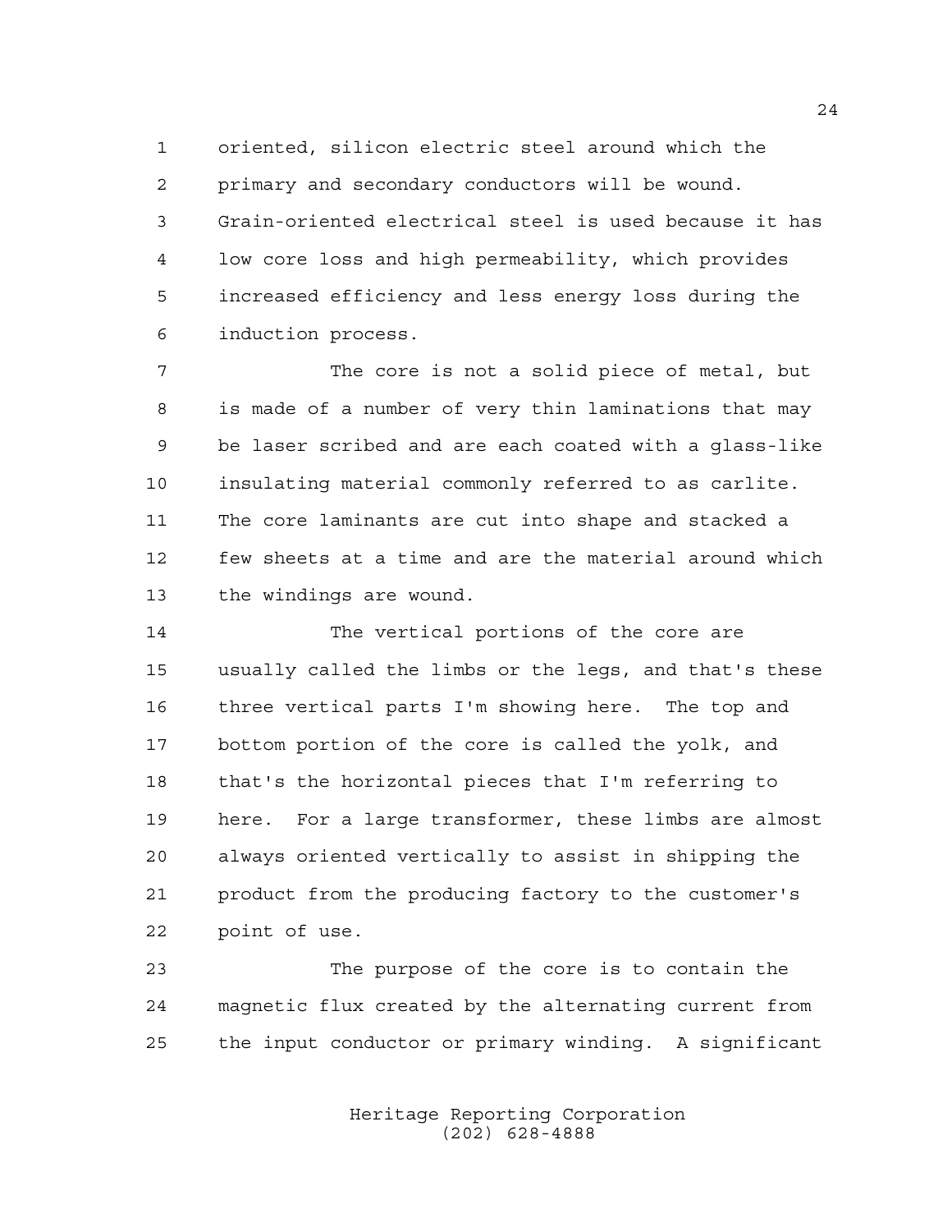oriented, silicon electric steel around which the primary and secondary conductors will be wound. Grain-oriented electrical steel is used because it has low core loss and high permeability, which provides increased efficiency and less energy loss during the induction process.

The core is not a solid piece of metal, but is made of a number of very thin laminations that may be laser scribed and are each coated with a glass-like insulating material commonly referred to as carlite. The core laminants are cut into shape and stacked a few sheets at a time and are the material around which the windings are wound.

The vertical portions of the core are usually called the limbs or the legs, and that's these three vertical parts I'm showing here. The top and bottom portion of the core is called the yolk, and that's the horizontal pieces that I'm referring to here. For a large transformer, these limbs are almost always oriented vertically to assist in shipping the product from the producing factory to the customer's point of use.

The purpose of the core is to contain the magnetic flux created by the alternating current from the input conductor or primary winding. A significant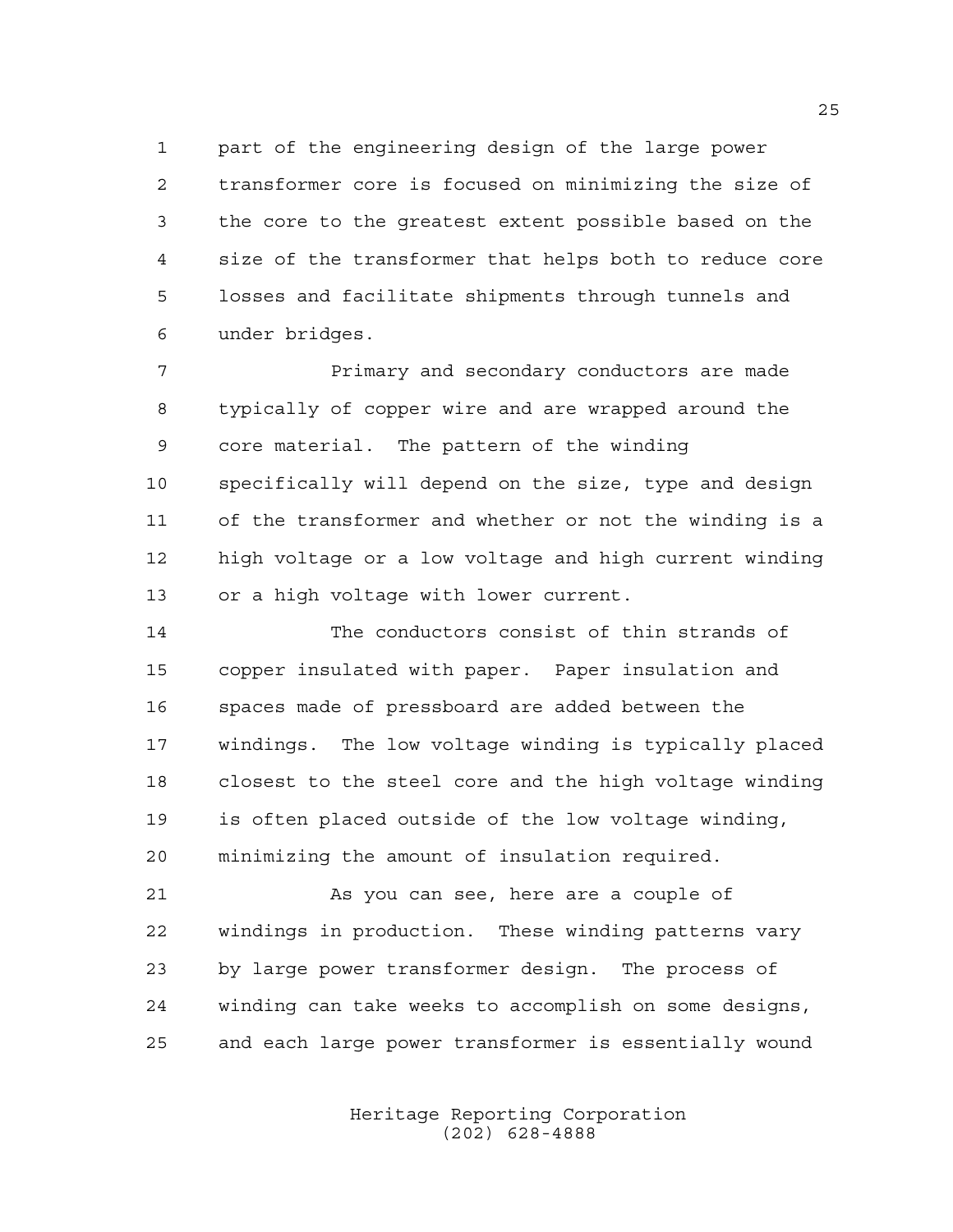part of the engineering design of the large power transformer core is focused on minimizing the size of the core to the greatest extent possible based on the size of the transformer that helps both to reduce core losses and facilitate shipments through tunnels and under bridges.

Primary and secondary conductors are made typically of copper wire and are wrapped around the core material. The pattern of the winding specifically will depend on the size, type and design of the transformer and whether or not the winding is a high voltage or a low voltage and high current winding or a high voltage with lower current.

The conductors consist of thin strands of copper insulated with paper. Paper insulation and spaces made of pressboard are added between the windings. The low voltage winding is typically placed closest to the steel core and the high voltage winding is often placed outside of the low voltage winding, minimizing the amount of insulation required.

As you can see, here are a couple of windings in production. These winding patterns vary by large power transformer design. The process of winding can take weeks to accomplish on some designs, and each large power transformer is essentially wound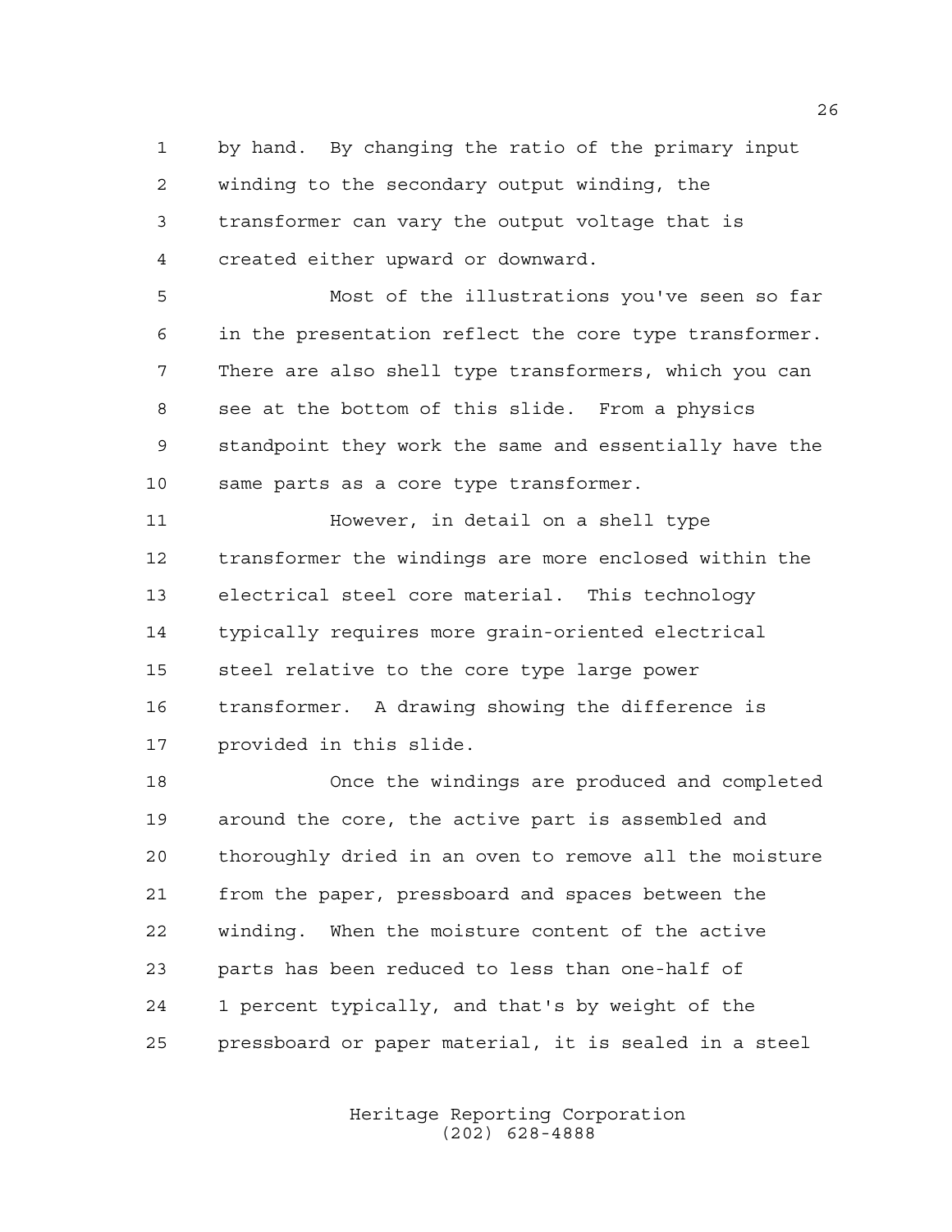by hand. By changing the ratio of the primary input winding to the secondary output winding, the transformer can vary the output voltage that is created either upward or downward.

Most of the illustrations you've seen so far in the presentation reflect the core type transformer. There are also shell type transformers, which you can see at the bottom of this slide. From a physics standpoint they work the same and essentially have the same parts as a core type transformer.

However, in detail on a shell type transformer the windings are more enclosed within the electrical steel core material. This technology typically requires more grain-oriented electrical steel relative to the core type large power transformer. A drawing showing the difference is provided in this slide.

Once the windings are produced and completed around the core, the active part is assembled and thoroughly dried in an oven to remove all the moisture from the paper, pressboard and spaces between the winding. When the moisture content of the active parts has been reduced to less than one-half of 1 percent typically, and that's by weight of the pressboard or paper material, it is sealed in a steel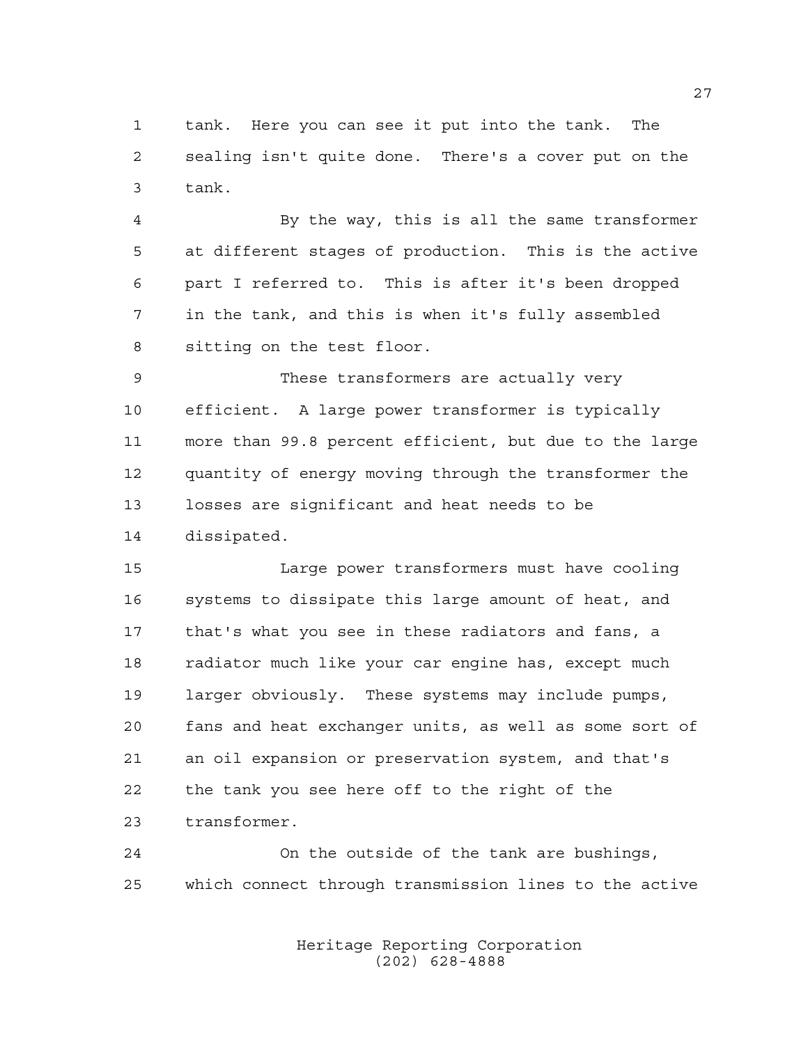tank. Here you can see it put into the tank. The sealing isn't quite done. There's a cover put on the tank.

By the way, this is all the same transformer at different stages of production. This is the active part I referred to. This is after it's been dropped in the tank, and this is when it's fully assembled sitting on the test floor.

These transformers are actually very efficient. A large power transformer is typically more than 99.8 percent efficient, but due to the large quantity of energy moving through the transformer the losses are significant and heat needs to be dissipated.

Large power transformers must have cooling systems to dissipate this large amount of heat, and that's what you see in these radiators and fans, a radiator much like your car engine has, except much larger obviously. These systems may include pumps, fans and heat exchanger units, as well as some sort of an oil expansion or preservation system, and that's the tank you see here off to the right of the transformer.

On the outside of the tank are bushings, which connect through transmission lines to the active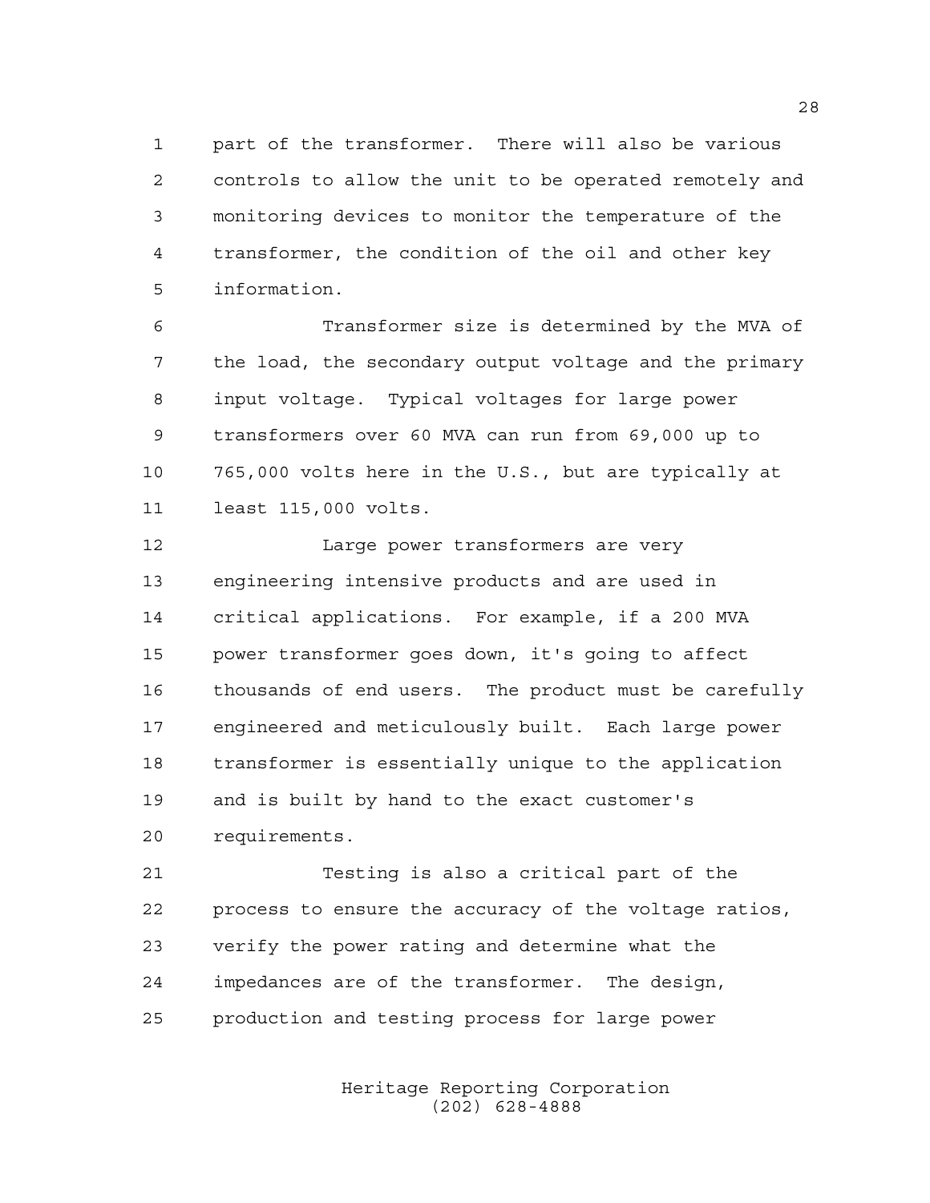part of the transformer. There will also be various controls to allow the unit to be operated remotely and monitoring devices to monitor the temperature of the transformer, the condition of the oil and other key information.

Transformer size is determined by the MVA of the load, the secondary output voltage and the primary input voltage. Typical voltages for large power transformers over 60 MVA can run from 69,000 up to 765,000 volts here in the U.S., but are typically at least 115,000 volts.

Large power transformers are very engineering intensive products and are used in critical applications. For example, if a 200 MVA power transformer goes down, it's going to affect thousands of end users. The product must be carefully engineered and meticulously built. Each large power transformer is essentially unique to the application and is built by hand to the exact customer's requirements.

Testing is also a critical part of the process to ensure the accuracy of the voltage ratios, verify the power rating and determine what the impedances are of the transformer. The design, production and testing process for large power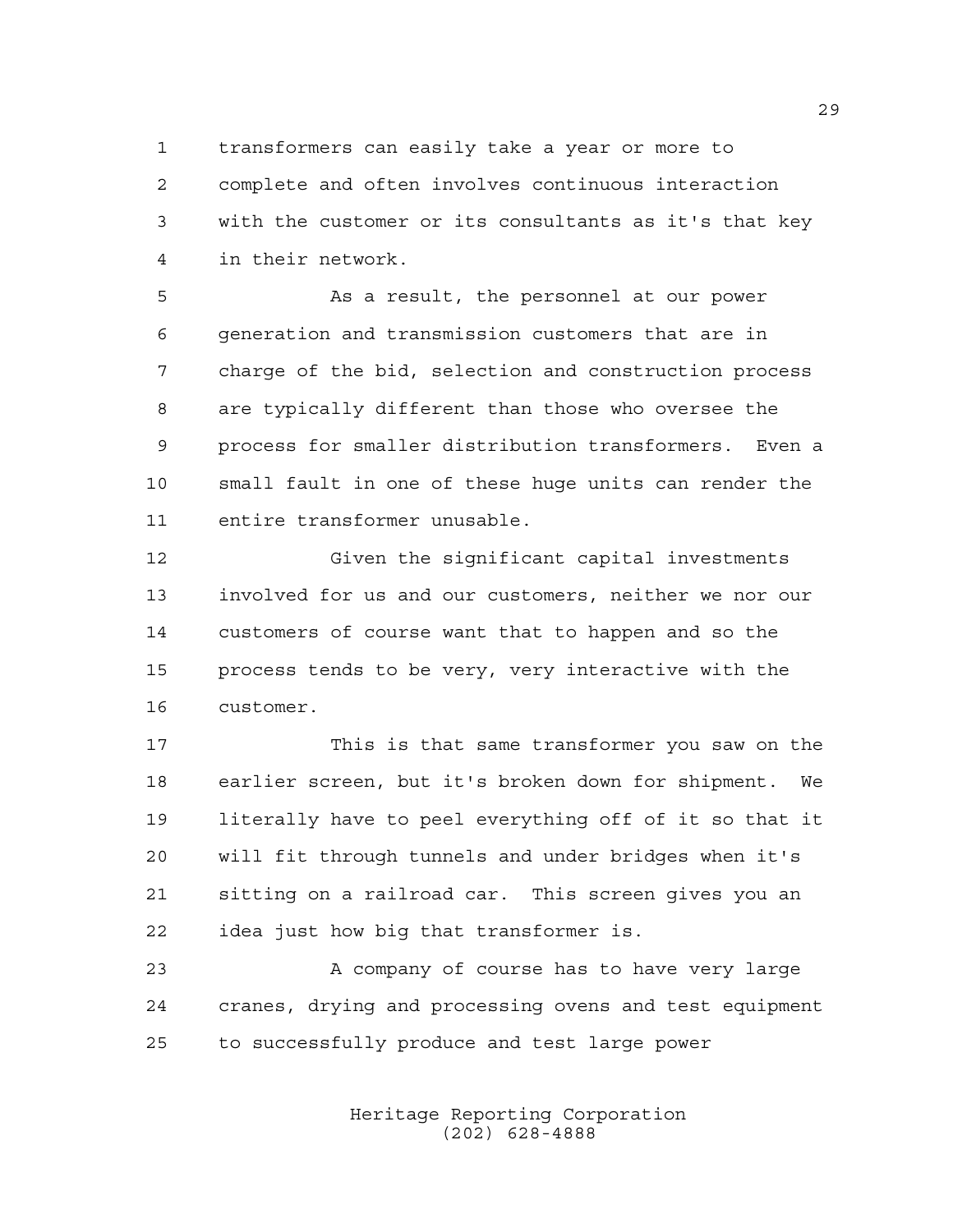transformers can easily take a year or more to complete and often involves continuous interaction with the customer or its consultants as it's that key in their network.

As a result, the personnel at our power generation and transmission customers that are in charge of the bid, selection and construction process are typically different than those who oversee the process for smaller distribution transformers. Even a small fault in one of these huge units can render the entire transformer unusable.

Given the significant capital investments involved for us and our customers, neither we nor our customers of course want that to happen and so the process tends to be very, very interactive with the customer.

This is that same transformer you saw on the earlier screen, but it's broken down for shipment. We literally have to peel everything off of it so that it will fit through tunnels and under bridges when it's sitting on a railroad car. This screen gives you an idea just how big that transformer is.

A company of course has to have very large cranes, drying and processing ovens and test equipment to successfully produce and test large power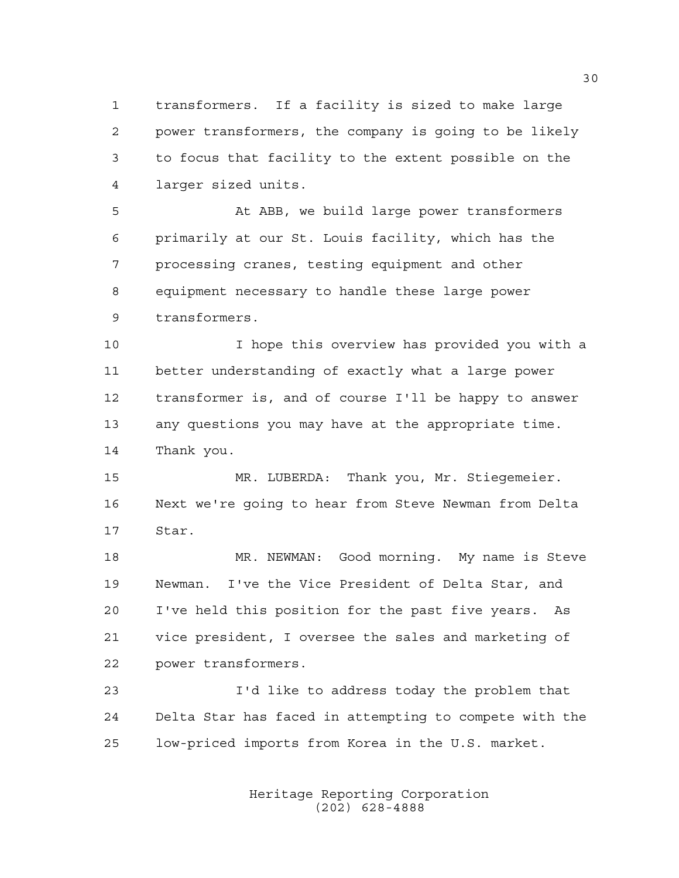transformers. If a facility is sized to make large power transformers, the company is going to be likely to focus that facility to the extent possible on the larger sized units.

At ABB, we build large power transformers primarily at our St. Louis facility, which has the processing cranes, testing equipment and other equipment necessary to handle these large power transformers.

I hope this overview has provided you with a better understanding of exactly what a large power transformer is, and of course I'll be happy to answer any questions you may have at the appropriate time. Thank you.

MR. LUBERDA: Thank you, Mr. Stiegemeier. Next we're going to hear from Steve Newman from Delta Star.

MR. NEWMAN: Good morning. My name is Steve Newman. I've the Vice President of Delta Star, and I've held this position for the past five years. As vice president, I oversee the sales and marketing of power transformers.

I'd like to address today the problem that Delta Star has faced in attempting to compete with the low-priced imports from Korea in the U.S. market.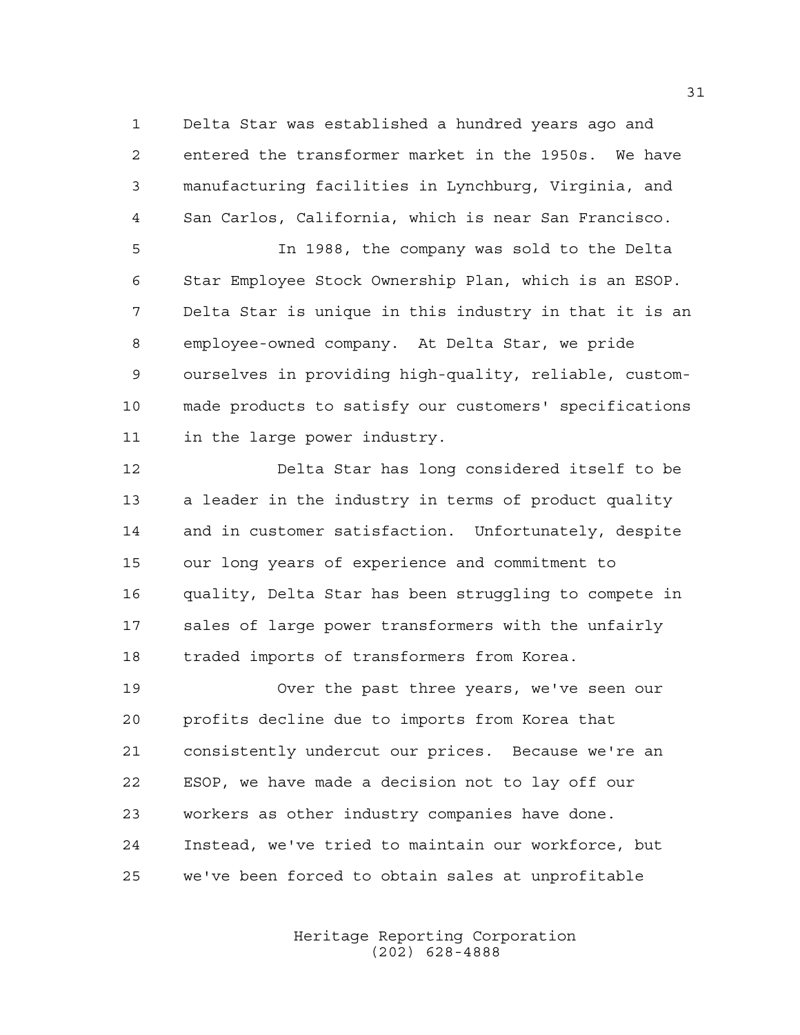Delta Star was established a hundred years ago and entered the transformer market in the 1950s. We have manufacturing facilities in Lynchburg, Virginia, and San Carlos, California, which is near San Francisco.

In 1988, the company was sold to the Delta Star Employee Stock Ownership Plan, which is an ESOP. Delta Star is unique in this industry in that it is an employee-owned company. At Delta Star, we pride ourselves in providing high-quality, reliable, custom-made products to satisfy our customers' specifications in the large power industry.

Delta Star has long considered itself to be a leader in the industry in terms of product quality and in customer satisfaction. Unfortunately, despite our long years of experience and commitment to quality, Delta Star has been struggling to compete in sales of large power transformers with the unfairly traded imports of transformers from Korea.

Over the past three years, we've seen our profits decline due to imports from Korea that consistently undercut our prices. Because we're an ESOP, we have made a decision not to lay off our workers as other industry companies have done. Instead, we've tried to maintain our workforce, but we've been forced to obtain sales at unprofitable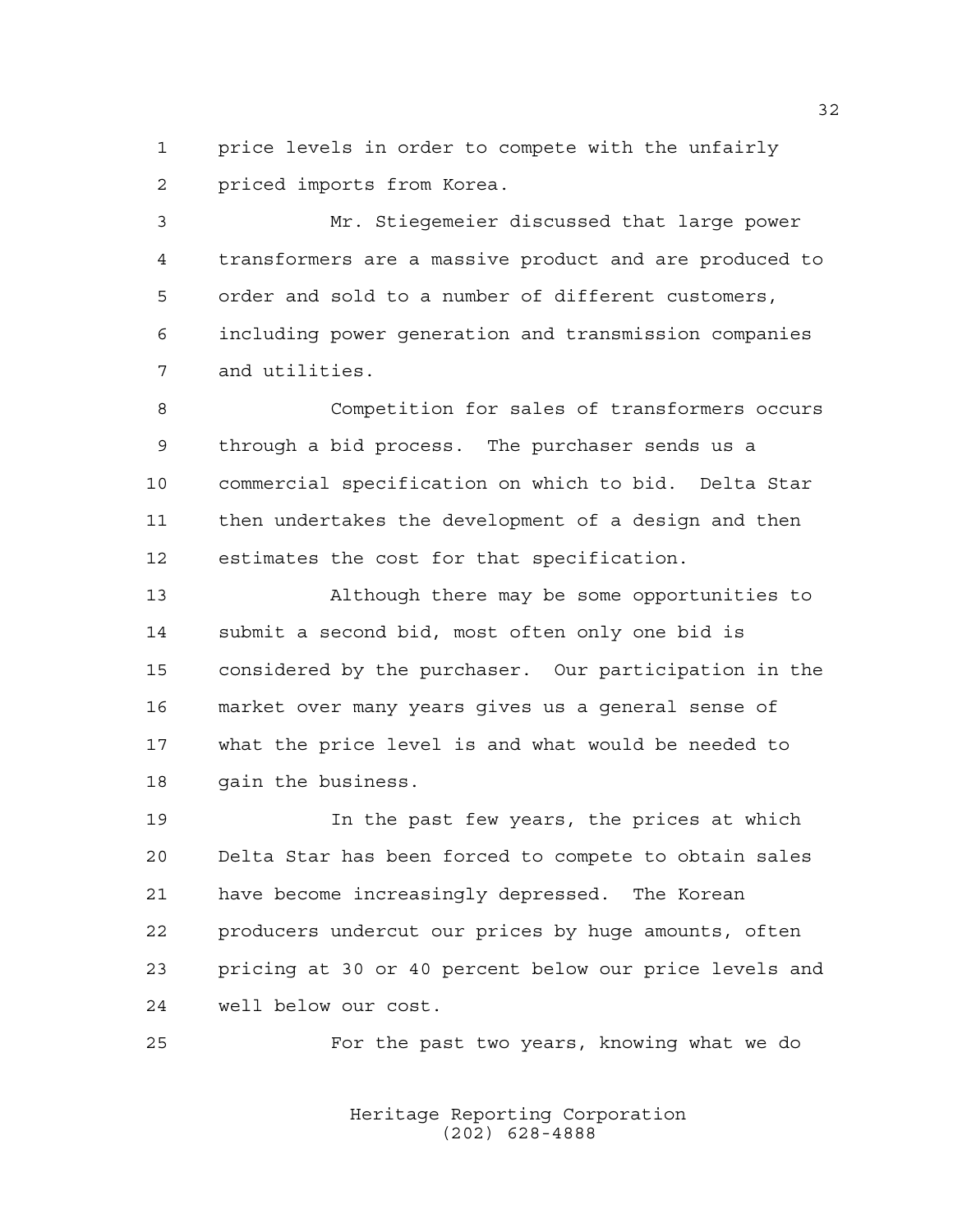price levels in order to compete with the unfairly priced imports from Korea.

Mr. Stiegemeier discussed that large power transformers are a massive product and are produced to order and sold to a number of different customers, including power generation and transmission companies and utilities.

Competition for sales of transformers occurs through a bid process. The purchaser sends us a commercial specification on which to bid. Delta Star then undertakes the development of a design and then estimates the cost for that specification.

Although there may be some opportunities to submit a second bid, most often only one bid is considered by the purchaser. Our participation in the market over many years gives us a general sense of what the price level is and what would be needed to gain the business.

In the past few years, the prices at which Delta Star has been forced to compete to obtain sales have become increasingly depressed. The Korean producers undercut our prices by huge amounts, often pricing at 30 or 40 percent below our price levels and well below our cost.

For the past two years, knowing what we do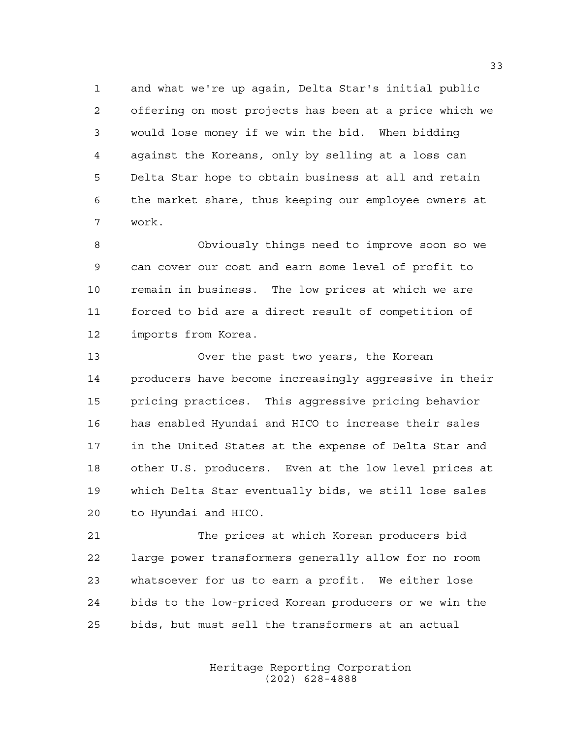and what we're up again, Delta Star's initial public offering on most projects has been at a price which we would lose money if we win the bid. When bidding against the Koreans, only by selling at a loss can Delta Star hope to obtain business at all and retain the market share, thus keeping our employee owners at work.

Obviously things need to improve soon so we can cover our cost and earn some level of profit to remain in business. The low prices at which we are forced to bid are a direct result of competition of imports from Korea.

Over the past two years, the Korean producers have become increasingly aggressive in their pricing practices. This aggressive pricing behavior has enabled Hyundai and HICO to increase their sales in the United States at the expense of Delta Star and other U.S. producers. Even at the low level prices at which Delta Star eventually bids, we still lose sales to Hyundai and HICO.

The prices at which Korean producers bid large power transformers generally allow for no room whatsoever for us to earn a profit. We either lose bids to the low-priced Korean producers or we win the bids, but must sell the transformers at an actual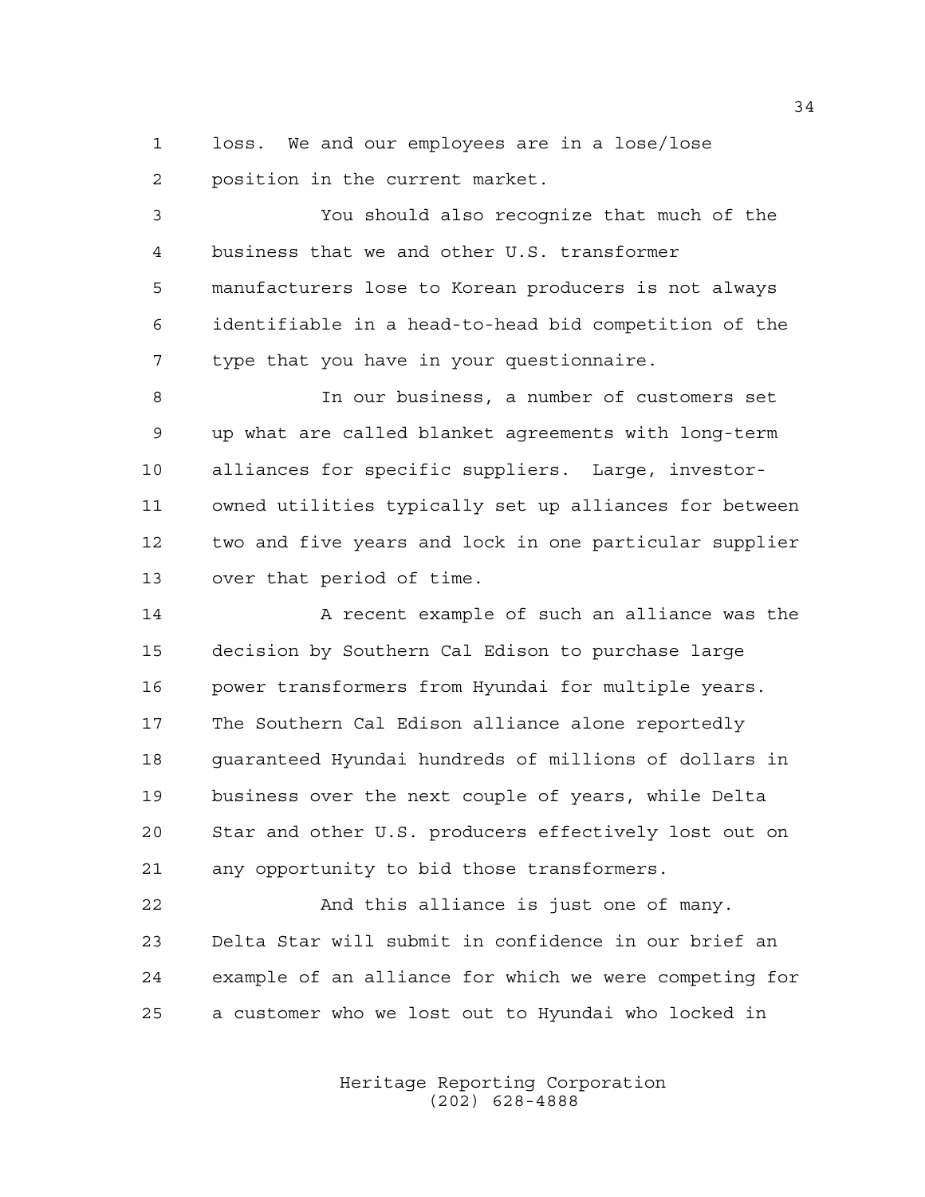loss. We and our employees are in a lose/lose position in the current market.

You should also recognize that much of the business that we and other U.S. transformer manufacturers lose to Korean producers is not always identifiable in a head-to-head bid competition of the type that you have in your questionnaire.

In our business, a number of customers set up what are called blanket agreements with long-term alliances for specific suppliers. Large, investor-owned utilities typically set up alliances for between two and five years and lock in one particular supplier over that period of time.

A recent example of such an alliance was the decision by Southern Cal Edison to purchase large power transformers from Hyundai for multiple years. The Southern Cal Edison alliance alone reportedly guaranteed Hyundai hundreds of millions of dollars in business over the next couple of years, while Delta Star and other U.S. producers effectively lost out on any opportunity to bid those transformers.

And this alliance is just one of many. Delta Star will submit in confidence in our brief an example of an alliance for which we were competing for a customer who we lost out to Hyundai who locked in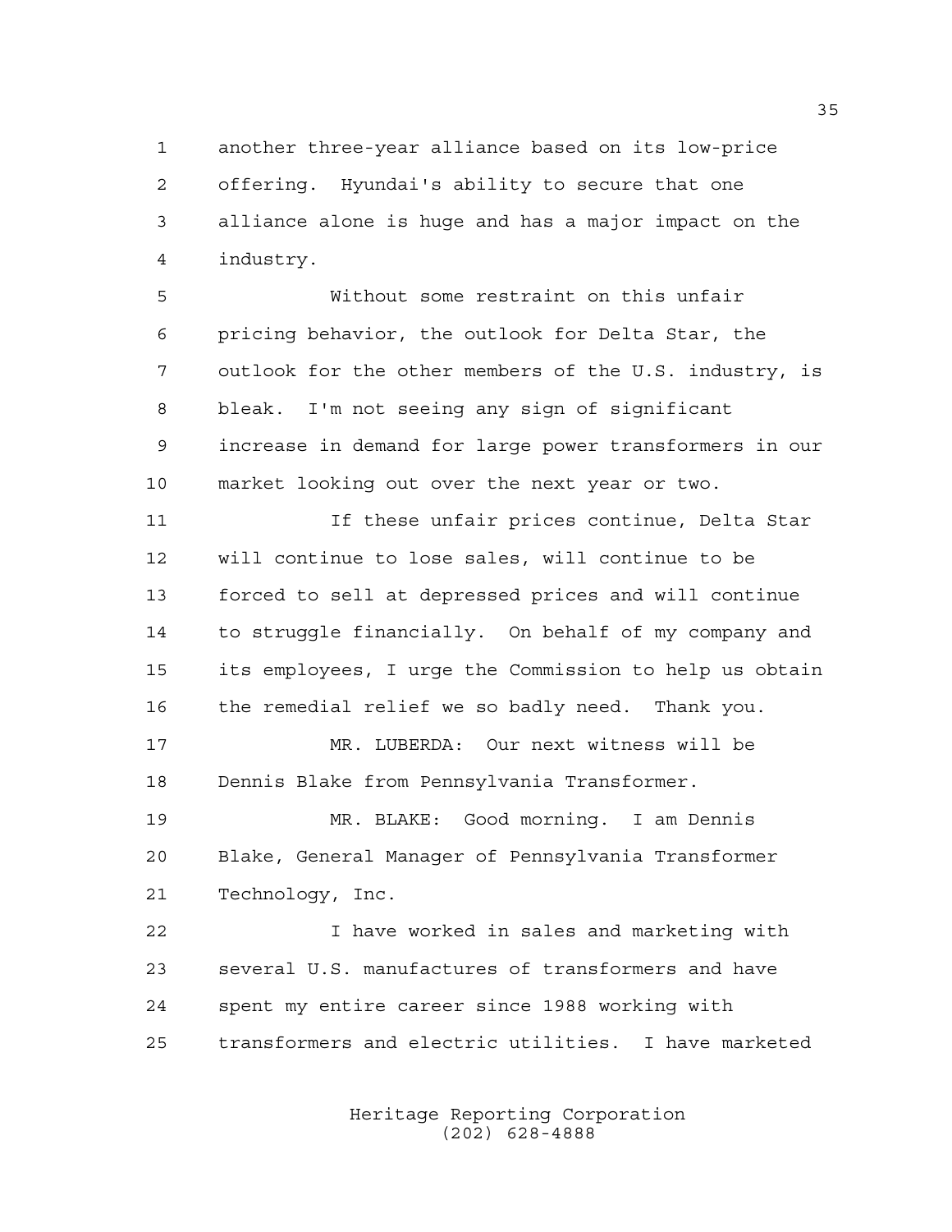another three-year alliance based on its low-price offering. Hyundai's ability to secure that one alliance alone is huge and has a major impact on the industry.

Without some restraint on this unfair pricing behavior, the outlook for Delta Star, the outlook for the other members of the U.S. industry, is bleak. I'm not seeing any sign of significant increase in demand for large power transformers in our market looking out over the next year or two.

If these unfair prices continue, Delta Star will continue to lose sales, will continue to be forced to sell at depressed prices and will continue to struggle financially. On behalf of my company and its employees, I urge the Commission to help us obtain the remedial relief we so badly need. Thank you.

MR. LUBERDA: Our next witness will be Dennis Blake from Pennsylvania Transformer.

MR. BLAKE: Good morning. I am Dennis Blake, General Manager of Pennsylvania Transformer Technology, Inc.

I have worked in sales and marketing with several U.S. manufactures of transformers and have spent my entire career since 1988 working with transformers and electric utilities. I have marketed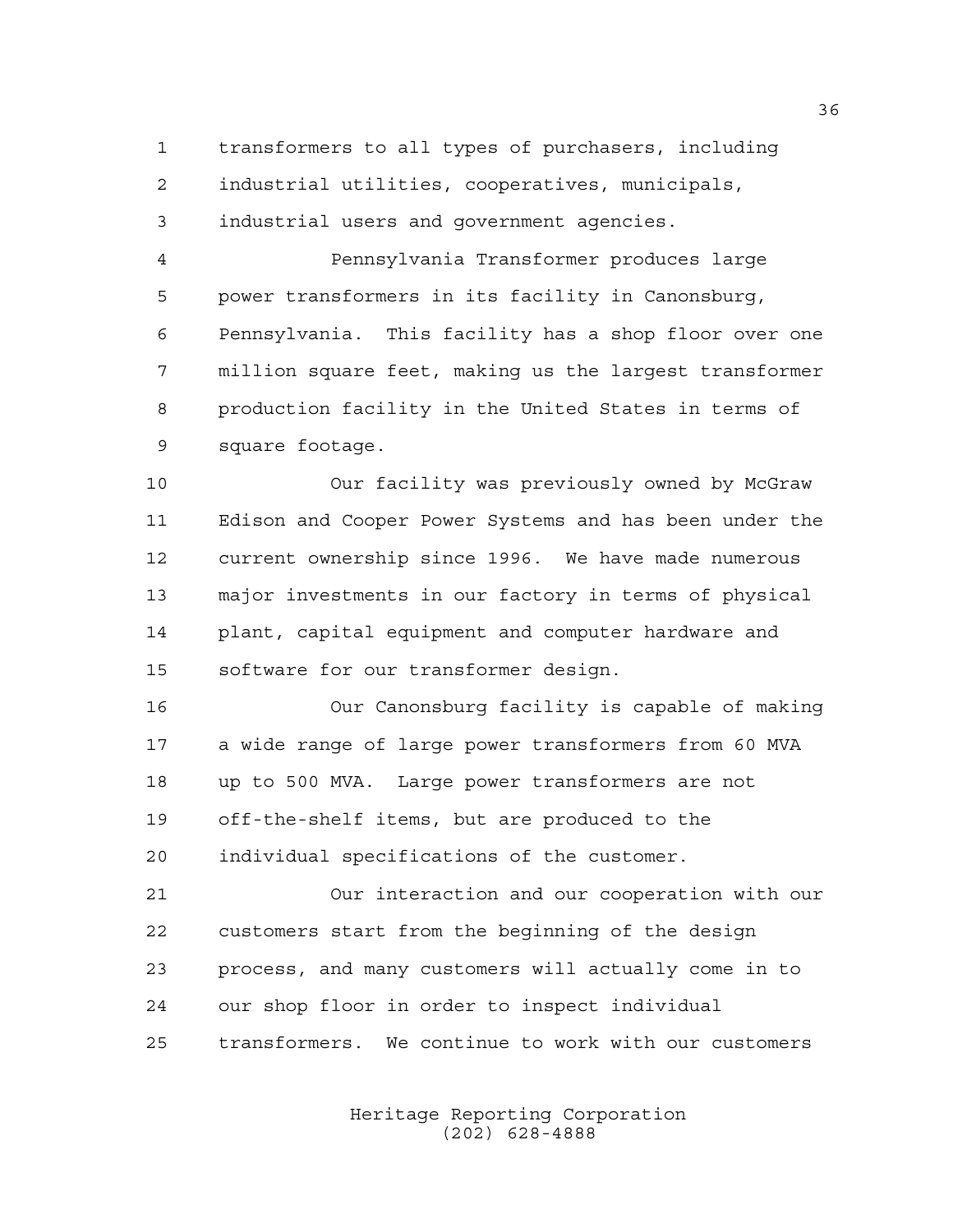transformers to all types of purchasers, including industrial utilities, cooperatives, municipals, industrial users and government agencies.

Pennsylvania Transformer produces large power transformers in its facility in Canonsburg, Pennsylvania. This facility has a shop floor over one million square feet, making us the largest transformer production facility in the United States in terms of square footage.

Our facility was previously owned by McGraw Edison and Cooper Power Systems and has been under the current ownership since 1996. We have made numerous major investments in our factory in terms of physical plant, capital equipment and computer hardware and software for our transformer design.

Our Canonsburg facility is capable of making a wide range of large power transformers from 60 MVA up to 500 MVA. Large power transformers are not off-the-shelf items, but are produced to the individual specifications of the customer.

Our interaction and our cooperation with our customers start from the beginning of the design process, and many customers will actually come in to our shop floor in order to inspect individual transformers. We continue to work with our customers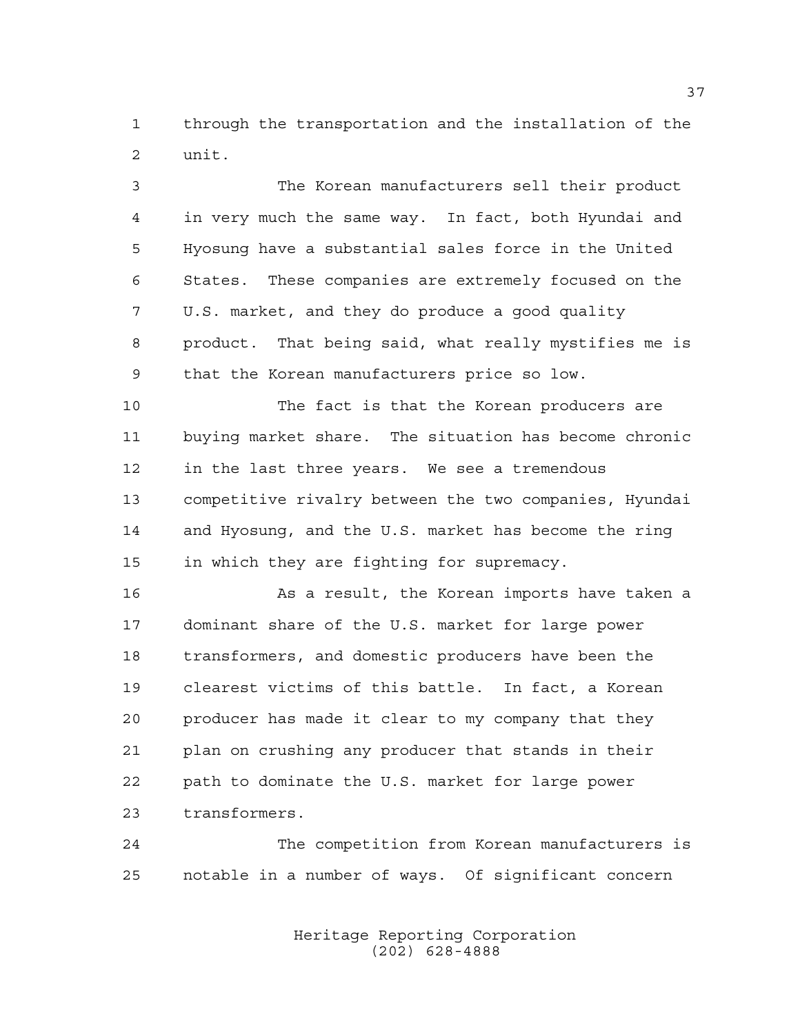through the transportation and the installation of the unit.

The Korean manufacturers sell their product in very much the same way. In fact, both Hyundai and Hyosung have a substantial sales force in the United States. These companies are extremely focused on the U.S. market, and they do produce a good quality product. That being said, what really mystifies me is that the Korean manufacturers price so low.

The fact is that the Korean producers are buying market share. The situation has become chronic in the last three years. We see a tremendous competitive rivalry between the two companies, Hyundai and Hyosung, and the U.S. market has become the ring in which they are fighting for supremacy.

As a result, the Korean imports have taken a dominant share of the U.S. market for large power transformers, and domestic producers have been the clearest victims of this battle. In fact, a Korean producer has made it clear to my company that they plan on crushing any producer that stands in their path to dominate the U.S. market for large power transformers.

The competition from Korean manufacturers is notable in a number of ways. Of significant concern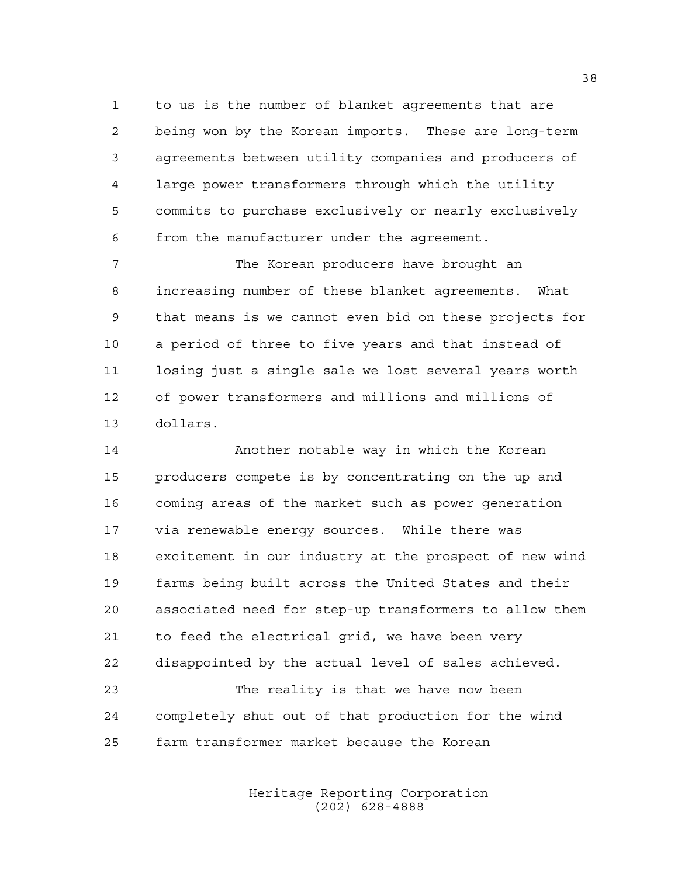to us is the number of blanket agreements that are being won by the Korean imports. These are long-term agreements between utility companies and producers of large power transformers through which the utility commits to purchase exclusively or nearly exclusively from the manufacturer under the agreement.

The Korean producers have brought an increasing number of these blanket agreements. What that means is we cannot even bid on these projects for a period of three to five years and that instead of losing just a single sale we lost several years worth of power transformers and millions and millions of dollars.

Another notable way in which the Korean producers compete is by concentrating on the up and coming areas of the market such as power generation via renewable energy sources. While there was excitement in our industry at the prospect of new wind farms being built across the United States and their associated need for step-up transformers to allow them to feed the electrical grid, we have been very disappointed by the actual level of sales achieved.

The reality is that we have now been completely shut out of that production for the wind farm transformer market because the Korean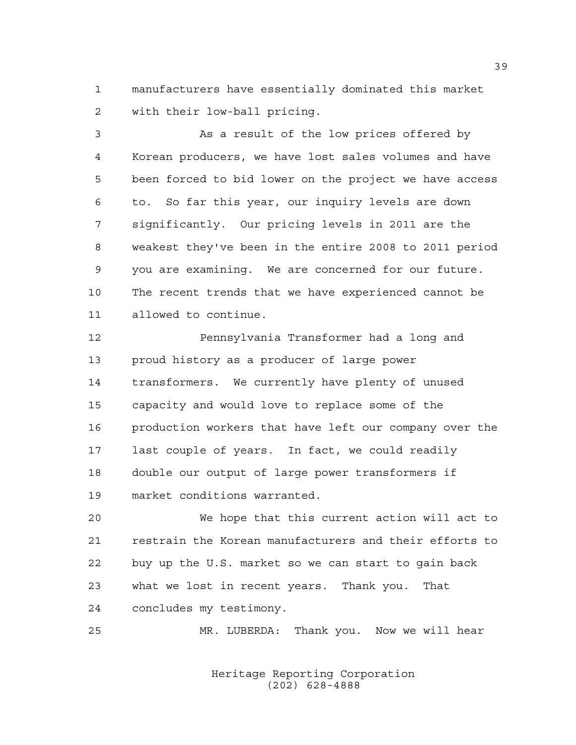manufacturers have essentially dominated this market with their low-ball pricing.

As a result of the low prices offered by Korean producers, we have lost sales volumes and have been forced to bid lower on the project we have access to. So far this year, our inquiry levels are down significantly. Our pricing levels in 2011 are the weakest they've been in the entire 2008 to 2011 period you are examining. We are concerned for our future. The recent trends that we have experienced cannot be allowed to continue.

Pennsylvania Transformer had a long and proud history as a producer of large power transformers. We currently have plenty of unused capacity and would love to replace some of the production workers that have left our company over the last couple of years. In fact, we could readily double our output of large power transformers if market conditions warranted.

We hope that this current action will act to restrain the Korean manufacturers and their efforts to buy up the U.S. market so we can start to gain back what we lost in recent years. Thank you. That concludes my testimony.

MR. LUBERDA: Thank you. Now we will hear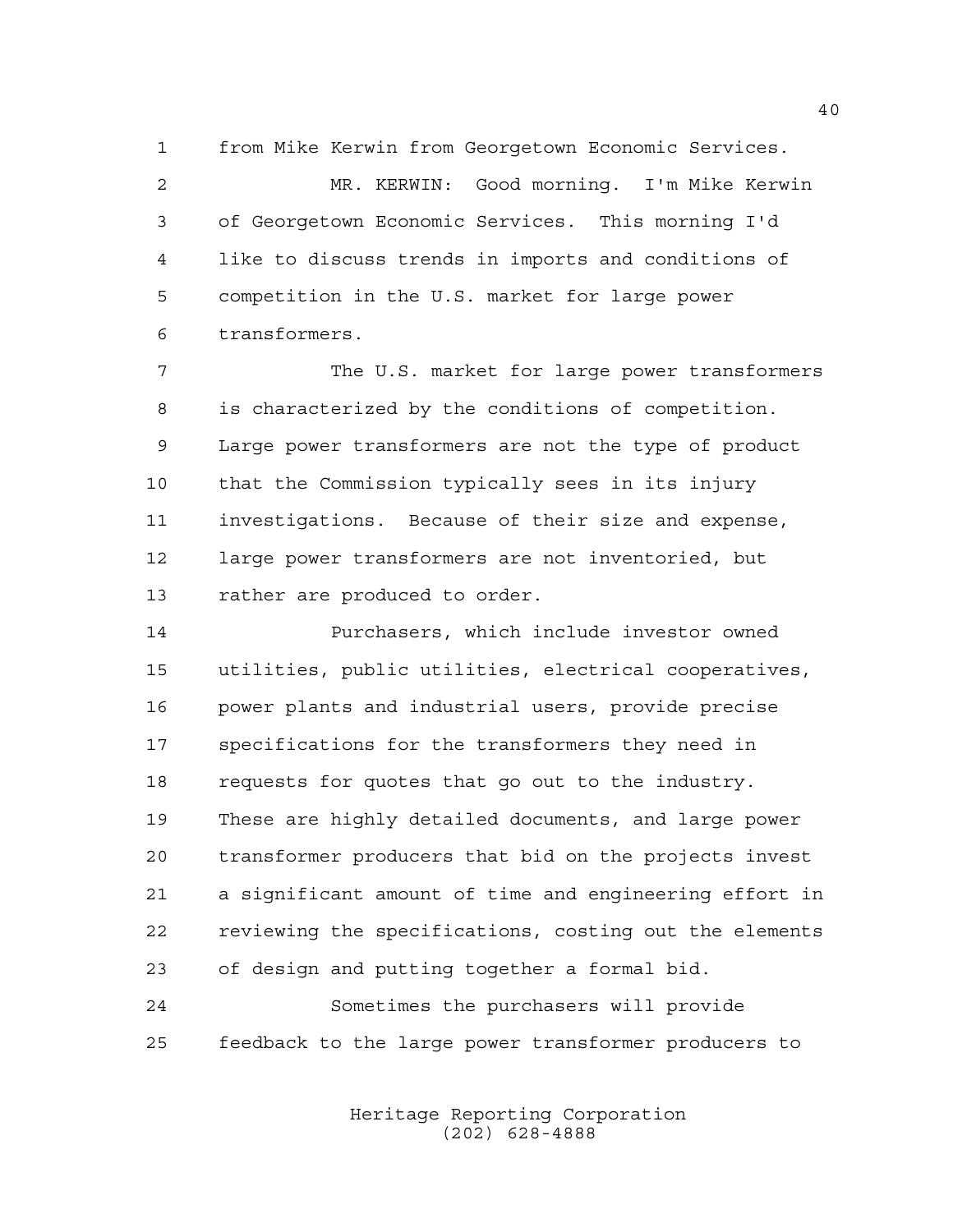from Mike Kerwin from Georgetown Economic Services.

MR. KERWIN: Good morning. I'm Mike Kerwin of Georgetown Economic Services. This morning I'd like to discuss trends in imports and conditions of competition in the U.S. market for large power transformers.

The U.S. market for large power transformers is characterized by the conditions of competition. Large power transformers are not the type of product that the Commission typically sees in its injury investigations. Because of their size and expense, large power transformers are not inventoried, but rather are produced to order.

Purchasers, which include investor owned utilities, public utilities, electrical cooperatives, power plants and industrial users, provide precise specifications for the transformers they need in requests for quotes that go out to the industry. These are highly detailed documents, and large power transformer producers that bid on the projects invest a significant amount of time and engineering effort in reviewing the specifications, costing out the elements of design and putting together a formal bid.

Sometimes the purchasers will provide feedback to the large power transformer producers to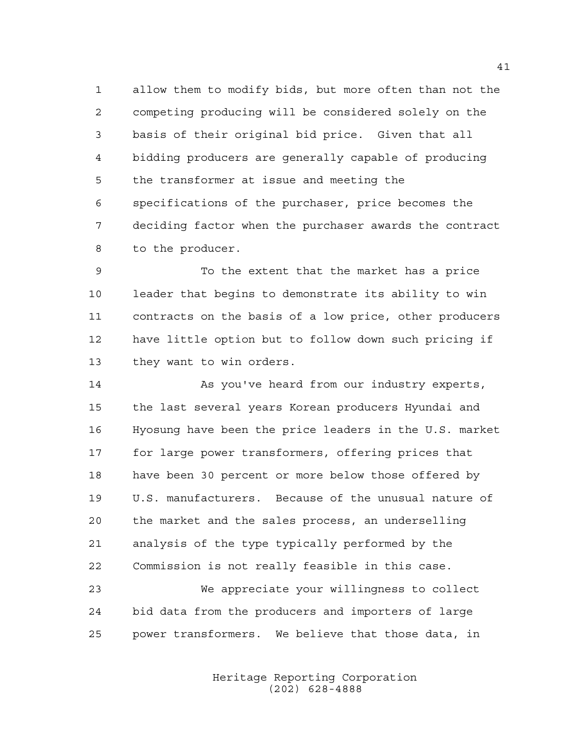allow them to modify bids, but more often than not the competing producing will be considered solely on the basis of their original bid price. Given that all bidding producers are generally capable of producing the transformer at issue and meeting the specifications of the purchaser, price becomes the deciding factor when the purchaser awards the contract to the producer.

To the extent that the market has a price leader that begins to demonstrate its ability to win contracts on the basis of a low price, other producers have little option but to follow down such pricing if they want to win orders.

As you've heard from our industry experts, the last several years Korean producers Hyundai and Hyosung have been the price leaders in the U.S. market for large power transformers, offering prices that have been 30 percent or more below those offered by U.S. manufacturers. Because of the unusual nature of the market and the sales process, an underselling analysis of the type typically performed by the Commission is not really feasible in this case.

We appreciate your willingness to collect bid data from the producers and importers of large power transformers. We believe that those data, in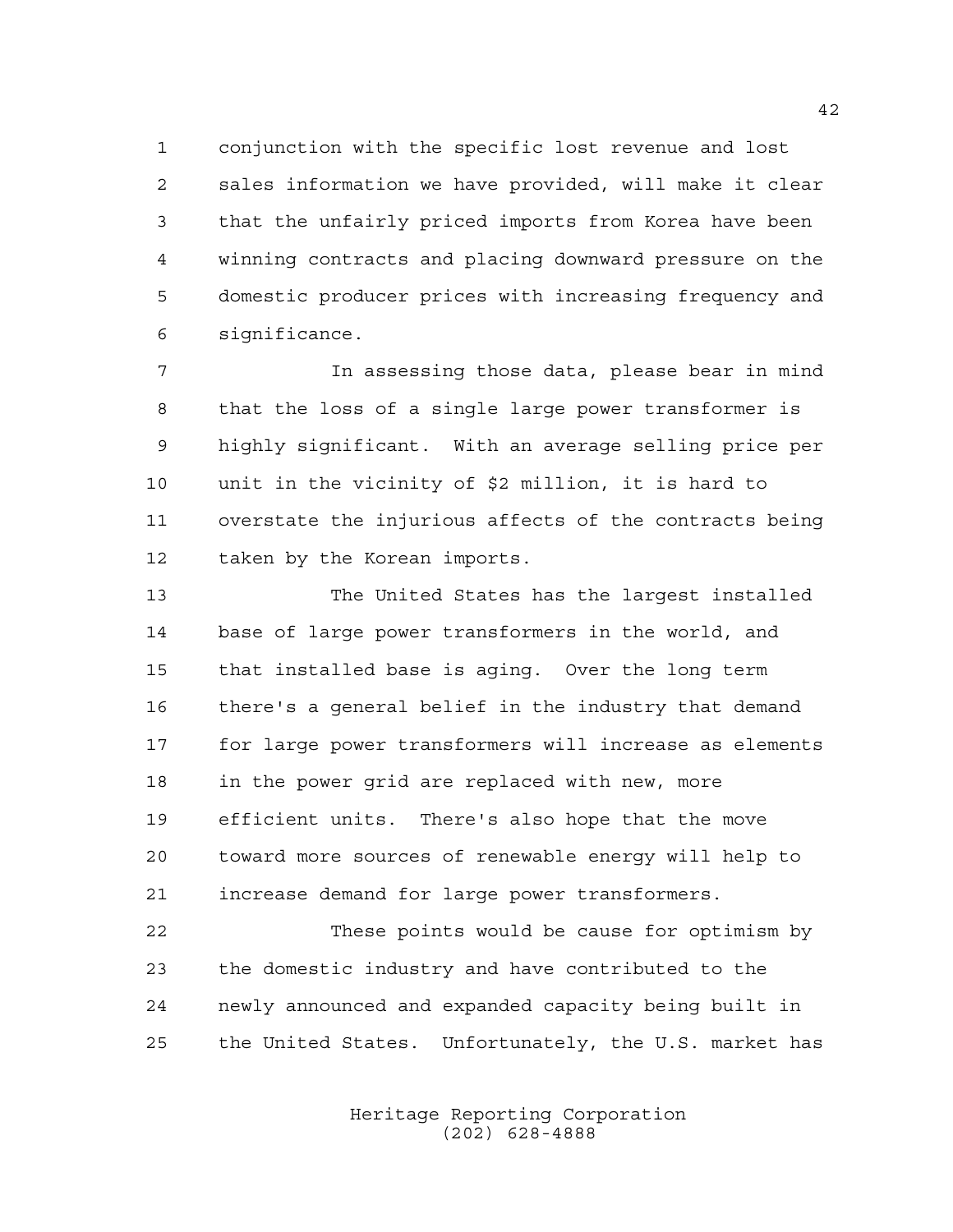conjunction with the specific lost revenue and lost sales information we have provided, will make it clear that the unfairly priced imports from Korea have been winning contracts and placing downward pressure on the domestic producer prices with increasing frequency and significance.

In assessing those data, please bear in mind that the loss of a single large power transformer is highly significant. With an average selling price per unit in the vicinity of $2 million, it is hard to overstate the injurious affects of the contracts being taken by the Korean imports.

The United States has the largest installed base of large power transformers in the world, and that installed base is aging. Over the long term there's a general belief in the industry that demand for large power transformers will increase as elements in the power grid are replaced with new, more efficient units. There's also hope that the move toward more sources of renewable energy will help to increase demand for large power transformers.

These points would be cause for optimism by the domestic industry and have contributed to the newly announced and expanded capacity being built in the United States. Unfortunately, the U.S. market has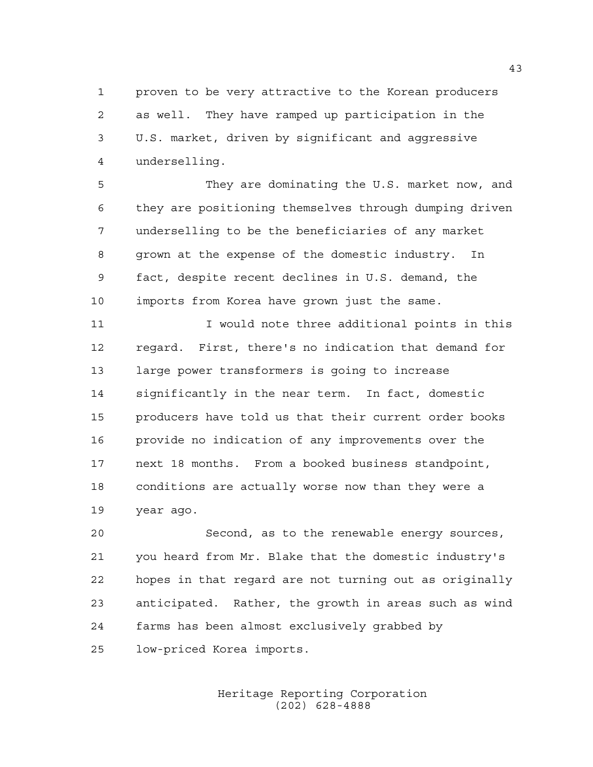proven to be very attractive to the Korean producers as well. They have ramped up participation in the U.S. market, driven by significant and aggressive underselling.

They are dominating the U.S. market now, and they are positioning themselves through dumping driven underselling to be the beneficiaries of any market grown at the expense of the domestic industry. In fact, despite recent declines in U.S. demand, the imports from Korea have grown just the same.

I would note three additional points in this regard. First, there's no indication that demand for large power transformers is going to increase significantly in the near term. In fact, domestic producers have told us that their current order books provide no indication of any improvements over the next 18 months. From a booked business standpoint, conditions are actually worse now than they were a year ago.

Second, as to the renewable energy sources, you heard from Mr. Blake that the domestic industry's hopes in that regard are not turning out as originally anticipated. Rather, the growth in areas such as wind farms has been almost exclusively grabbed by low-priced Korea imports.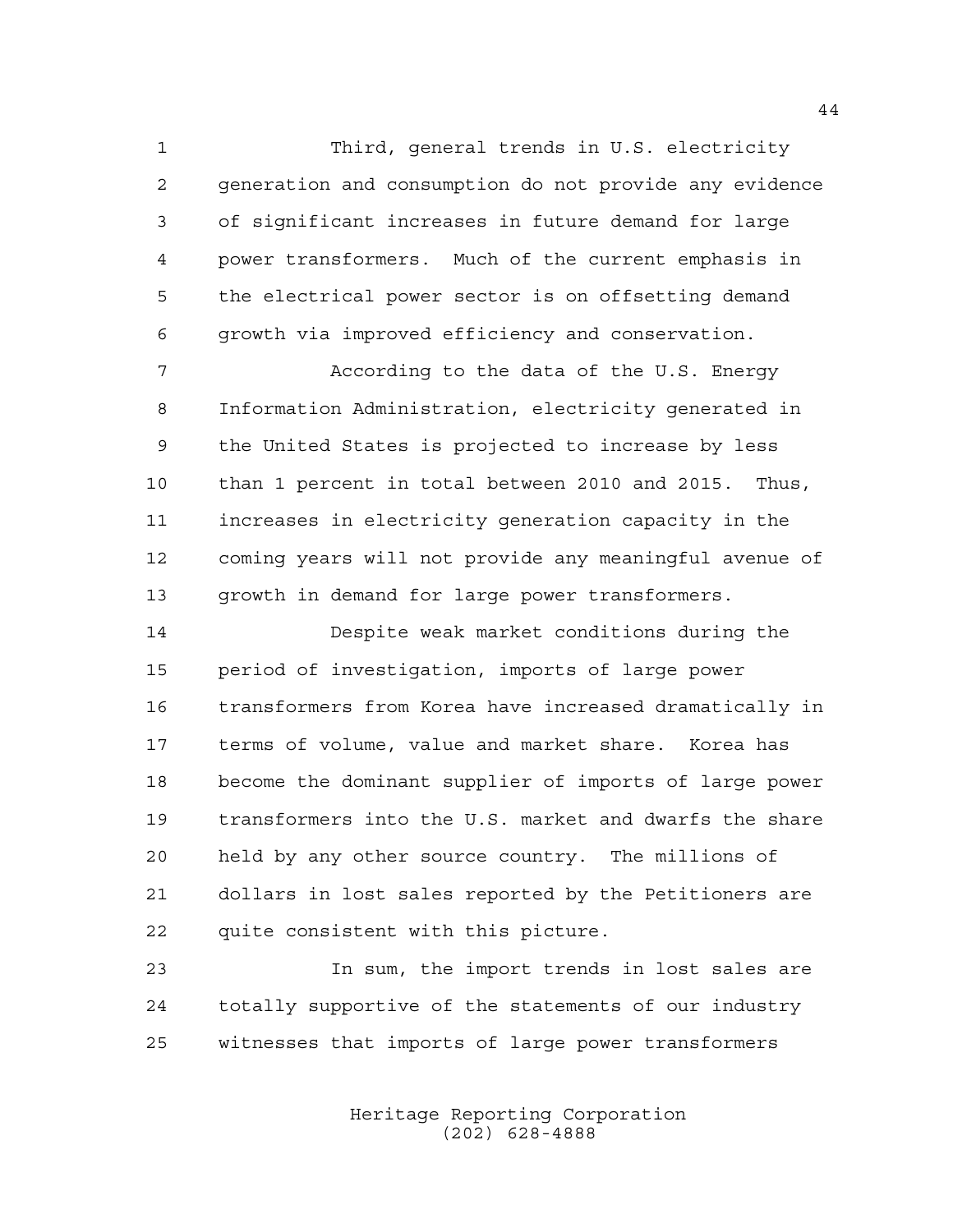Third, general trends in U.S. electricity generation and consumption do not provide any evidence of significant increases in future demand for large power transformers. Much of the current emphasis in the electrical power sector is on offsetting demand growth via improved efficiency and conservation.

According to the data of the U.S. Energy Information Administration, electricity generated in the United States is projected to increase by less than 1 percent in total between 2010 and 2015. Thus, increases in electricity generation capacity in the coming years will not provide any meaningful avenue of growth in demand for large power transformers.

Despite weak market conditions during the period of investigation, imports of large power transformers from Korea have increased dramatically in terms of volume, value and market share. Korea has become the dominant supplier of imports of large power transformers into the U.S. market and dwarfs the share held by any other source country. The millions of dollars in lost sales reported by the Petitioners are quite consistent with this picture.

In sum, the import trends in lost sales are totally supportive of the statements of our industry witnesses that imports of large power transformers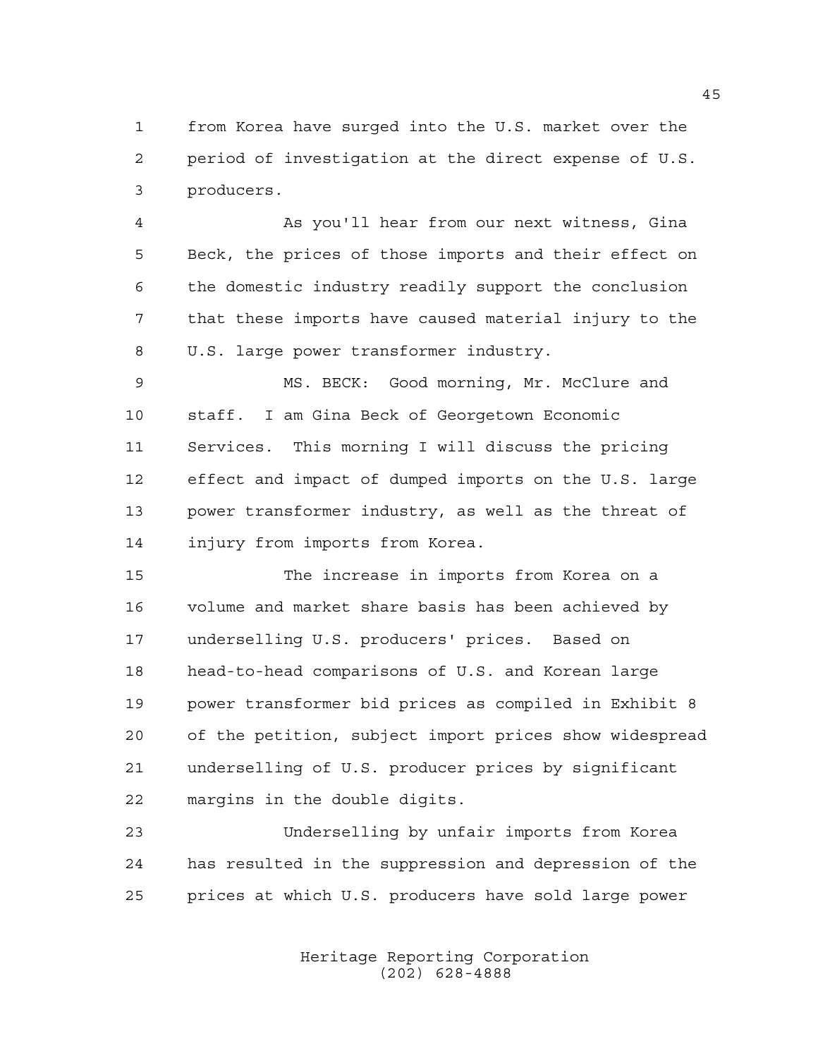from Korea have surged into the U.S. market over the period of investigation at the direct expense of U.S. producers.

As you'll hear from our next witness, Gina Beck, the prices of those imports and their effect on the domestic industry readily support the conclusion that these imports have caused material injury to the U.S. large power transformer industry.

MS. BECK: Good morning, Mr. McClure and staff. I am Gina Beck of Georgetown Economic Services. This morning I will discuss the pricing effect and impact of dumped imports on the U.S. large power transformer industry, as well as the threat of injury from imports from Korea.

The increase in imports from Korea on a volume and market share basis has been achieved by underselling U.S. producers' prices. Based on head-to-head comparisons of U.S. and Korean large power transformer bid prices as compiled in Exhibit 8 of the petition, subject import prices show widespread underselling of U.S. producer prices by significant margins in the double digits.

Underselling by unfair imports from Korea has resulted in the suppression and depression of the prices at which U.S. producers have sold large power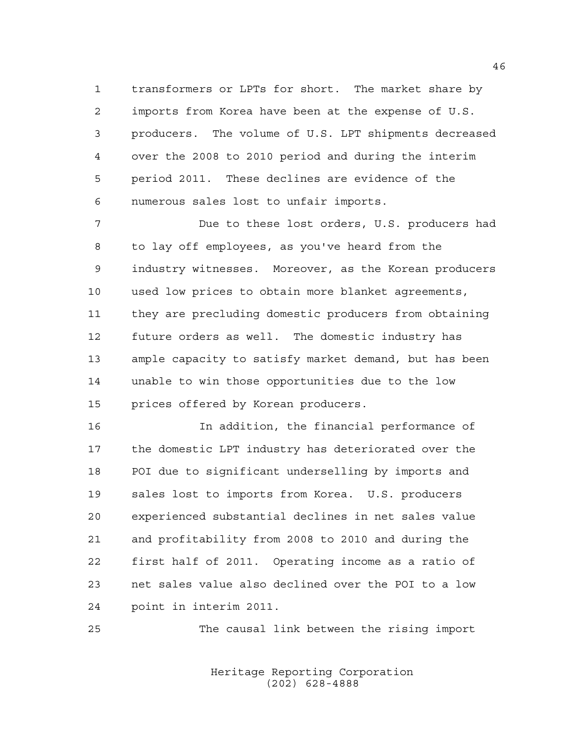transformers or LPTs for short. The market share by imports from Korea have been at the expense of U.S. producers. The volume of U.S. LPT shipments decreased over the 2008 to 2010 period and during the interim period 2011. These declines are evidence of the numerous sales lost to unfair imports.

Due to these lost orders, U.S. producers had to lay off employees, as you've heard from the industry witnesses. Moreover, as the Korean producers used low prices to obtain more blanket agreements, they are precluding domestic producers from obtaining future orders as well. The domestic industry has ample capacity to satisfy market demand, but has been unable to win those opportunities due to the low prices offered by Korean producers.

In addition, the financial performance of the domestic LPT industry has deteriorated over the POI due to significant underselling by imports and sales lost to imports from Korea. U.S. producers experienced substantial declines in net sales value and profitability from 2008 to 2010 and during the first half of 2011. Operating income as a ratio of net sales value also declined over the POI to a low point in interim 2011.

The causal link between the rising import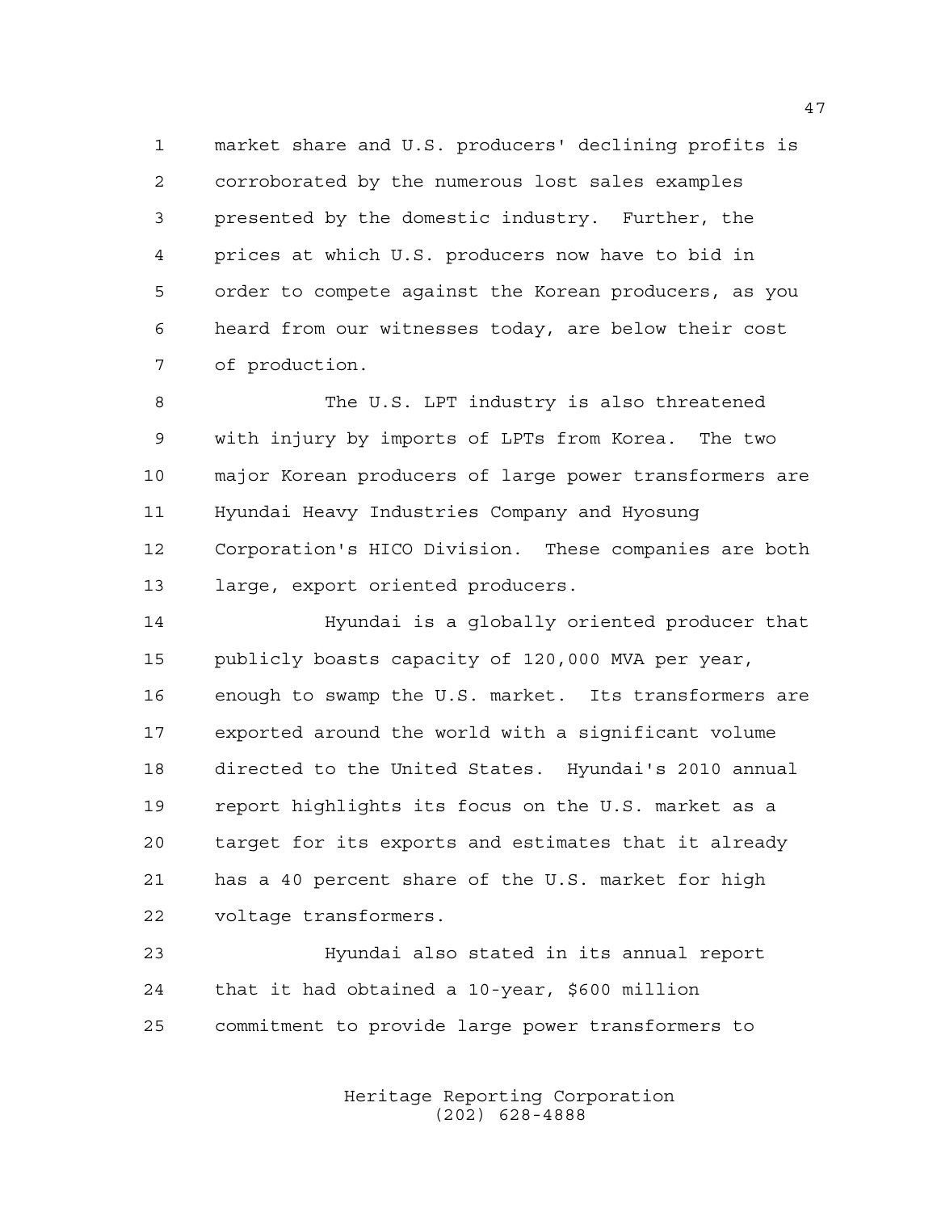market share and U.S. producers' declining profits is corroborated by the numerous lost sales examples presented by the domestic industry. Further, the prices at which U.S. producers now have to bid in order to compete against the Korean producers, as you heard from our witnesses today, are below their cost of production.

The U.S. LPT industry is also threatened with injury by imports of LPTs from Korea. The two major Korean producers of large power transformers are Hyundai Heavy Industries Company and Hyosung Corporation's HICO Division. These companies are both large, export oriented producers.

Hyundai is a globally oriented producer that publicly boasts capacity of 120,000 MVA per year, enough to swamp the U.S. market. Its transformers are exported around the world with a significant volume directed to the United States. Hyundai's 2010 annual report highlights its focus on the U.S. market as a target for its exports and estimates that it already has a 40 percent share of the U.S. market for high voltage transformers.

Hyundai also stated in its annual report that it had obtained a 10-year, $600 million commitment to provide large power transformers to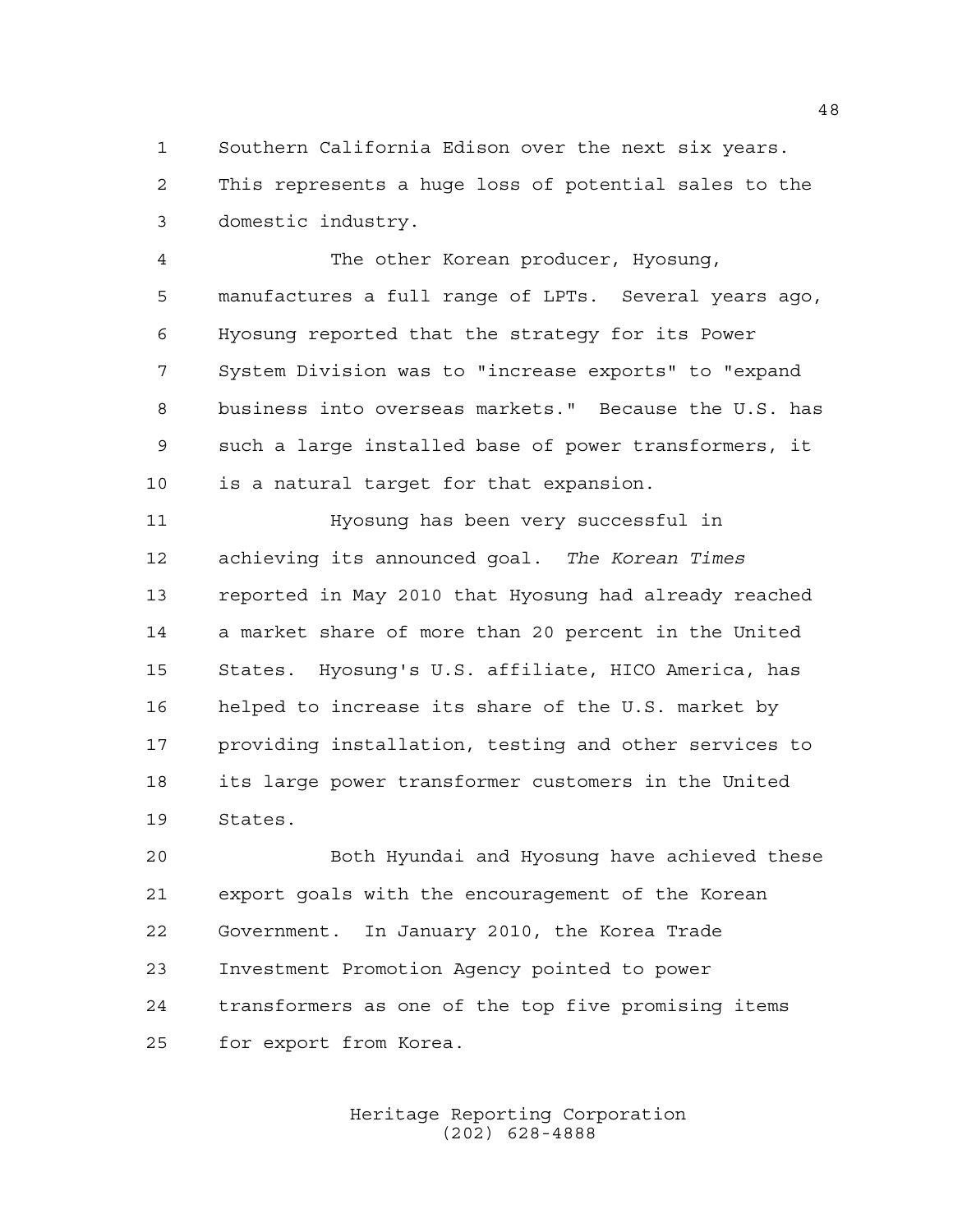Southern California Edison over the next six years. This represents a huge loss of potential sales to the domestic industry.

The other Korean producer, Hyosung, manufactures a full range of LPTs. Several years ago, Hyosung reported that the strategy for its Power System Division was to "increase exports" to "expand business into overseas markets." Because the U.S. has such a large installed base of power transformers, it is a natural target for that expansion.

Hyosung has been very successful in achieving its announced goal. *The Korean Times* reported in May 2010 that Hyosung had already reached a market share of more than 20 percent in the United States. Hyosung's U.S. affiliate, HICO America, has helped to increase its share of the U.S. market by providing installation, testing and other services to its large power transformer customers in the United States.

Both Hyundai and Hyosung have achieved these export goals with the encouragement of the Korean Government. In January 2010, the Korea Trade Investment Promotion Agency pointed to power transformers as one of the top five promising items for export from Korea.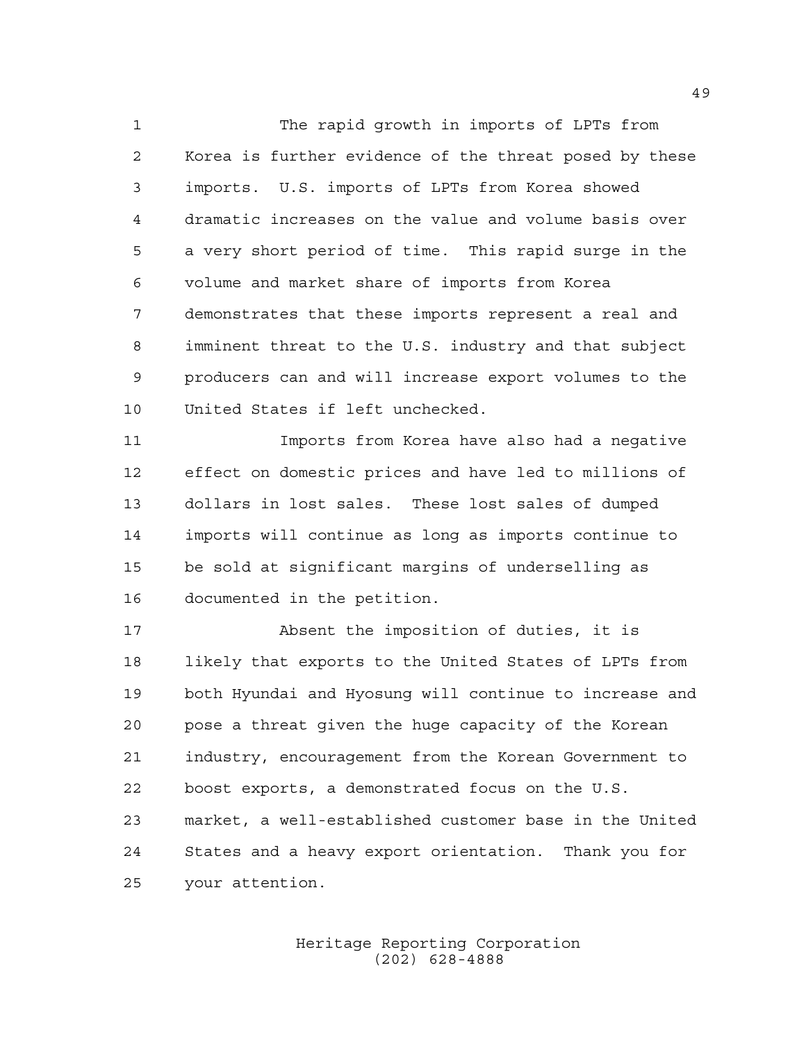The rapid growth in imports of LPTs from Korea is further evidence of the threat posed by these imports. U.S. imports of LPTs from Korea showed dramatic increases on the value and volume basis over a very short period of time. This rapid surge in the volume and market share of imports from Korea demonstrates that these imports represent a real and imminent threat to the U.S. industry and that subject producers can and will increase export volumes to the United States if left unchecked.

Imports from Korea have also had a negative effect on domestic prices and have led to millions of dollars in lost sales. These lost sales of dumped imports will continue as long as imports continue to be sold at significant margins of underselling as documented in the petition.

Absent the imposition of duties, it is likely that exports to the United States of LPTs from both Hyundai and Hyosung will continue to increase and pose a threat given the huge capacity of the Korean industry, encouragement from the Korean Government to boost exports, a demonstrated focus on the U.S. market, a well-established customer base in the United States and a heavy export orientation. Thank you for your attention.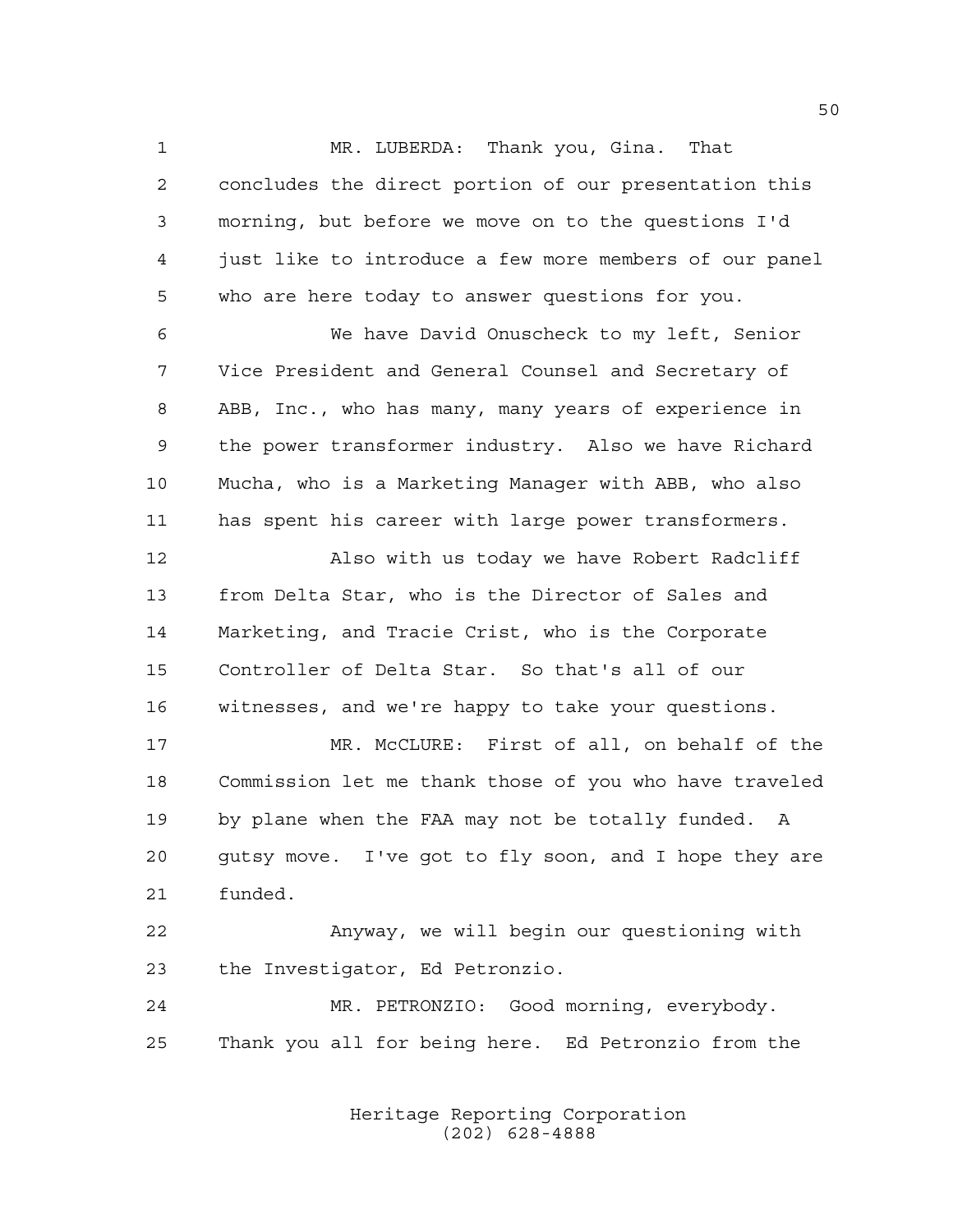MR. LUBERDA: Thank you, Gina. That concludes the direct portion of our presentation this morning, but before we move on to the questions I'd just like to introduce a few more members of our panel who are here today to answer questions for you.

We have David Onuscheck to my left, Senior Vice President and General Counsel and Secretary of ABB, Inc., who has many, many years of experience in the power transformer industry. Also we have Richard Mucha, who is a Marketing Manager with ABB, who also has spent his career with large power transformers.

Also with us today we have Robert Radcliff from Delta Star, who is the Director of Sales and Marketing, and Tracie Crist, who is the Corporate Controller of Delta Star. So that's all of our witnesses, and we're happy to take your questions.

MR. McCLURE: First of all, on behalf of the Commission let me thank those of you who have traveled by plane when the FAA may not be totally funded. A gutsy move. I've got to fly soon, and I hope they are funded.

Anyway, we will begin our questioning with the Investigator, Ed Petronzio.

MR. PETRONZIO: Good morning, everybody. Thank you all for being here. Ed Petronzio from the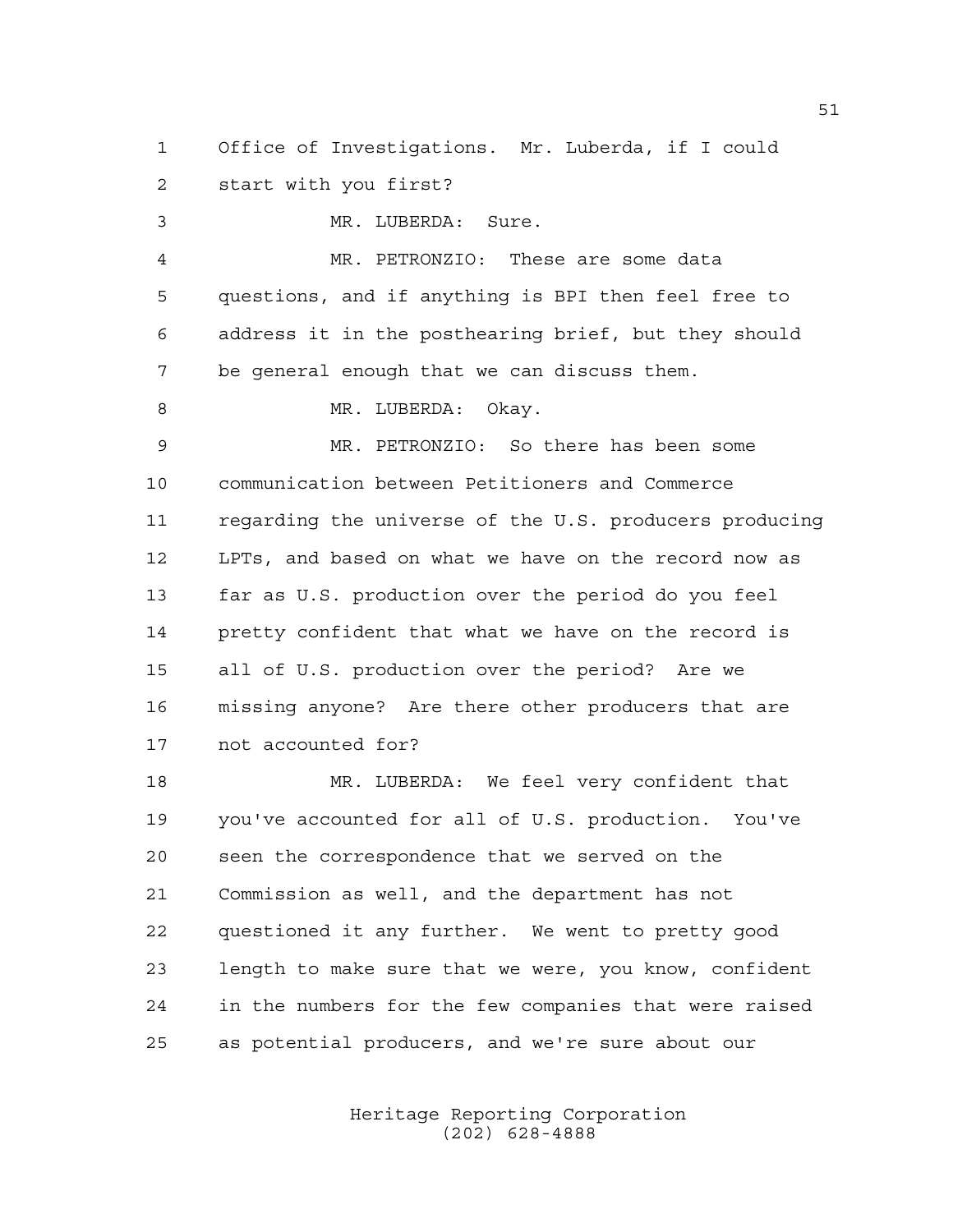Office of Investigations. Mr. Luberda, if I could start with you first?

MR. LUBERDA: Sure.

MR. PETRONZIO: These are some data questions, and if anything is BPI then feel free to address it in the posthearing brief, but they should be general enough that we can discuss them.

MR. LUBERDA: Okay.

MR. PETRONZIO: So there has been some communication between Petitioners and Commerce regarding the universe of the U.S. producers producing LPTs, and based on what we have on the record now as far as U.S. production over the period do you feel pretty confident that what we have on the record is all of U.S. production over the period? Are we missing anyone? Are there other producers that are not accounted for?

MR. LUBERDA: We feel very confident that you've accounted for all of U.S. production. You've seen the correspondence that we served on the Commission as well, and the department has not questioned it any further. We went to pretty good length to make sure that we were, you know, confident in the numbers for the few companies that were raised as potential producers, and we're sure about our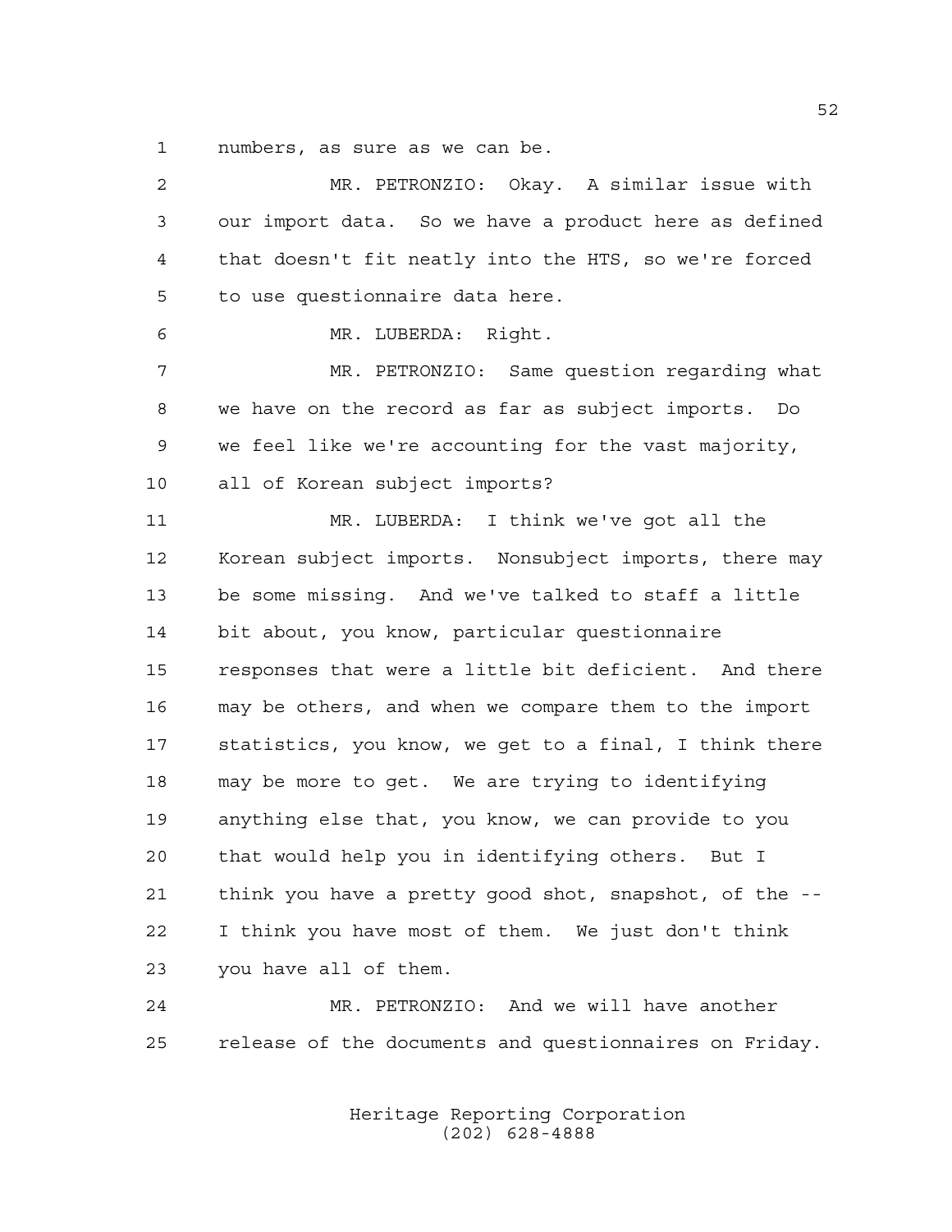numbers, as sure as we can be.

MR. PETRONZIO: Okay. A similar issue with our import data. So we have a product here as defined that doesn't fit neatly into the HTS, so we're forced to use questionnaire data here.

MR. LUBERDA: Right.

MR. PETRONZIO: Same question regarding what we have on the record as far as subject imports. Do we feel like we're accounting for the vast majority, all of Korean subject imports?

MR. LUBERDA: I think we've got all the Korean subject imports. Nonsubject imports, there may be some missing. And we've talked to staff a little bit about, you know, particular questionnaire responses that were a little bit deficient. And there may be others, and when we compare them to the import statistics, you know, we get to a final, I think there may be more to get. We are trying to identifying anything else that, you know, we can provide to you that would help you in identifying others. But I think you have a pretty good shot, snapshot, of the -- I think you have most of them. We just don't think you have all of them.

MR. PETRONZIO: And we will have another release of the documents and questionnaires on Friday.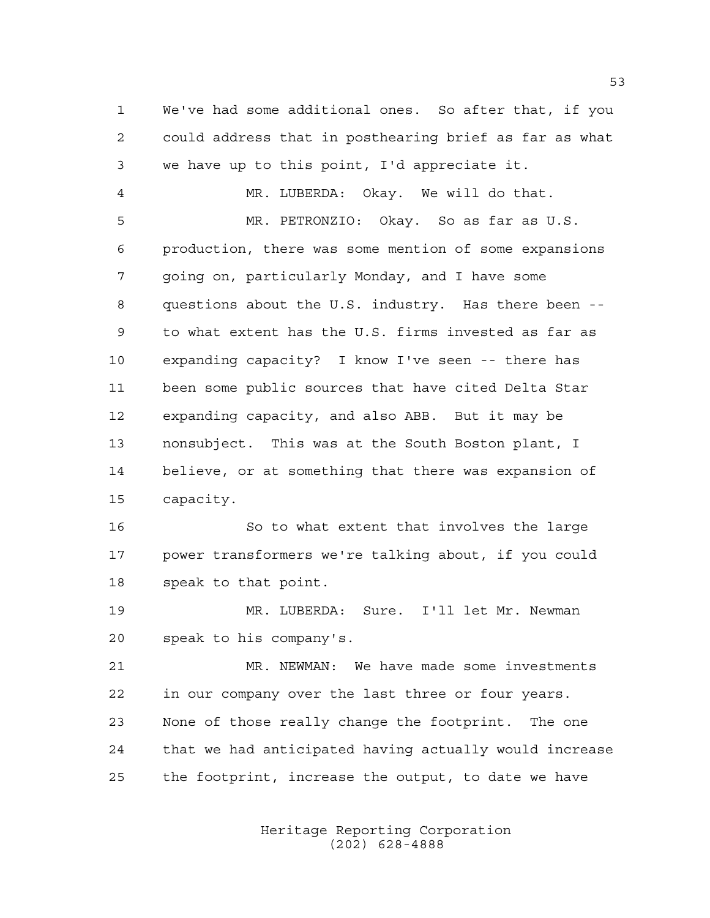We've had some additional ones. So after that, if you could address that in posthearing brief as far as what we have up to this point, I'd appreciate it.

MR. LUBERDA: Okay. We will do that.

MR. PETRONZIO: Okay. So as far as U.S. production, there was some mention of some expansions going on, particularly Monday, and I have some questions about the U.S. industry. Has there been -- to what extent has the U.S. firms invested as far as expanding capacity? I know I've seen -- there has been some public sources that have cited Delta Star expanding capacity, and also ABB. But it may be nonsubject. This was at the South Boston plant, I believe, or at something that there was expansion of capacity.

So to what extent that involves the large power transformers we're talking about, if you could speak to that point.

MR. LUBERDA: Sure. I'll let Mr. Newman speak to his company's.

MR. NEWMAN: We have made some investments in our company over the last three or four years. None of those really change the footprint. The one that we had anticipated having actually would increase the footprint, increase the output, to date we have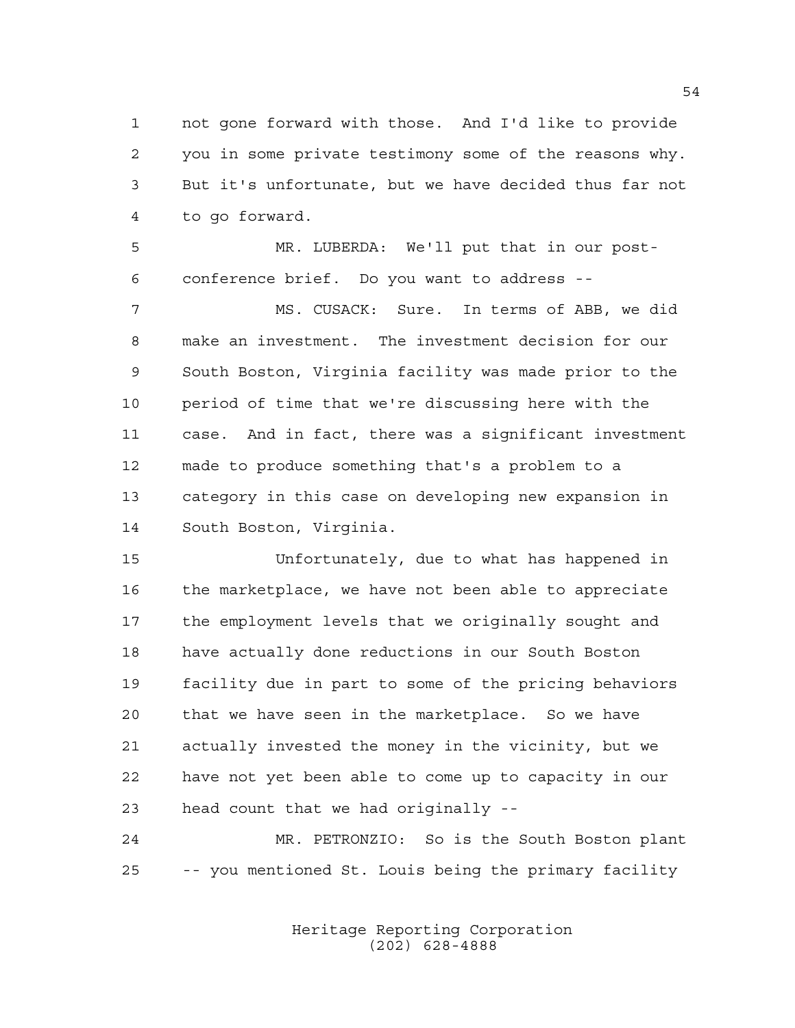not gone forward with those. And I'd like to provide you in some private testimony some of the reasons why. But it's unfortunate, but we have decided thus far not to go forward.

MR. LUBERDA: We'll put that in our post-conference brief. Do you want to address --

MS. CUSACK: Sure. In terms of ABB, we did make an investment. The investment decision for our South Boston, Virginia facility was made prior to the period of time that we're discussing here with the case. And in fact, there was a significant investment made to produce something that's a problem to a category in this case on developing new expansion in South Boston, Virginia.

Unfortunately, due to what has happened in the marketplace, we have not been able to appreciate the employment levels that we originally sought and have actually done reductions in our South Boston facility due in part to some of the pricing behaviors that we have seen in the marketplace. So we have actually invested the money in the vicinity, but we have not yet been able to come up to capacity in our head count that we had originally --

MR. PETRONZIO: So is the South Boston plant -- you mentioned St. Louis being the primary facility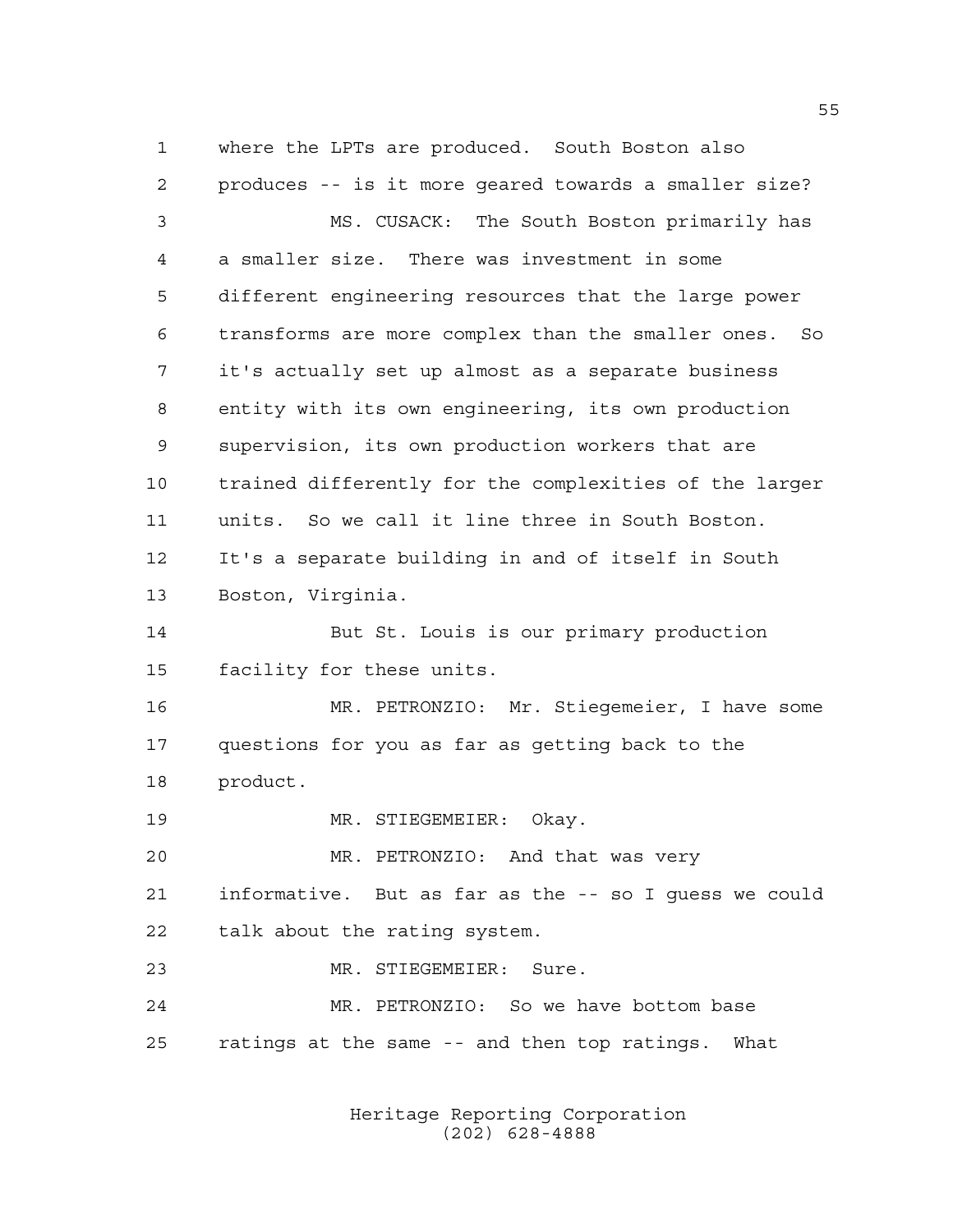where the LPTs are produced. South Boston also produces -- is it more geared towards a smaller size?

MS. CUSACK: The South Boston primarily has a smaller size. There was investment in some different engineering resources that the large power transforms are more complex than the smaller ones. So it's actually set up almost as a separate business entity with its own engineering, its own production supervision, its own production workers that are trained differently for the complexities of the larger units. So we call it line three in South Boston. It's a separate building in and of itself in South Boston, Virginia.

But St. Louis is our primary production facility for these units.

MR. PETRONZIO: Mr. Stiegemeier, I have some questions for you as far as getting back to the product.

MR. STIEGEMEIER: Okay.

MR. PETRONZIO: And that was very informative. But as far as the -- so I guess we could talk about the rating system.

MR. STIEGEMEIER: Sure.

MR. PETRONZIO: So we have bottom base ratings at the same -- and then top ratings. What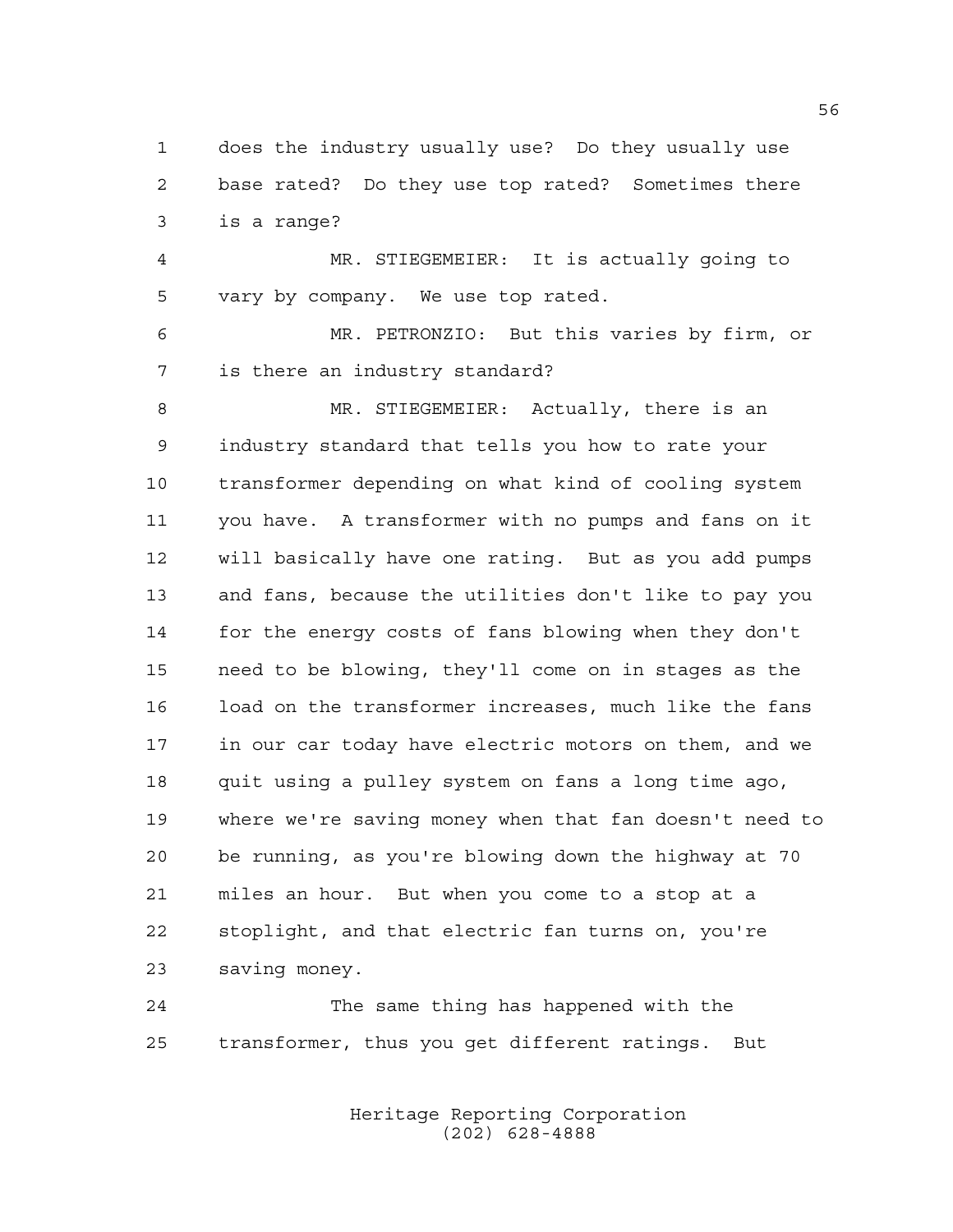does the industry usually use? Do they usually use base rated? Do they use top rated? Sometimes there is a range?

MR. STIEGEMEIER: It is actually going to vary by company. We use top rated.

MR. PETRONZIO: But this varies by firm, or is there an industry standard?

MR. STIEGEMEIER: Actually, there is an industry standard that tells you how to rate your transformer depending on what kind of cooling system you have. A transformer with no pumps and fans on it will basically have one rating. But as you add pumps and fans, because the utilities don't like to pay you for the energy costs of fans blowing when they don't need to be blowing, they'll come on in stages as the load on the transformer increases, much like the fans in our car today have electric motors on them, and we quit using a pulley system on fans a long time ago, where we're saving money when that fan doesn't need to be running, as you're blowing down the highway at 70 miles an hour. But when you come to a stop at a stoplight, and that electric fan turns on, you're saving money.

The same thing has happened with the transformer, thus you get different ratings. But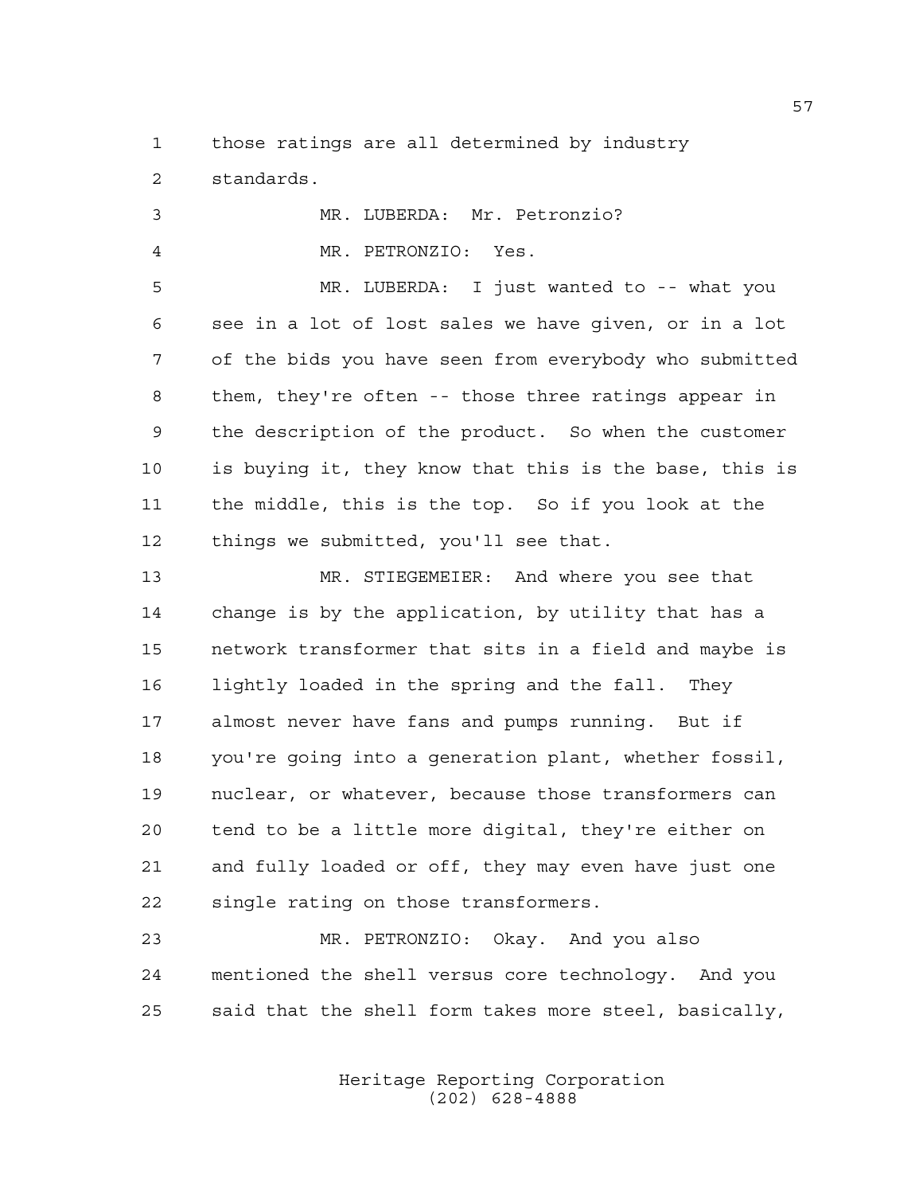those ratings are all determined by industry standards.

MR. LUBERDA: Mr. Petronzio?

MR. PETRONZIO: Yes.

MR. LUBERDA: I just wanted to -- what you see in a lot of lost sales we have given, or in a lot of the bids you have seen from everybody who submitted them, they're often -- those three ratings appear in the description of the product. So when the customer is buying it, they know that this is the base, this is the middle, this is the top. So if you look at the things we submitted, you'll see that.

MR. STIEGEMEIER: And where you see that change is by the application, by utility that has a network transformer that sits in a field and maybe is lightly loaded in the spring and the fall. They almost never have fans and pumps running. But if you're going into a generation plant, whether fossil, nuclear, or whatever, because those transformers can tend to be a little more digital, they're either on and fully loaded or off, they may even have just one single rating on those transformers.

MR. PETRONZIO: Okay. And you also mentioned the shell versus core technology. And you said that the shell form takes more steel, basically,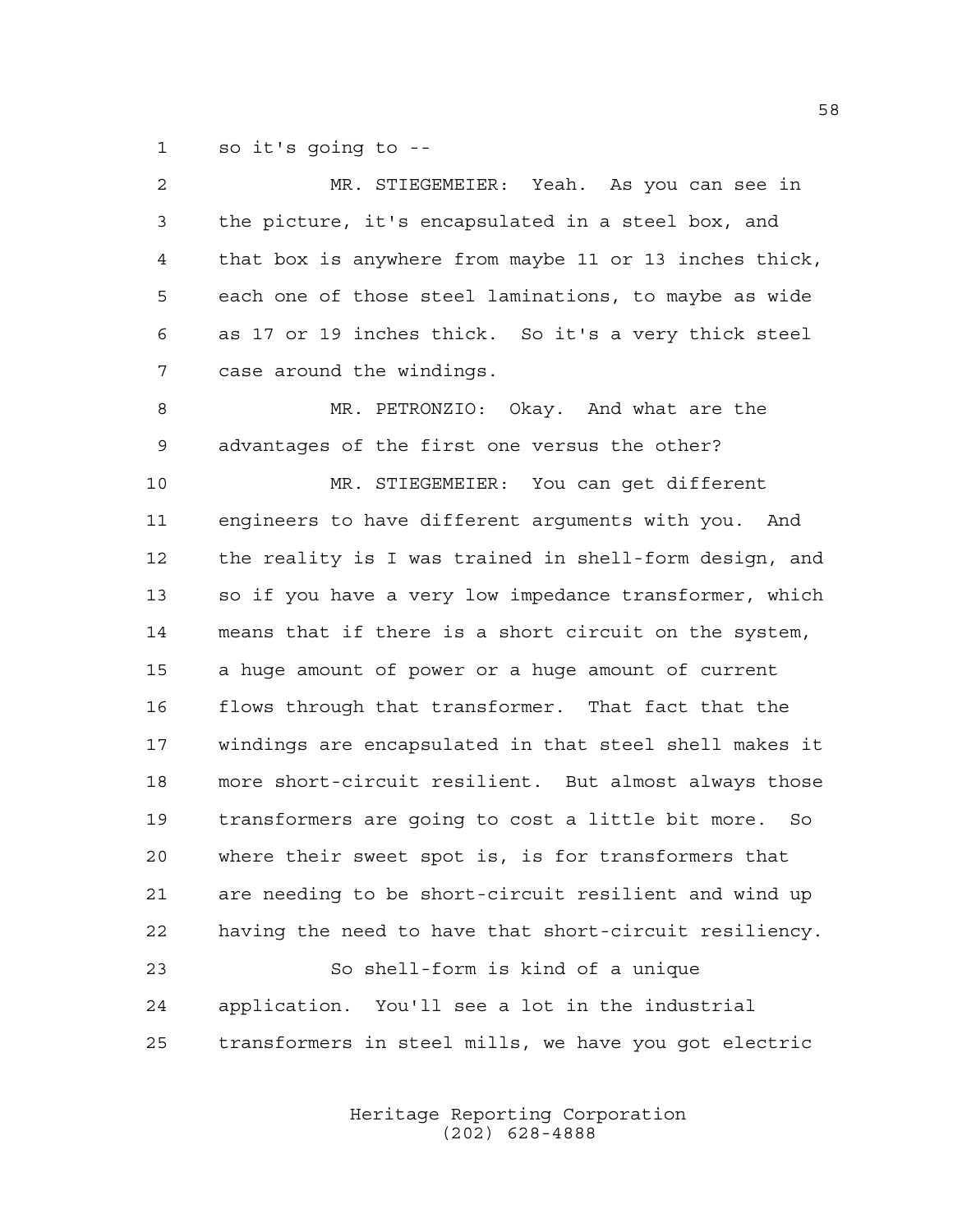so it's going to --

MR. STIEGEMEIER: Yeah. As you can see in the picture, it's encapsulated in a steel box, and that box is anywhere from maybe 11 or 13 inches thick, each one of those steel laminations, to maybe as wide as 17 or 19 inches thick. So it's a very thick steel case around the windings.

MR. PETRONZIO: Okay. And what are the advantages of the first one versus the other?

MR. STIEGEMEIER: You can get different engineers to have different arguments with you. And the reality is I was trained in shell-form design, and so if you have a very low impedance transformer, which means that if there is a short circuit on the system, a huge amount of power or a huge amount of current flows through that transformer. That fact that the windings are encapsulated in that steel shell makes it more short-circuit resilient. But almost always those transformers are going to cost a little bit more. So where their sweet spot is, is for transformers that are needing to be short-circuit resilient and wind up having the need to have that short-circuit resiliency.

So shell-form is kind of a unique application. You'll see a lot in the industrial transformers in steel mills, we have you got electric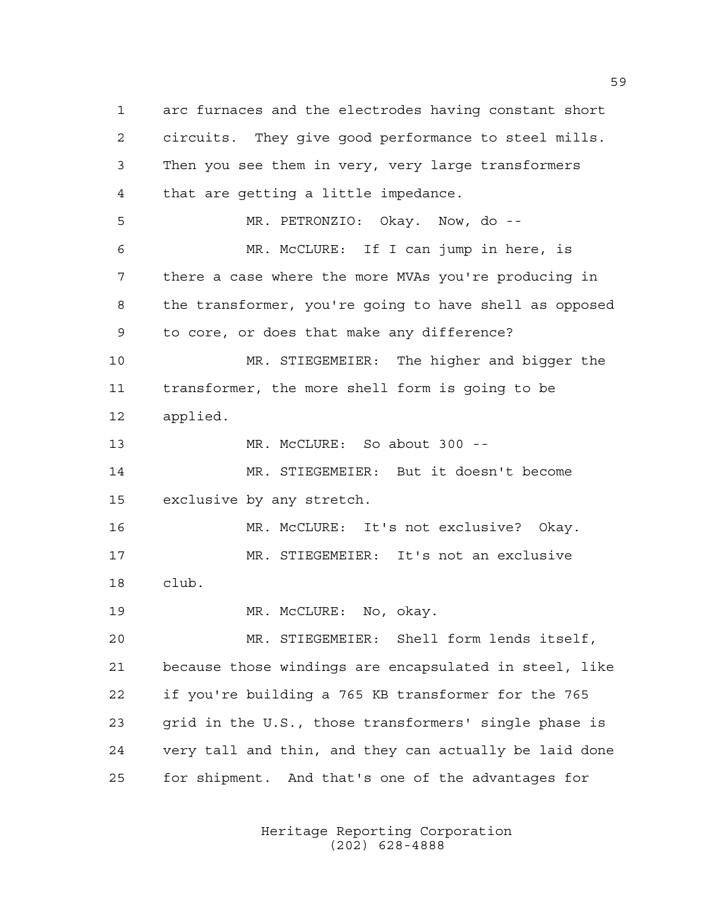1 arc furnaces and the electrodes having constant short
2 circuits. They give good performance to steel mills.
3 Then you see them in very, very large transformers
4 that are getting a little impedance.
5 MR. PETRONZIO: Okay. Now, do --
6 MR. McCLURE: If I can jump in here, is
7 there a case where the more MVAs you're producing in
8 the transformer, you're going to have shell as opposed
9 to core, or does that make any difference?
10 MR. STIEGEMEIER: The higher and bigger the
11 transformer, the more shell form is going to be
12 applied.
13 MR. McCLURE: So about 300 --
14 MR. STIEGEMEIER: But it doesn't become
15 exclusive by any stretch.
16 MR. McCLURE: It's not exclusive? Okay.
17 MR. STIEGEMEIER: It's not an exclusive
18 club.
19 MR. McCLURE: No, okay.
20 MR. STIEGEMEIER: Shell form lends itself,
21 because those windings are encapsulated in steel, like
22 if you're building a 765 KB transformer for the 765
23 grid in the U.S., those transformers' single phase is
24 very tall and thin, and they can actually be laid done
25 for shipment. And that's one of the advantages for

Heritage Reporting Corporation
(202) 628-4888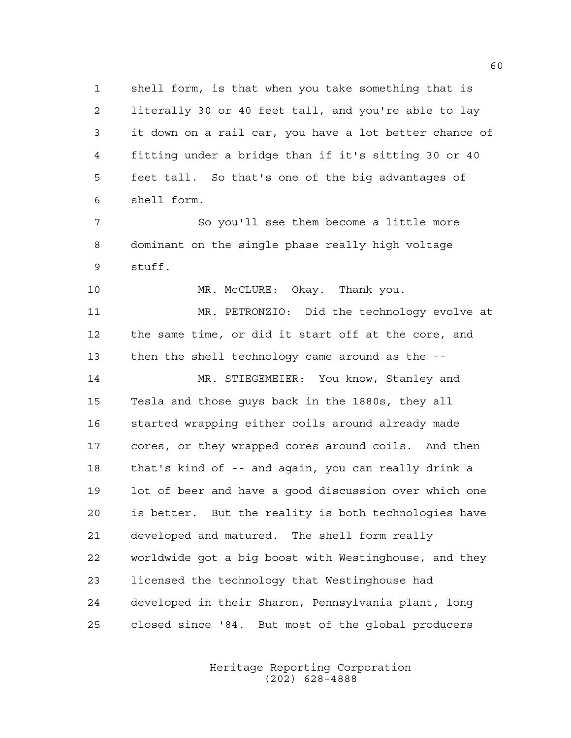shell form, is that when you take something that is literally 30 or 40 feet tall, and you're able to lay it down on a rail car, you have a lot better chance of fitting under a bridge than if it's sitting 30 or 40 feet tall. So that's one of the big advantages of shell form.

So you'll see them become a little more dominant on the single phase really high voltage stuff.

MR. McCLURE: Okay. Thank you.

MR. PETRONZIO: Did the technology evolve at the same time, or did it start off at the core, and then the shell technology came around as the --

MR. STIEGEMEIER: You know, Stanley and Tesla and those guys back in the 1880s, they all started wrapping either coils around already made cores, or they wrapped cores around coils. And then that's kind of -- and again, you can really drink a lot of beer and have a good discussion over which one is better. But the reality is both technologies have developed and matured. The shell form really worldwide got a big boost with Westinghouse, and they licensed the technology that Westinghouse had developed in their Sharon, Pennsylvania plant, long closed since '84. But most of the global producers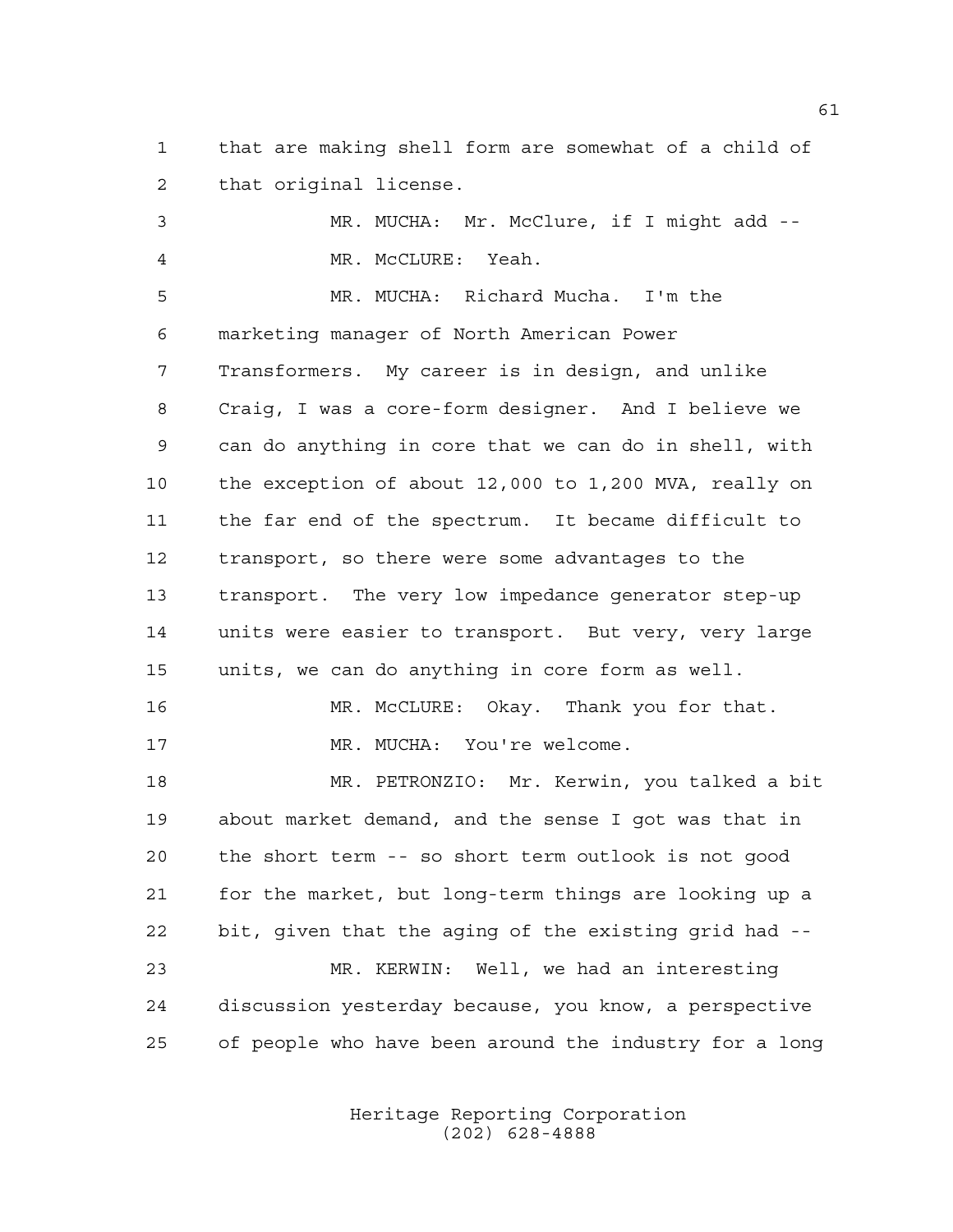that are making shell form are somewhat of a child of that original license.

MR. MUCHA: Mr. McClure, if I might add --

MR. McCLURE: Yeah.

MR. MUCHA: Richard Mucha. I'm the marketing manager of North American Power Transformers. My career is in design, and unlike Craig, I was a core-form designer. And I believe we can do anything in core that we can do in shell, with the exception of about 12,000 to 1,200 MVA, really on the far end of the spectrum. It became difficult to transport, so there were some advantages to the transport. The very low impedance generator step-up units were easier to transport. But very, very large units, we can do anything in core form as well.

MR. McCLURE: Okay. Thank you for that.

MR. MUCHA: You're welcome.

MR. PETRONZIO: Mr. Kerwin, you talked a bit about market demand, and the sense I got was that in the short term -- so short term outlook is not good for the market, but long-term things are looking up a bit, given that the aging of the existing grid had --

MR. KERWIN: Well, we had an interesting discussion yesterday because, you know, a perspective of people who have been around the industry for a long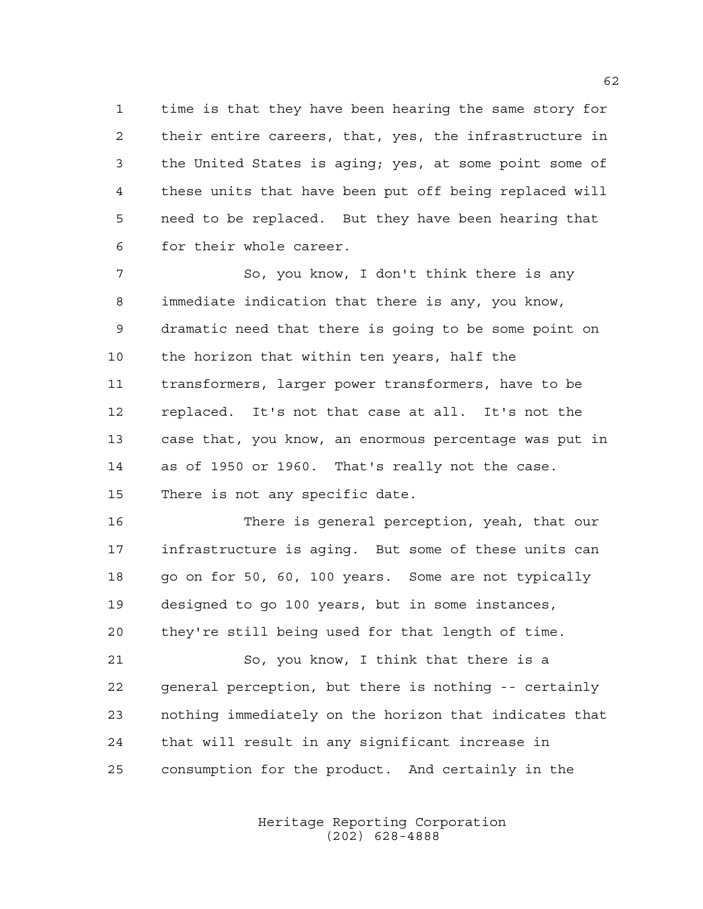time is that they have been hearing the same story for their entire careers, that, yes, the infrastructure in the United States is aging; yes, at some point some of these units that have been put off being replaced will need to be replaced. But they have been hearing that for their whole career.

So, you know, I don't think there is any immediate indication that there is any, you know, dramatic need that there is going to be some point on the horizon that within ten years, half the transformers, larger power transformers, have to be replaced. It's not that case at all. It's not the case that, you know, an enormous percentage was put in as of 1950 or 1960. That's really not the case. There is not any specific date.

There is general perception, yeah, that our infrastructure is aging. But some of these units can go on for 50, 60, 100 years. Some are not typically designed to go 100 years, but in some instances, they're still being used for that length of time.

So, you know, I think that there is a general perception, but there is nothing -- certainly nothing immediately on the horizon that indicates that that will result in any significant increase in consumption for the product. And certainly in the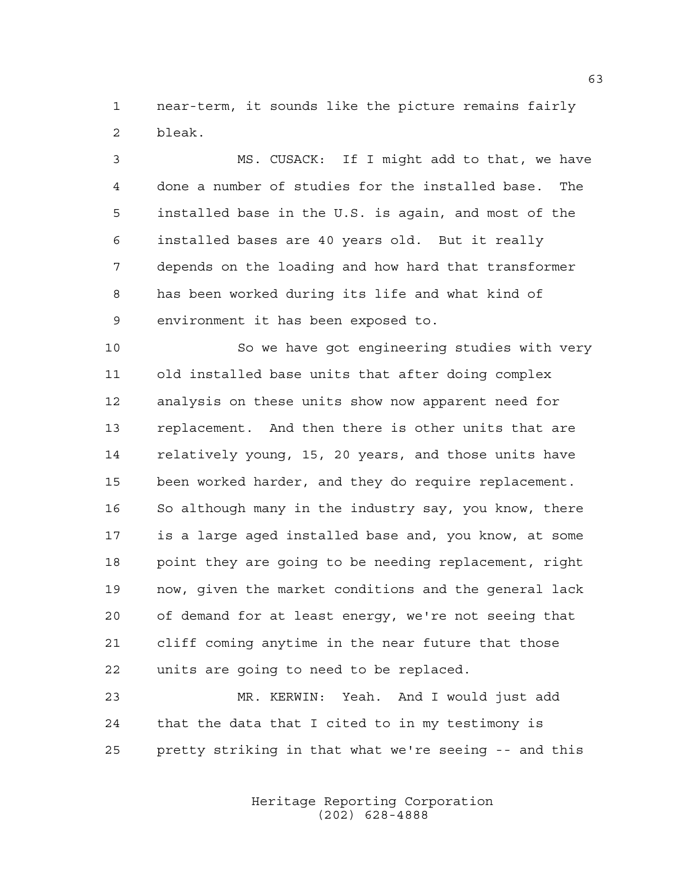near-term, it sounds like the picture remains fairly bleak.

MS. CUSACK: If I might add to that, we have done a number of studies for the installed base. The installed base in the U.S. is again, and most of the installed bases are 40 years old. But it really depends on the loading and how hard that transformer has been worked during its life and what kind of environment it has been exposed to.

So we have got engineering studies with very old installed base units that after doing complex analysis on these units show now apparent need for replacement. And then there is other units that are relatively young, 15, 20 years, and those units have been worked harder, and they do require replacement. So although many in the industry say, you know, there is a large aged installed base and, you know, at some point they are going to be needing replacement, right now, given the market conditions and the general lack of demand for at least energy, we're not seeing that cliff coming anytime in the near future that those units are going to need to be replaced.

MR. KERWIN: Yeah. And I would just add that the data that I cited to in my testimony is pretty striking in that what we're seeing -- and this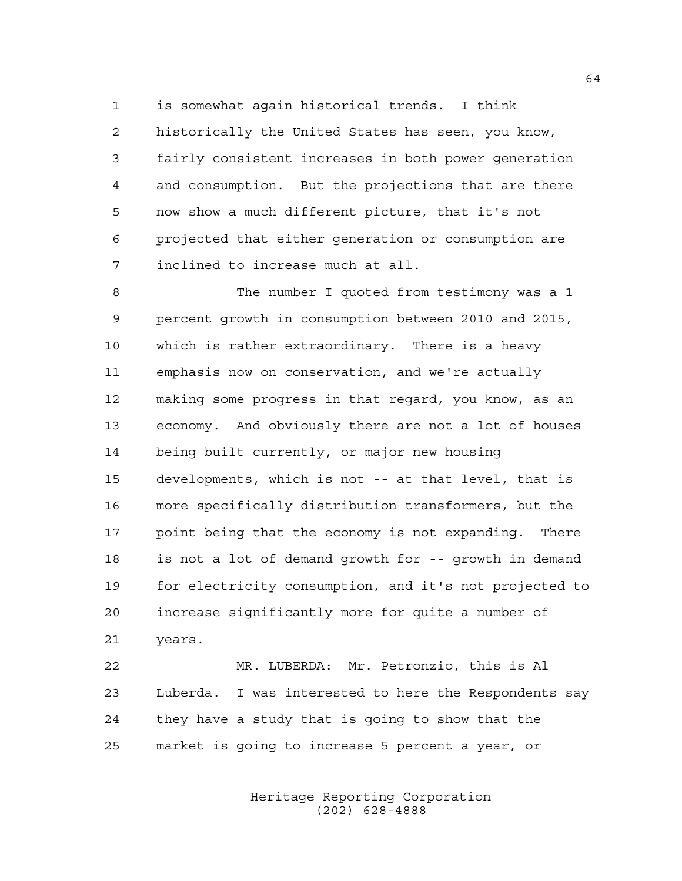is somewhat again historical trends. I think historically the United States has seen, you know, fairly consistent increases in both power generation and consumption. But the projections that are there now show a much different picture, that it's not projected that either generation or consumption are inclined to increase much at all.

The number I quoted from testimony was a 1 percent growth in consumption between 2010 and 2015, which is rather extraordinary. There is a heavy emphasis now on conservation, and we're actually making some progress in that regard, you know, as an economy. And obviously there are not a lot of houses being built currently, or major new housing developments, which is not -- at that level, that is more specifically distribution transformers, but the point being that the economy is not expanding. There is not a lot of demand growth for -- growth in demand for electricity consumption, and it's not projected to increase significantly more for quite a number of years.

MR. LUBERDA: Mr. Petronzio, this is Al Luberda. I was interested to here the Respondents say they have a study that is going to show that the market is going to increase 5 percent a year, or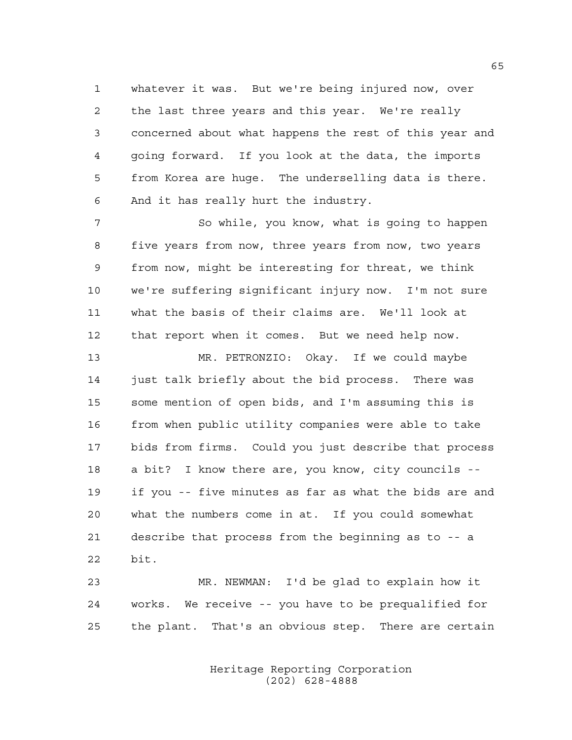whatever it was. But we're being injured now, over the last three years and this year. We're really concerned about what happens the rest of this year and going forward. If you look at the data, the imports from Korea are huge. The underselling data is there. And it has really hurt the industry.

So while, you know, what is going to happen five years from now, three years from now, two years from now, might be interesting for threat, we think we're suffering significant injury now. I'm not sure what the basis of their claims are. We'll look at that report when it comes. But we need help now.

MR. PETRONZIO: Okay. If we could maybe just talk briefly about the bid process. There was some mention of open bids, and I'm assuming this is from when public utility companies were able to take bids from firms. Could you just describe that process a bit? I know there are, you know, city councils -- if you -- five minutes as far as what the bids are and what the numbers come in at. If you could somewhat describe that process from the beginning as to -- a bit.

MR. NEWMAN: I'd be glad to explain how it works. We receive -- you have to be prequalified for the plant. That's an obvious step. There are certain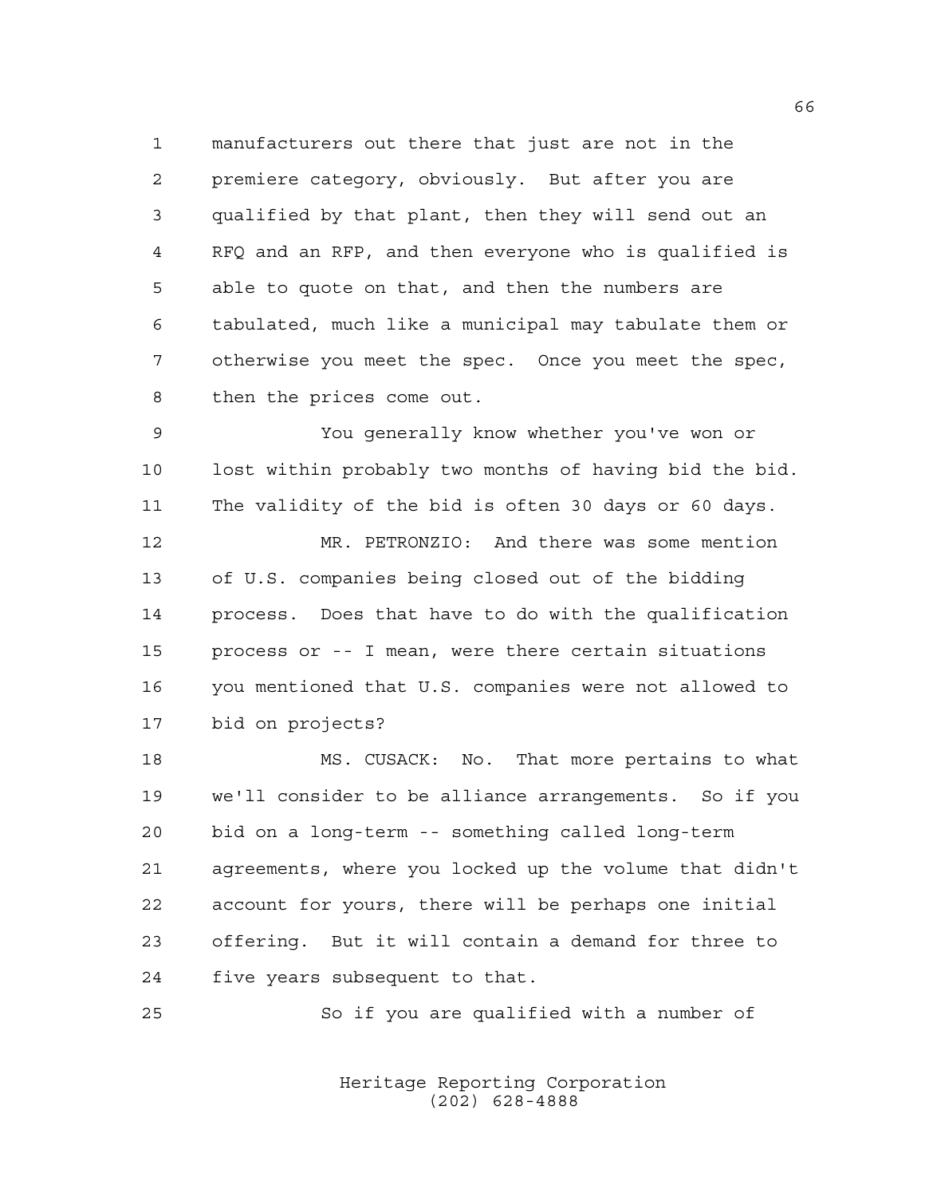manufacturers out there that just are not in the premiere category, obviously. But after you are qualified by that plant, then they will send out an RFQ and an RFP, and then everyone who is qualified is able to quote on that, and then the numbers are tabulated, much like a municipal may tabulate them or otherwise you meet the spec. Once you meet the spec, then the prices come out.

You generally know whether you've won or lost within probably two months of having bid the bid. The validity of the bid is often 30 days or 60 days.

MR. PETRONZIO: And there was some mention of U.S. companies being closed out of the bidding process. Does that have to do with the qualification process or -- I mean, were there certain situations you mentioned that U.S. companies were not allowed to bid on projects?

MS. CUSACK: No. That more pertains to what we'll consider to be alliance arrangements. So if you bid on a long-term -- something called long-term agreements, where you locked up the volume that didn't account for yours, there will be perhaps one initial offering. But it will contain a demand for three to five years subsequent to that.

So if you are qualified with a number of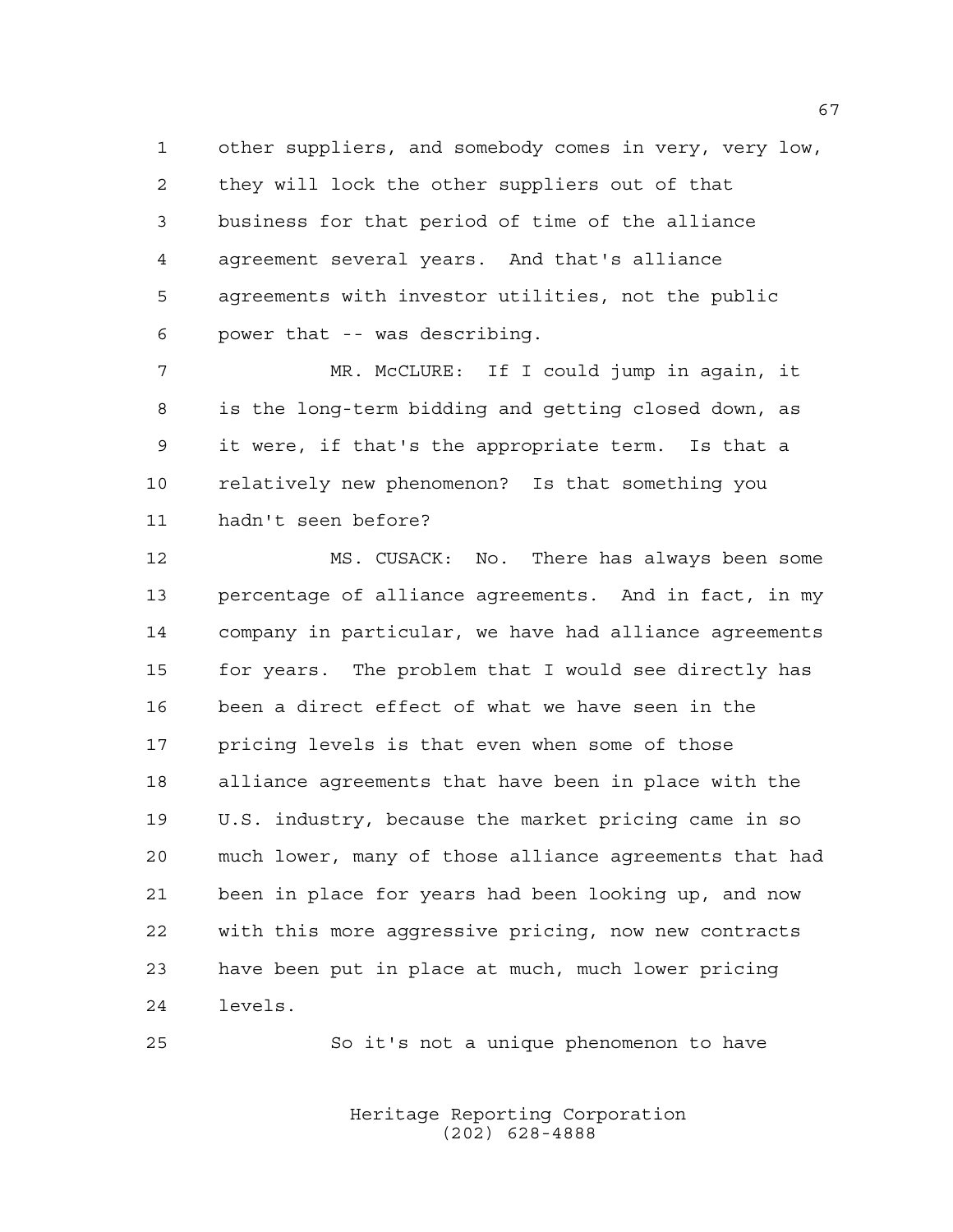other suppliers, and somebody comes in very, very low, they will lock the other suppliers out of that business for that period of time of the alliance agreement several years. And that's alliance agreements with investor utilities, not the public power that -- was describing.

MR. McCLURE: If I could jump in again, it is the long-term bidding and getting closed down, as it were, if that's the appropriate term. Is that a relatively new phenomenon? Is that something you hadn't seen before?

MS. CUSACK: No. There has always been some percentage of alliance agreements. And in fact, in my company in particular, we have had alliance agreements for years. The problem that I would see directly has been a direct effect of what we have seen in the pricing levels is that even when some of those alliance agreements that have been in place with the U.S. industry, because the market pricing came in so much lower, many of those alliance agreements that had been in place for years had been looking up, and now with this more aggressive pricing, now new contracts have been put in place at much, much lower pricing levels.

So it's not a unique phenomenon to have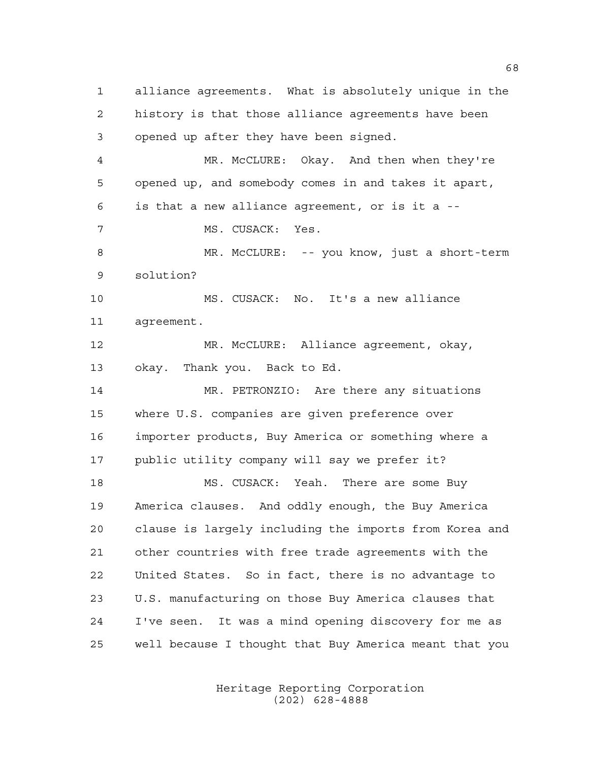alliance agreements. What is absolutely unique in the history is that those alliance agreements have been opened up after they have been signed.

MR. McCLURE: Okay. And then when they're opened up, and somebody comes in and takes it apart, is that a new alliance agreement, or is it a --

MS. CUSACK: Yes.

MR. McCLURE: -- you know, just a short-term solution?

MS. CUSACK: No. It's a new alliance agreement.

MR. McCLURE: Alliance agreement, okay, okay. Thank you. Back to Ed.

MR. PETRONZIO: Are there any situations where U.S. companies are given preference over importer products, Buy America or something where a public utility company will say we prefer it?

MS. CUSACK: Yeah. There are some Buy America clauses. And oddly enough, the Buy America clause is largely including the imports from Korea and other countries with free trade agreements with the United States. So in fact, there is no advantage to U.S. manufacturing on those Buy America clauses that I've seen. It was a mind opening discovery for me as well because I thought that Buy America meant that you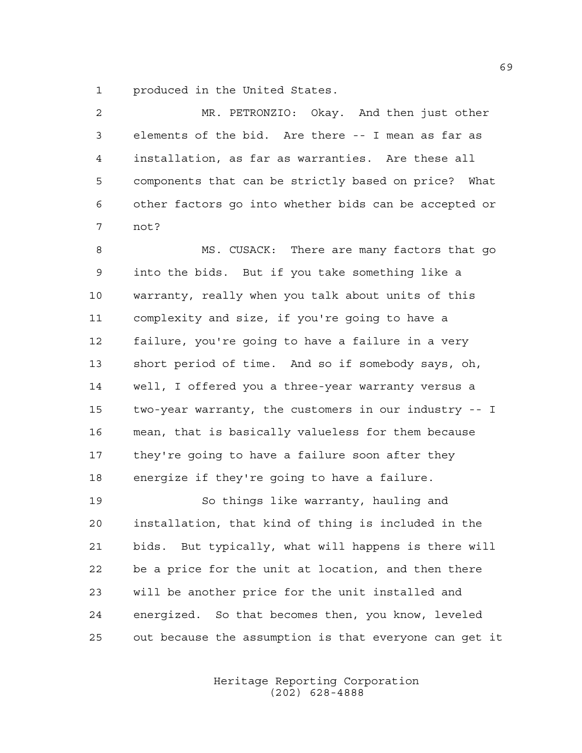produced in the United States.

MR. PETRONZIO: Okay. And then just other elements of the bid. Are there -- I mean as far as installation, as far as warranties. Are these all components that can be strictly based on price? What other factors go into whether bids can be accepted or not?

MS. CUSACK: There are many factors that go into the bids. But if you take something like a warranty, really when you talk about units of this complexity and size, if you're going to have a failure, you're going to have a failure in a very short period of time. And so if somebody says, oh, well, I offered you a three-year warranty versus a two-year warranty, the customers in our industry -- I mean, that is basically valueless for them because they're going to have a failure soon after they energize if they're going to have a failure.

So things like warranty, hauling and installation, that kind of thing is included in the bids. But typically, what will happens is there will be a price for the unit at location, and then there will be another price for the unit installed and energized. So that becomes then, you know, leveled out because the assumption is that everyone can get it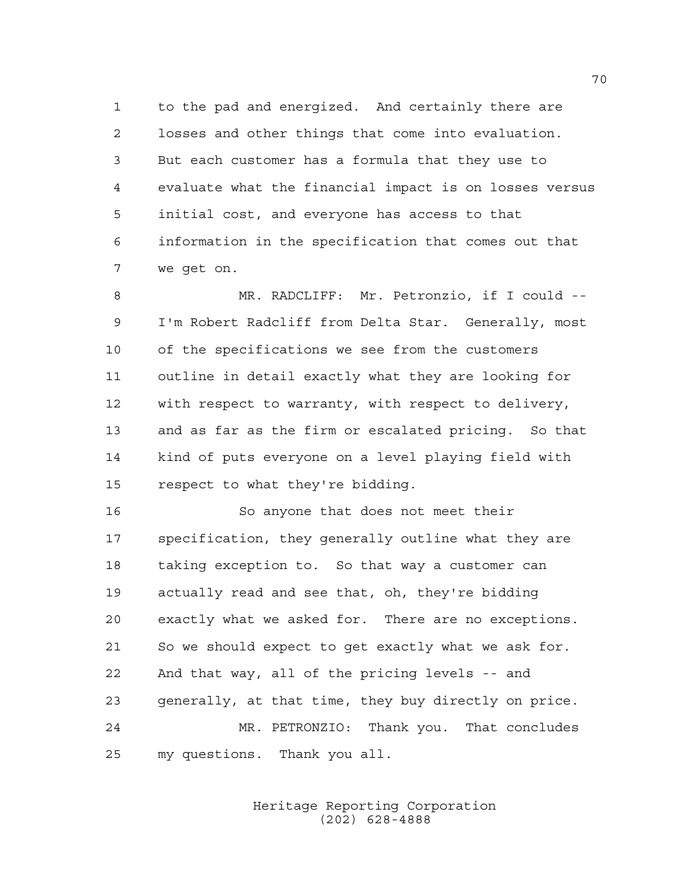to the pad and energized. And certainly there are losses and other things that come into evaluation. But each customer has a formula that they use to evaluate what the financial impact is on losses versus initial cost, and everyone has access to that information in the specification that comes out that we get on.

MR. RADCLIFF: Mr. Petronzio, if I could -- I'm Robert Radcliff from Delta Star. Generally, most of the specifications we see from the customers outline in detail exactly what they are looking for with respect to warranty, with respect to delivery, and as far as the firm or escalated pricing. So that kind of puts everyone on a level playing field with respect to what they're bidding.

So anyone that does not meet their specification, they generally outline what they are taking exception to. So that way a customer can actually read and see that, oh, they're bidding exactly what we asked for. There are no exceptions. So we should expect to get exactly what we ask for. And that way, all of the pricing levels -- and generally, at that time, they buy directly on price.

MR. PETRONZIO: Thank you. That concludes my questions. Thank you all.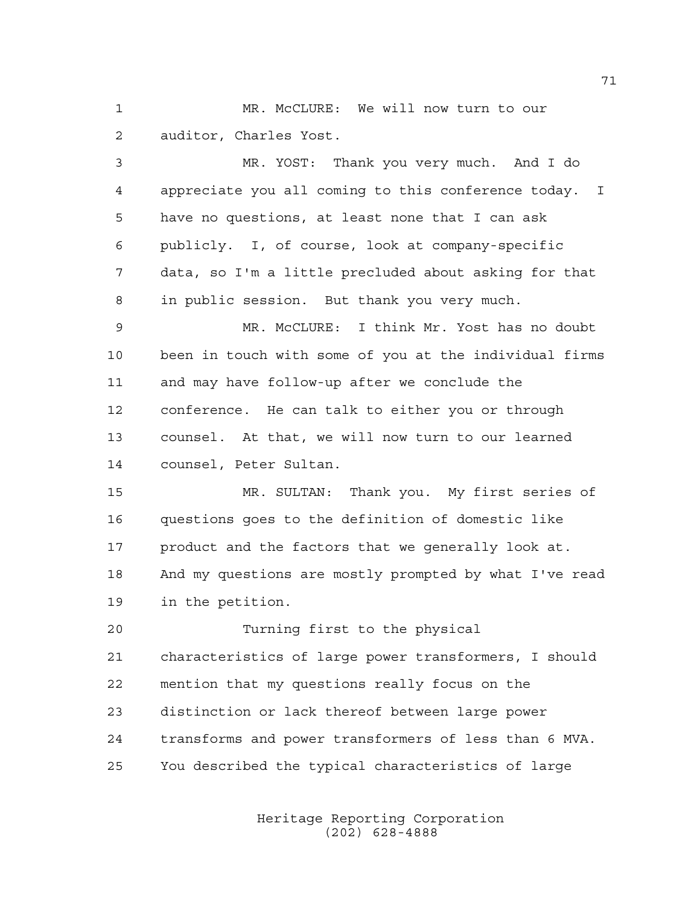MR. McCLURE: We will now turn to our auditor, Charles Yost.

MR. YOST: Thank you very much. And I do appreciate you all coming to this conference today. I have no questions, at least none that I can ask publicly. I, of course, look at company-specific data, so I'm a little precluded about asking for that in public session. But thank you very much.

MR. McCLURE: I think Mr. Yost has no doubt been in touch with some of you at the individual firms and may have follow-up after we conclude the conference. He can talk to either you or through counsel. At that, we will now turn to our learned counsel, Peter Sultan.

MR. SULTAN: Thank you. My first series of questions goes to the definition of domestic like product and the factors that we generally look at. And my questions are mostly prompted by what I've read in the petition.

Turning first to the physical characteristics of large power transformers, I should mention that my questions really focus on the distinction or lack thereof between large power transforms and power transformers of less than 6 MVA. You described the typical characteristics of large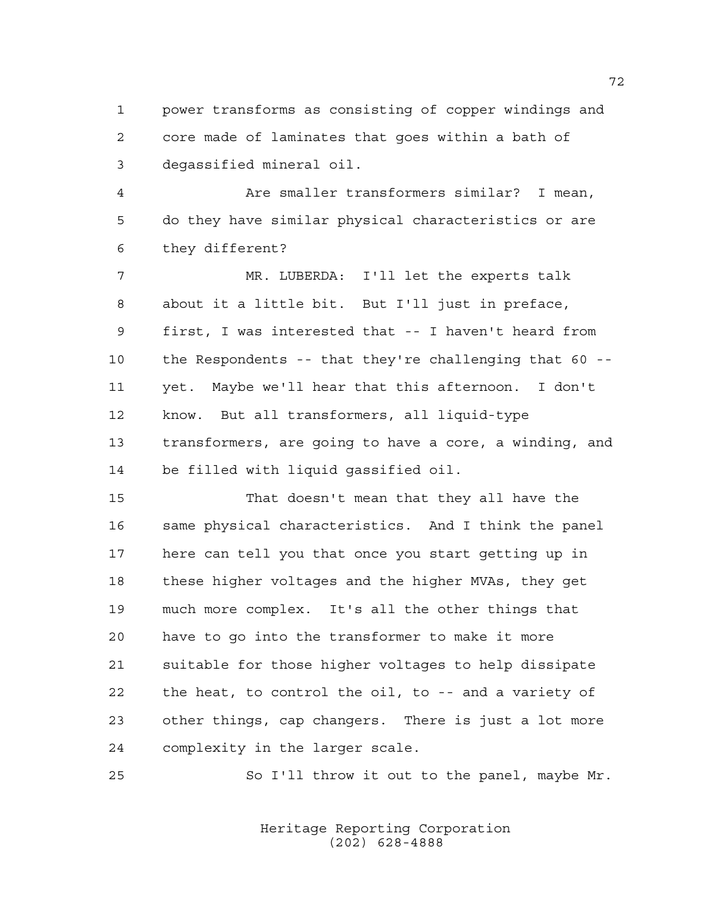power transforms as consisting of copper windings and core made of laminates that goes within a bath of degassified mineral oil.

Are smaller transformers similar? I mean, do they have similar physical characteristics or are they different?

MR. LUBERDA: I'll let the experts talk about it a little bit. But I'll just in preface, first, I was interested that -- I haven't heard from the Respondents -- that they're challenging that 60 -- yet. Maybe we'll hear that this afternoon. I don't know. But all transformers, all liquid-type transformers, are going to have a core, a winding, and be filled with liquid gassified oil.

That doesn't mean that they all have the same physical characteristics. And I think the panel here can tell you that once you start getting up in these higher voltages and the higher MVAs, they get much more complex. It's all the other things that have to go into the transformer to make it more suitable for those higher voltages to help dissipate the heat, to control the oil, to -- and a variety of other things, cap changers. There is just a lot more complexity in the larger scale.

So I'll throw it out to the panel, maybe Mr.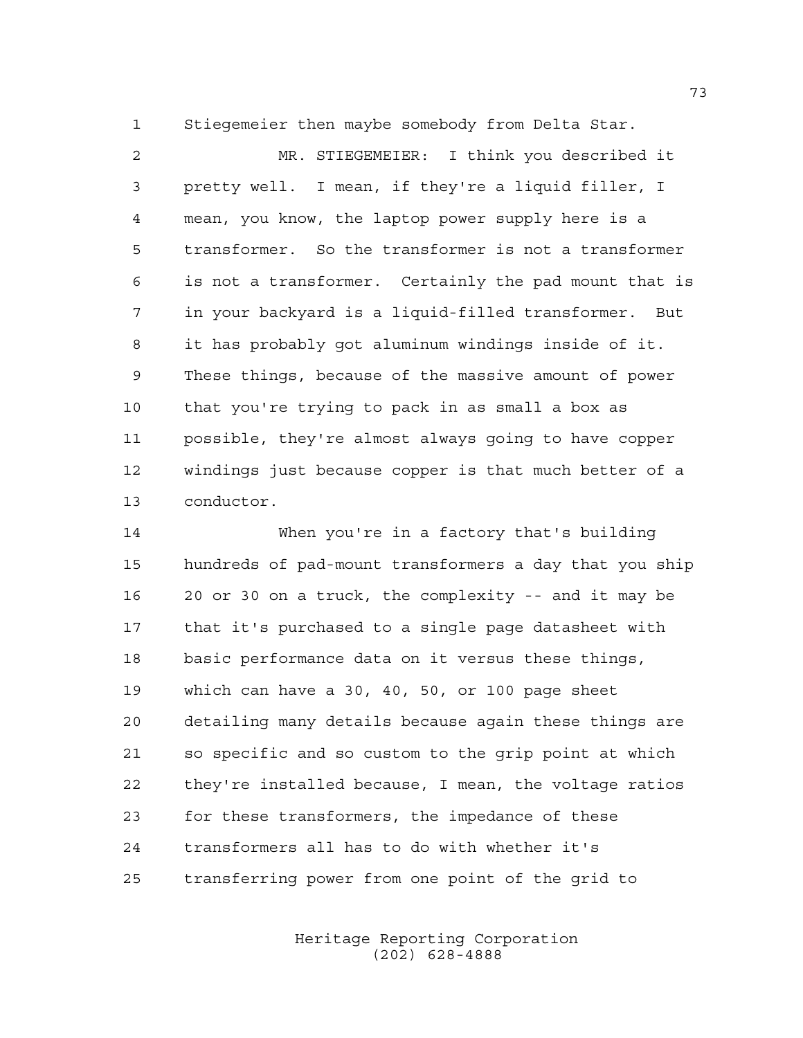Stiegemeier then maybe somebody from Delta Star.

MR. STIEGEMEIER: I think you described it pretty well. I mean, if they're a liquid filler, I mean, you know, the laptop power supply here is a transformer. So the transformer is not a transformer is not a transformer. Certainly the pad mount that is in your backyard is a liquid-filled transformer. But it has probably got aluminum windings inside of it. These things, because of the massive amount of power that you're trying to pack in as small a box as possible, they're almost always going to have copper windings just because copper is that much better of a conductor.

When you're in a factory that's building hundreds of pad-mount transformers a day that you ship 20 or 30 on a truck, the complexity -- and it may be that it's purchased to a single page datasheet with basic performance data on it versus these things, which can have a 30, 40, 50, or 100 page sheet detailing many details because again these things are so specific and so custom to the grip point at which they're installed because, I mean, the voltage ratios for these transformers, the impedance of these transformers all has to do with whether it's transferring power from one point of the grid to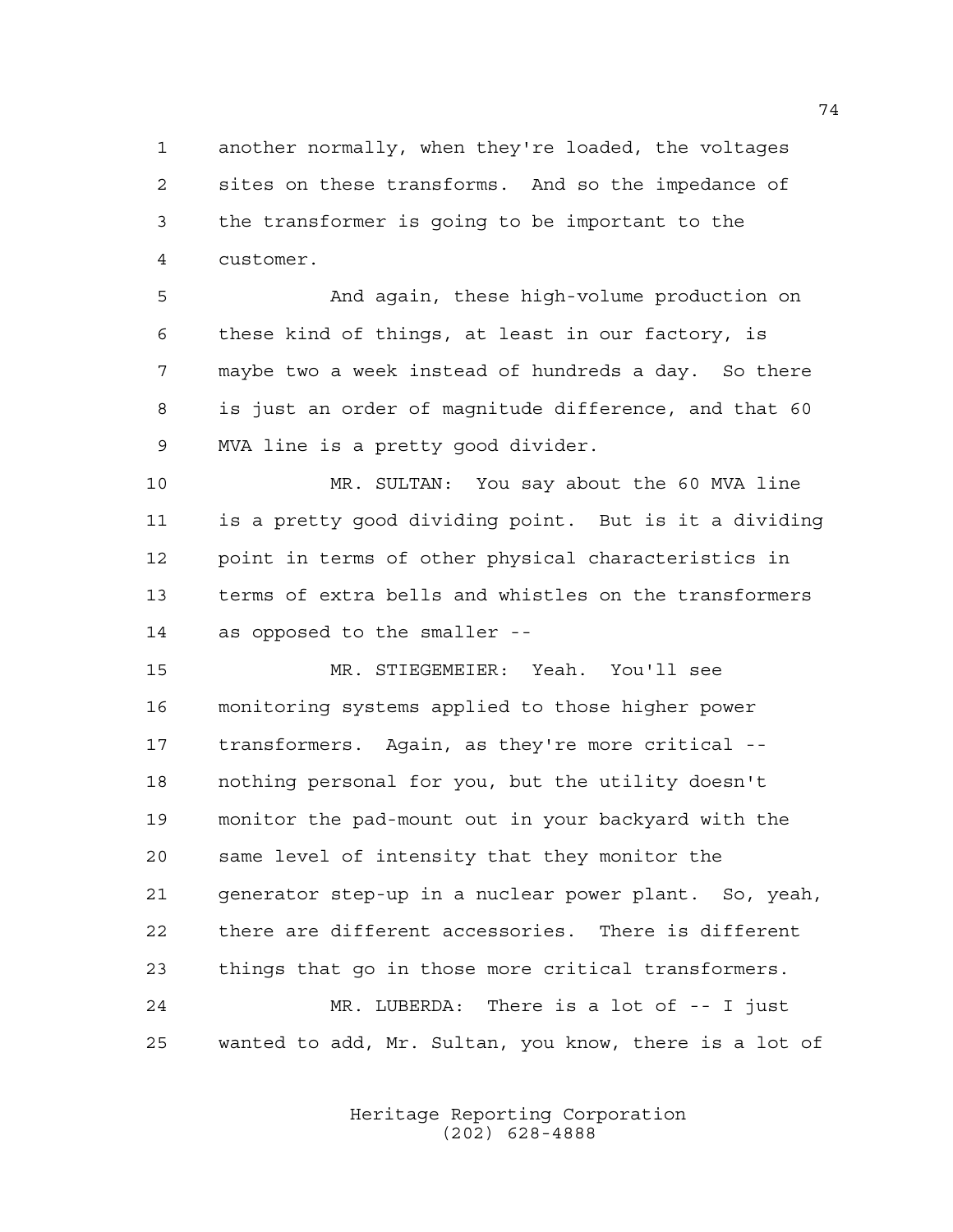another normally, when they're loaded, the voltages sites on these transforms. And so the impedance of the transformer is going to be important to the customer.

And again, these high-volume production on these kind of things, at least in our factory, is maybe two a week instead of hundreds a day. So there is just an order of magnitude difference, and that 60 MVA line is a pretty good divider.

MR. SULTAN: You say about the 60 MVA line is a pretty good dividing point. But is it a dividing point in terms of other physical characteristics in terms of extra bells and whistles on the transformers as opposed to the smaller --

MR. STIEGEMEIER: Yeah. You'll see monitoring systems applied to those higher power transformers. Again, as they're more critical -- nothing personal for you, but the utility doesn't monitor the pad-mount out in your backyard with the same level of intensity that they monitor the generator step-up in a nuclear power plant. So, yeah, there are different accessories. There is different things that go in those more critical transformers.

MR. LUBERDA: There is a lot of -- I just wanted to add, Mr. Sultan, you know, there is a lot of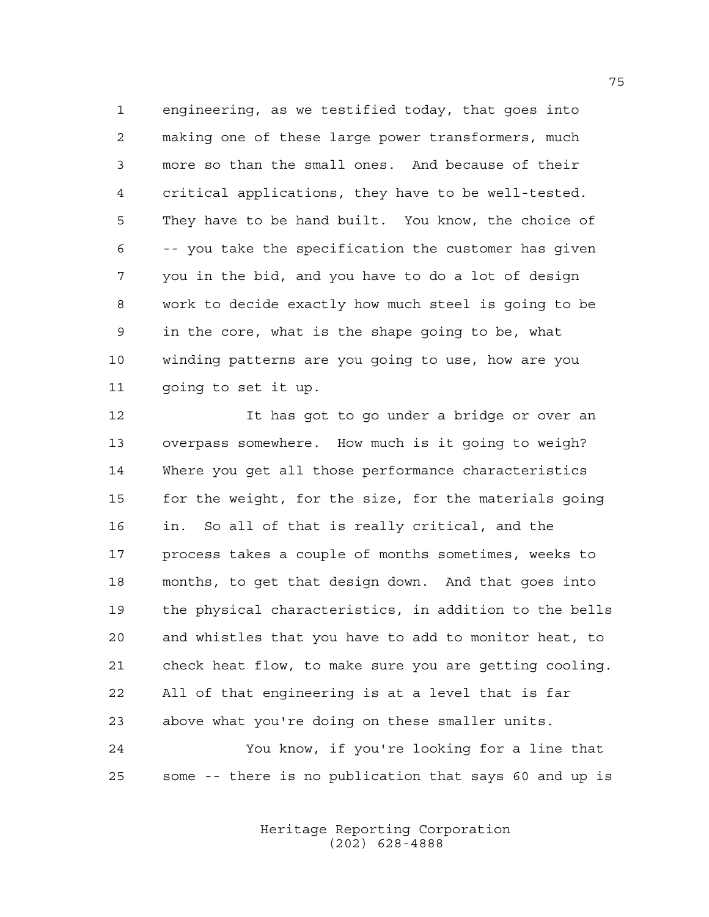engineering, as we testified today, that goes into making one of these large power transformers, much more so than the small ones. And because of their critical applications, they have to be well-tested. They have to be hand built. You know, the choice of -- you take the specification the customer has given you in the bid, and you have to do a lot of design work to decide exactly how much steel is going to be in the core, what is the shape going to be, what winding patterns are you going to use, how are you going to set it up.

It has got to go under a bridge or over an overpass somewhere. How much is it going to weigh? Where you get all those performance characteristics for the weight, for the size, for the materials going in. So all of that is really critical, and the process takes a couple of months sometimes, weeks to months, to get that design down. And that goes into the physical characteristics, in addition to the bells and whistles that you have to add to monitor heat, to check heat flow, to make sure you are getting cooling. All of that engineering is at a level that is far above what you're doing on these smaller units.

You know, if you're looking for a line that some -- there is no publication that says 60 and up is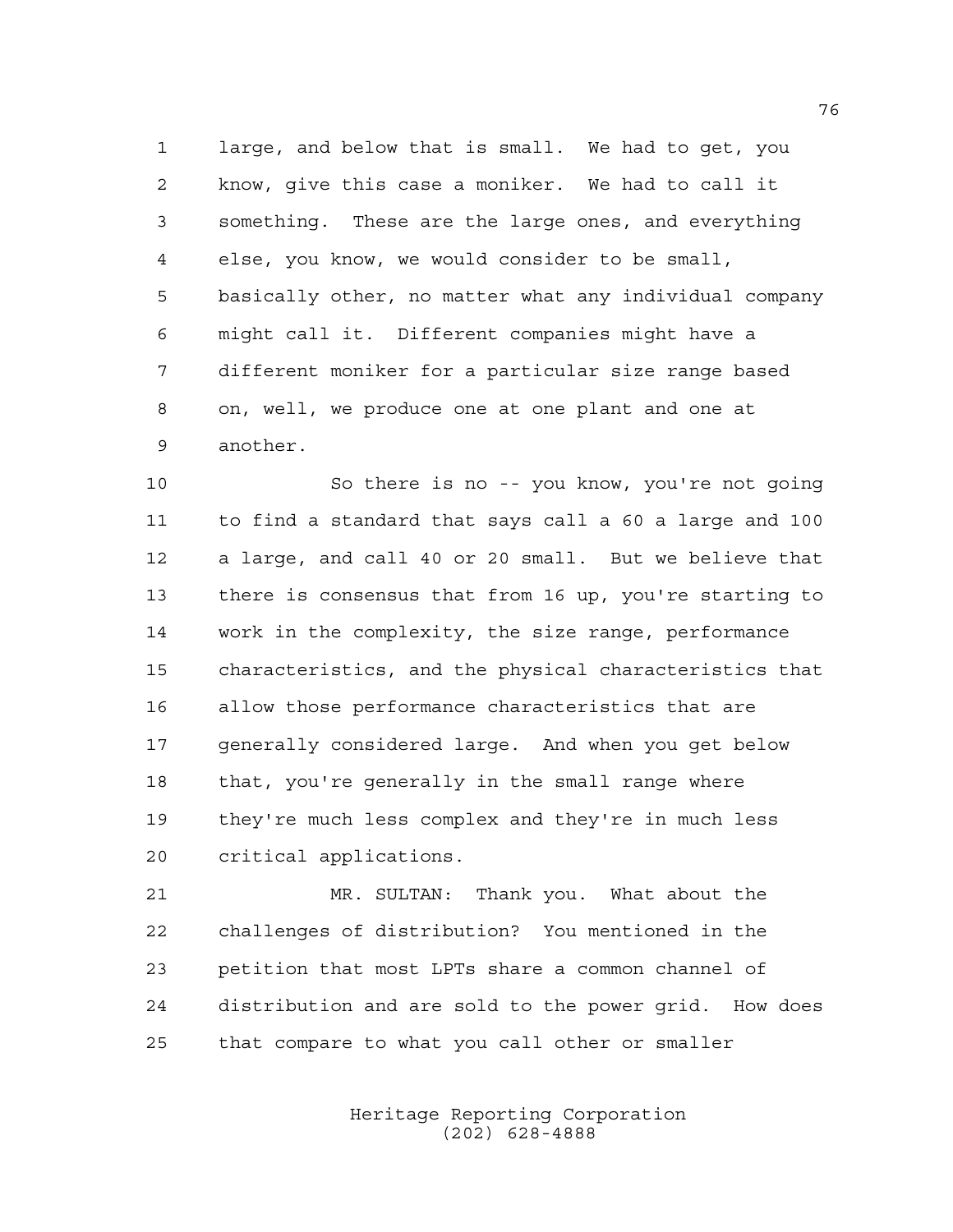large, and below that is small. We had to get, you know, give this case a moniker. We had to call it something. These are the large ones, and everything else, you know, we would consider to be small, basically other, no matter what any individual company might call it. Different companies might have a different moniker for a particular size range based on, well, we produce one at one plant and one at another.

So there is no -- you know, you're not going to find a standard that says call a 60 a large and 100 a large, and call 40 or 20 small. But we believe that there is consensus that from 16 up, you're starting to work in the complexity, the size range, performance characteristics, and the physical characteristics that allow those performance characteristics that are generally considered large. And when you get below that, you're generally in the small range where they're much less complex and they're in much less critical applications.

MR. SULTAN: Thank you. What about the challenges of distribution? You mentioned in the petition that most LPTs share a common channel of distribution and are sold to the power grid. How does that compare to what you call other or smaller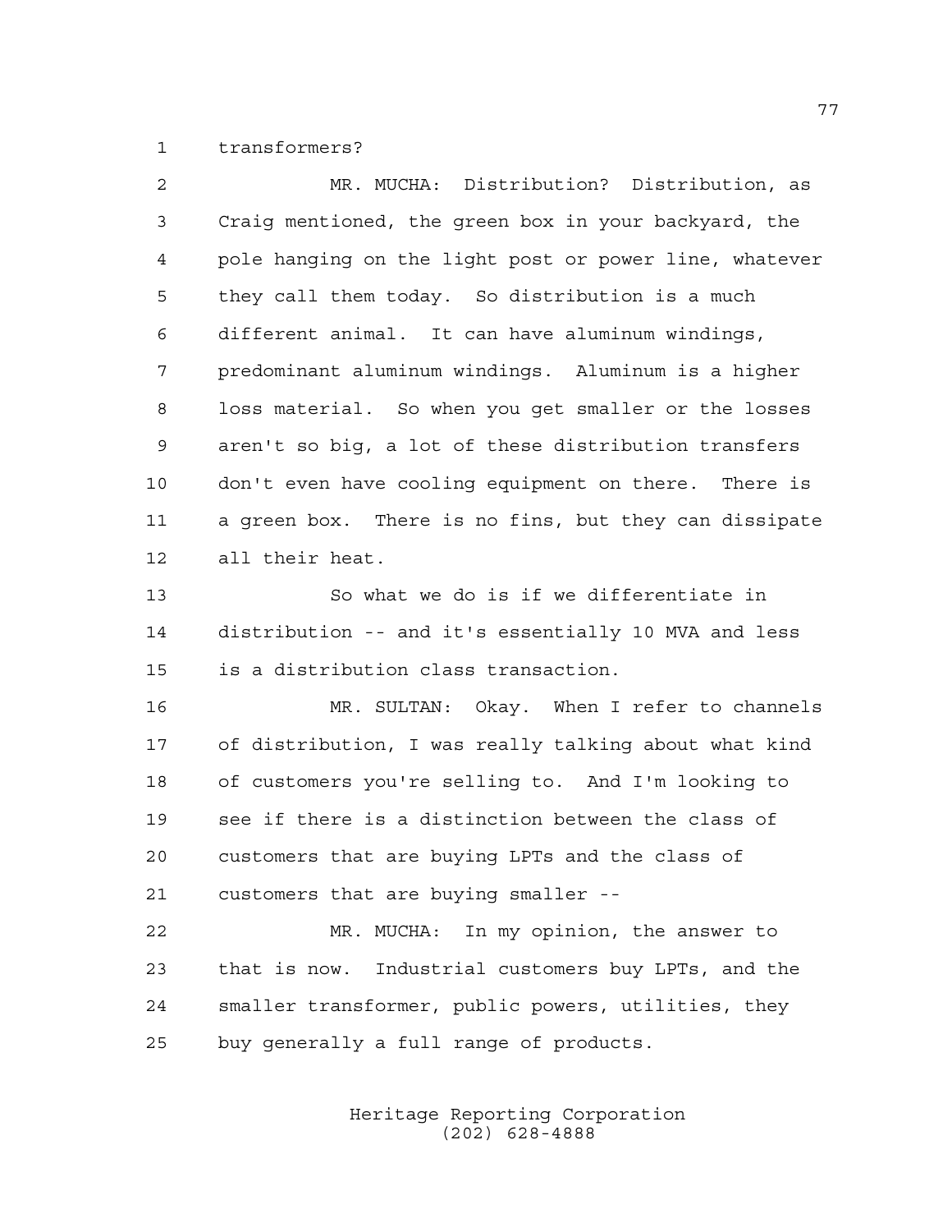transformers?

MR. MUCHA: Distribution? Distribution, as Craig mentioned, the green box in your backyard, the pole hanging on the light post or power line, whatever they call them today. So distribution is a much different animal. It can have aluminum windings, predominant aluminum windings. Aluminum is a higher loss material. So when you get smaller or the losses aren't so big, a lot of these distribution transfers don't even have cooling equipment on there. There is a green box. There is no fins, but they can dissipate all their heat.

So what we do is if we differentiate in distribution -- and it's essentially 10 MVA and less is a distribution class transaction.

MR. SULTAN: Okay. When I refer to channels of distribution, I was really talking about what kind of customers you're selling to. And I'm looking to see if there is a distinction between the class of customers that are buying LPTs and the class of customers that are buying smaller --

MR. MUCHA: In my opinion, the answer to that is now. Industrial customers buy LPTs, and the smaller transformer, public powers, utilities, they buy generally a full range of products.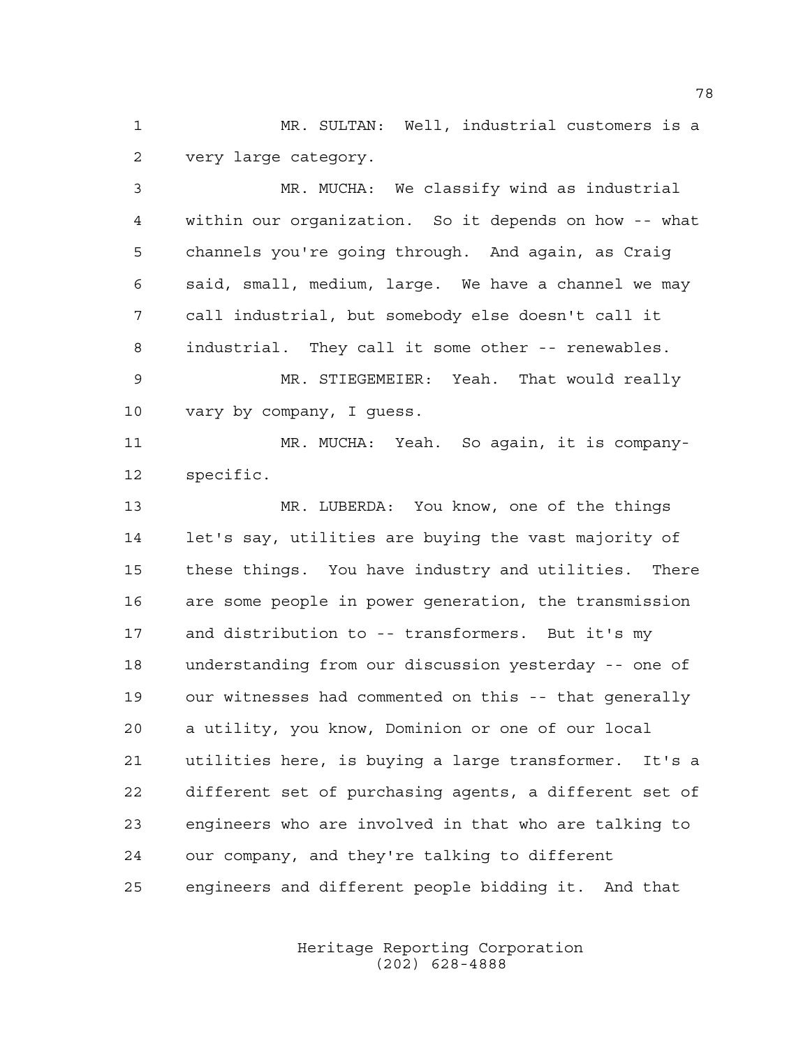MR. SULTAN: Well, industrial customers is a very large category.

MR. MUCHA: We classify wind as industrial within our organization. So it depends on how -- what channels you're going through. And again, as Craig said, small, medium, large. We have a channel we may call industrial, but somebody else doesn't call it industrial. They call it some other -- renewables.

MR. STIEGEMEIER: Yeah. That would really vary by company, I guess.

MR. MUCHA: Yeah. So again, it is company-specific.

MR. LUBERDA: You know, one of the things let's say, utilities are buying the vast majority of these things. You have industry and utilities. There are some people in power generation, the transmission and distribution to -- transformers. But it's my understanding from our discussion yesterday -- one of our witnesses had commented on this -- that generally a utility, you know, Dominion or one of our local utilities here, is buying a large transformer. It's a different set of purchasing agents, a different set of engineers who are involved in that who are talking to our company, and they're talking to different engineers and different people bidding it. And that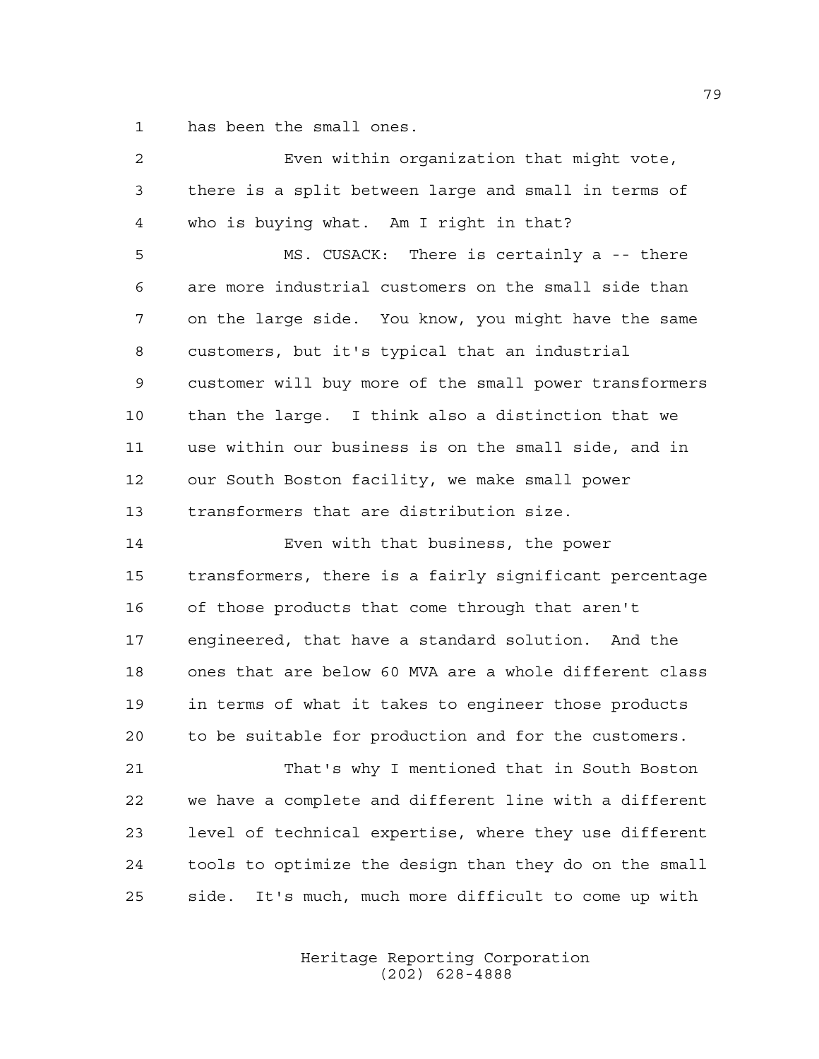has been the small ones.

Even within organization that might vote, there is a split between large and small in terms of who is buying what. Am I right in that?

MS. CUSACK: There is certainly a -- there are more industrial customers on the small side than on the large side. You know, you might have the same customers, but it's typical that an industrial customer will buy more of the small power transformers than the large. I think also a distinction that we use within our business is on the small side, and in our South Boston facility, we make small power transformers that are distribution size.

Even with that business, the power transformers, there is a fairly significant percentage of those products that come through that aren't engineered, that have a standard solution. And the ones that are below 60 MVA are a whole different class in terms of what it takes to engineer those products to be suitable for production and for the customers.

That's why I mentioned that in South Boston we have a complete and different line with a different level of technical expertise, where they use different tools to optimize the design than they do on the small side. It's much, much more difficult to come up with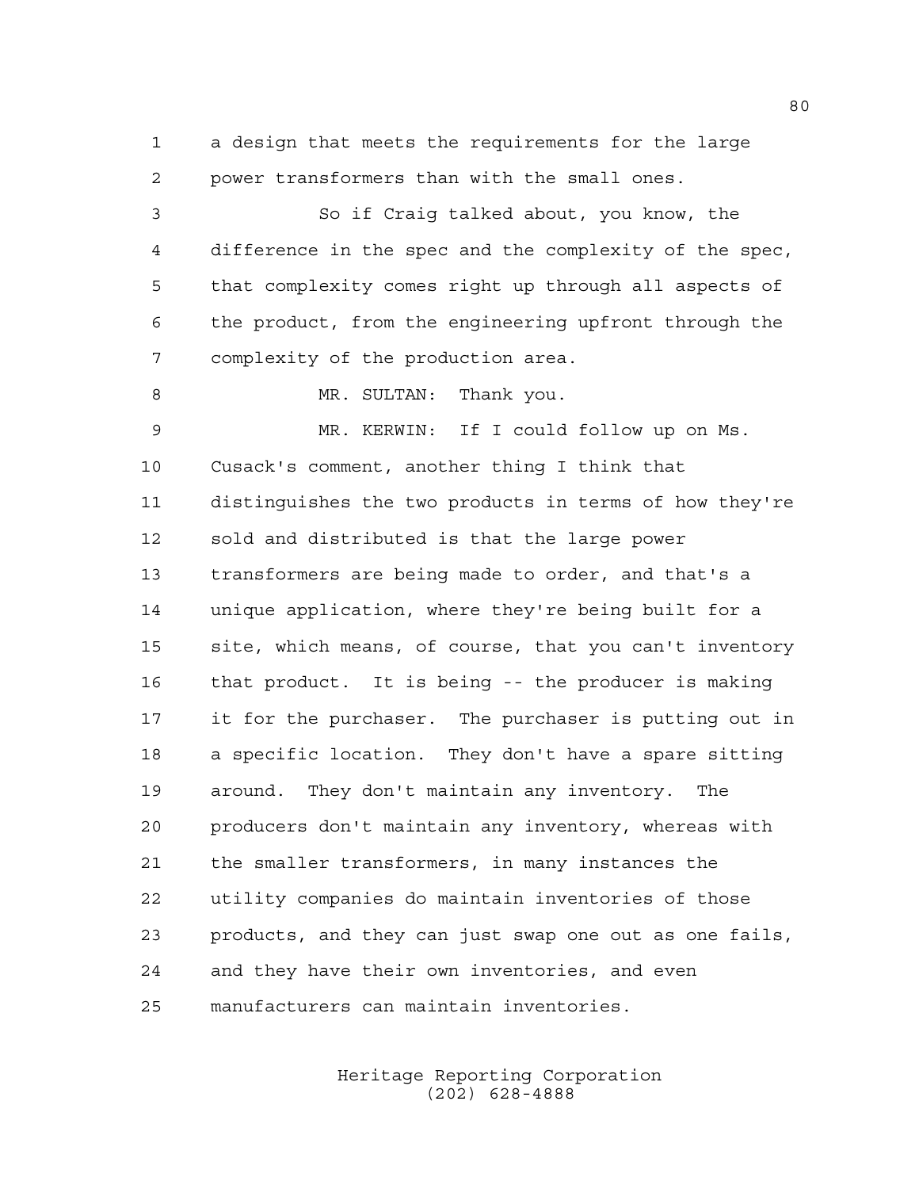a design that meets the requirements for the large power transformers than with the small ones.

So if Craig talked about, you know, the difference in the spec and the complexity of the spec, that complexity comes right up through all aspects of the product, from the engineering upfront through the complexity of the production area.

MR. SULTAN: Thank you.

MR. KERWIN: If I could follow up on Ms. Cusack's comment, another thing I think that distinguishes the two products in terms of how they're sold and distributed is that the large power transformers are being made to order, and that's a unique application, where they're being built for a site, which means, of course, that you can't inventory that product. It is being -- the producer is making it for the purchaser. The purchaser is putting out in a specific location. They don't have a spare sitting around. They don't maintain any inventory. The producers don't maintain any inventory, whereas with the smaller transformers, in many instances the utility companies do maintain inventories of those products, and they can just swap one out as one fails, and they have their own inventories, and even manufacturers can maintain inventories.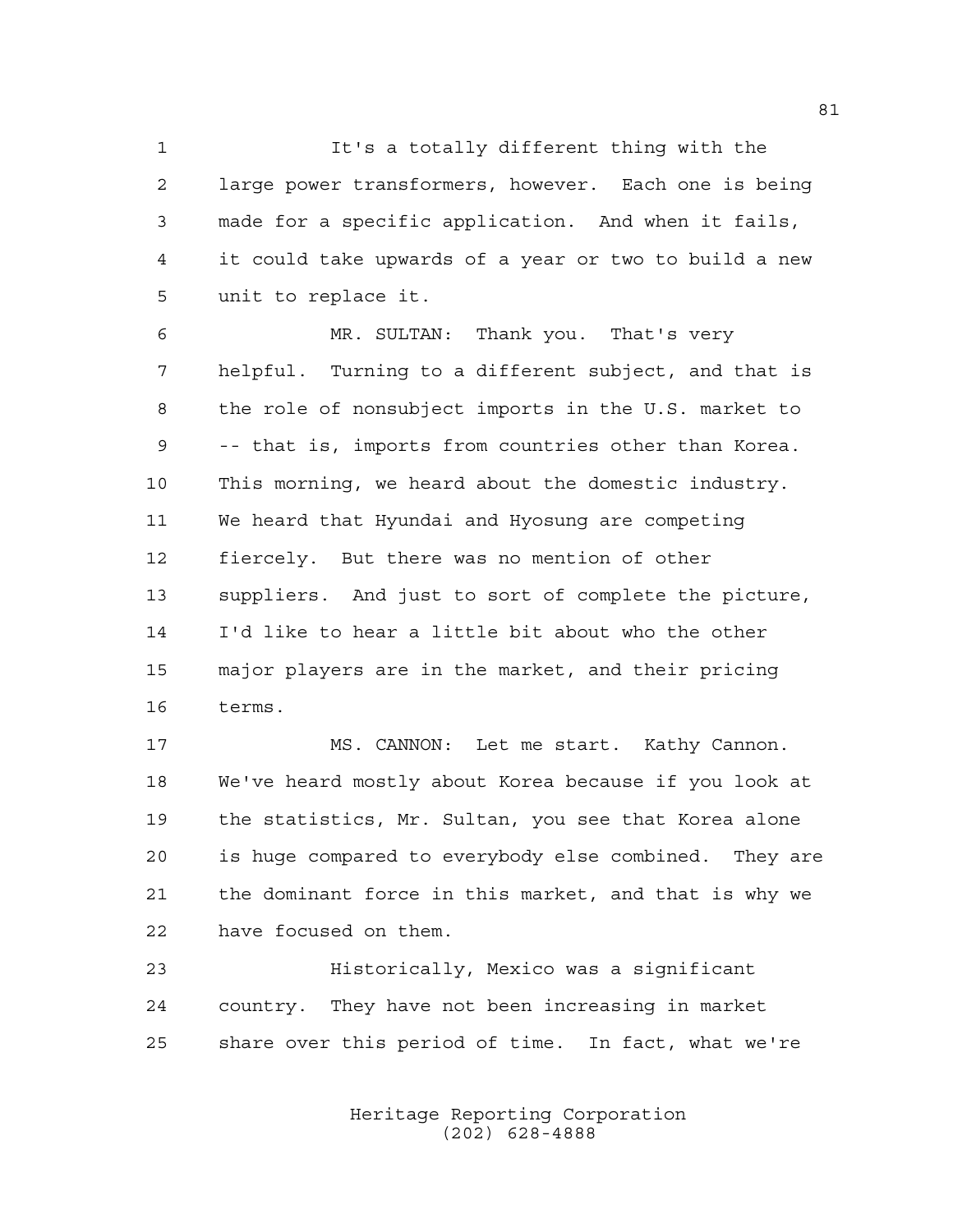It's a totally different thing with the large power transformers, however. Each one is being made for a specific application. And when it fails, it could take upwards of a year or two to build a new unit to replace it.

MR. SULTAN: Thank you. That's very helpful. Turning to a different subject, and that is the role of nonsubject imports in the U.S. market to -- that is, imports from countries other than Korea. This morning, we heard about the domestic industry. We heard that Hyundai and Hyosung are competing fiercely. But there was no mention of other suppliers. And just to sort of complete the picture, I'd like to hear a little bit about who the other major players are in the market, and their pricing terms.

MS. CANNON: Let me start. Kathy Cannon. We've heard mostly about Korea because if you look at the statistics, Mr. Sultan, you see that Korea alone is huge compared to everybody else combined. They are the dominant force in this market, and that is why we have focused on them.

Historically, Mexico was a significant country. They have not been increasing in market share over this period of time. In fact, what we're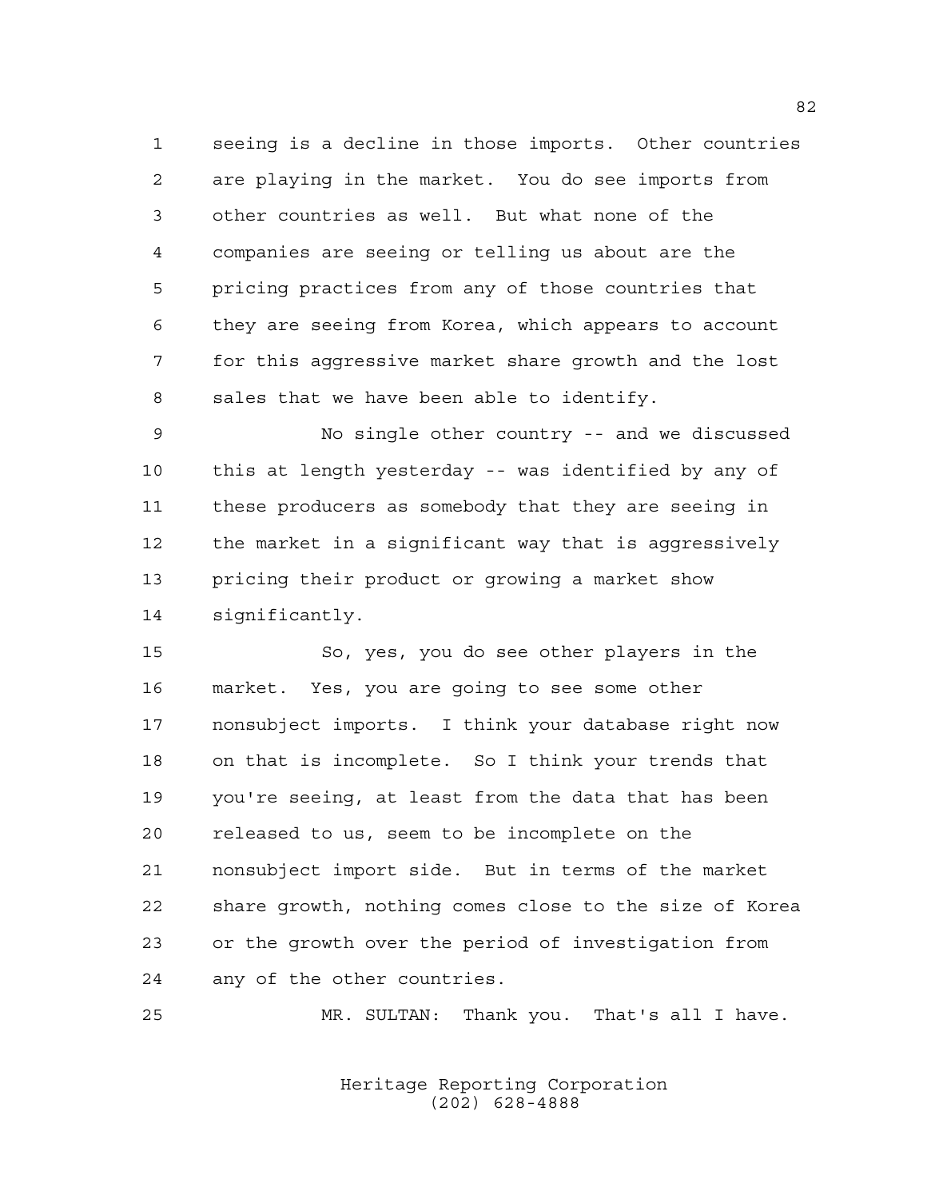seeing is a decline in those imports. Other countries are playing in the market. You do see imports from other countries as well. But what none of the companies are seeing or telling us about are the pricing practices from any of those countries that they are seeing from Korea, which appears to account for this aggressive market share growth and the lost sales that we have been able to identify.

No single other country -- and we discussed this at length yesterday -- was identified by any of these producers as somebody that they are seeing in the market in a significant way that is aggressively pricing their product or growing a market show significantly.

So, yes, you do see other players in the market. Yes, you are going to see some other nonsubject imports. I think your database right now on that is incomplete. So I think your trends that you're seeing, at least from the data that has been released to us, seem to be incomplete on the nonsubject import side. But in terms of the market share growth, nothing comes close to the size of Korea or the growth over the period of investigation from any of the other countries.

MR. SULTAN: Thank you. That's all I have.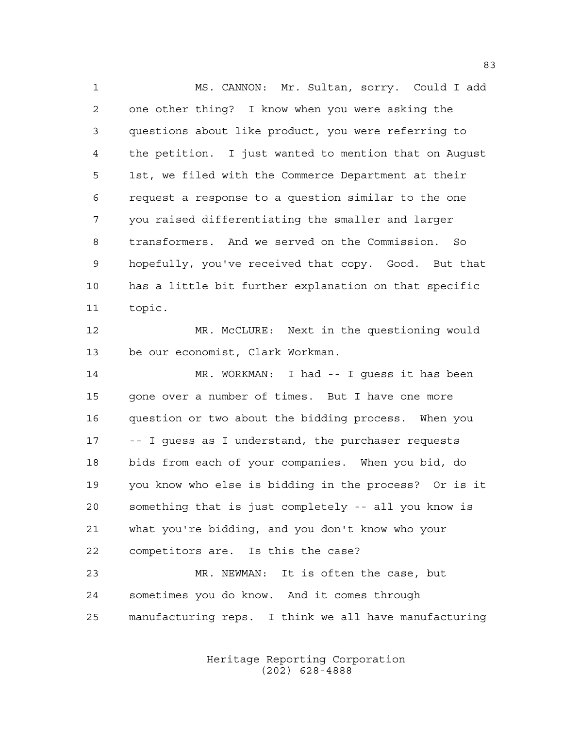MS. CANNON: Mr. Sultan, sorry. Could I add one other thing? I know when you were asking the questions about like product, you were referring to the petition. I just wanted to mention that on August 1st, we filed with the Commerce Department at their request a response to a question similar to the one you raised differentiating the smaller and larger transformers. And we served on the Commission. So hopefully, you've received that copy. Good. But that has a little bit further explanation on that specific topic.

MR. McCLURE: Next in the questioning would be our economist, Clark Workman.

MR. WORKMAN: I had -- I guess it has been gone over a number of times. But I have one more question or two about the bidding process. When you -- I guess as I understand, the purchaser requests bids from each of your companies. When you bid, do you know who else is bidding in the process? Or is it something that is just completely -- all you know is what you're bidding, and you don't know who your competitors are. Is this the case?

MR. NEWMAN: It is often the case, but sometimes you do know. And it comes through manufacturing reps. I think we all have manufacturing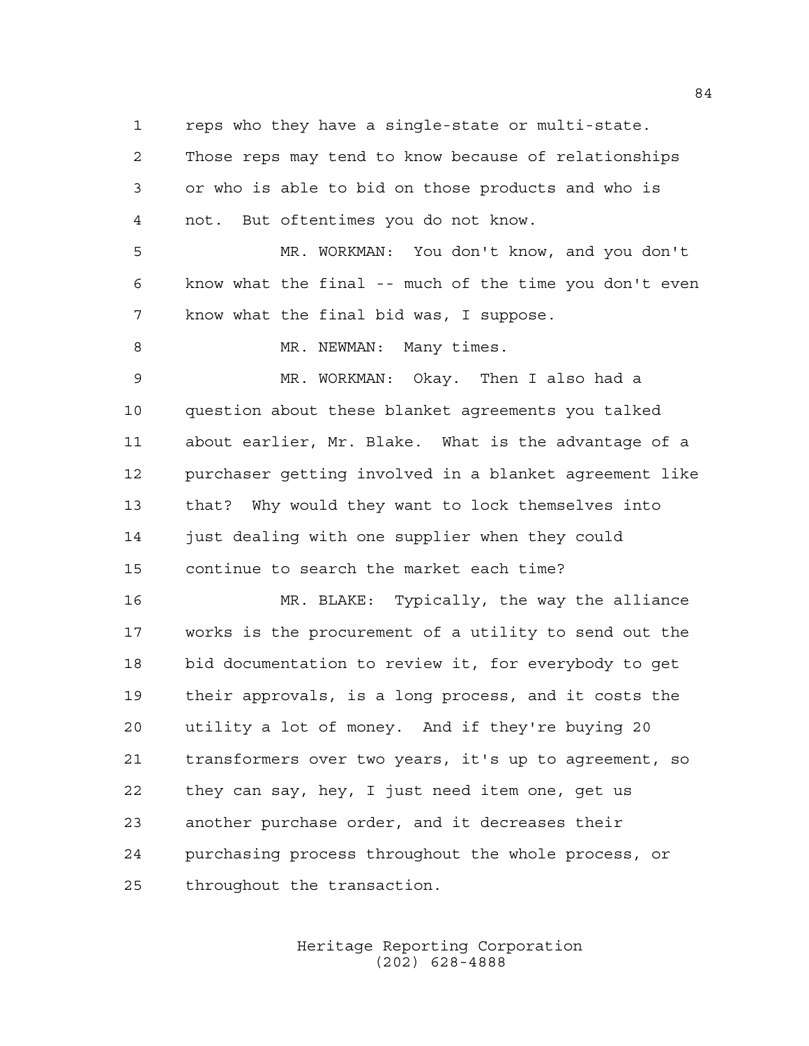reps who they have a single-state or multi-state. Those reps may tend to know because of relationships or who is able to bid on those products and who is not. But oftentimes you do not know.

MR. WORKMAN: You don't know, and you don't know what the final -- much of the time you don't even know what the final bid was, I suppose.

MR. NEWMAN: Many times.

MR. WORKMAN: Okay. Then I also had a question about these blanket agreements you talked about earlier, Mr. Blake. What is the advantage of a purchaser getting involved in a blanket agreement like that? Why would they want to lock themselves into just dealing with one supplier when they could continue to search the market each time?

MR. BLAKE: Typically, the way the alliance works is the procurement of a utility to send out the bid documentation to review it, for everybody to get their approvals, is a long process, and it costs the utility a lot of money. And if they're buying 20 transformers over two years, it's up to agreement, so they can say, hey, I just need item one, get us another purchase order, and it decreases their purchasing process throughout the whole process, or throughout the transaction.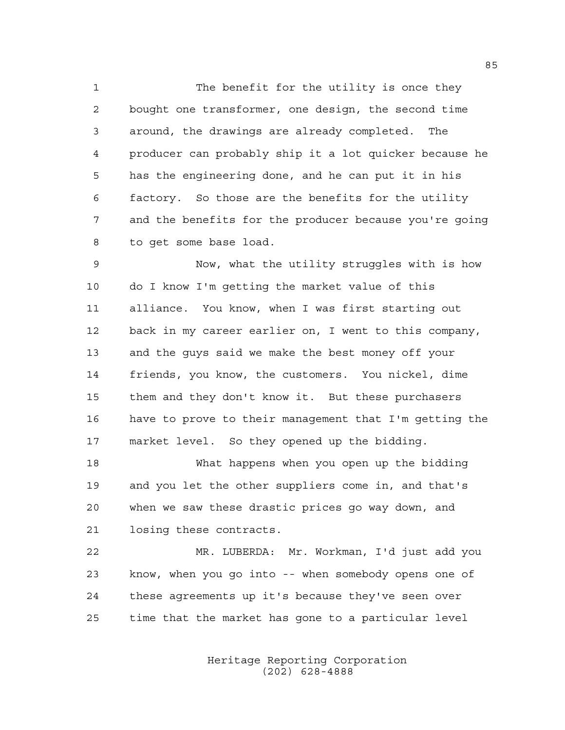The benefit for the utility is once they bought one transformer, one design, the second time around, the drawings are already completed. The producer can probably ship it a lot quicker because he has the engineering done, and he can put it in his factory. So those are the benefits for the utility and the benefits for the producer because you're going to get some base load.

Now, what the utility struggles with is how do I know I'm getting the market value of this alliance. You know, when I was first starting out back in my career earlier on, I went to this company, and the guys said we make the best money off your friends, you know, the customers. You nickel, dime them and they don't know it. But these purchasers have to prove to their management that I'm getting the market level. So they opened up the bidding.

What happens when you open up the bidding and you let the other suppliers come in, and that's when we saw these drastic prices go way down, and losing these contracts.

MR. LUBERDA: Mr. Workman, I'd just add you know, when you go into -- when somebody opens one of these agreements up it's because they've seen over time that the market has gone to a particular level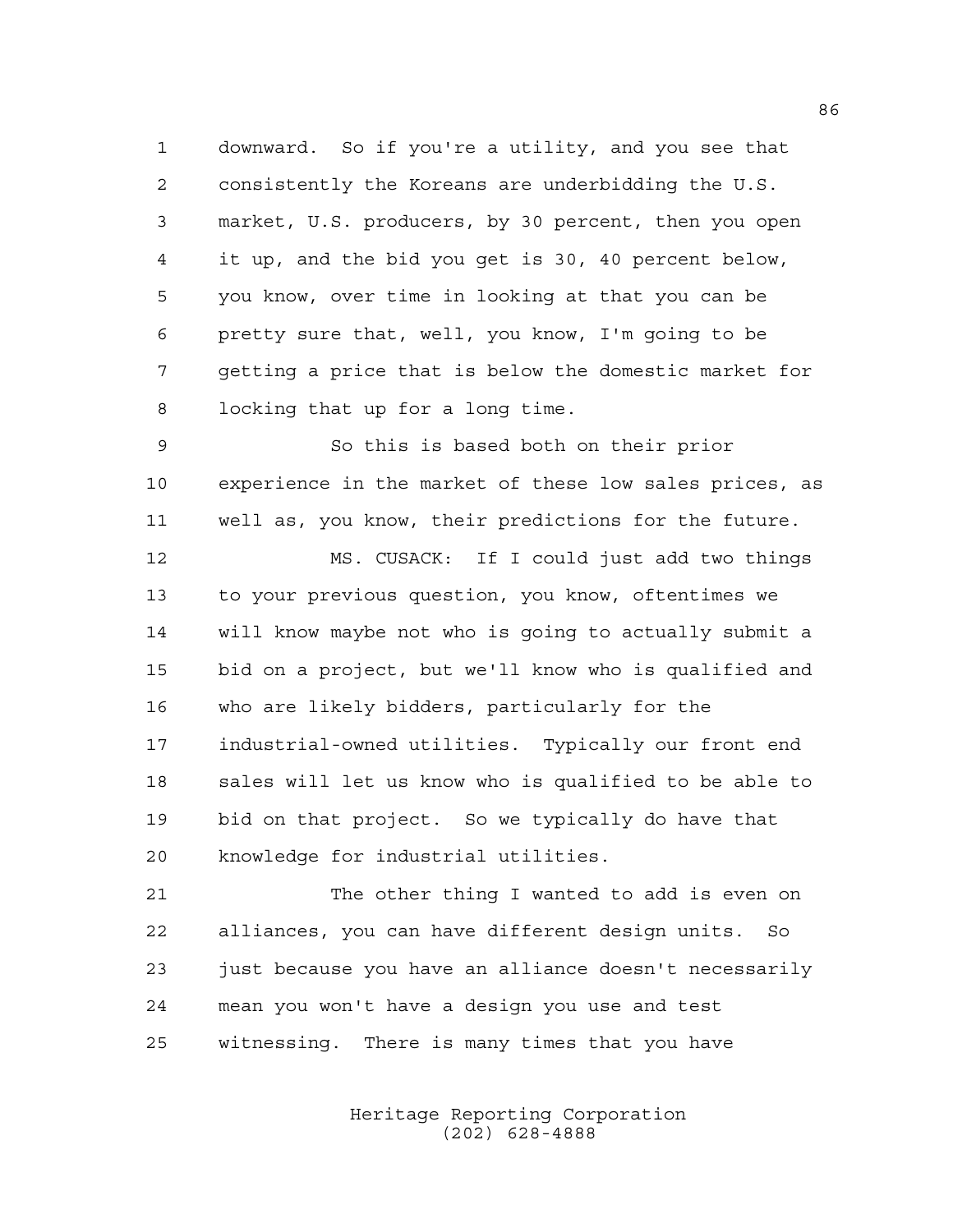downward. So if you're a utility, and you see that consistently the Koreans are underbidding the U.S. market, U.S. producers, by 30 percent, then you open it up, and the bid you get is 30, 40 percent below, you know, over time in looking at that you can be pretty sure that, well, you know, I'm going to be getting a price that is below the domestic market for locking that up for a long time.

So this is based both on their prior experience in the market of these low sales prices, as well as, you know, their predictions for the future.

MS. CUSACK: If I could just add two things to your previous question, you know, oftentimes we will know maybe not who is going to actually submit a bid on a project, but we'll know who is qualified and who are likely bidders, particularly for the industrial-owned utilities. Typically our front end sales will let us know who is qualified to be able to bid on that project. So we typically do have that knowledge for industrial utilities.

The other thing I wanted to add is even on alliances, you can have different design units. So just because you have an alliance doesn't necessarily mean you won't have a design you use and test witnessing. There is many times that you have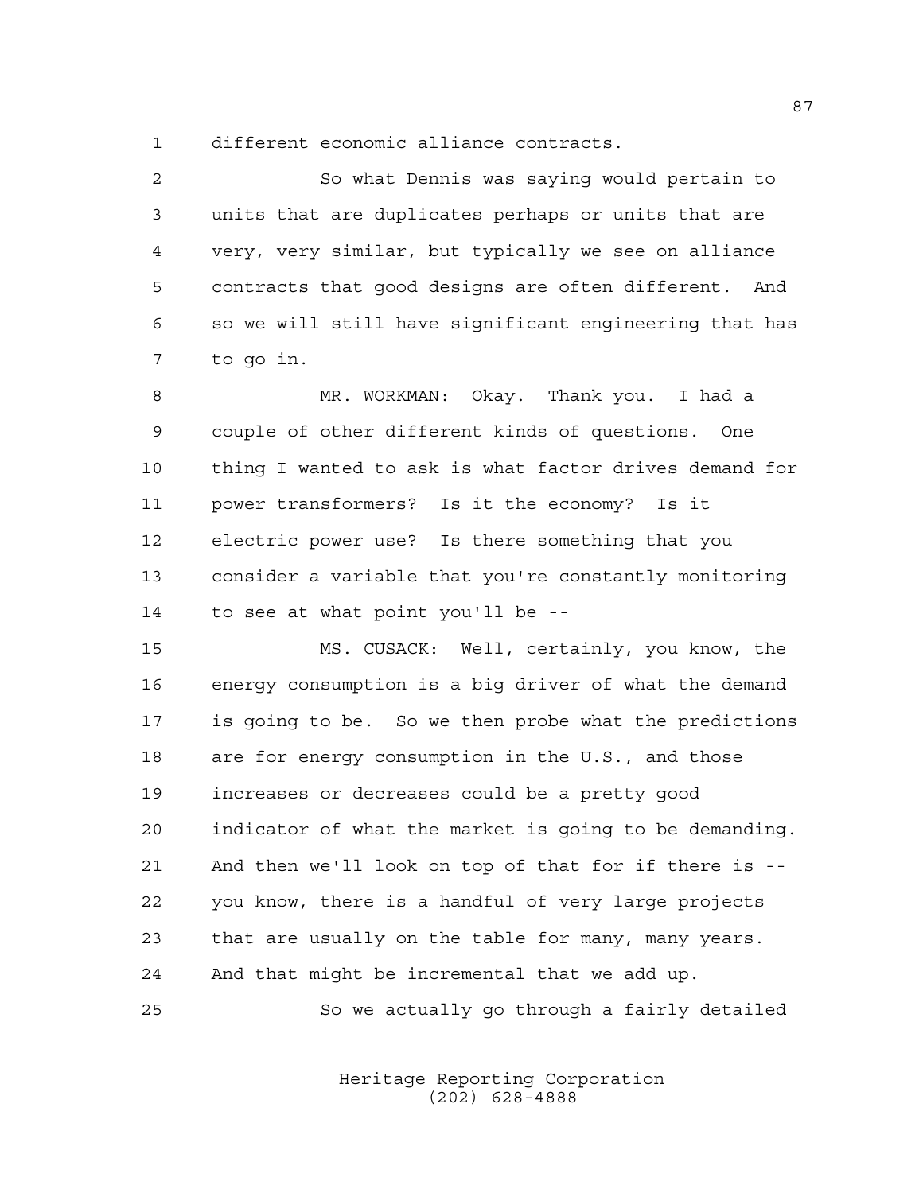different economic alliance contracts.

So what Dennis was saying would pertain to units that are duplicates perhaps or units that are very, very similar, but typically we see on alliance contracts that good designs are often different. And so we will still have significant engineering that has to go in.

MR. WORKMAN: Okay. Thank you. I had a couple of other different kinds of questions. One thing I wanted to ask is what factor drives demand for power transformers? Is it the economy? Is it electric power use? Is there something that you consider a variable that you're constantly monitoring to see at what point you'll be --

MS. CUSACK: Well, certainly, you know, the energy consumption is a big driver of what the demand is going to be. So we then probe what the predictions are for energy consumption in the U.S., and those increases or decreases could be a pretty good indicator of what the market is going to be demanding. And then we'll look on top of that for if there is -- you know, there is a handful of very large projects that are usually on the table for many, many years. And that might be incremental that we add up.

So we actually go through a fairly detailed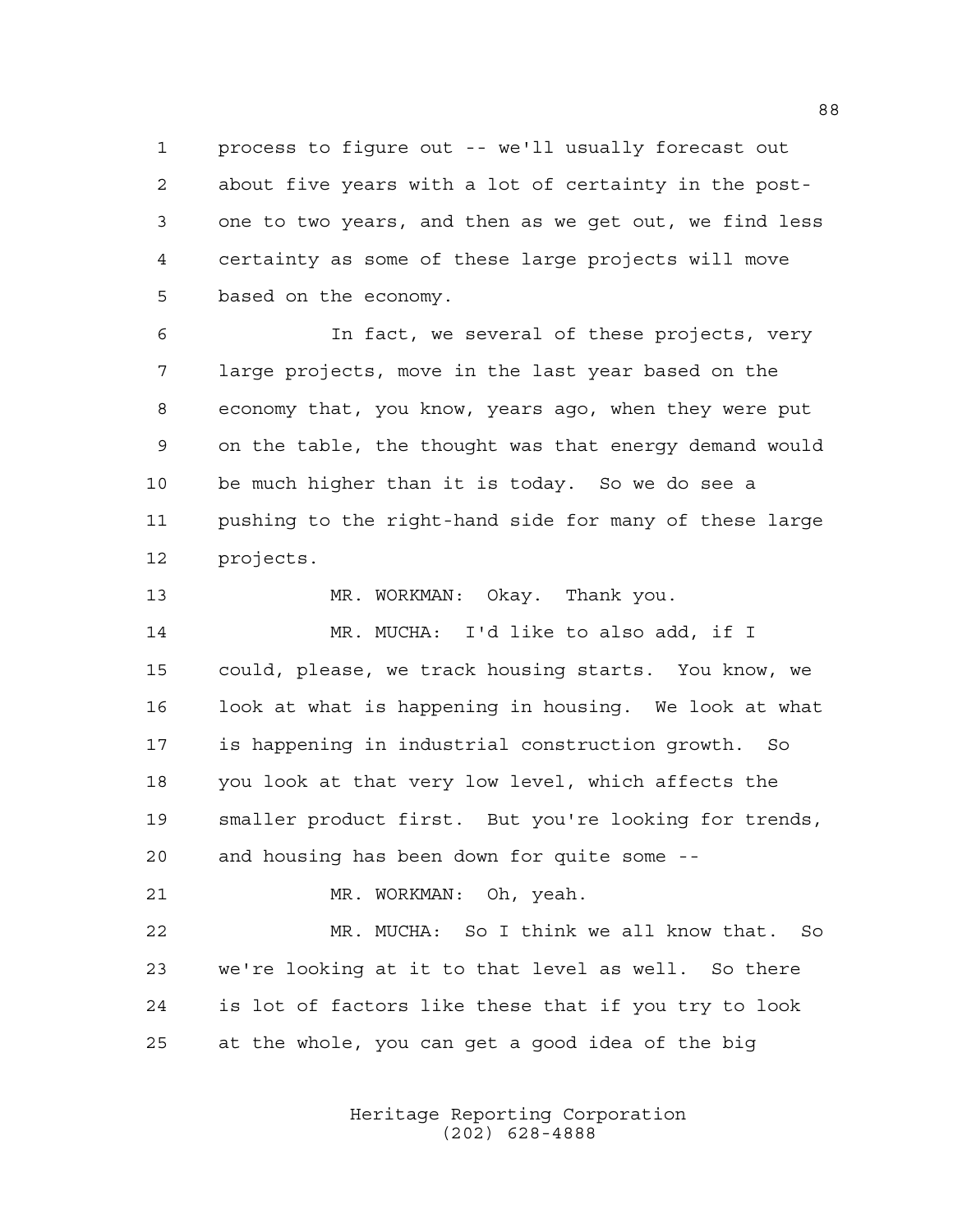process to figure out -- we'll usually forecast out about five years with a lot of certainty in the post-one to two years, and then as we get out, we find less certainty as some of these large projects will move based on the economy.

In fact, we several of these projects, very large projects, move in the last year based on the economy that, you know, years ago, when they were put on the table, the thought was that energy demand would be much higher than it is today. So we do see a pushing to the right-hand side for many of these large projects.

MR. WORKMAN: Okay. Thank you.

MR. MUCHA: I'd like to also add, if I could, please, we track housing starts. You know, we look at what is happening in housing. We look at what is happening in industrial construction growth. So you look at that very low level, which affects the smaller product first. But you're looking for trends, and housing has been down for quite some --

MR. WORKMAN: Oh, yeah.

MR. MUCHA: So I think we all know that. So we're looking at it to that level as well. So there is lot of factors like these that if you try to look at the whole, you can get a good idea of the big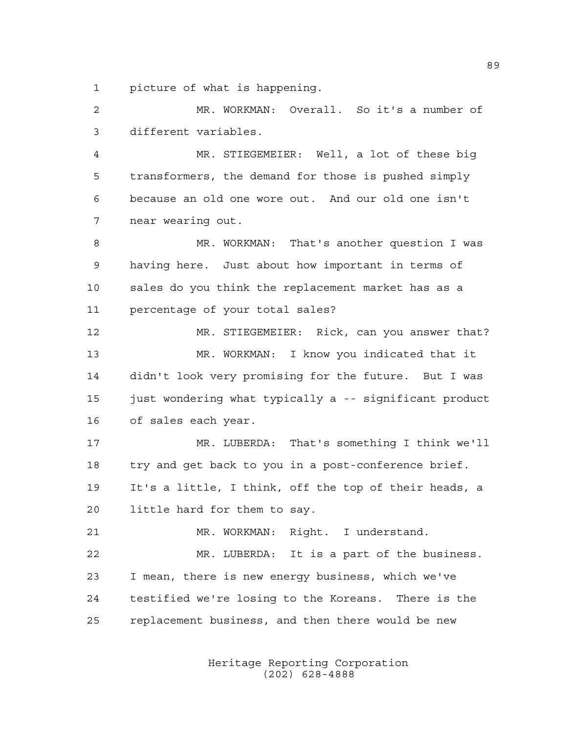picture of what is happening.

MR. WORKMAN: Overall. So it's a number of different variables.

MR. STIEGEMEIER: Well, a lot of these big transformers, the demand for those is pushed simply because an old one wore out. And our old one isn't near wearing out.

MR. WORKMAN: That's another question I was having here. Just about how important in terms of sales do you think the replacement market has as a percentage of your total sales?

MR. STIEGEMEIER: Rick, can you answer that?

MR. WORKMAN: I know you indicated that it didn't look very promising for the future. But I was just wondering what typically a -- significant product of sales each year.

MR. LUBERDA: That's something I think we'll try and get back to you in a post-conference brief. It's a little, I think, off the top of their heads, a little hard for them to say.

MR. WORKMAN: Right. I understand.

MR. LUBERDA: It is a part of the business. I mean, there is new energy business, which we've testified we're losing to the Koreans. There is the replacement business, and then there would be new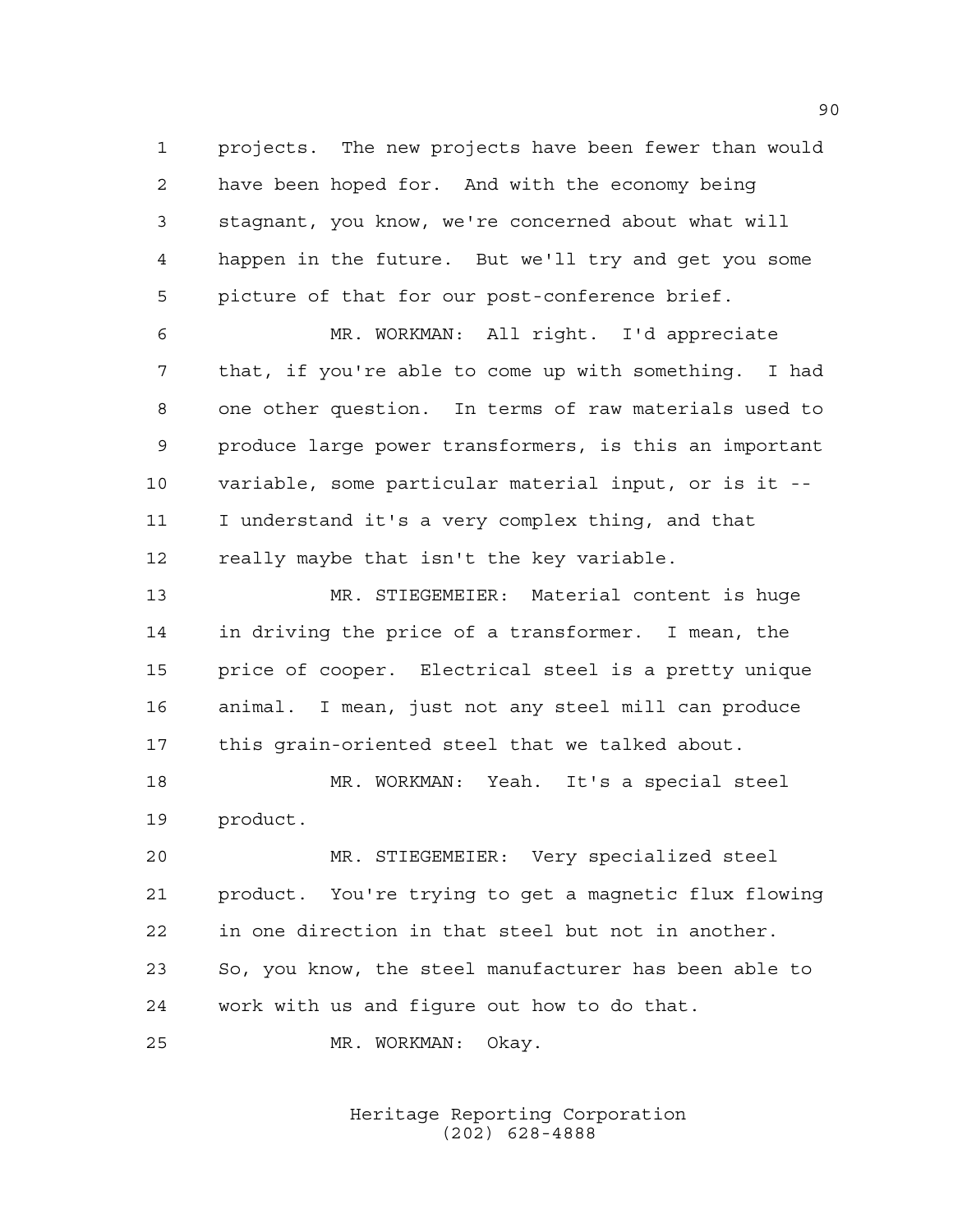projects. The new projects have been fewer than would have been hoped for. And with the economy being stagnant, you know, we're concerned about what will happen in the future. But we'll try and get you some picture of that for our post-conference brief.

MR. WORKMAN: All right. I'd appreciate that, if you're able to come up with something. I had one other question. In terms of raw materials used to produce large power transformers, is this an important variable, some particular material input, or is it -- I understand it's a very complex thing, and that really maybe that isn't the key variable.

MR. STIEGEMEIER: Material content is huge in driving the price of a transformer. I mean, the price of cooper. Electrical steel is a pretty unique animal. I mean, just not any steel mill can produce this grain-oriented steel that we talked about.

MR. WORKMAN: Yeah. It's a special steel product.

MR. STIEGEMEIER: Very specialized steel product. You're trying to get a magnetic flux flowing in one direction in that steel but not in another. So, you know, the steel manufacturer has been able to work with us and figure out how to do that.

MR. WORKMAN: Okay.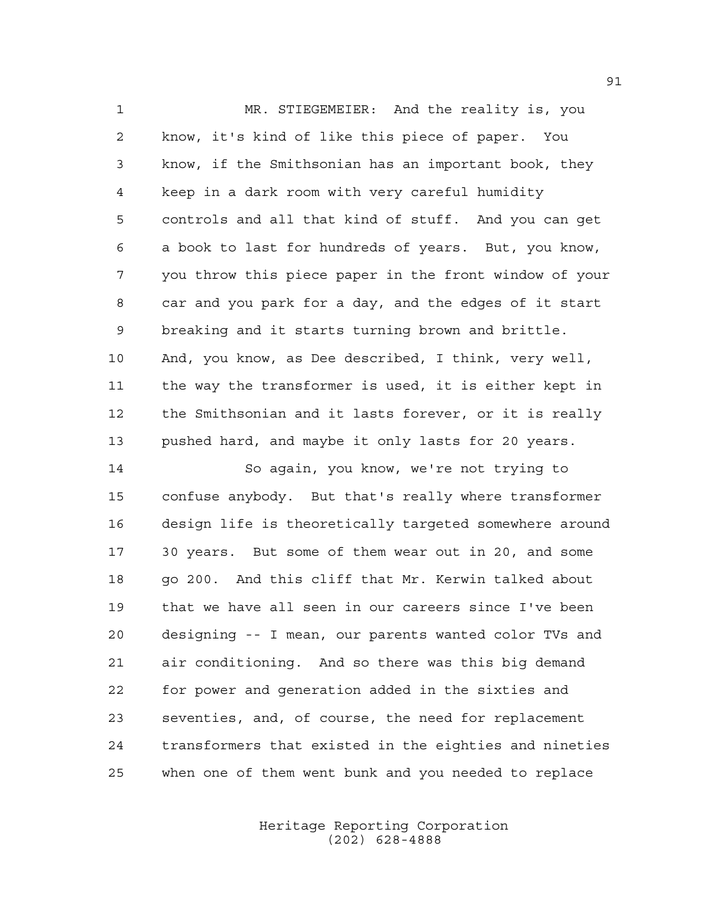MR. STIEGEMEIER: And the reality is, you know, it's kind of like this piece of paper. You know, if the Smithsonian has an important book, they keep in a dark room with very careful humidity controls and all that kind of stuff. And you can get a book to last for hundreds of years. But, you know, you throw this piece paper in the front window of your car and you park for a day, and the edges of it start breaking and it starts turning brown and brittle. And, you know, as Dee described, I think, very well, the way the transformer is used, it is either kept in the Smithsonian and it lasts forever, or it is really pushed hard, and maybe it only lasts for 20 years.

So again, you know, we're not trying to confuse anybody. But that's really where transformer design life is theoretically targeted somewhere around 30 years. But some of them wear out in 20, and some go 200. And this cliff that Mr. Kerwin talked about that we have all seen in our careers since I've been designing -- I mean, our parents wanted color TVs and air conditioning. And so there was this big demand for power and generation added in the sixties and seventies, and, of course, the need for replacement transformers that existed in the eighties and nineties when one of them went bunk and you needed to replace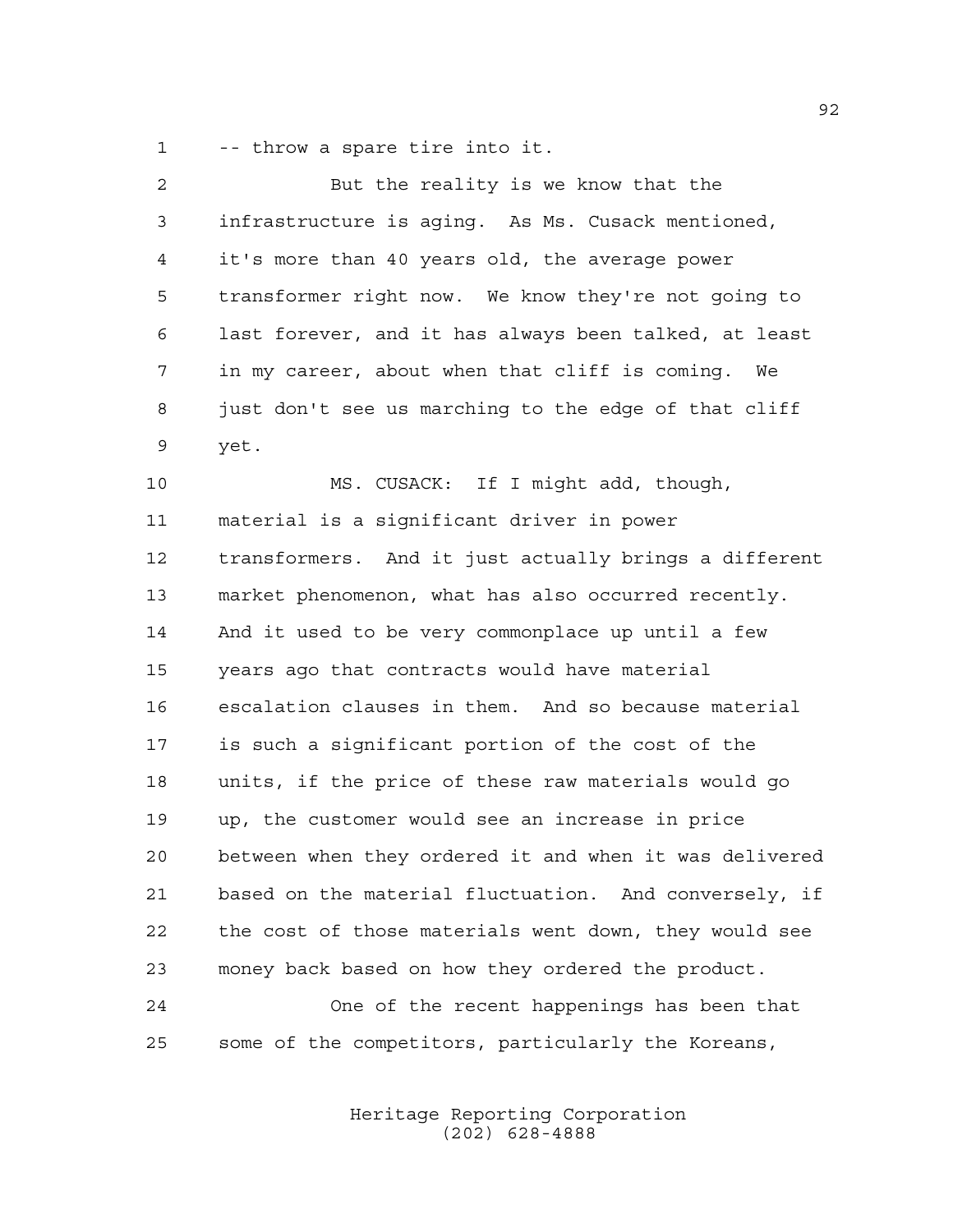-- throw a spare tire into it.

But the reality is we know that the infrastructure is aging. As Ms. Cusack mentioned, it's more than 40 years old, the average power transformer right now. We know they're not going to last forever, and it has always been talked, at least in my career, about when that cliff is coming. We just don't see us marching to the edge of that cliff yet.

MS. CUSACK: If I might add, though, material is a significant driver in power transformers. And it just actually brings a different market phenomenon, what has also occurred recently. And it used to be very commonplace up until a few years ago that contracts would have material escalation clauses in them. And so because material is such a significant portion of the cost of the units, if the price of these raw materials would go up, the customer would see an increase in price between when they ordered it and when it was delivered based on the material fluctuation. And conversely, if the cost of those materials went down, they would see money back based on how they ordered the product.

One of the recent happenings has been that some of the competitors, particularly the Koreans,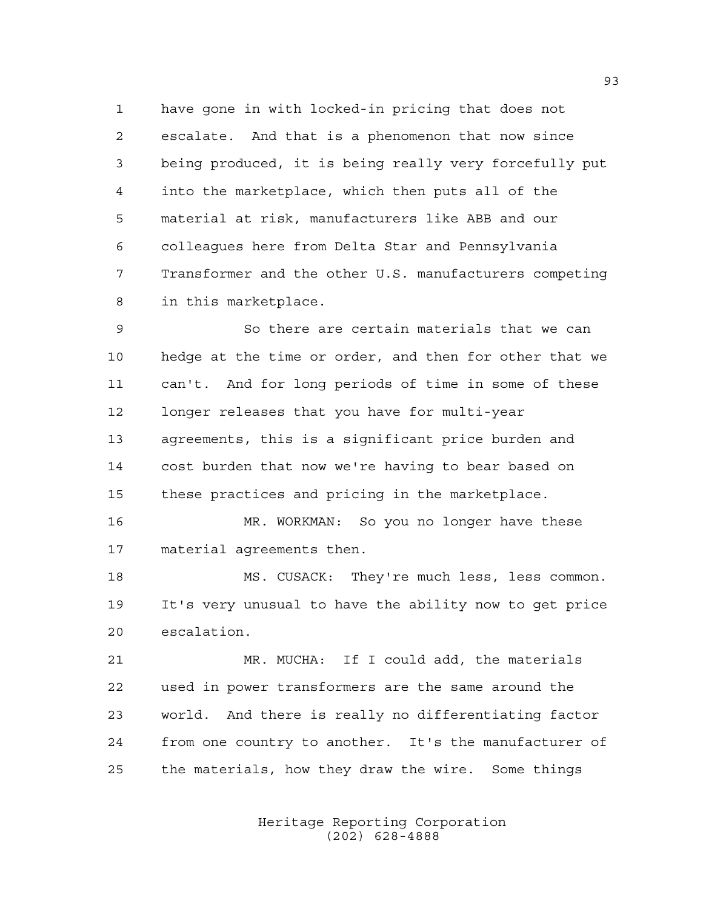have gone in with locked-in pricing that does not escalate. And that is a phenomenon that now since being produced, it is being really very forcefully put into the marketplace, which then puts all of the material at risk, manufacturers like ABB and our colleagues here from Delta Star and Pennsylvania Transformer and the other U.S. manufacturers competing in this marketplace.

So there are certain materials that we can hedge at the time or order, and then for other that we can't. And for long periods of time in some of these longer releases that you have for multi-year agreements, this is a significant price burden and cost burden that now we're having to bear based on these practices and pricing in the marketplace.

MR. WORKMAN: So you no longer have these material agreements then.

MS. CUSACK: They're much less, less common. It's very unusual to have the ability now to get price escalation.

MR. MUCHA: If I could add, the materials used in power transformers are the same around the world. And there is really no differentiating factor from one country to another. It's the manufacturer of the materials, how they draw the wire. Some things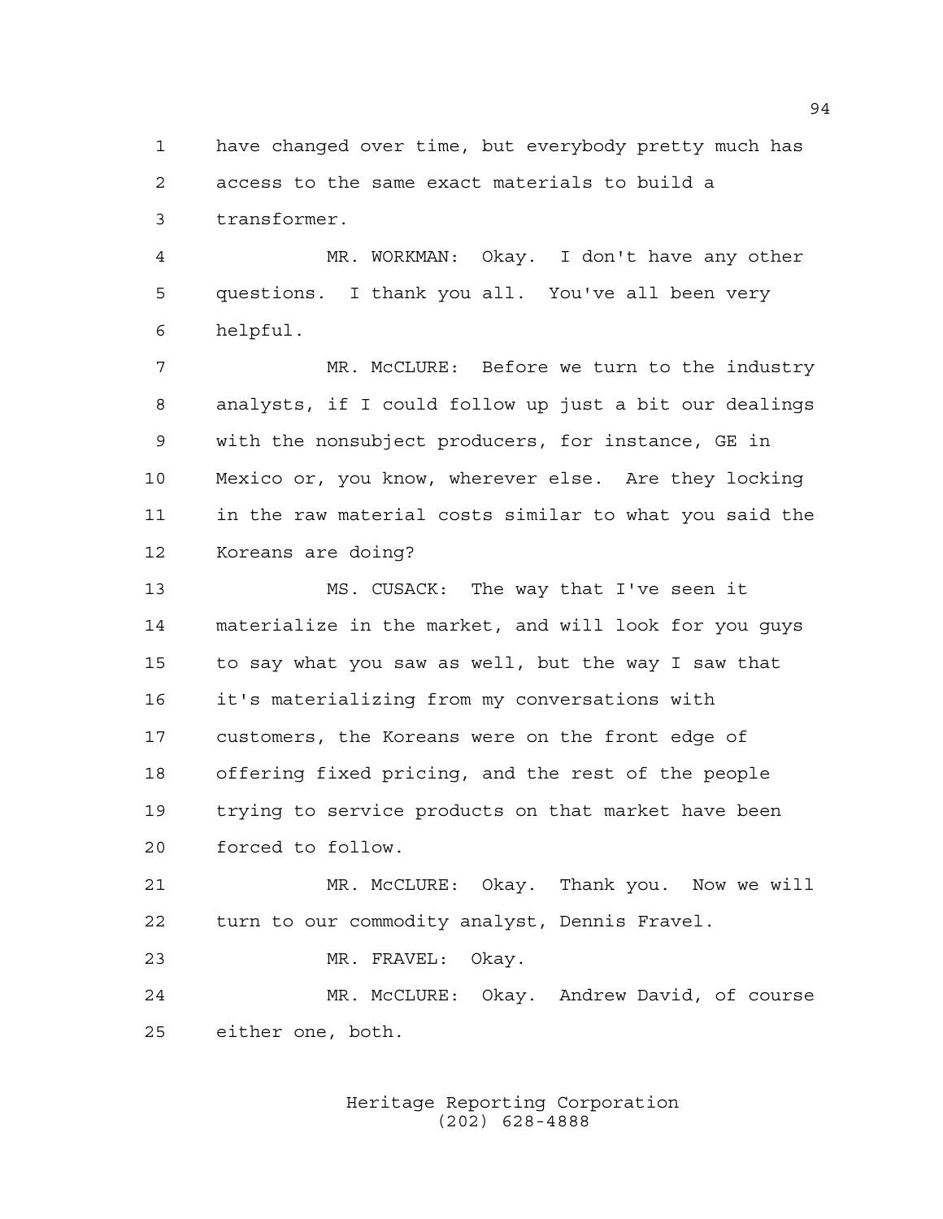have changed over time, but everybody pretty much has access to the same exact materials to build a transformer.

MR. WORKMAN: Okay. I don't have any other questions. I thank you all. You've all been very helpful.

MR. McCLURE: Before we turn to the industry analysts, if I could follow up just a bit our dealings with the nonsubject producers, for instance, GE in Mexico or, you know, wherever else. Are they locking in the raw material costs similar to what you said the Koreans are doing?

MS. CUSACK: The way that I've seen it materialize in the market, and will look for you guys to say what you saw as well, but the way I saw that it's materializing from my conversations with customers, the Koreans were on the front edge of offering fixed pricing, and the rest of the people trying to service products on that market have been forced to follow.

MR. McCLURE: Okay. Thank you. Now we will turn to our commodity analyst, Dennis Fravel.

MR. FRAVEL: Okay.

MR. McCLURE: Okay. Andrew David, of course either one, both.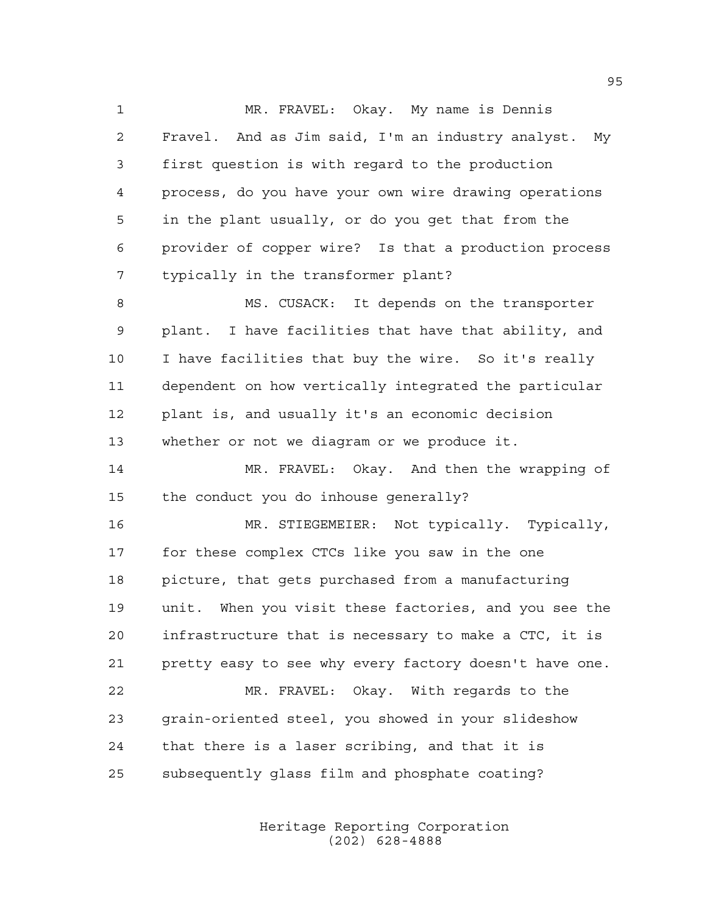MR. FRAVEL: Okay. My name is Dennis Fravel. And as Jim said, I'm an industry analyst. My first question is with regard to the production process, do you have your own wire drawing operations in the plant usually, or do you get that from the provider of copper wire? Is that a production process typically in the transformer plant?

MS. CUSACK: It depends on the transporter plant. I have facilities that have that ability, and I have facilities that buy the wire. So it's really dependent on how vertically integrated the particular plant is, and usually it's an economic decision whether or not we diagram or we produce it.

MR. FRAVEL: Okay. And then the wrapping of the conduct you do inhouse generally?

MR. STIEGEMEIER: Not typically. Typically, for these complex CTCs like you saw in the one picture, that gets purchased from a manufacturing unit. When you visit these factories, and you see the infrastructure that is necessary to make a CTC, it is pretty easy to see why every factory doesn't have one.

MR. FRAVEL: Okay. With regards to the grain-oriented steel, you showed in your slideshow that there is a laser scribing, and that it is subsequently glass film and phosphate coating?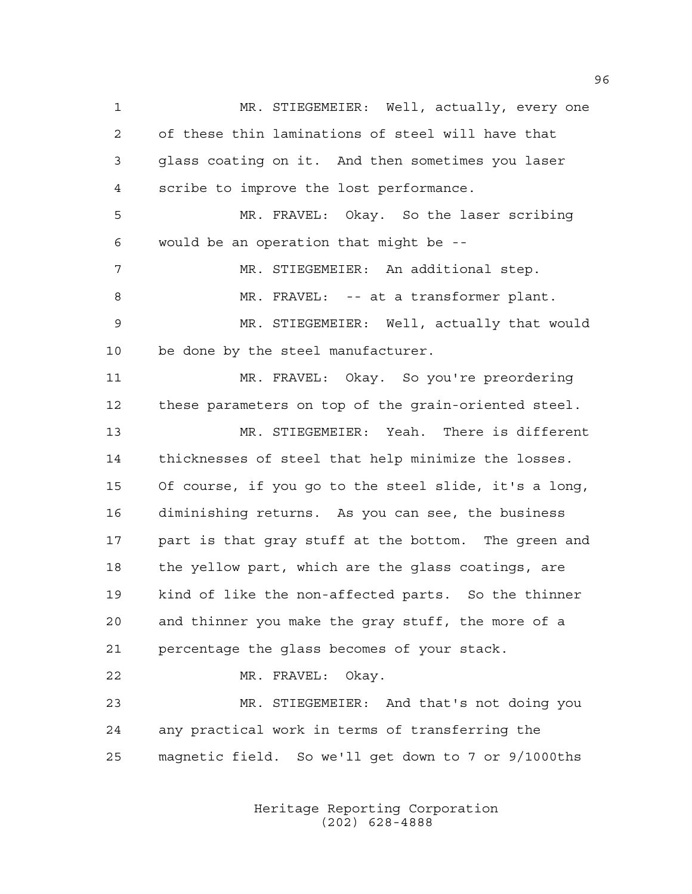MR. STIEGEMEIER: Well, actually, every one of these thin laminations of steel will have that glass coating on it. And then sometimes you laser scribe to improve the lost performance.

MR. FRAVEL: Okay. So the laser scribing would be an operation that might be --

MR. STIEGEMEIER: An additional step.

MR. FRAVEL: -- at a transformer plant.

MR. STIEGEMEIER: Well, actually that would be done by the steel manufacturer.

MR. FRAVEL: Okay. So you're preordering these parameters on top of the grain-oriented steel.

MR. STIEGEMEIER: Yeah. There is different thicknesses of steel that help minimize the losses. Of course, if you go to the steel slide, it's a long, diminishing returns. As you can see, the business part is that gray stuff at the bottom. The green and the yellow part, which are the glass coatings, are kind of like the non-affected parts. So the thinner and thinner you make the gray stuff, the more of a percentage the glass becomes of your stack.

MR. FRAVEL: Okay.

MR. STIEGEMEIER: And that's not doing you any practical work in terms of transferring the magnetic field. So we'll get down to 7 or 9/1000ths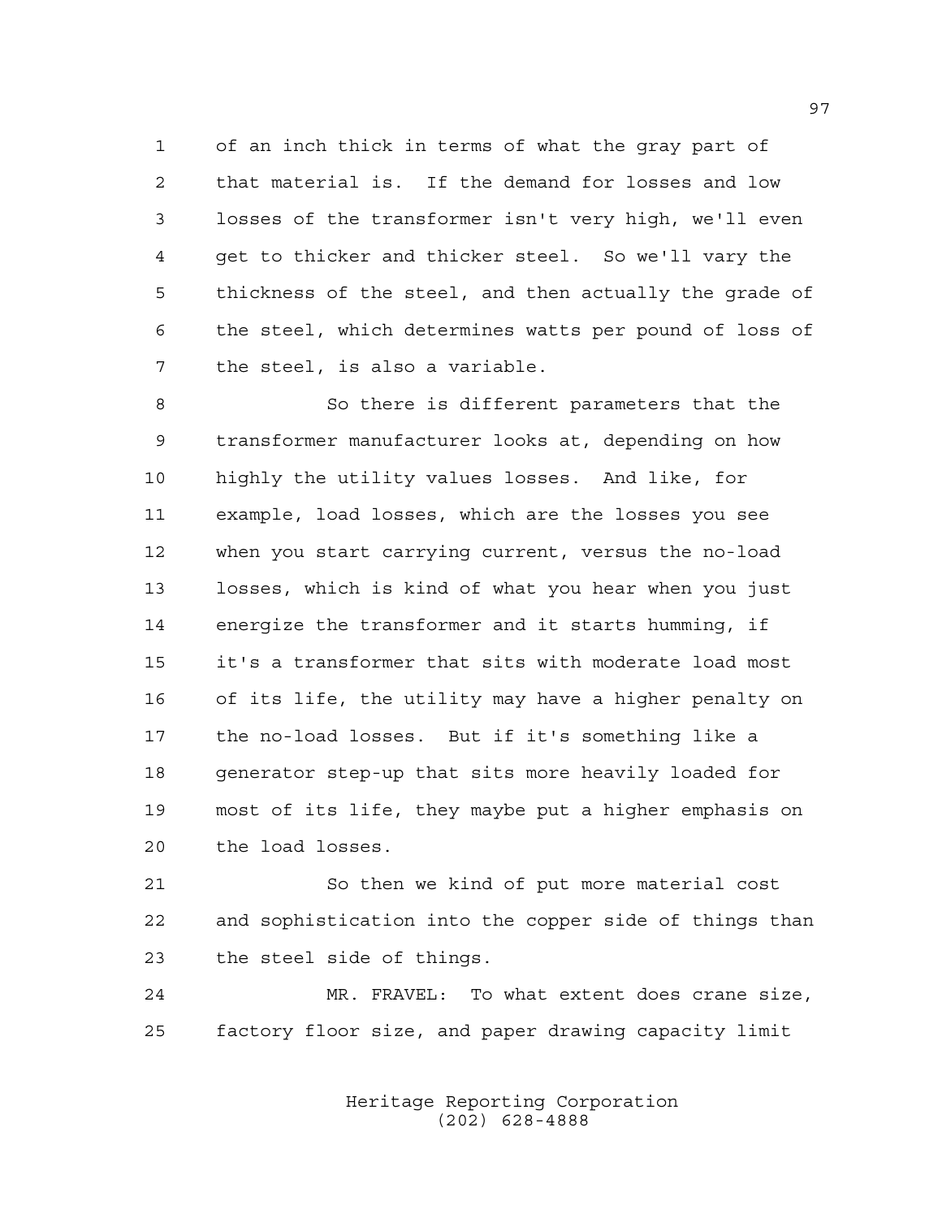of an inch thick in terms of what the gray part of that material is. If the demand for losses and low losses of the transformer isn't very high, we'll even get to thicker and thicker steel. So we'll vary the thickness of the steel, and then actually the grade of the steel, which determines watts per pound of loss of the steel, is also a variable.

So there is different parameters that the transformer manufacturer looks at, depending on how highly the utility values losses. And like, for example, load losses, which are the losses you see when you start carrying current, versus the no-load losses, which is kind of what you hear when you just energize the transformer and it starts humming, if it's a transformer that sits with moderate load most of its life, the utility may have a higher penalty on the no-load losses. But if it's something like a generator step-up that sits more heavily loaded for most of its life, they maybe put a higher emphasis on the load losses.

So then we kind of put more material cost and sophistication into the copper side of things than the steel side of things.

MR. FRAVEL: To what extent does crane size, factory floor size, and paper drawing capacity limit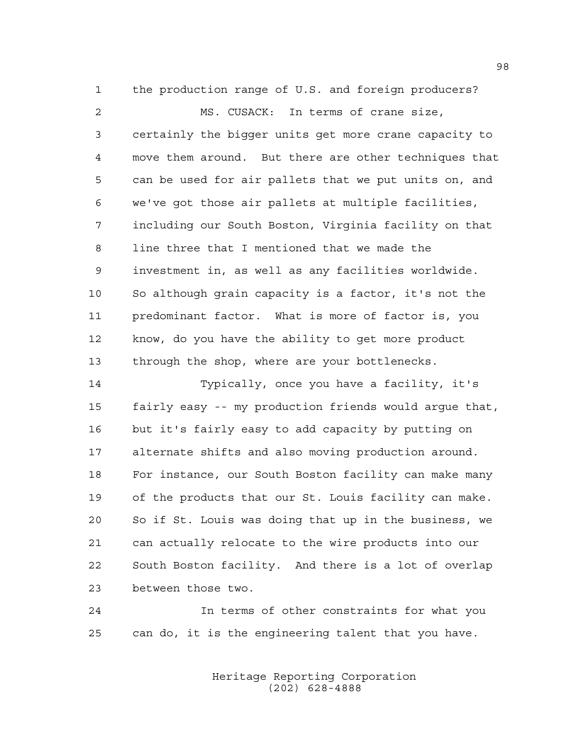the production range of U.S. and foreign producers?

MS. CUSACK: In terms of crane size, certainly the bigger units get more crane capacity to move them around. But there are other techniques that can be used for air pallets that we put units on, and we've got those air pallets at multiple facilities, including our South Boston, Virginia facility on that line three that I mentioned that we made the investment in, as well as any facilities worldwide. So although grain capacity is a factor, it's not the predominant factor. What is more of factor is, you know, do you have the ability to get more product through the shop, where are your bottlenecks.

Typically, once you have a facility, it's fairly easy -- my production friends would argue that, but it's fairly easy to add capacity by putting on alternate shifts and also moving production around. For instance, our South Boston facility can make many of the products that our St. Louis facility can make. So if St. Louis was doing that up in the business, we can actually relocate to the wire products into our South Boston facility. And there is a lot of overlap between those two.

In terms of other constraints for what you can do, it is the engineering talent that you have.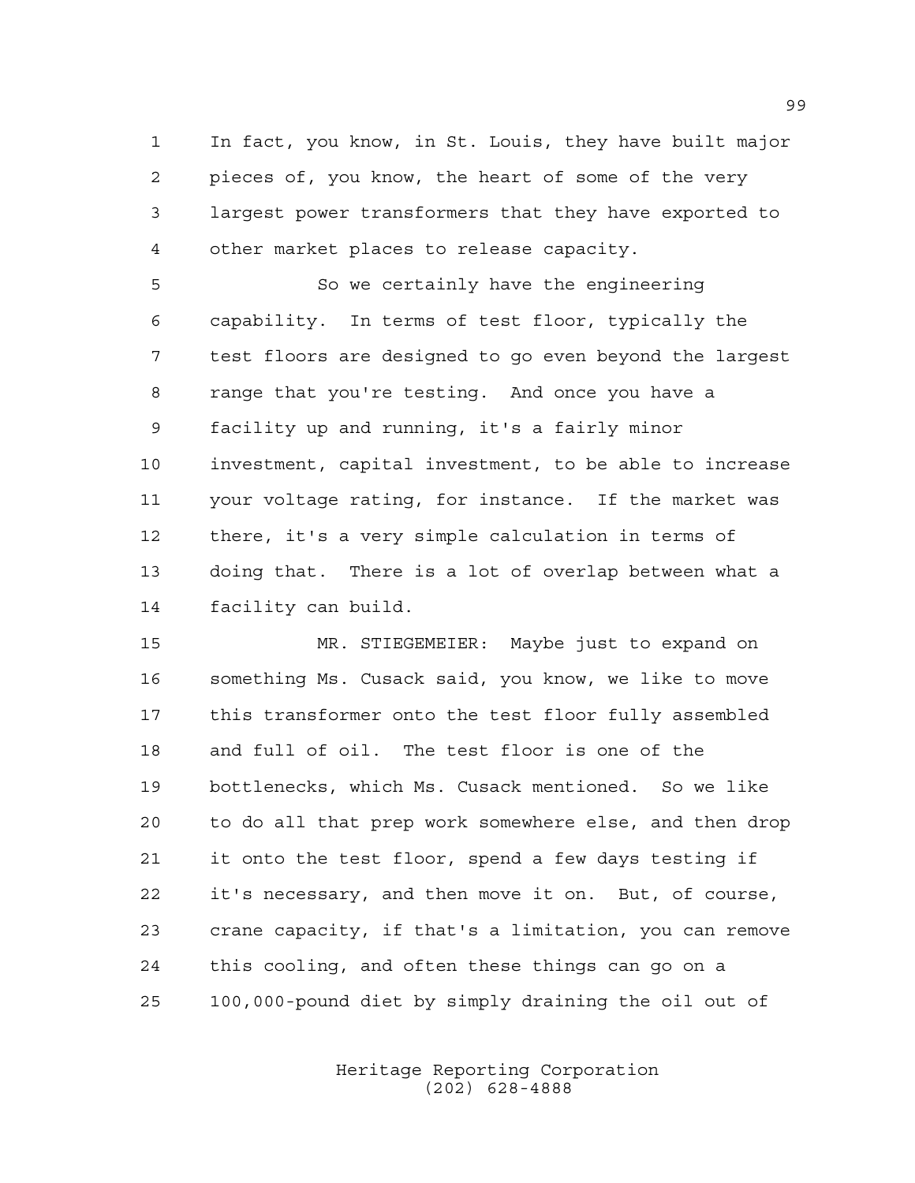In fact, you know, in St. Louis, they have built major pieces of, you know, the heart of some of the very largest power transformers that they have exported to other market places to release capacity.

So we certainly have the engineering capability. In terms of test floor, typically the test floors are designed to go even beyond the largest range that you're testing. And once you have a facility up and running, it's a fairly minor investment, capital investment, to be able to increase your voltage rating, for instance. If the market was there, it's a very simple calculation in terms of doing that. There is a lot of overlap between what a facility can build.

MR. STIEGEMEIER: Maybe just to expand on something Ms. Cusack said, you know, we like to move this transformer onto the test floor fully assembled and full of oil. The test floor is one of the bottlenecks, which Ms. Cusack mentioned. So we like to do all that prep work somewhere else, and then drop it onto the test floor, spend a few days testing if it's necessary, and then move it on. But, of course, crane capacity, if that's a limitation, you can remove this cooling, and often these things can go on a 100,000-pound diet by simply draining the oil out of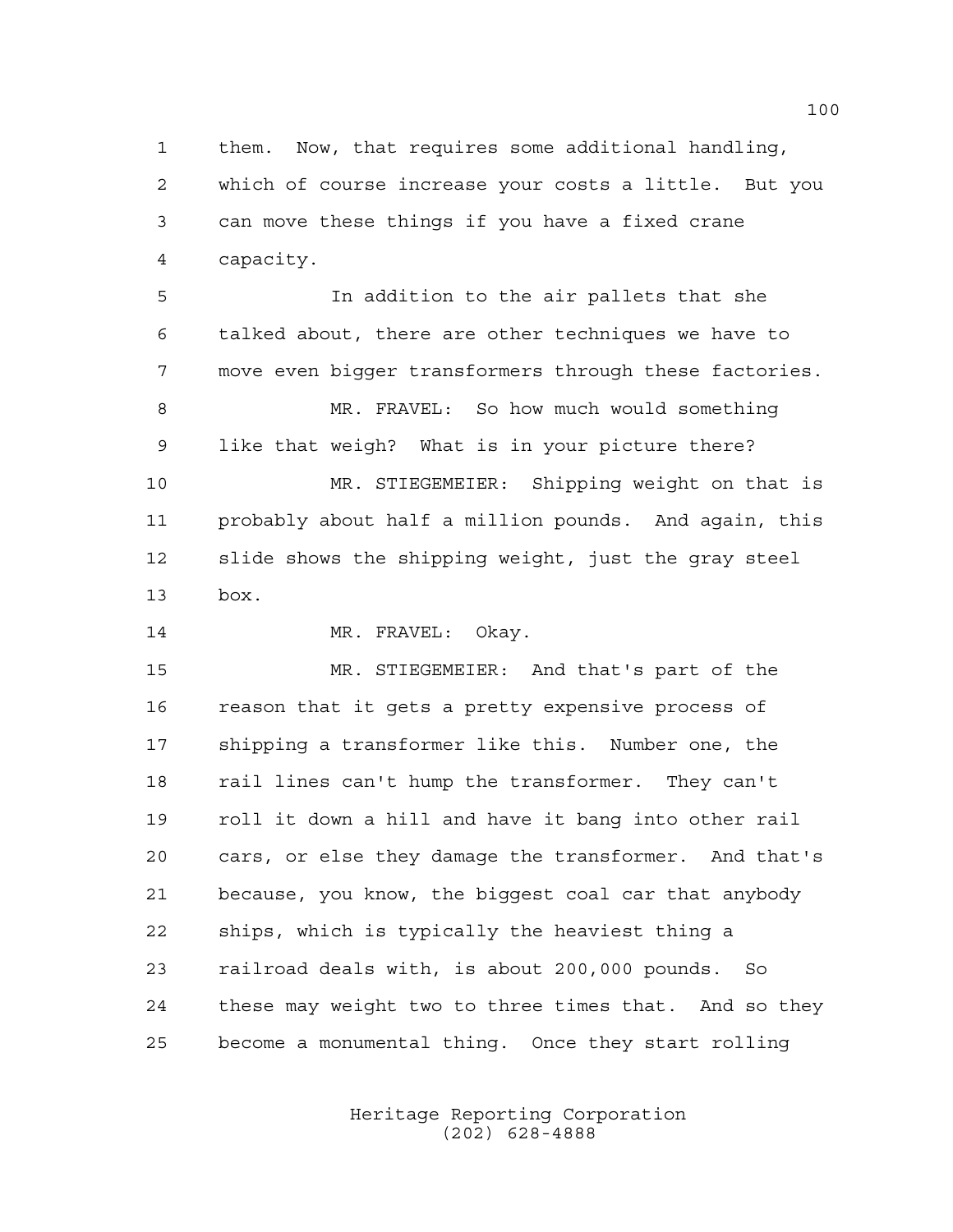them. Now, that requires some additional handling, which of course increase your costs a little. But you can move these things if you have a fixed crane capacity.

In addition to the air pallets that she talked about, there are other techniques we have to move even bigger transformers through these factories.

MR. FRAVEL: So how much would something like that weigh? What is in your picture there?

MR. STIEGEMEIER: Shipping weight on that is probably about half a million pounds. And again, this slide shows the shipping weight, just the gray steel box.

MR. FRAVEL: Okay.

MR. STIEGEMEIER: And that's part of the reason that it gets a pretty expensive process of shipping a transformer like this. Number one, the rail lines can't hump the transformer. They can't roll it down a hill and have it bang into other rail cars, or else they damage the transformer. And that's because, you know, the biggest coal car that anybody ships, which is typically the heaviest thing a railroad deals with, is about 200,000 pounds. So these may weight two to three times that. And so they become a monumental thing. Once they start rolling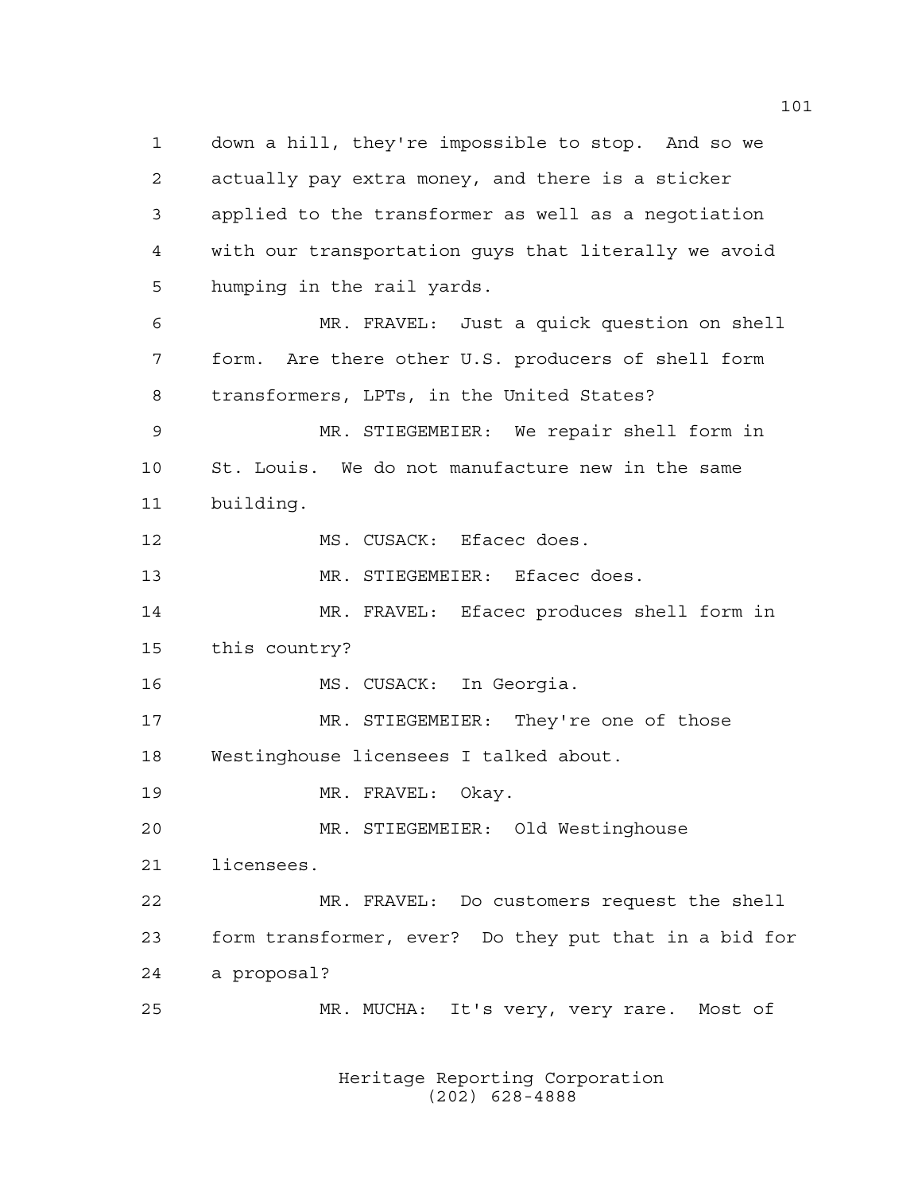down a hill, they're impossible to stop. And so we actually pay extra money, and there is a sticker applied to the transformer as well as a negotiation with our transportation guys that literally we avoid humping in the rail yards.

MR. FRAVEL: Just a quick question on shell form. Are there other U.S. producers of shell form transformers, LPTs, in the United States?

MR. STIEGEMEIER: We repair shell form in St. Louis. We do not manufacture new in the same building.

MS. CUSACK: Efacec does.

MR. STIEGEMEIER: Efacec does.

MR. FRAVEL: Efacec produces shell form in this country?

MS. CUSACK: In Georgia.

MR. STIEGEMEIER: They're one of those Westinghouse licensees I talked about.

MR. FRAVEL: Okay.

MR. STIEGEMEIER: Old Westinghouse licensees.

MR. FRAVEL: Do customers request the shell form transformer, ever? Do they put that in a bid for a proposal?

MR. MUCHA: It's very, very rare. Most of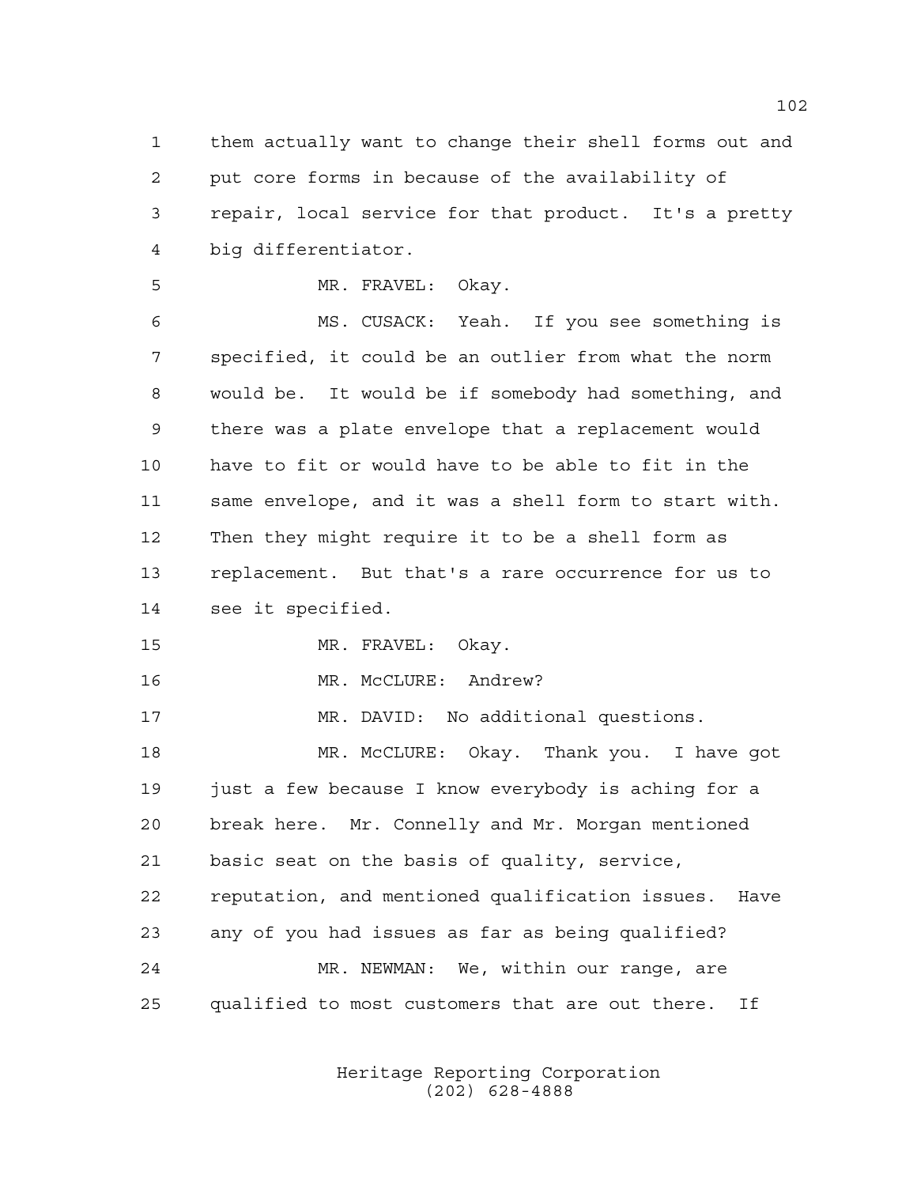them actually want to change their shell forms out and put core forms in because of the availability of repair, local service for that product. It's a pretty big differentiator.

MR. FRAVEL: Okay.

MS. CUSACK: Yeah. If you see something is specified, it could be an outlier from what the norm would be. It would be if somebody had something, and there was a plate envelope that a replacement would have to fit or would have to be able to fit in the same envelope, and it was a shell form to start with. Then they might require it to be a shell form as replacement. But that's a rare occurrence for us to see it specified.

MR. FRAVEL: Okay.

MR. McCLURE: Andrew?

MR. DAVID: No additional questions.

MR. McCLURE: Okay. Thank you. I have got just a few because I know everybody is aching for a break here. Mr. Connelly and Mr. Morgan mentioned basic seat on the basis of quality, service, reputation, and mentioned qualification issues. Have any of you had issues as far as being qualified?

MR. NEWMAN: We, within our range, are qualified to most customers that are out there. If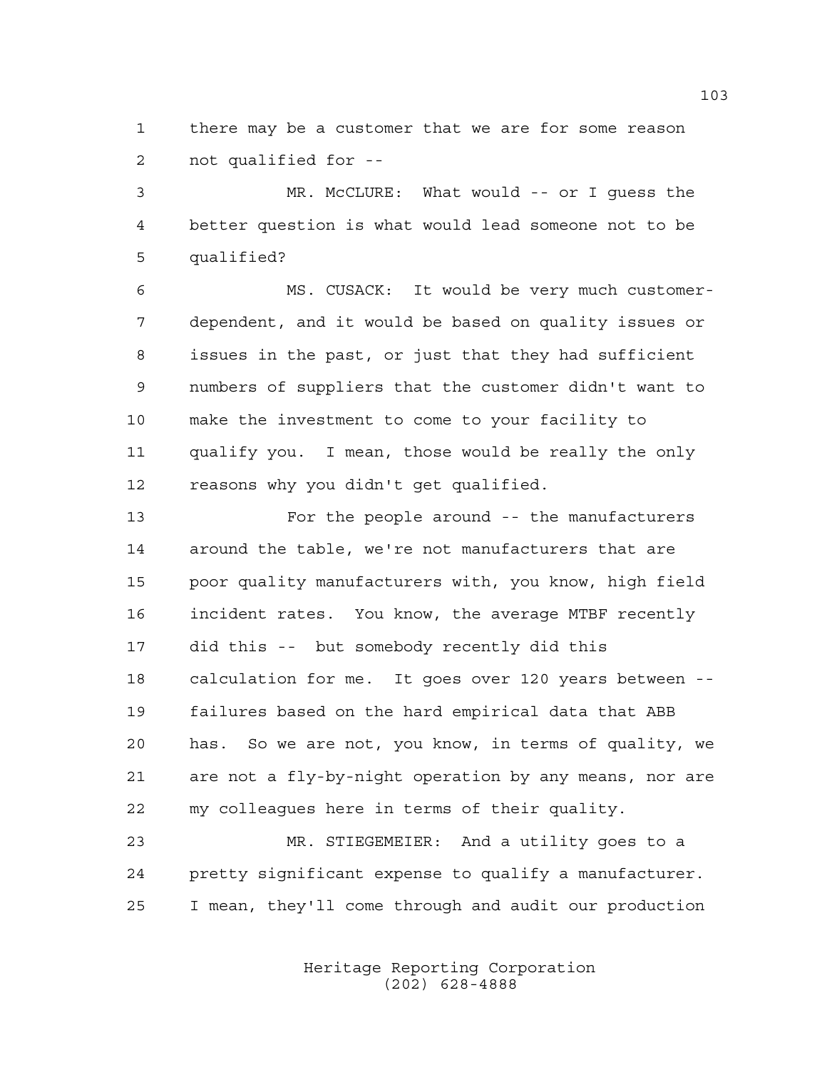there may be a customer that we are for some reason not qualified for --

MR. McCLURE: What would -- or I guess the better question is what would lead someone not to be qualified?

MS. CUSACK: It would be very much customer-dependent, and it would be based on quality issues or issues in the past, or just that they had sufficient numbers of suppliers that the customer didn't want to make the investment to come to your facility to qualify you. I mean, those would be really the only reasons why you didn't get qualified.

For the people around -- the manufacturers around the table, we're not manufacturers that are poor quality manufacturers with, you know, high field incident rates. You know, the average MTBF recently did this -- but somebody recently did this calculation for me. It goes over 120 years between -- failures based on the hard empirical data that ABB has. So we are not, you know, in terms of quality, we are not a fly-by-night operation by any means, nor are my colleagues here in terms of their quality.

MR. STIEGEMEIER: And a utility goes to a pretty significant expense to qualify a manufacturer. I mean, they'll come through and audit our production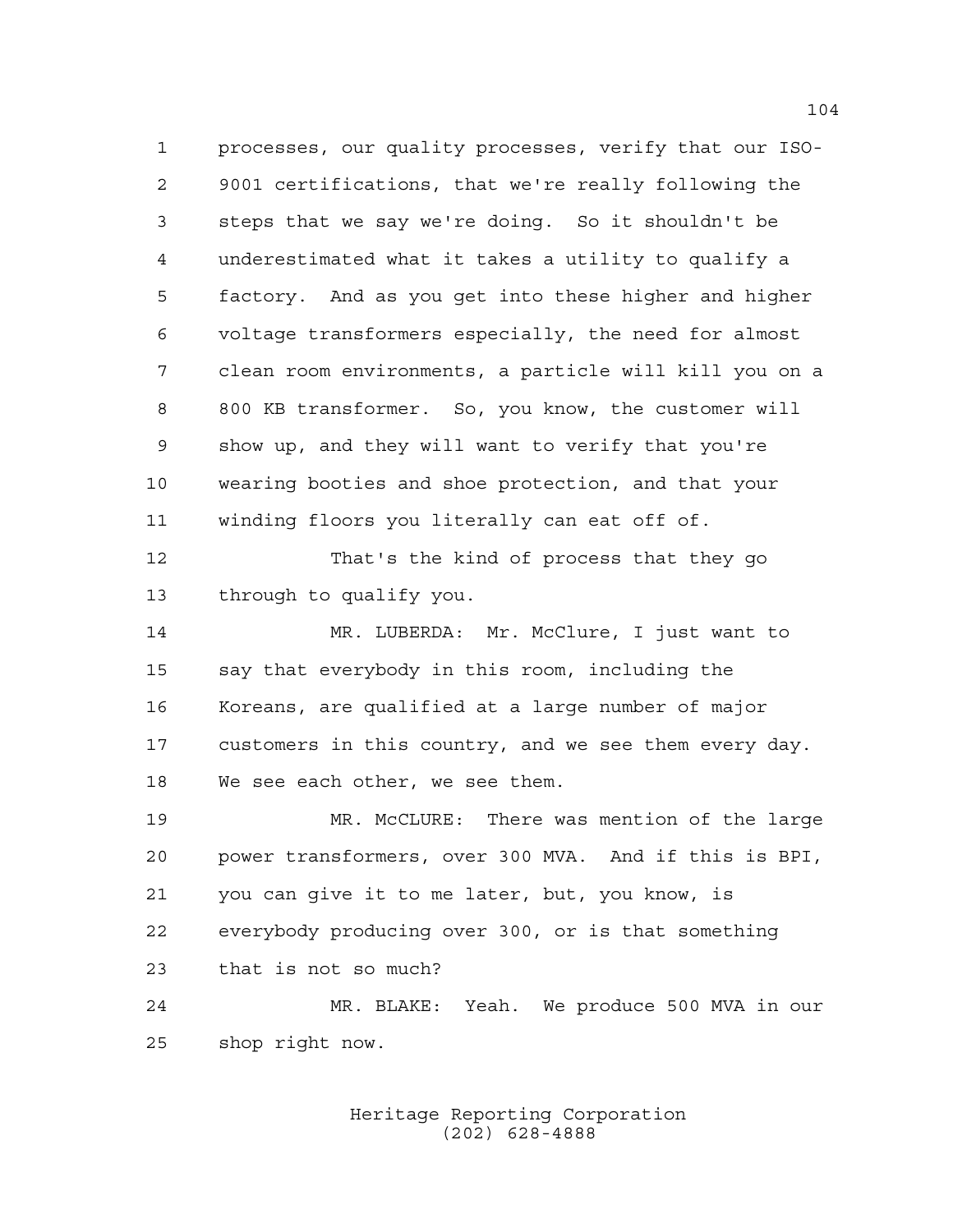processes, our quality processes, verify that our ISO-9001 certifications, that we're really following the steps that we say we're doing. So it shouldn't be underestimated what it takes a utility to qualify a factory. And as you get into these higher and higher voltage transformers especially, the need for almost clean room environments, a particle will kill you on a 800 KB transformer. So, you know, the customer will show up, and they will want to verify that you're wearing booties and shoe protection, and that your winding floors you literally can eat off of.

That's the kind of process that they go through to qualify you.

MR. LUBERDA: Mr. McClure, I just want to say that everybody in this room, including the Koreans, are qualified at a large number of major customers in this country, and we see them every day. We see each other, we see them.

MR. McCLURE: There was mention of the large power transformers, over 300 MVA. And if this is BPI, you can give it to me later, but, you know, is everybody producing over 300, or is that something that is not so much?

MR. BLAKE: Yeah. We produce 500 MVA in our shop right now.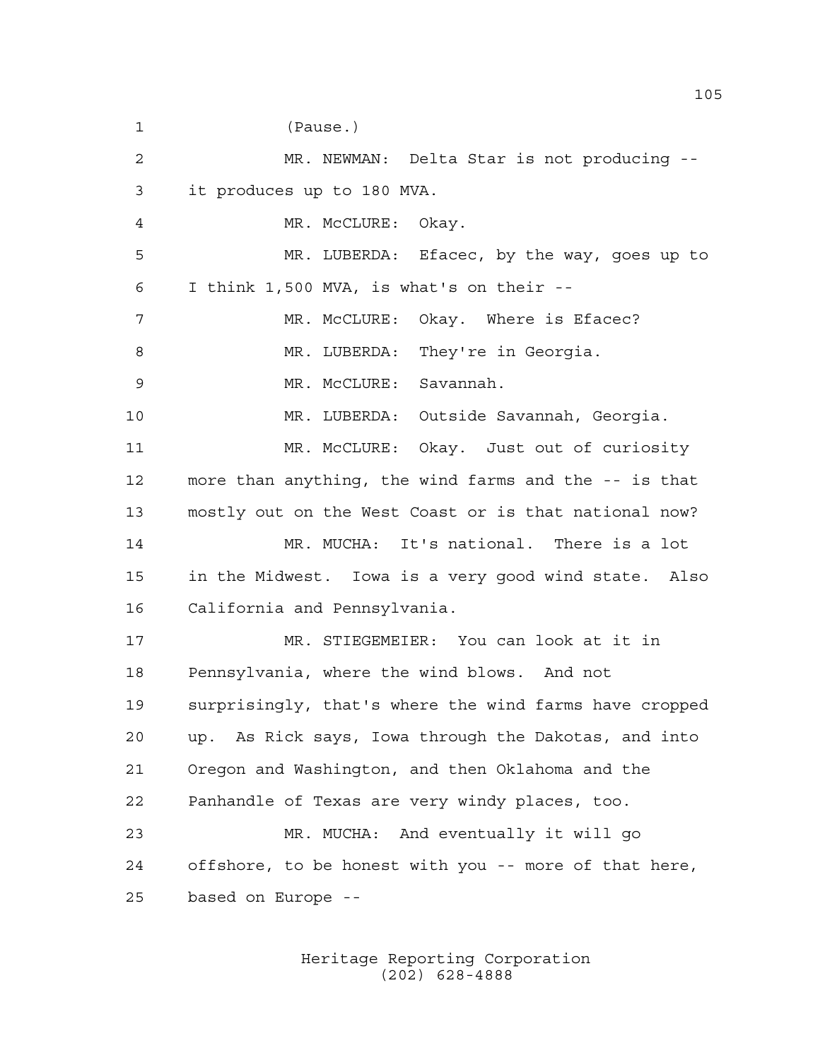(Pause.)

MR. NEWMAN: Delta Star is not producing -- it produces up to 180 MVA.

MR. McCLURE: Okay.

MR. LUBERDA: Efacec, by the way, goes up to I think 1,500 MVA, is what's on their --

MR. McCLURE: Okay. Where is Efacec?

MR. LUBERDA: They're in Georgia.

MR. McCLURE: Savannah.

MR. LUBERDA: Outside Savannah, Georgia.

MR. McCLURE: Okay. Just out of curiosity more than anything, the wind farms and the -- is that mostly out on the West Coast or is that national now?

MR. MUCHA: It's national. There is a lot in the Midwest. Iowa is a very good wind state. Also California and Pennsylvania.

MR. STIEGEMEIER: You can look at it in Pennsylvania, where the wind blows. And not surprisingly, that's where the wind farms have cropped up. As Rick says, Iowa through the Dakotas, and into Oregon and Washington, and then Oklahoma and the Panhandle of Texas are very windy places, too.

MR. MUCHA: And eventually it will go offshore, to be honest with you -- more of that here, based on Europe --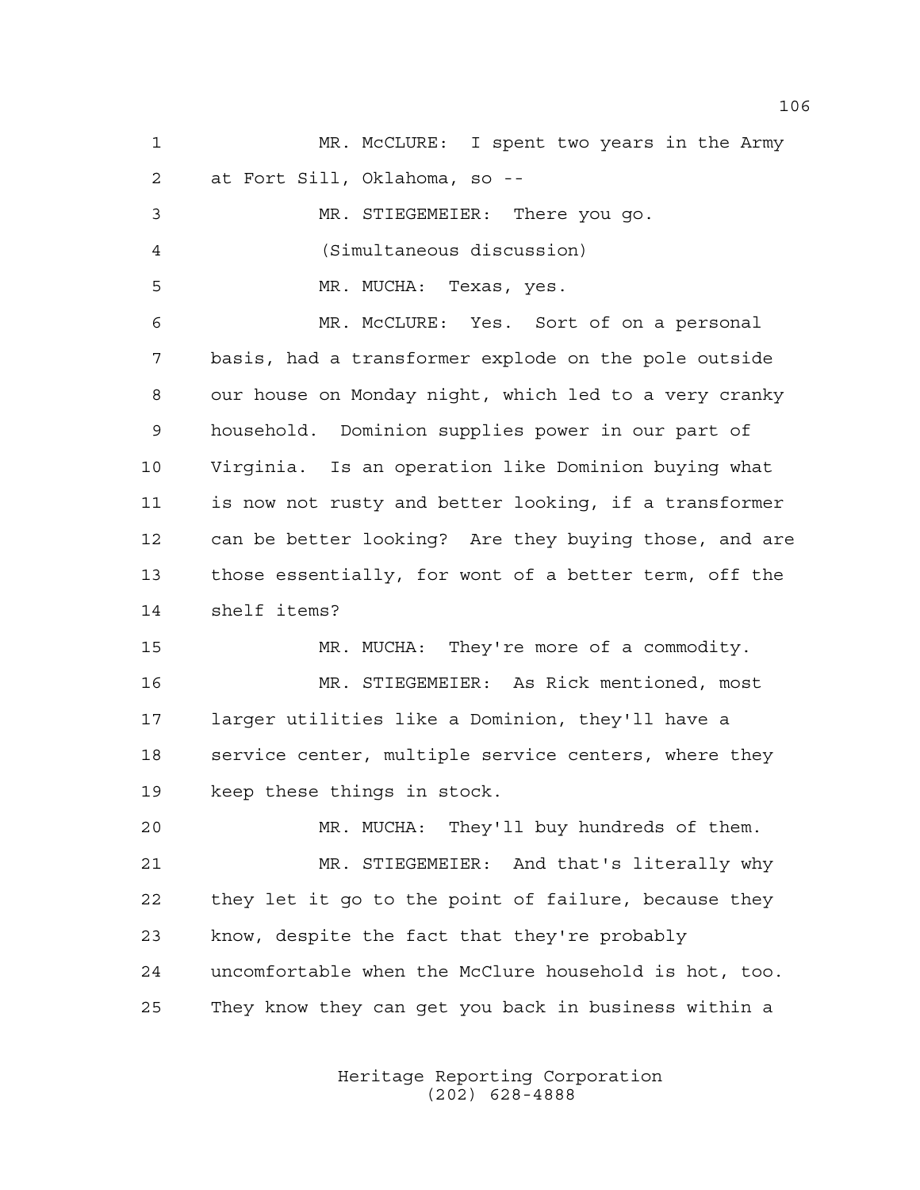MR. McCLURE: I spent two years in the Army at Fort Sill, Oklahoma, so --

MR. STIEGEMEIER: There you go.

(Simultaneous discussion)

MR. MUCHA: Texas, yes.

MR. McCLURE: Yes. Sort of on a personal basis, had a transformer explode on the pole outside our house on Monday night, which led to a very cranky household. Dominion supplies power in our part of Virginia. Is an operation like Dominion buying what is now not rusty and better looking, if a transformer can be better looking? Are they buying those, and are those essentially, for wont of a better term, off the shelf items?

MR. MUCHA: They're more of a commodity.

MR. STIEGEMEIER: As Rick mentioned, most larger utilities like a Dominion, they'll have a service center, multiple service centers, where they keep these things in stock.

MR. MUCHA: They'll buy hundreds of them.

MR. STIEGEMEIER: And that's literally why they let it go to the point of failure, because they know, despite the fact that they're probably uncomfortable when the McClure household is hot, too. They know they can get you back in business within a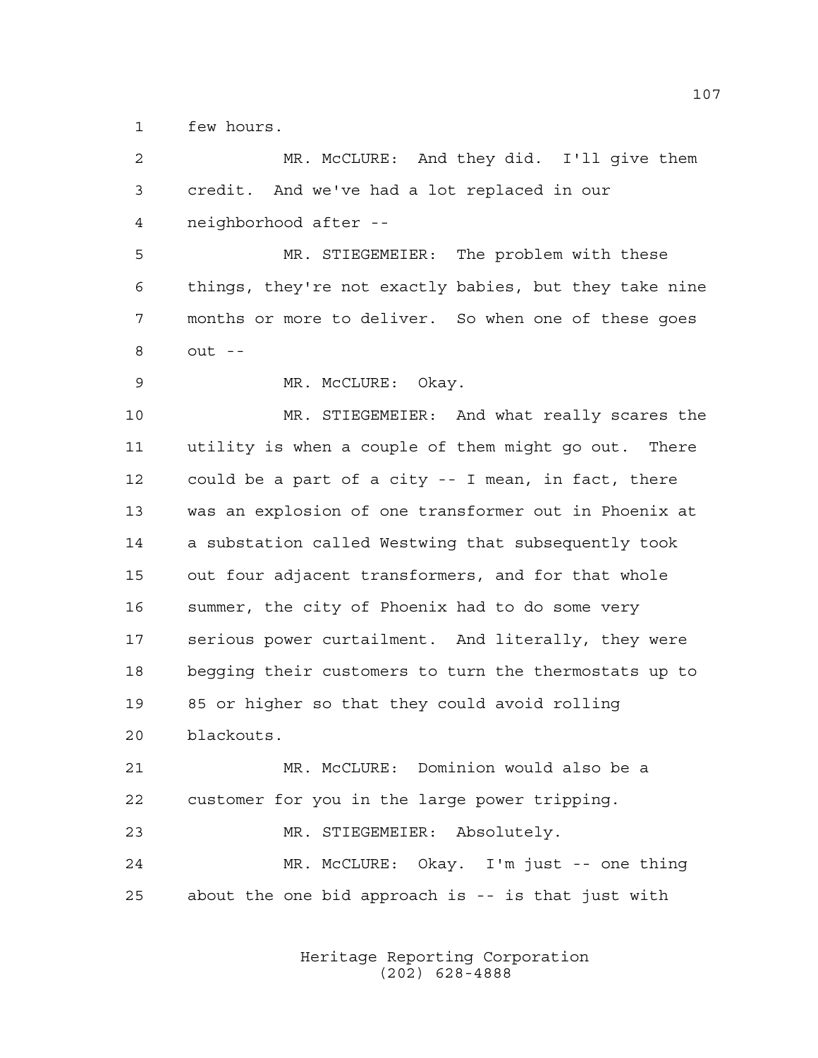few hours.

MR. McCLURE: And they did. I'll give them credit. And we've had a lot replaced in our neighborhood after --

MR. STIEGEMEIER: The problem with these things, they're not exactly babies, but they take nine months or more to deliver. So when one of these goes out --

MR. McCLURE: Okay.

MR. STIEGEMEIER: And what really scares the utility is when a couple of them might go out. There could be a part of a city -- I mean, in fact, there was an explosion of one transformer out in Phoenix at a substation called Westwing that subsequently took out four adjacent transformers, and for that whole summer, the city of Phoenix had to do some very serious power curtailment. And literally, they were begging their customers to turn the thermostats up to 85 or higher so that they could avoid rolling blackouts.

MR. McCLURE: Dominion would also be a customer for you in the large power tripping.

MR. STIEGEMEIER: Absolutely.

MR. McCLURE: Okay. I'm just -- one thing about the one bid approach is -- is that just with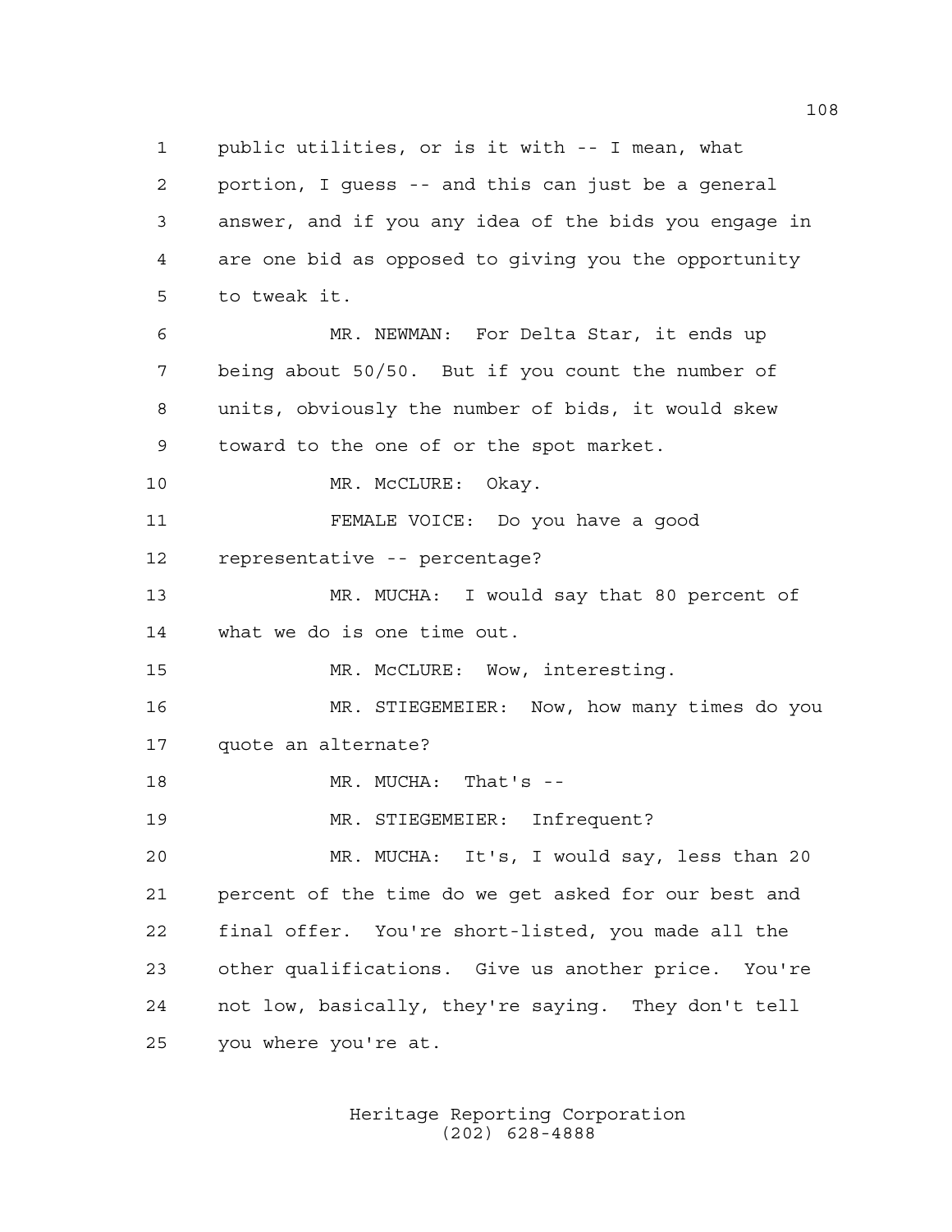public utilities, or is it with -- I mean, what portion, I guess -- and this can just be a general answer, and if you any idea of the bids you engage in are one bid as opposed to giving you the opportunity to tweak it.

MR. NEWMAN: For Delta Star, it ends up being about 50/50. But if you count the number of units, obviously the number of bids, it would skew toward to the one of or the spot market.

MR. McCLURE: Okay.

FEMALE VOICE: Do you have a good representative -- percentage?

MR. MUCHA: I would say that 80 percent of what we do is one time out.

MR. McCLURE: Wow, interesting.

MR. STIEGEMEIER: Now, how many times do you quote an alternate?

MR. MUCHA: That's --

MR. STIEGEMEIER: Infrequent?

MR. MUCHA: It's, I would say, less than 20 percent of the time do we get asked for our best and final offer. You're short-listed, you made all the other qualifications. Give us another price. You're not low, basically, they're saying. They don't tell you where you're at.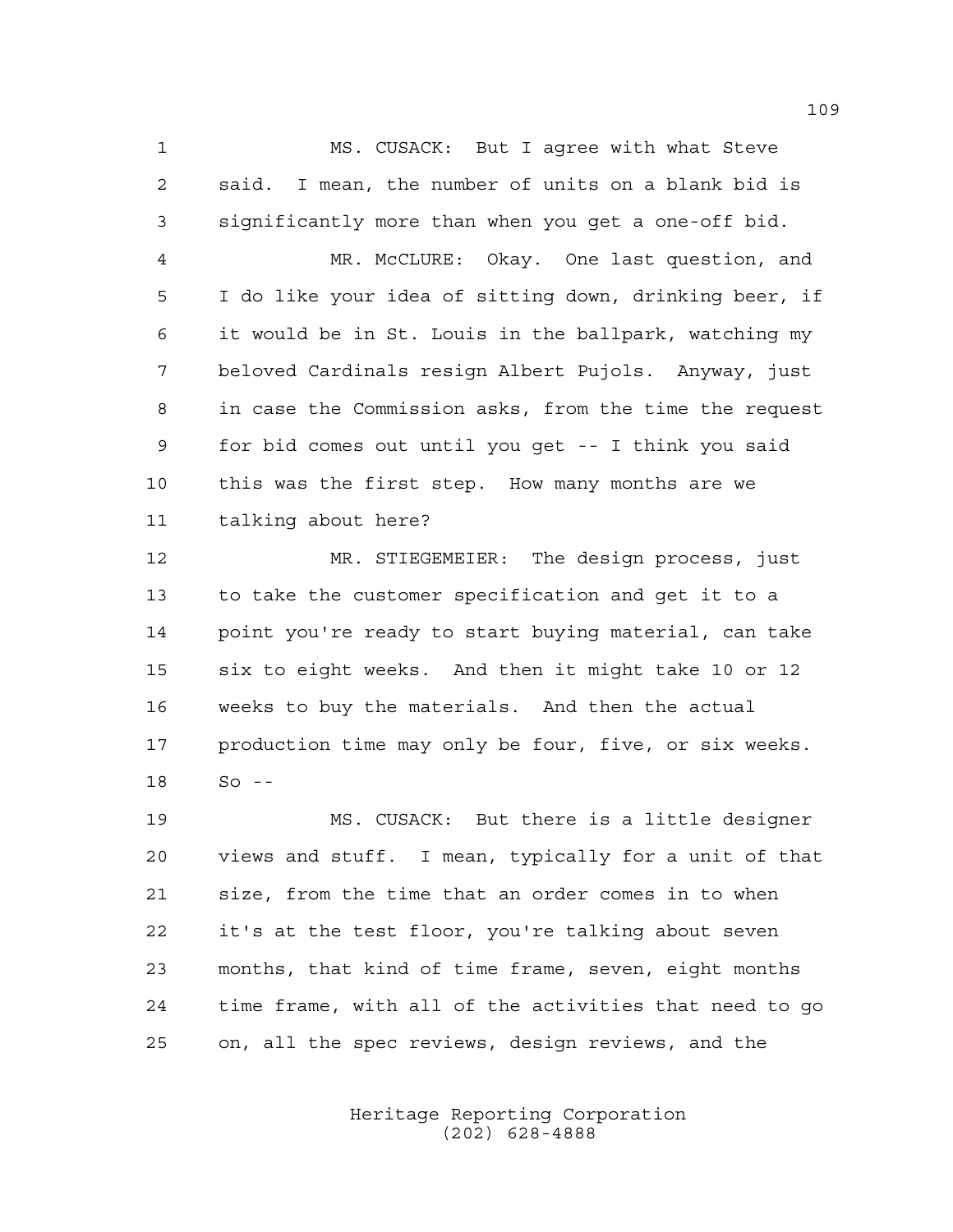MS. CUSACK: But I agree with what Steve said. I mean, the number of units on a blank bid is significantly more than when you get a one-off bid.

MR. McCLURE: Okay. One last question, and I do like your idea of sitting down, drinking beer, if it would be in St. Louis in the ballpark, watching my beloved Cardinals resign Albert Pujols. Anyway, just in case the Commission asks, from the time the request for bid comes out until you get -- I think you said this was the first step. How many months are we talking about here?

MR. STIEGEMEIER: The design process, just to take the customer specification and get it to a point you're ready to start buying material, can take six to eight weeks. And then it might take 10 or 12 weeks to buy the materials. And then the actual production time may only be four, five, or six weeks. So --

MS. CUSACK: But there is a little designer views and stuff. I mean, typically for a unit of that size, from the time that an order comes in to when it's at the test floor, you're talking about seven months, that kind of time frame, seven, eight months time frame, with all of the activities that need to go on, all the spec reviews, design reviews, and the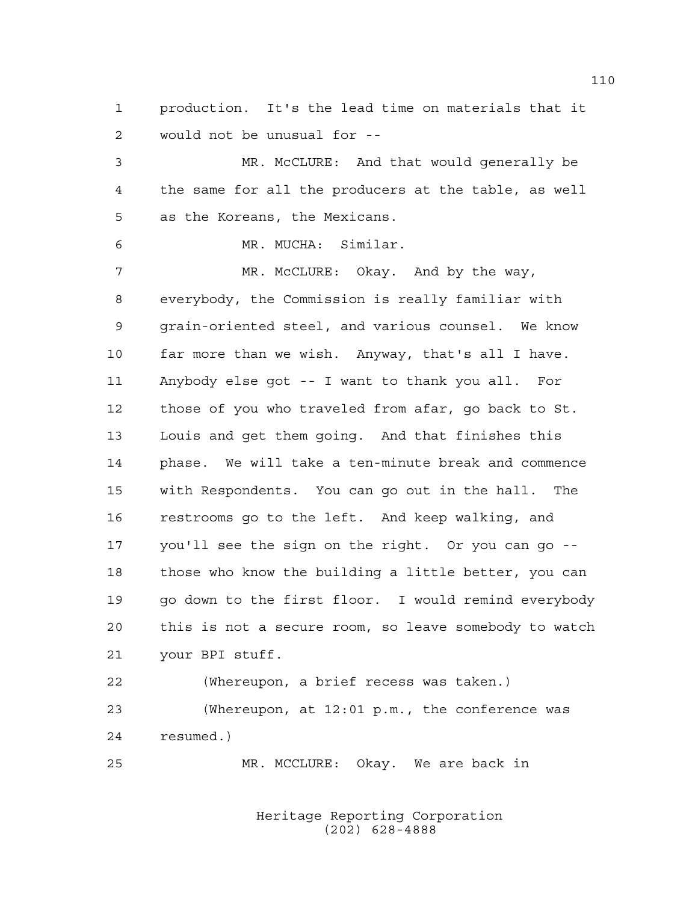1 production. It's the lead time on materials that it
2 would not be unusual for --

3 MR. McCLURE: And that would generally be
4 the same for all the producers at the table, as well
5 as the Koreans, the Mexicans.

6 MR. MUCHA: Similar.

7 MR. McCLURE: Okay. And by the way,
8 everybody, the Commission is really familiar with
9 grain-oriented steel, and various counsel. We know
10 far more than we wish. Anyway, that's all I have.
11 Anybody else got -- I want to thank you all. For
12 those of you who traveled from afar, go back to St.
13 Louis and get them going. And that finishes this
14 phase. We will take a ten-minute break and commence
15 with Respondents. You can go out in the hall. The
16 restrooms go to the left. And keep walking, and
17 you'll see the sign on the right. Or you can go --
18 those who know the building a little better, you can
19 go down to the first floor. I would remind everybody
20 this is not a secure room, so leave somebody to watch
21 your BPI stuff.

22 (Whereupon, a brief recess was taken.)

23 (Whereupon, at 12:01 p.m., the conference was
24 resumed.)

25 MR. MCCLURE: Okay. We are back in

Heritage Reporting Corporation
(202) 628-4888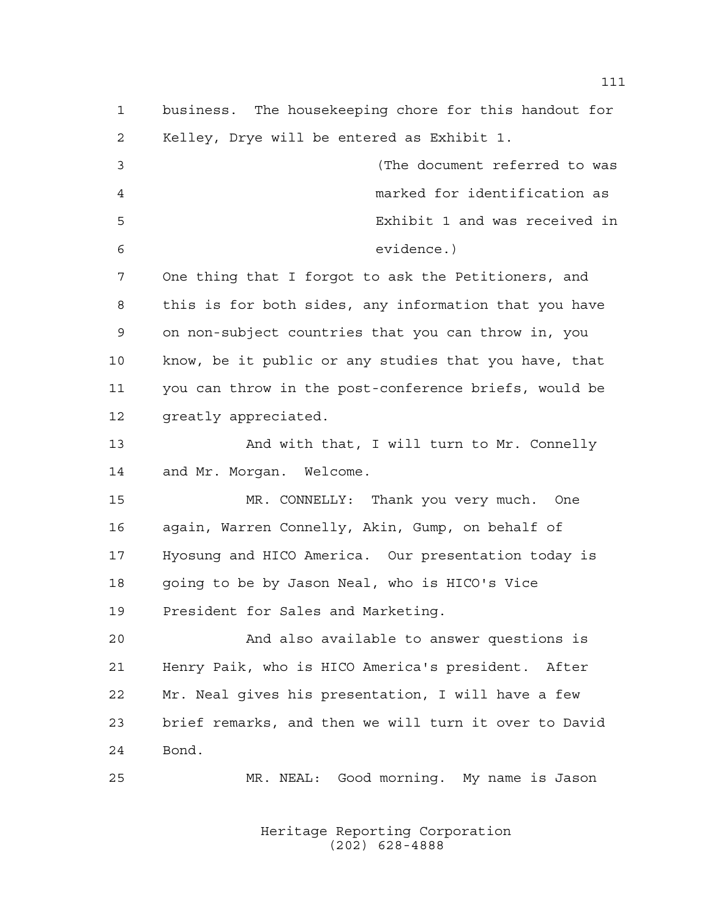business. The housekeeping chore for this handout for Kelley, Drye will be entered as Exhibit 1.

(The document referred to was marked for identification as Exhibit 1 and was received in evidence.)

One thing that I forgot to ask the Petitioners, and this is for both sides, any information that you have on non-subject countries that you can throw in, you know, be it public or any studies that you have, that you can throw in the post-conference briefs, would be greatly appreciated.

And with that, I will turn to Mr. Connelly and Mr. Morgan. Welcome.

MR. CONNELLY: Thank you very much. One again, Warren Connelly, Akin, Gump, on behalf of Hyosung and HICO America. Our presentation today is going to be by Jason Neal, who is HICO's Vice President for Sales and Marketing.

And also available to answer questions is Henry Paik, who is HICO America's president. After Mr. Neal gives his presentation, I will have a few brief remarks, and then we will turn it over to David Bond.

MR. NEAL: Good morning. My name is Jason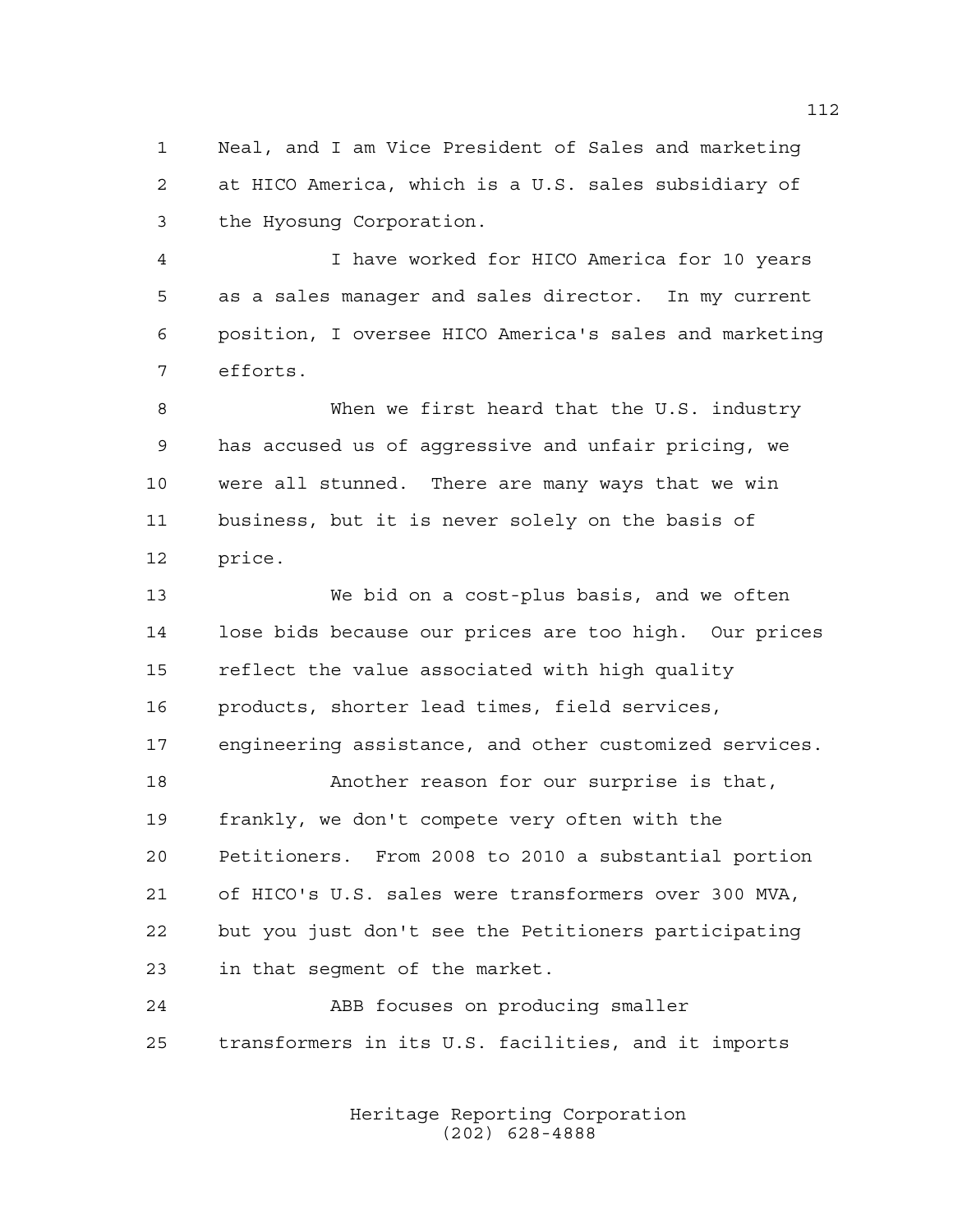Neal, and I am Vice President of Sales and marketing at HICO America, which is a U.S. sales subsidiary of the Hyosung Corporation.

I have worked for HICO America for 10 years as a sales manager and sales director. In my current position, I oversee HICO America's sales and marketing efforts.

When we first heard that the U.S. industry has accused us of aggressive and unfair pricing, we were all stunned. There are many ways that we win business, but it is never solely on the basis of price.

We bid on a cost-plus basis, and we often lose bids because our prices are too high. Our prices reflect the value associated with high quality products, shorter lead times, field services, engineering assistance, and other customized services.

Another reason for our surprise is that, frankly, we don't compete very often with the Petitioners. From 2008 to 2010 a substantial portion of HICO's U.S. sales were transformers over 300 MVA, but you just don't see the Petitioners participating in that segment of the market.

ABB focuses on producing smaller transformers in its U.S. facilities, and it imports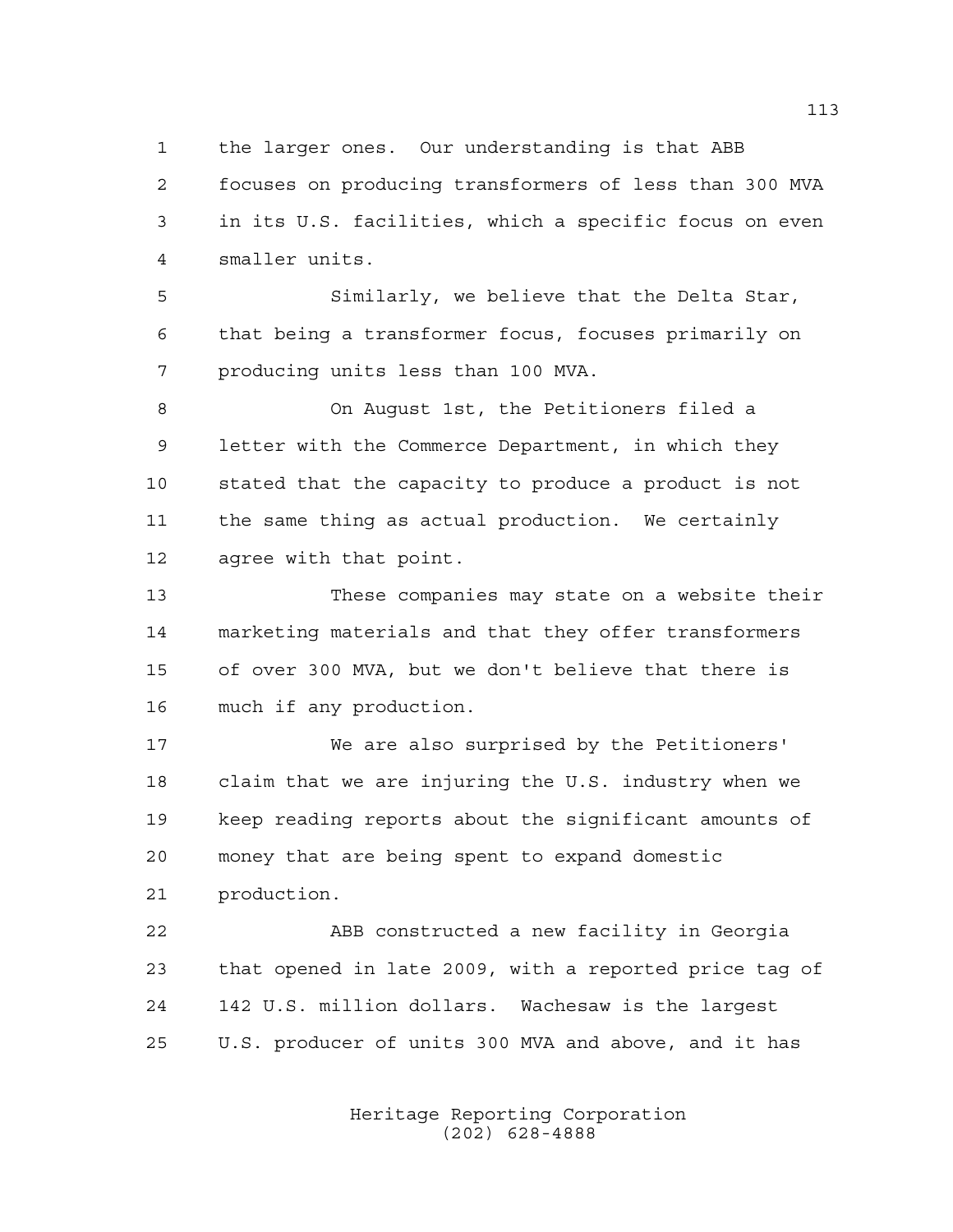the larger ones. Our understanding is that ABB focuses on producing transformers of less than 300 MVA in its U.S. facilities, which a specific focus on even smaller units.

Similarly, we believe that the Delta Star, that being a transformer focus, focuses primarily on producing units less than 100 MVA.

On August 1st, the Petitioners filed a letter with the Commerce Department, in which they stated that the capacity to produce a product is not the same thing as actual production. We certainly agree with that point.

These companies may state on a website their marketing materials and that they offer transformers of over 300 MVA, but we don't believe that there is much if any production.

We are also surprised by the Petitioners' claim that we are injuring the U.S. industry when we keep reading reports about the significant amounts of money that are being spent to expand domestic production.

ABB constructed a new facility in Georgia that opened in late 2009, with a reported price tag of 142 U.S. million dollars. Wachesaw is the largest U.S. producer of units 300 MVA and above, and it has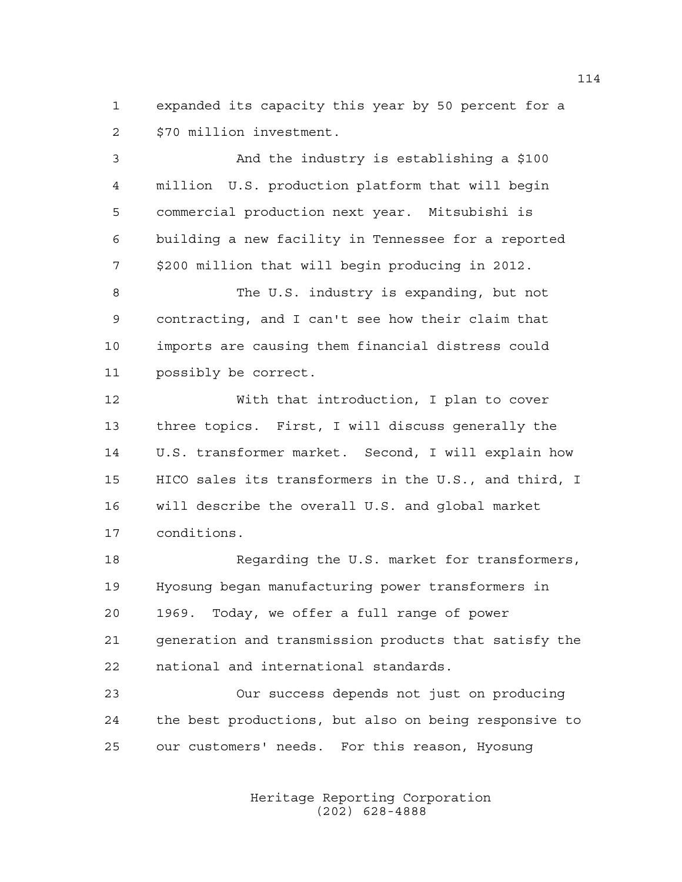expanded its capacity this year by 50 percent for a $70 million investment.

And the industry is establishing a $100 million U.S. production platform that will begin commercial production next year. Mitsubishi is building a new facility in Tennessee for a reported $200 million that will begin producing in 2012.

The U.S. industry is expanding, but not contracting, and I can't see how their claim that imports are causing them financial distress could possibly be correct.

With that introduction, I plan to cover three topics. First, I will discuss generally the U.S. transformer market. Second, I will explain how HICO sales its transformers in the U.S., and third, I will describe the overall U.S. and global market conditions.

Regarding the U.S. market for transformers, Hyosung began manufacturing power transformers in 1969. Today, we offer a full range of power generation and transmission products that satisfy the national and international standards.

Our success depends not just on producing the best productions, but also on being responsive to our customers' needs. For this reason, Hyosung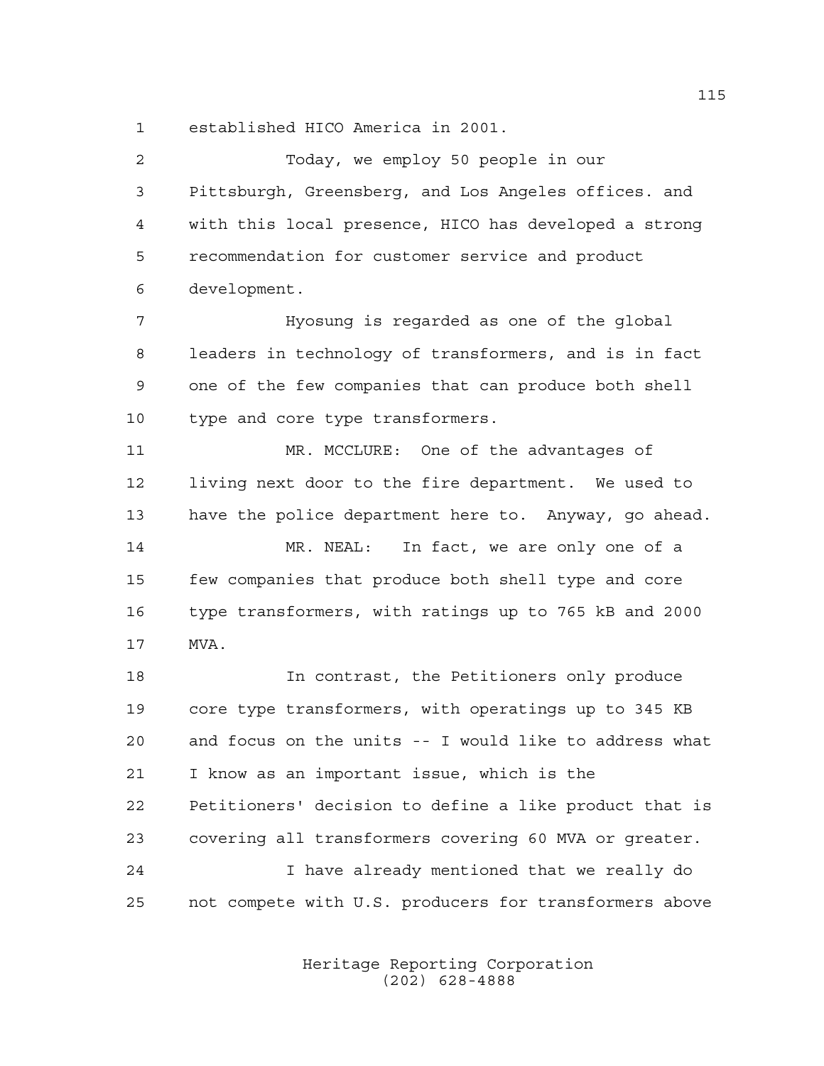established HICO America in 2001.

Today, we employ 50 people in our Pittsburgh, Greensberg, and Los Angeles offices. and with this local presence, HICO has developed a strong recommendation for customer service and product development.

Hyosung is regarded as one of the global leaders in technology of transformers, and is in fact one of the few companies that can produce both shell type and core type transformers.

MR. MCCLURE: One of the advantages of living next door to the fire department. We used to have the police department here to. Anyway, go ahead.

MR. NEAL: In fact, we are only one of a few companies that produce both shell type and core type transformers, with ratings up to 765 kB and 2000 MVA.

In contrast, the Petitioners only produce core type transformers, with operatings up to 345 KB and focus on the units -- I would like to address what I know as an important issue, which is the Petitioners' decision to define a like product that is covering all transformers covering 60 MVA or greater.

I have already mentioned that we really do not compete with U.S. producers for transformers above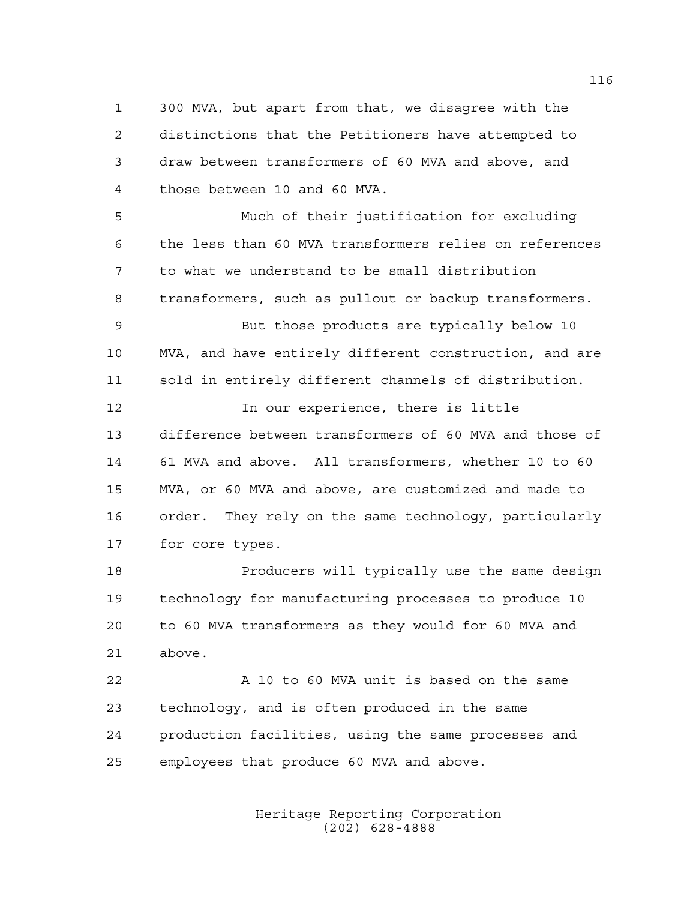300 MVA, but apart from that, we disagree with the distinctions that the Petitioners have attempted to draw between transformers of 60 MVA and above, and those between 10 and 60 MVA.

Much of their justification for excluding the less than 60 MVA transformers relies on references to what we understand to be small distribution transformers, such as pullout or backup transformers.

But those products are typically below 10 MVA, and have entirely different construction, and are sold in entirely different channels of distribution.

In our experience, there is little difference between transformers of 60 MVA and those of 61 MVA and above. All transformers, whether 10 to 60 MVA, or 60 MVA and above, are customized and made to order. They rely on the same technology, particularly for core types.

Producers will typically use the same design technology for manufacturing processes to produce 10 to 60 MVA transformers as they would for 60 MVA and above.

A 10 to 60 MVA unit is based on the same technology, and is often produced in the same production facilities, using the same processes and employees that produce 60 MVA and above.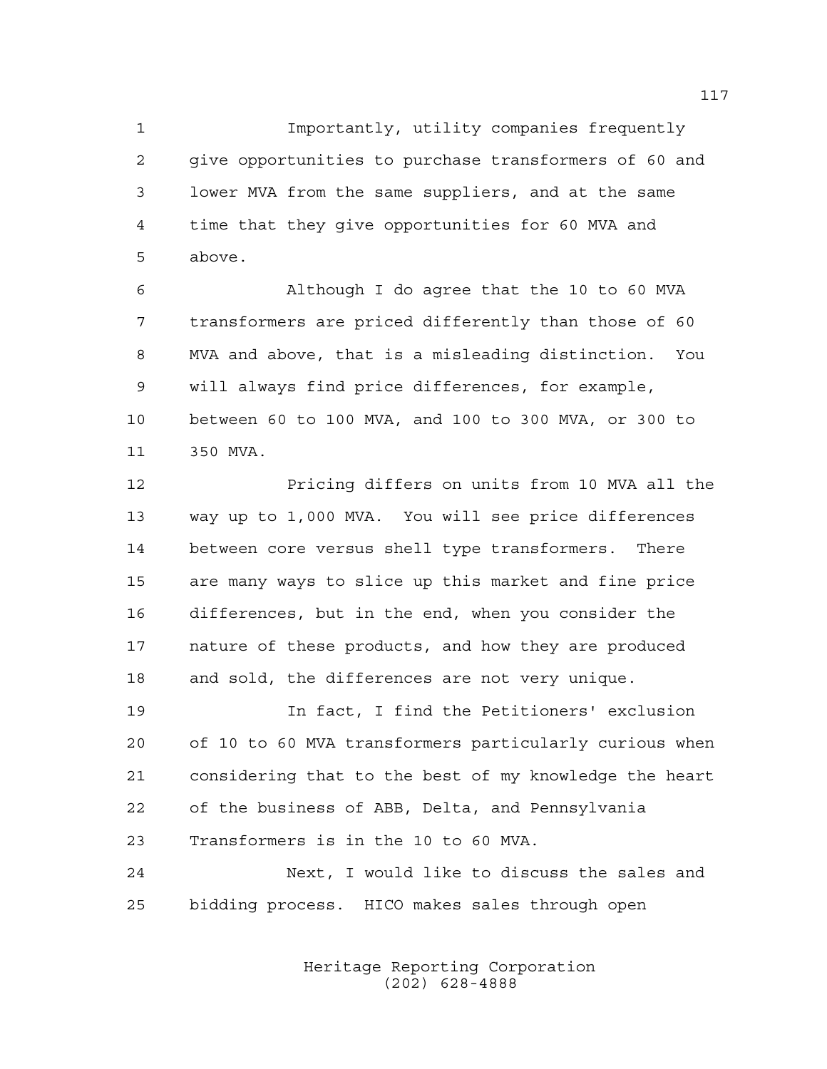Importantly, utility companies frequently give opportunities to purchase transformers of 60 and lower MVA from the same suppliers, and at the same time that they give opportunities for 60 MVA and above.

Although I do agree that the 10 to 60 MVA transformers are priced differently than those of 60 MVA and above, that is a misleading distinction. You will always find price differences, for example, between 60 to 100 MVA, and 100 to 300 MVA, or 300 to 350 MVA.

Pricing differs on units from 10 MVA all the way up to 1,000 MVA. You will see price differences between core versus shell type transformers. There are many ways to slice up this market and fine price differences, but in the end, when you consider the nature of these products, and how they are produced and sold, the differences are not very unique.

In fact, I find the Petitioners' exclusion of 10 to 60 MVA transformers particularly curious when considering that to the best of my knowledge the heart of the business of ABB, Delta, and Pennsylvania Transformers is in the 10 to 60 MVA.

Next, I would like to discuss the sales and bidding process. HICO makes sales through open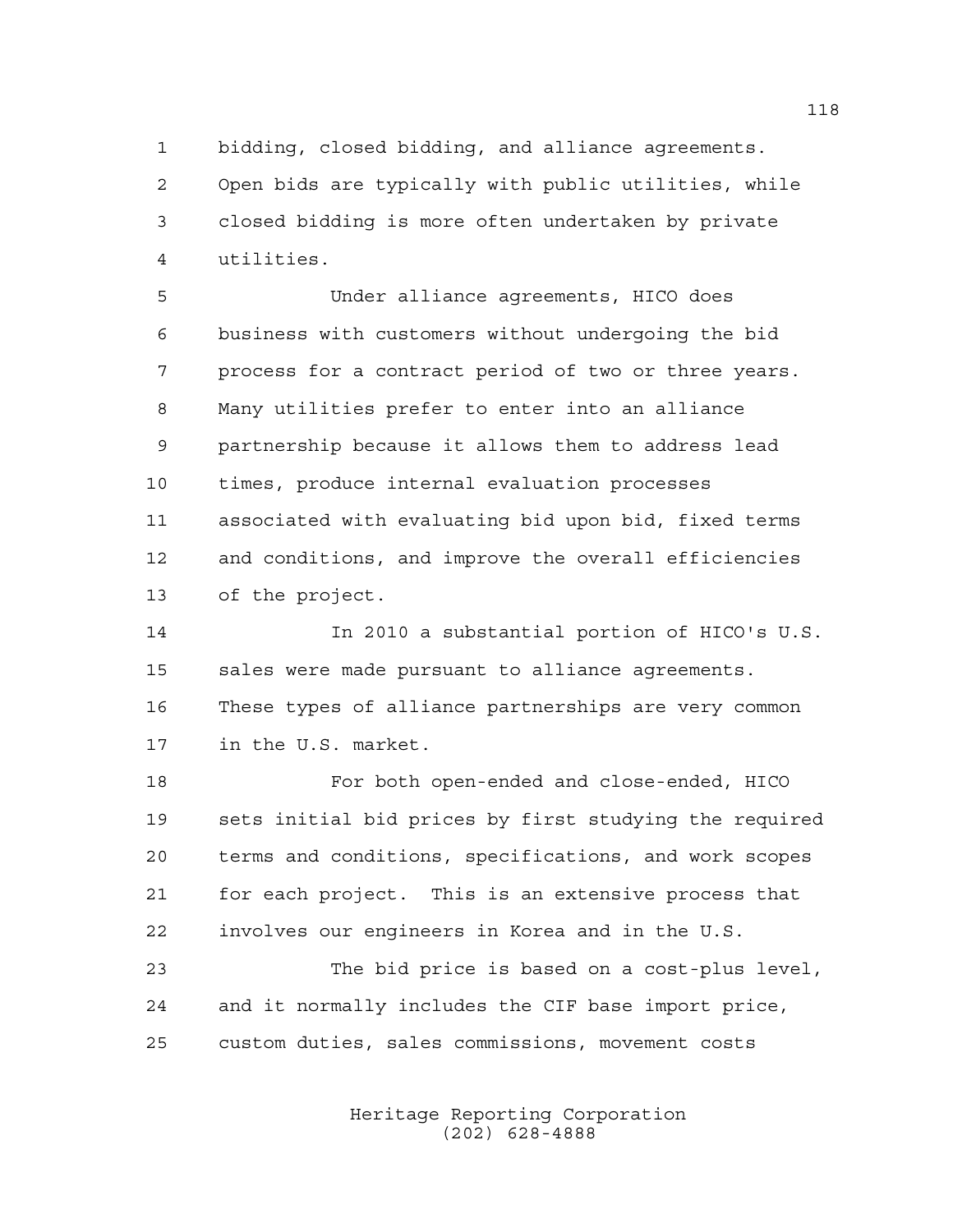bidding, closed bidding, and alliance agreements. Open bids are typically with public utilities, while closed bidding is more often undertaken by private utilities.

Under alliance agreements, HICO does business with customers without undergoing the bid process for a contract period of two or three years. Many utilities prefer to enter into an alliance partnership because it allows them to address lead times, produce internal evaluation processes associated with evaluating bid upon bid, fixed terms and conditions, and improve the overall efficiencies of the project.

In 2010 a substantial portion of HICO's U.S. sales were made pursuant to alliance agreements. These types of alliance partnerships are very common in the U.S. market.

For both open-ended and close-ended, HICO sets initial bid prices by first studying the required terms and conditions, specifications, and work scopes for each project. This is an extensive process that involves our engineers in Korea and in the U.S.

The bid price is based on a cost-plus level, and it normally includes the CIF base import price, custom duties, sales commissions, movement costs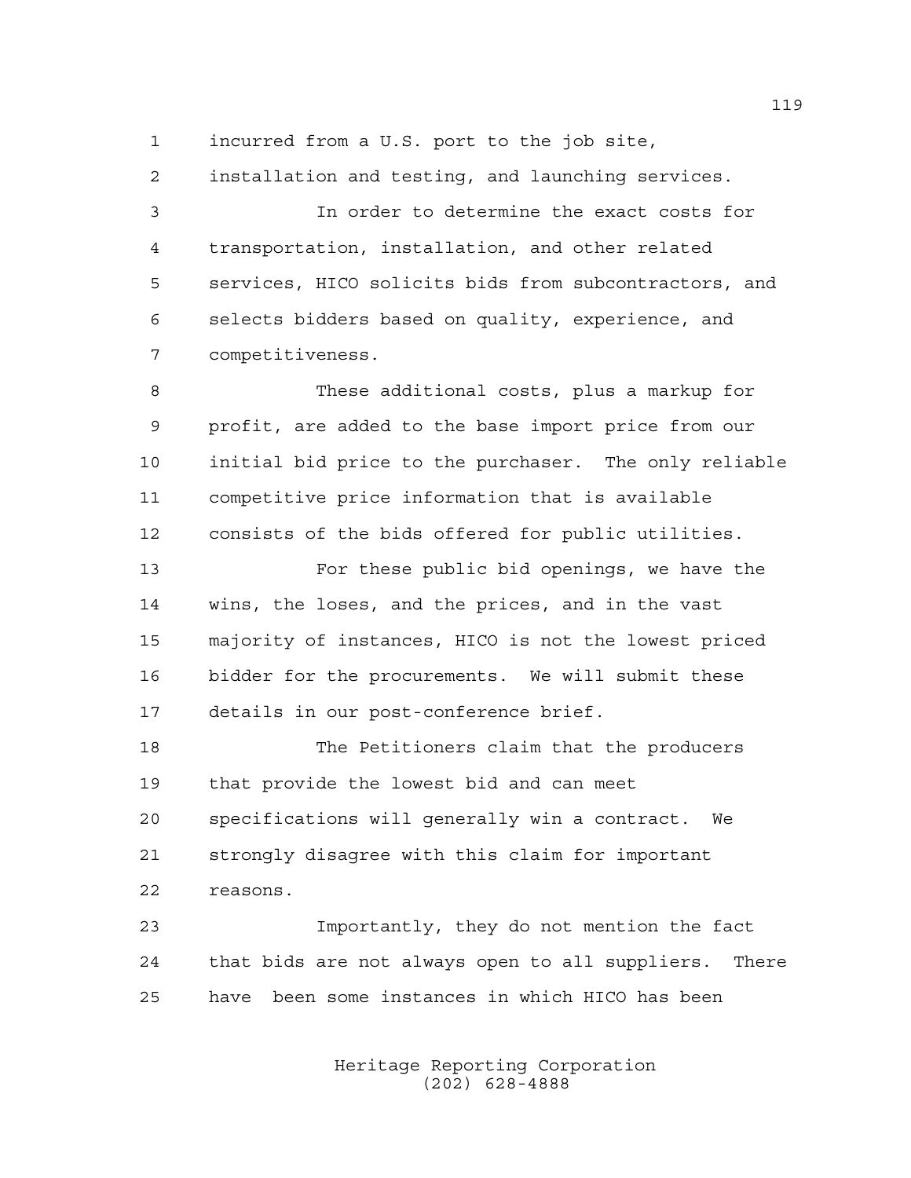incurred from a U.S. port to the job site, installation and testing, and launching services.

In order to determine the exact costs for transportation, installation, and other related services, HICO solicits bids from subcontractors, and selects bidders based on quality, experience, and competitiveness.

These additional costs, plus a markup for profit, are added to the base import price from our initial bid price to the purchaser. The only reliable competitive price information that is available consists of the bids offered for public utilities.

For these public bid openings, we have the wins, the loses, and the prices, and in the vast majority of instances, HICO is not the lowest priced bidder for the procurements. We will submit these details in our post-conference brief.

The Petitioners claim that the producers that provide the lowest bid and can meet specifications will generally win a contract. We strongly disagree with this claim for important reasons.

Importantly, they do not mention the fact that bids are not always open to all suppliers. There have been some instances in which HICO has been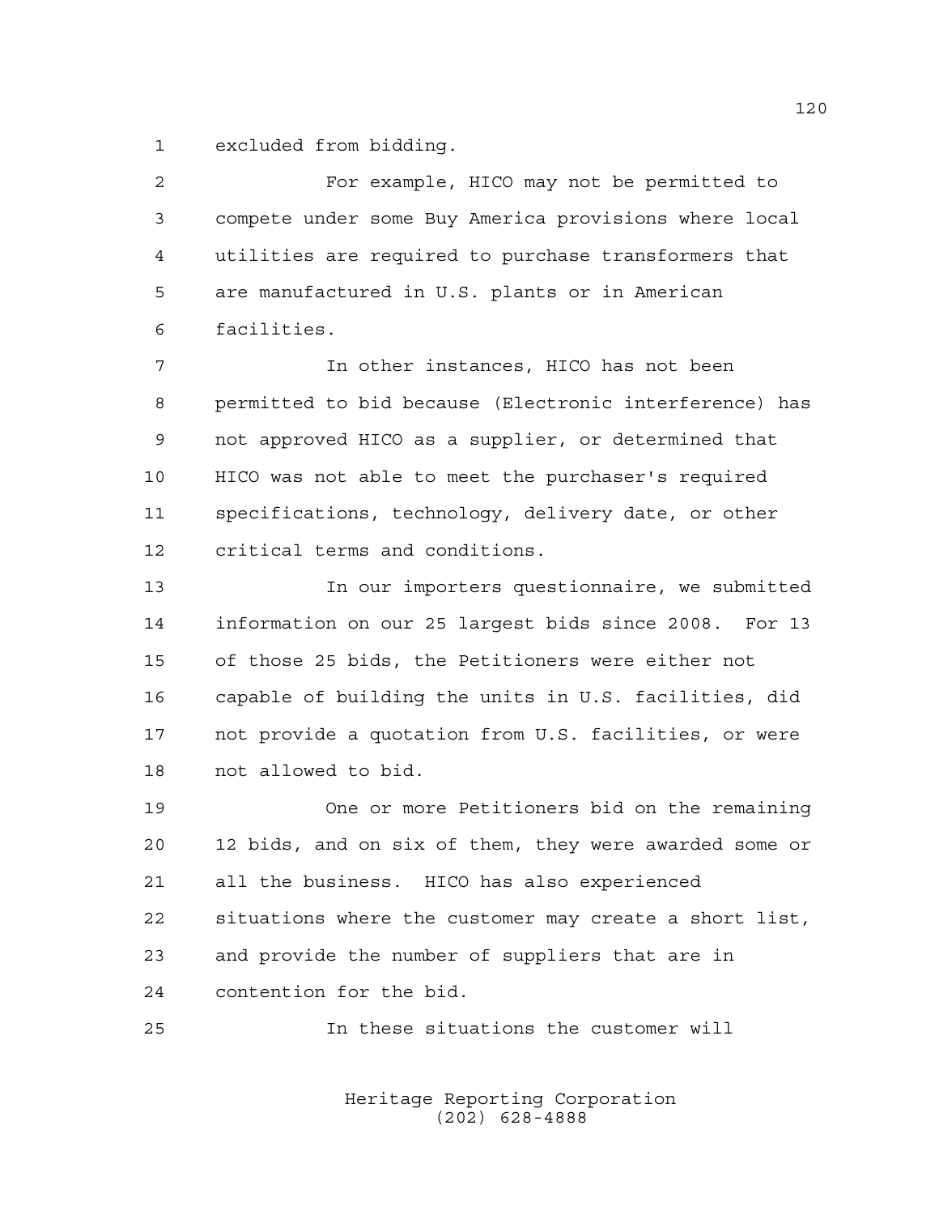excluded from bidding.

For example, HICO may not be permitted to compete under some Buy America provisions where local utilities are required to purchase transformers that are manufactured in U.S. plants or in American facilities.

In other instances, HICO has not been permitted to bid because (Electronic interference) has not approved HICO as a supplier, or determined that HICO was not able to meet the purchaser's required specifications, technology, delivery date, or other critical terms and conditions.

In our importers questionnaire, we submitted information on our 25 largest bids since 2008. For 13 of those 25 bids, the Petitioners were either not capable of building the units in U.S. facilities, did not provide a quotation from U.S. facilities, or were not allowed to bid.

One or more Petitioners bid on the remaining 12 bids, and on six of them, they were awarded some or all the business. HICO has also experienced situations where the customer may create a short list, and provide the number of suppliers that are in contention for the bid.

In these situations the customer will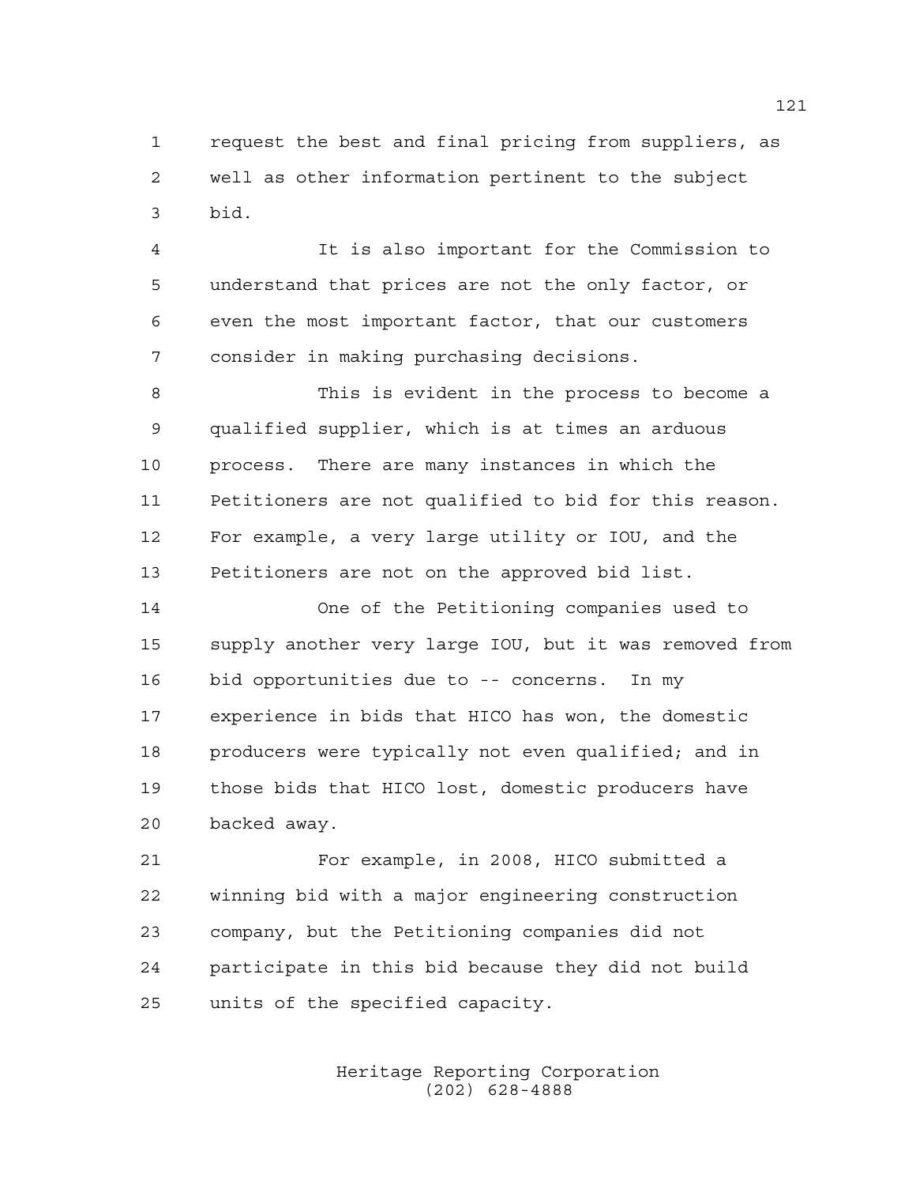request the best and final pricing from suppliers, as well as other information pertinent to the subject bid.

It is also important for the Commission to understand that prices are not the only factor, or even the most important factor, that our customers consider in making purchasing decisions.

This is evident in the process to become a qualified supplier, which is at times an arduous process. There are many instances in which the Petitioners are not qualified to bid for this reason. For example, a very large utility or IOU, and the Petitioners are not on the approved bid list.

One of the Petitioning companies used to supply another very large IOU, but it was removed from bid opportunities due to -- concerns. In my experience in bids that HICO has won, the domestic producers were typically not even qualified; and in those bids that HICO lost, domestic producers have backed away.

For example, in 2008, HICO submitted a winning bid with a major engineering construction company, but the Petitioning companies did not participate in this bid because they did not build units of the specified capacity.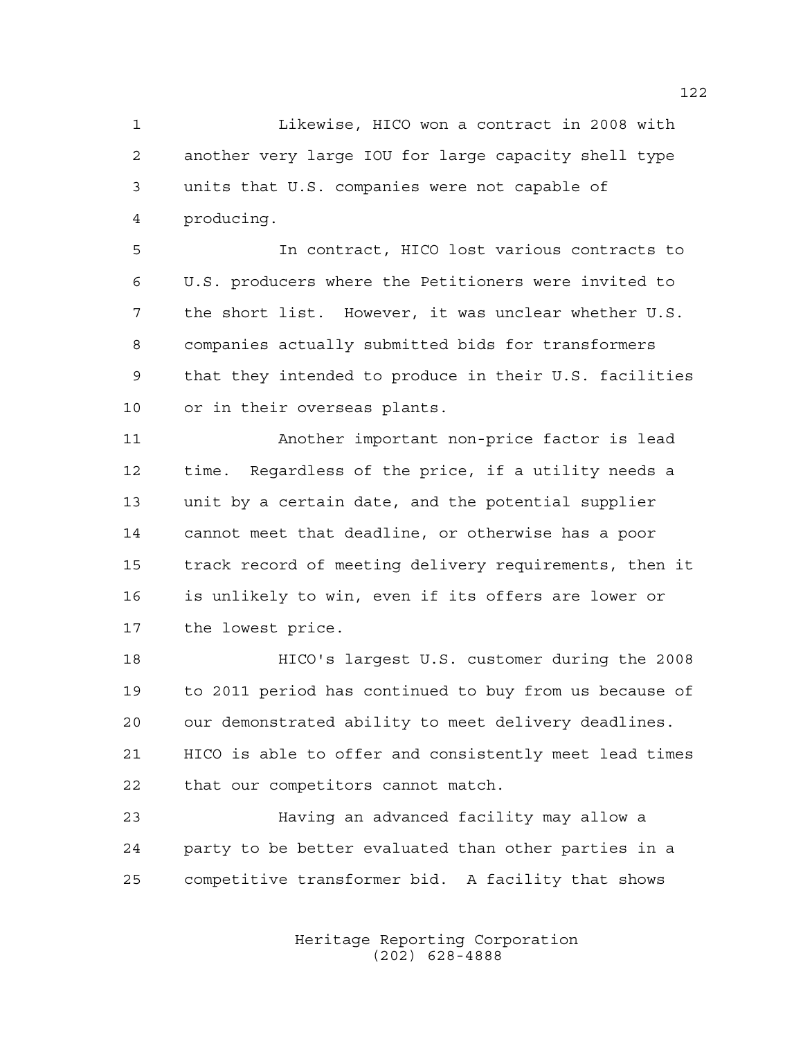Likewise, HICO won a contract in 2008 with another very large IOU for large capacity shell type units that U.S. companies were not capable of producing.

In contract, HICO lost various contracts to U.S. producers where the Petitioners were invited to the short list. However, it was unclear whether U.S. companies actually submitted bids for transformers that they intended to produce in their U.S. facilities or in their overseas plants.

Another important non-price factor is lead time. Regardless of the price, if a utility needs a unit by a certain date, and the potential supplier cannot meet that deadline, or otherwise has a poor track record of meeting delivery requirements, then it is unlikely to win, even if its offers are lower or the lowest price.

HICO's largest U.S. customer during the 2008 to 2011 period has continued to buy from us because of our demonstrated ability to meet delivery deadlines. HICO is able to offer and consistently meet lead times that our competitors cannot match.

Having an advanced facility may allow a party to be better evaluated than other parties in a competitive transformer bid. A facility that shows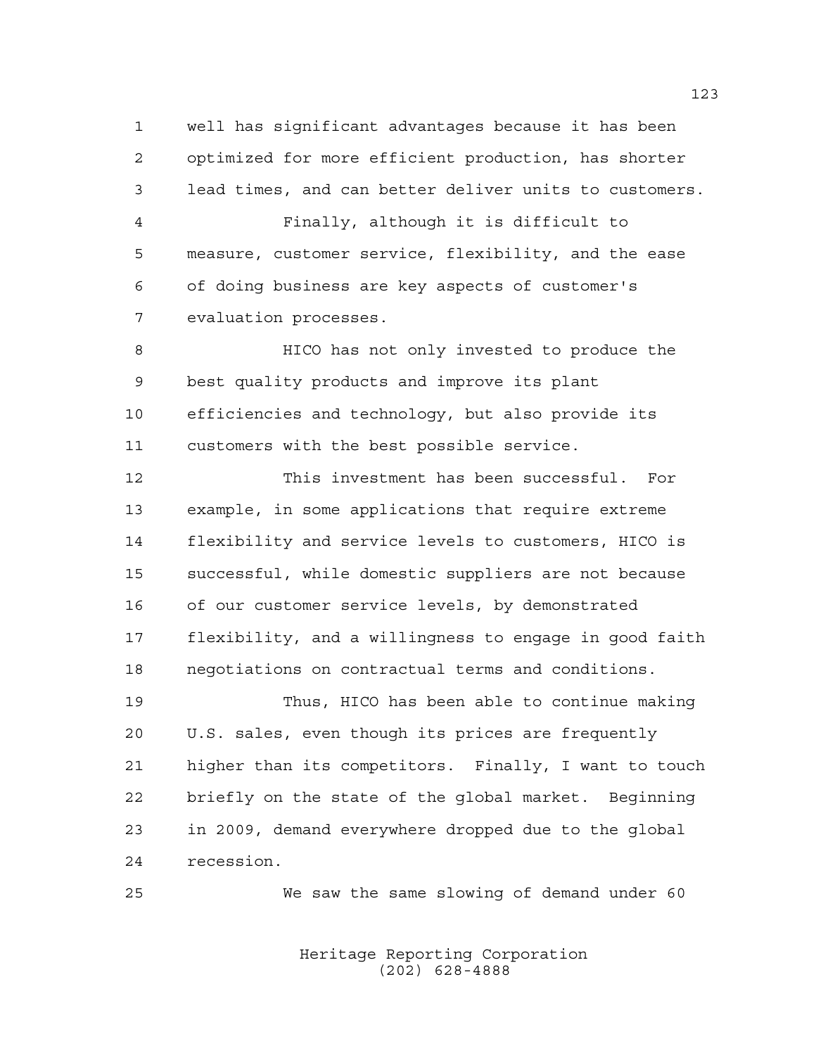well has significant advantages because it has been optimized for more efficient production, has shorter lead times, and can better deliver units to customers.

Finally, although it is difficult to measure, customer service, flexibility, and the ease of doing business are key aspects of customer's evaluation processes.

HICO has not only invested to produce the best quality products and improve its plant efficiencies and technology, but also provide its customers with the best possible service.

This investment has been successful. For example, in some applications that require extreme flexibility and service levels to customers, HICO is successful, while domestic suppliers are not because of our customer service levels, by demonstrated flexibility, and a willingness to engage in good faith negotiations on contractual terms and conditions.

Thus, HICO has been able to continue making U.S. sales, even though its prices are frequently higher than its competitors. Finally, I want to touch briefly on the state of the global market. Beginning in 2009, demand everywhere dropped due to the global recession.

We saw the same slowing of demand under 60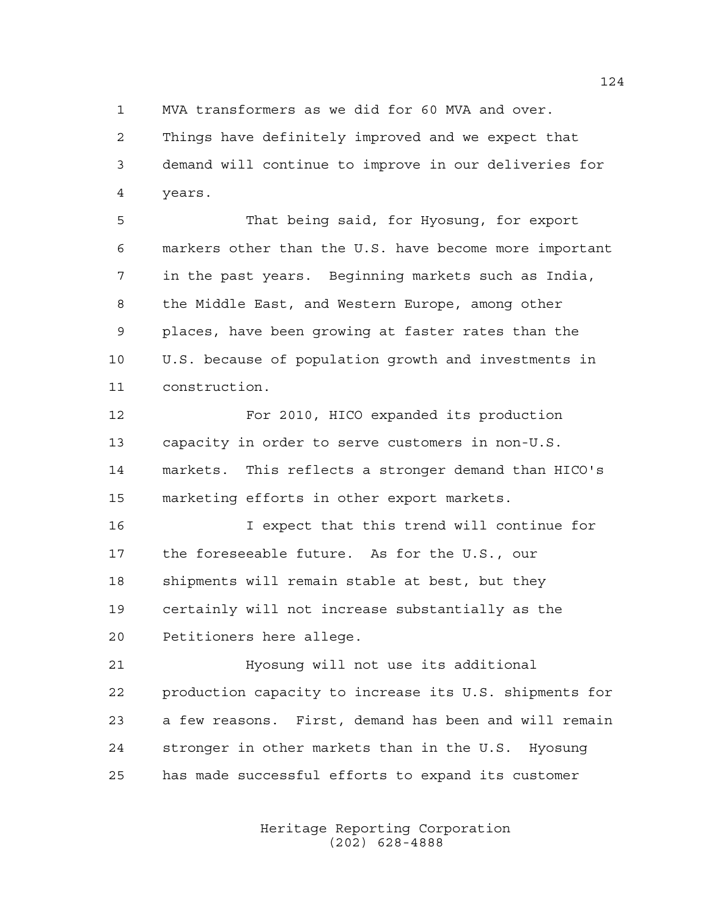MVA transformers as we did for 60 MVA and over. Things have definitely improved and we expect that demand will continue to improve in our deliveries for years.

That being said, for Hyosung, for export markers other than the U.S. have become more important in the past years. Beginning markets such as India, the Middle East, and Western Europe, among other places, have been growing at faster rates than the U.S. because of population growth and investments in construction.

For 2010, HICO expanded its production capacity in order to serve customers in non-U.S. markets. This reflects a stronger demand than HICO's marketing efforts in other export markets.

I expect that this trend will continue for the foreseeable future. As for the U.S., our shipments will remain stable at best, but they certainly will not increase substantially as the Petitioners here allege.

Hyosung will not use its additional production capacity to increase its U.S. shipments for a few reasons. First, demand has been and will remain stronger in other markets than in the U.S. Hyosung has made successful efforts to expand its customer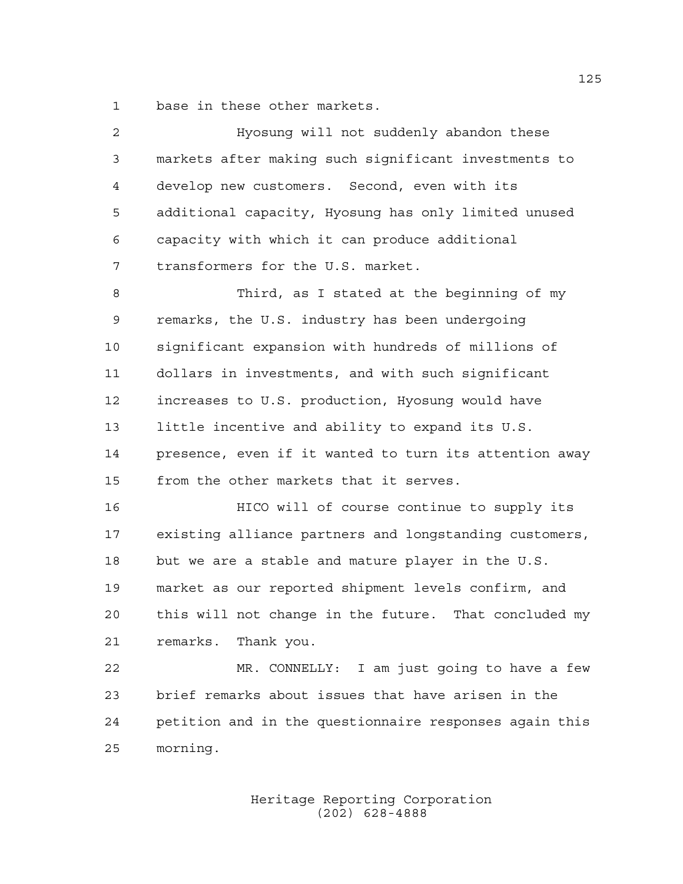base in these other markets.

Hyosung will not suddenly abandon these markets after making such significant investments to develop new customers. Second, even with its additional capacity, Hyosung has only limited unused capacity with which it can produce additional transformers for the U.S. market.

Third, as I stated at the beginning of my remarks, the U.S. industry has been undergoing significant expansion with hundreds of millions of dollars in investments, and with such significant increases to U.S. production, Hyosung would have little incentive and ability to expand its U.S. presence, even if it wanted to turn its attention away from the other markets that it serves.

HICO will of course continue to supply its existing alliance partners and longstanding customers, but we are a stable and mature player in the U.S. market as our reported shipment levels confirm, and this will not change in the future. That concluded my remarks. Thank you.

MR. CONNELLY: I am just going to have a few brief remarks about issues that have arisen in the petition and in the questionnaire responses again this morning.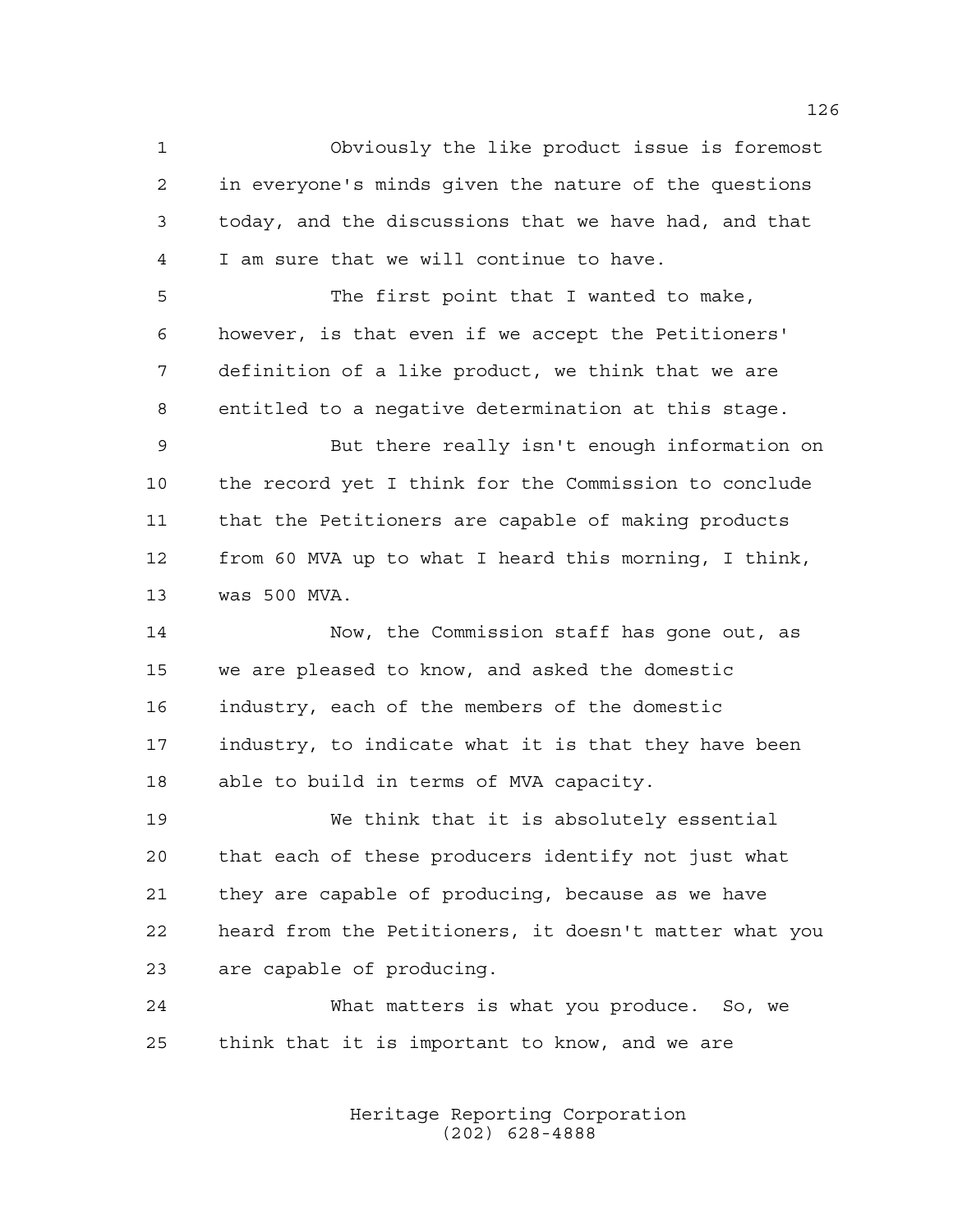Obviously the like product issue is foremost in everyone's minds given the nature of the questions today, and the discussions that we have had, and that I am sure that we will continue to have.

The first point that I wanted to make, however, is that even if we accept the Petitioners' definition of a like product, we think that we are entitled to a negative determination at this stage.

But there really isn't enough information on the record yet I think for the Commission to conclude that the Petitioners are capable of making products from 60 MVA up to what I heard this morning, I think, was 500 MVA.

Now, the Commission staff has gone out, as we are pleased to know, and asked the domestic industry, each of the members of the domestic industry, to indicate what it is that they have been able to build in terms of MVA capacity.

We think that it is absolutely essential that each of these producers identify not just what they are capable of producing, because as we have heard from the Petitioners, it doesn't matter what you are capable of producing.

What matters is what you produce. So, we think that it is important to know, and we are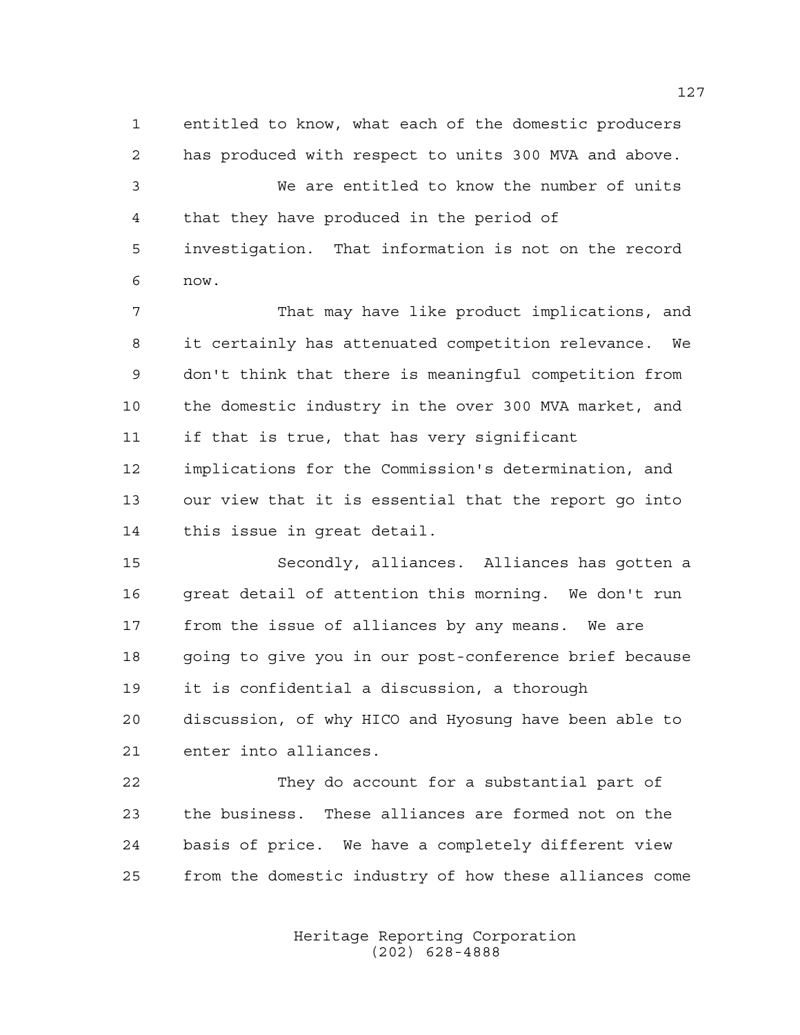entitled to know, what each of the domestic producers has produced with respect to units 300 MVA and above.

We are entitled to know the number of units that they have produced in the period of investigation. That information is not on the record now.

That may have like product implications, and it certainly has attenuated competition relevance. We don't think that there is meaningful competition from the domestic industry in the over 300 MVA market, and if that is true, that has very significant implications for the Commission's determination, and our view that it is essential that the report go into this issue in great detail.

Secondly, alliances. Alliances has gotten a great detail of attention this morning. We don't run from the issue of alliances by any means. We are going to give you in our post-conference brief because it is confidential a discussion, a thorough discussion, of why HICO and Hyosung have been able to enter into alliances.

They do account for a substantial part of the business. These alliances are formed not on the basis of price. We have a completely different view from the domestic industry of how these alliances come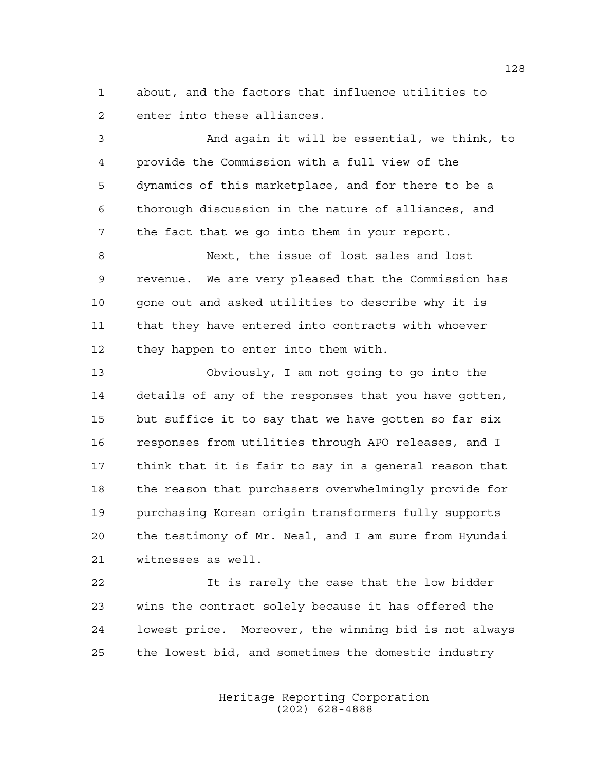about, and the factors that influence utilities to enter into these alliances.

And again it will be essential, we think, to provide the Commission with a full view of the dynamics of this marketplace, and for there to be a thorough discussion in the nature of alliances, and the fact that we go into them in your report.

Next, the issue of lost sales and lost revenue. We are very pleased that the Commission has gone out and asked utilities to describe why it is that they have entered into contracts with whoever they happen to enter into them with.

Obviously, I am not going to go into the details of any of the responses that you have gotten, but suffice it to say that we have gotten so far six responses from utilities through APO releases, and I think that it is fair to say in a general reason that the reason that purchasers overwhelmingly provide for purchasing Korean origin transformers fully supports the testimony of Mr. Neal, and I am sure from Hyundai witnesses as well.

It is rarely the case that the low bidder wins the contract solely because it has offered the lowest price. Moreover, the winning bid is not always the lowest bid, and sometimes the domestic industry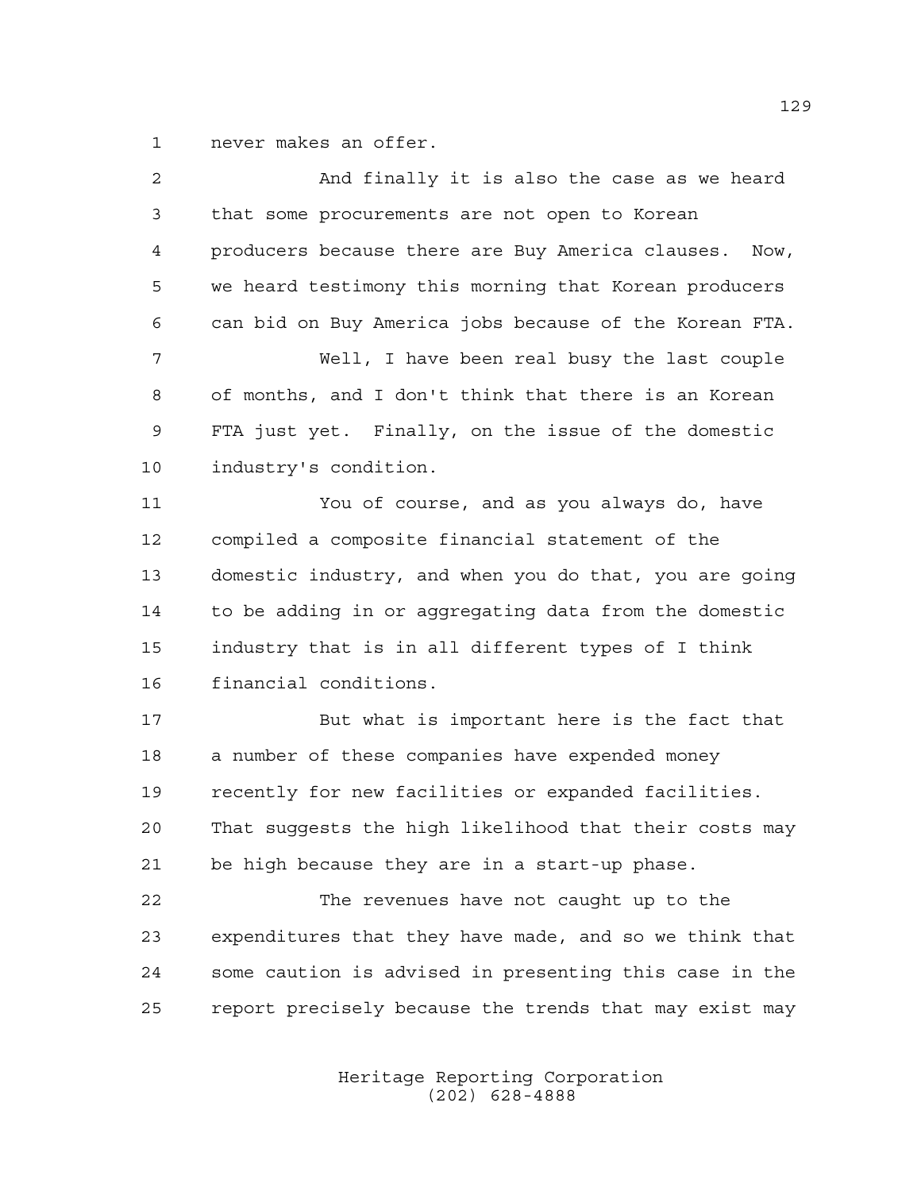never makes an offer.

And finally it is also the case as we heard that some procurements are not open to Korean producers because there are Buy America clauses. Now, we heard testimony this morning that Korean producers can bid on Buy America jobs because of the Korean FTA.

Well, I have been real busy the last couple of months, and I don't think that there is an Korean FTA just yet. Finally, on the issue of the domestic industry's condition.

You of course, and as you always do, have compiled a composite financial statement of the domestic industry, and when you do that, you are going to be adding in or aggregating data from the domestic industry that is in all different types of I think financial conditions.

But what is important here is the fact that a number of these companies have expended money recently for new facilities or expanded facilities. That suggests the high likelihood that their costs may be high because they are in a start-up phase.

The revenues have not caught up to the expenditures that they have made, and so we think that some caution is advised in presenting this case in the report precisely because the trends that may exist may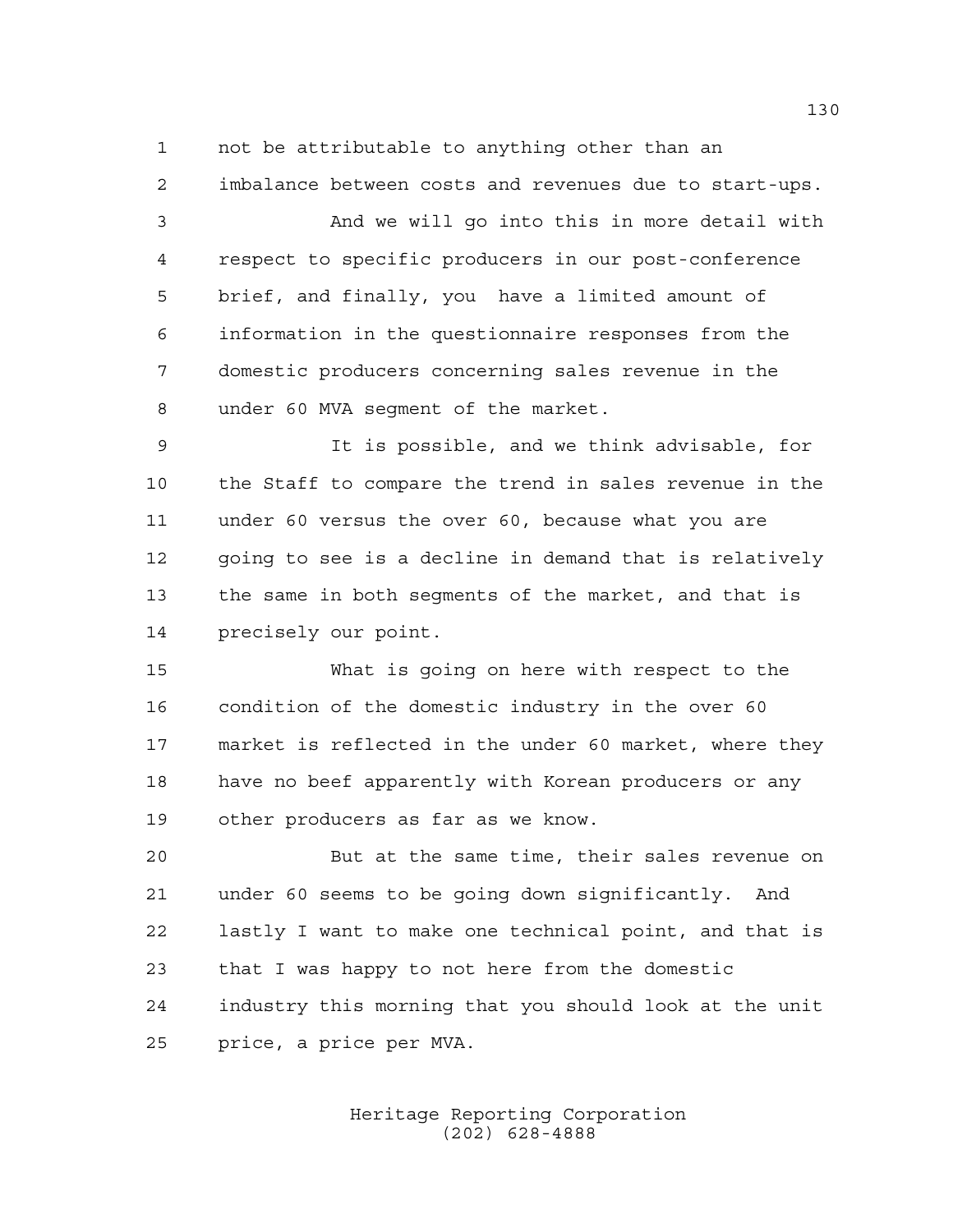not be attributable to anything other than an imbalance between costs and revenues due to start-ups.

And we will go into this in more detail with respect to specific producers in our post-conference brief, and finally, you have a limited amount of information in the questionnaire responses from the domestic producers concerning sales revenue in the under 60 MVA segment of the market.

It is possible, and we think advisable, for the Staff to compare the trend in sales revenue in the under 60 versus the over 60, because what you are going to see is a decline in demand that is relatively the same in both segments of the market, and that is precisely our point.

What is going on here with respect to the condition of the domestic industry in the over 60 market is reflected in the under 60 market, where they have no beef apparently with Korean producers or any other producers as far as we know.

But at the same time, their sales revenue on under 60 seems to be going down significantly. And lastly I want to make one technical point, and that is that I was happy to not here from the domestic industry this morning that you should look at the unit price, a price per MVA.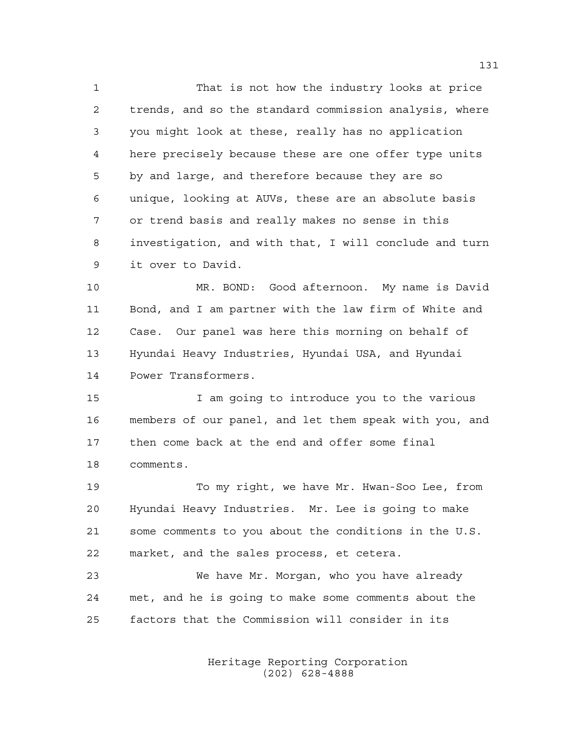That is not how the industry looks at price trends, and so the standard commission analysis, where you might look at these, really has no application here precisely because these are one offer type units by and large, and therefore because they are so unique, looking at AUVs, these are an absolute basis or trend basis and really makes no sense in this investigation, and with that, I will conclude and turn it over to David.

MR. BOND: Good afternoon. My name is David Bond, and I am partner with the law firm of White and Case. Our panel was here this morning on behalf of Hyundai Heavy Industries, Hyundai USA, and Hyundai Power Transformers.

I am going to introduce you to the various members of our panel, and let them speak with you, and then come back at the end and offer some final comments.

To my right, we have Mr. Hwan-Soo Lee, from Hyundai Heavy Industries. Mr. Lee is going to make some comments to you about the conditions in the U.S. market, and the sales process, et cetera.

We have Mr. Morgan, who you have already met, and he is going to make some comments about the factors that the Commission will consider in its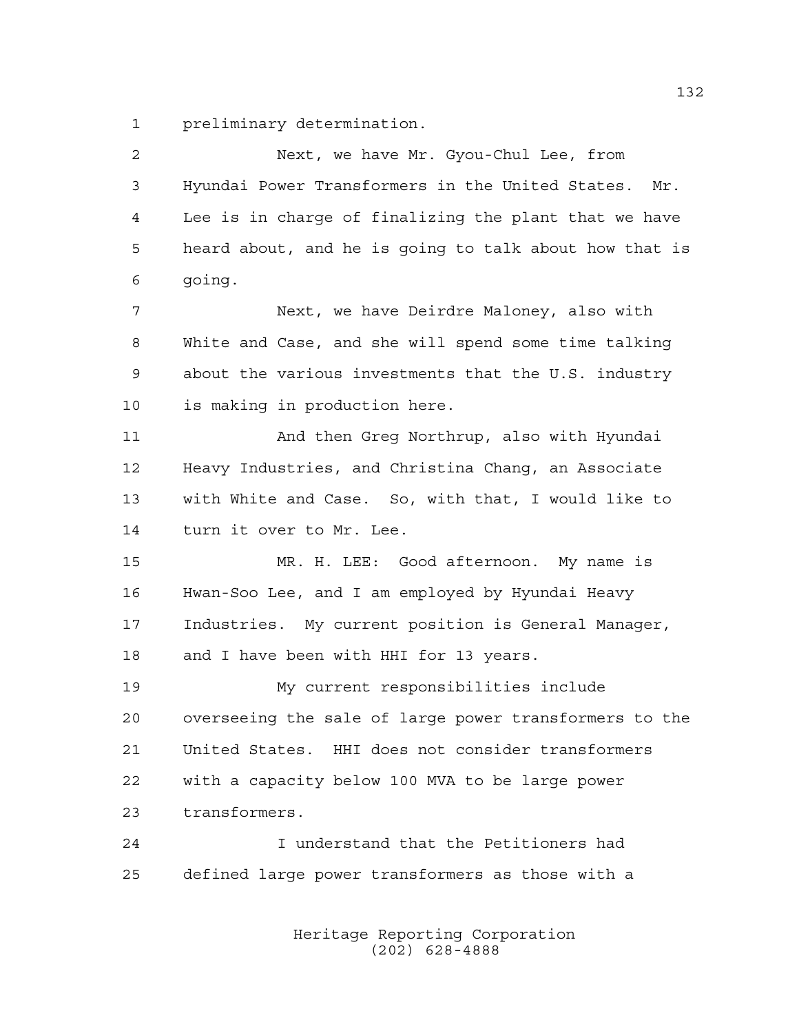preliminary determination.

Next, we have Mr. Gyou-Chul Lee, from Hyundai Power Transformers in the United States. Mr. Lee is in charge of finalizing the plant that we have heard about, and he is going to talk about how that is going.

Next, we have Deirdre Maloney, also with White and Case, and she will spend some time talking about the various investments that the U.S. industry is making in production here.

And then Greg Northrup, also with Hyundai Heavy Industries, and Christina Chang, an Associate with White and Case. So, with that, I would like to turn it over to Mr. Lee.

MR. H. LEE: Good afternoon. My name is Hwan-Soo Lee, and I am employed by Hyundai Heavy Industries. My current position is General Manager, and I have been with HHI for 13 years.

My current responsibilities include overseeing the sale of large power transformers to the United States. HHI does not consider transformers with a capacity below 100 MVA to be large power transformers.

I understand that the Petitioners had defined large power transformers as those with a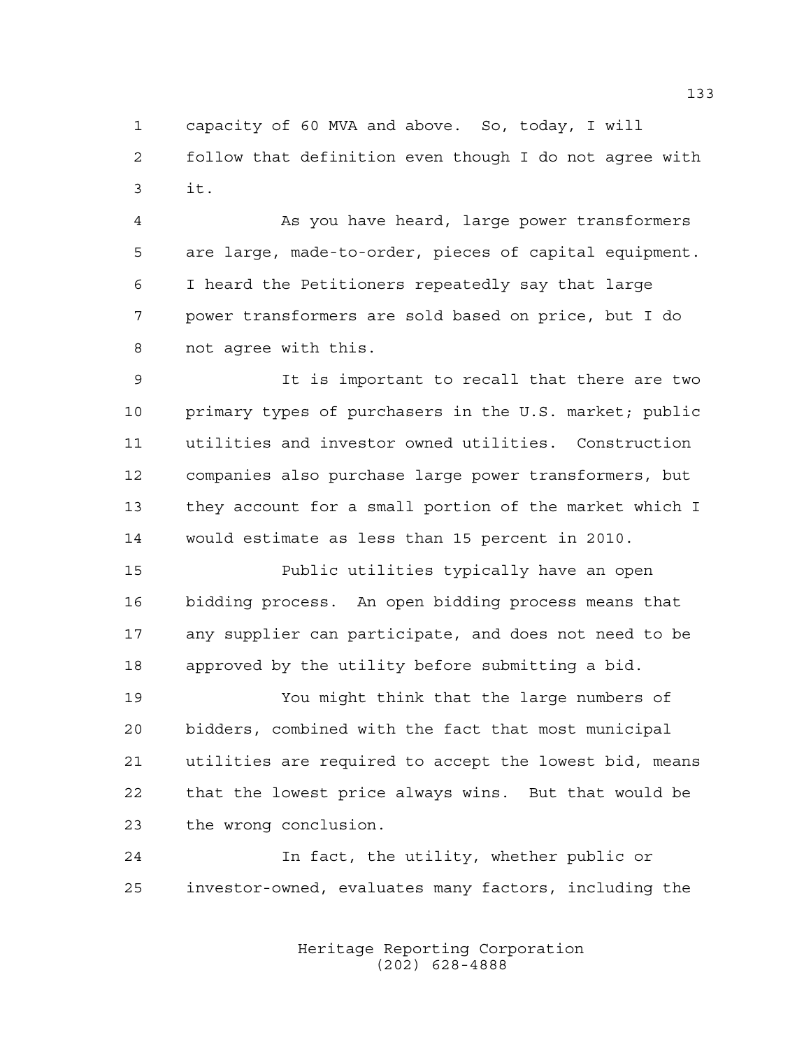capacity of 60 MVA and above. So, today, I will follow that definition even though I do not agree with it.

As you have heard, large power transformers are large, made-to-order, pieces of capital equipment. I heard the Petitioners repeatedly say that large power transformers are sold based on price, but I do not agree with this.

It is important to recall that there are two primary types of purchasers in the U.S. market; public utilities and investor owned utilities. Construction companies also purchase large power transformers, but they account for a small portion of the market which I would estimate as less than 15 percent in 2010.

Public utilities typically have an open bidding process. An open bidding process means that any supplier can participate, and does not need to be approved by the utility before submitting a bid.

You might think that the large numbers of bidders, combined with the fact that most municipal utilities are required to accept the lowest bid, means that the lowest price always wins. But that would be the wrong conclusion.

In fact, the utility, whether public or investor-owned, evaluates many factors, including the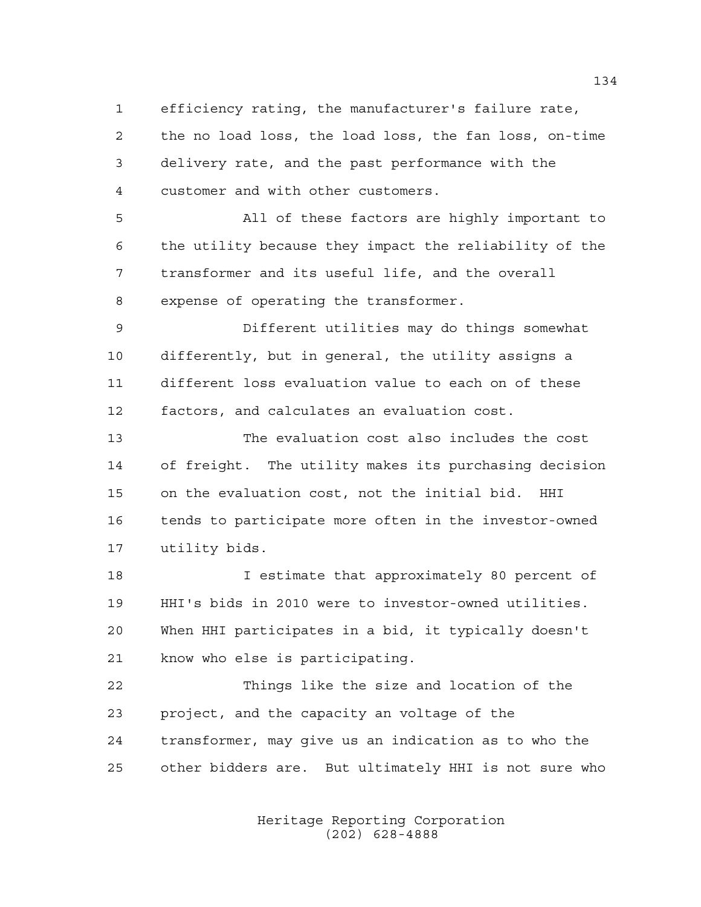efficiency rating, the manufacturer's failure rate, the no load loss, the load loss, the fan loss, on-time delivery rate, and the past performance with the customer and with other customers.

All of these factors are highly important to the utility because they impact the reliability of the transformer and its useful life, and the overall expense of operating the transformer.

Different utilities may do things somewhat differently, but in general, the utility assigns a different loss evaluation value to each on of these factors, and calculates an evaluation cost.

The evaluation cost also includes the cost of freight. The utility makes its purchasing decision on the evaluation cost, not the initial bid. HHI tends to participate more often in the investor-owned utility bids.

I estimate that approximately 80 percent of HHI's bids in 2010 were to investor-owned utilities. When HHI participates in a bid, it typically doesn't know who else is participating.

Things like the size and location of the project, and the capacity an voltage of the transformer, may give us an indication as to who the other bidders are. But ultimately HHI is not sure who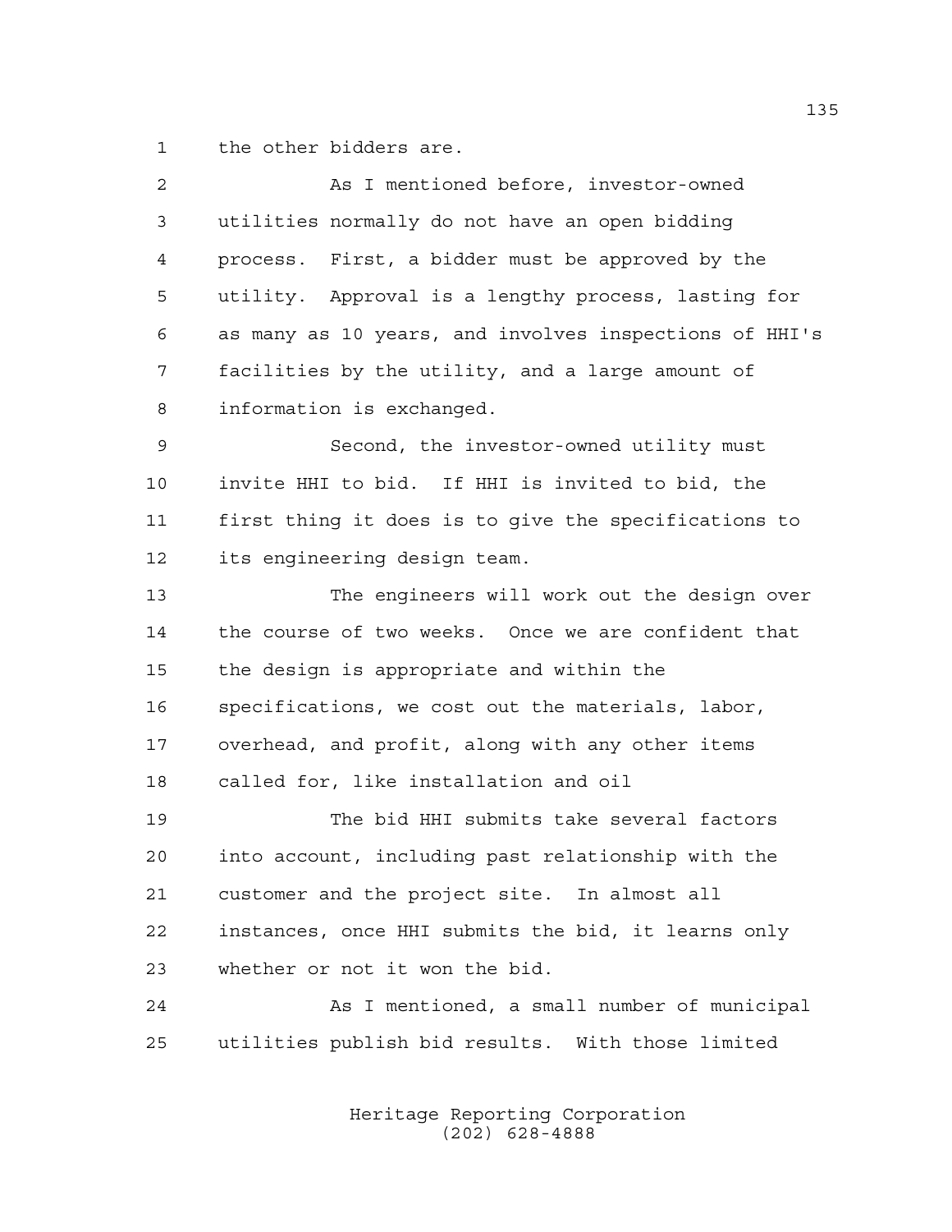the other bidders are.

As I mentioned before, investor-owned utilities normally do not have an open bidding process. First, a bidder must be approved by the utility. Approval is a lengthy process, lasting for as many as 10 years, and involves inspections of HHI's facilities by the utility, and a large amount of information is exchanged.

Second, the investor-owned utility must invite HHI to bid. If HHI is invited to bid, the first thing it does is to give the specifications to its engineering design team.

The engineers will work out the design over the course of two weeks. Once we are confident that the design is appropriate and within the specifications, we cost out the materials, labor, overhead, and profit, along with any other items called for, like installation and oil

The bid HHI submits take several factors into account, including past relationship with the customer and the project site. In almost all instances, once HHI submits the bid, it learns only whether or not it won the bid.

As I mentioned, a small number of municipal utilities publish bid results. With those limited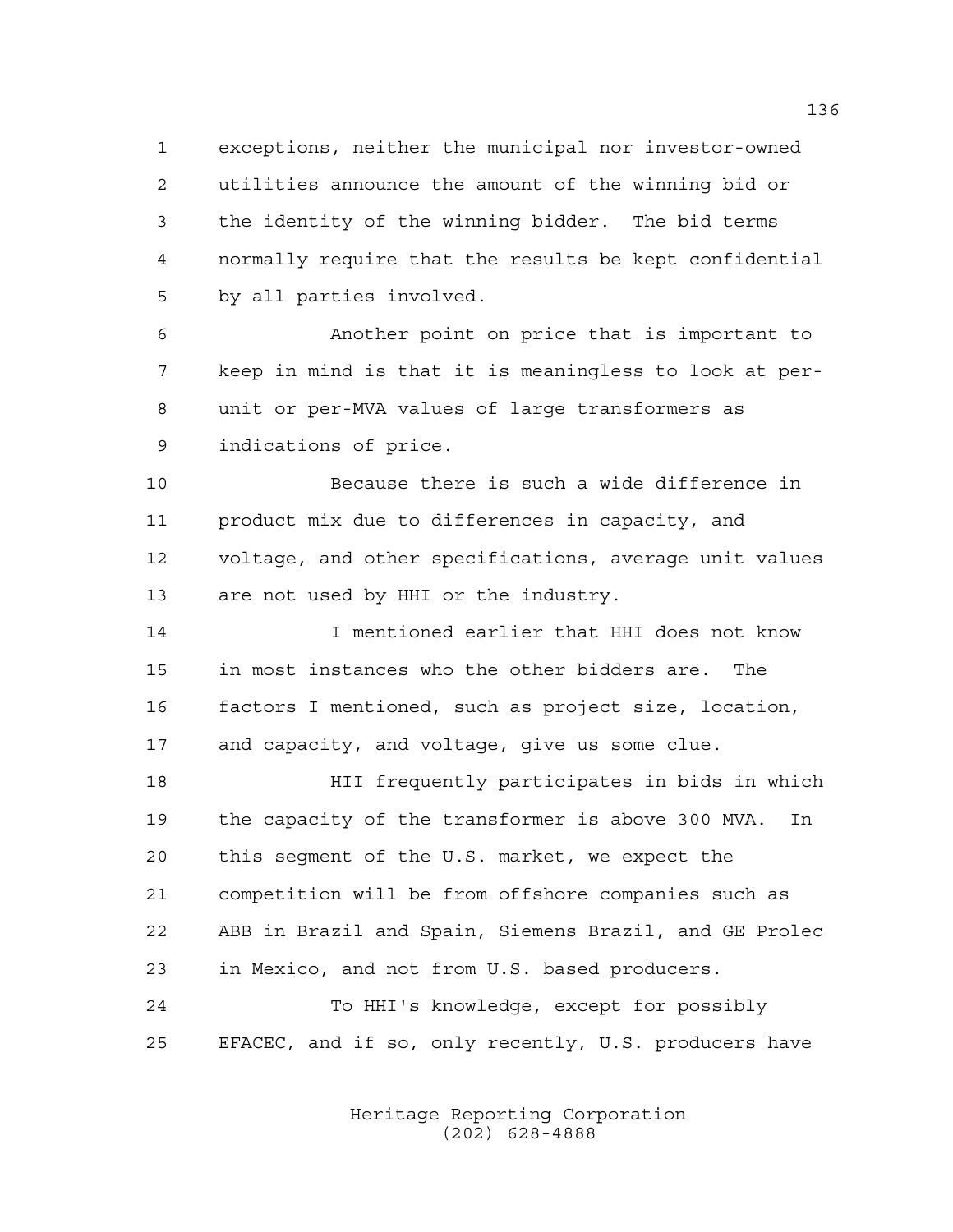exceptions, neither the municipal nor investor-owned utilities announce the amount of the winning bid or the identity of the winning bidder. The bid terms normally require that the results be kept confidential by all parties involved.

Another point on price that is important to keep in mind is that it is meaningless to look at per-unit or per-MVA values of large transformers as indications of price.

Because there is such a wide difference in product mix due to differences in capacity, and voltage, and other specifications, average unit values are not used by HHI or the industry.

I mentioned earlier that HHI does not know in most instances who the other bidders are. The factors I mentioned, such as project size, location, and capacity, and voltage, give us some clue.

HII frequently participates in bids in which the capacity of the transformer is above 300 MVA. In this segment of the U.S. market, we expect the competition will be from offshore companies such as ABB in Brazil and Spain, Siemens Brazil, and GE Prolec in Mexico, and not from U.S. based producers.

To HHI's knowledge, except for possibly EFACEC, and if so, only recently, U.S. producers have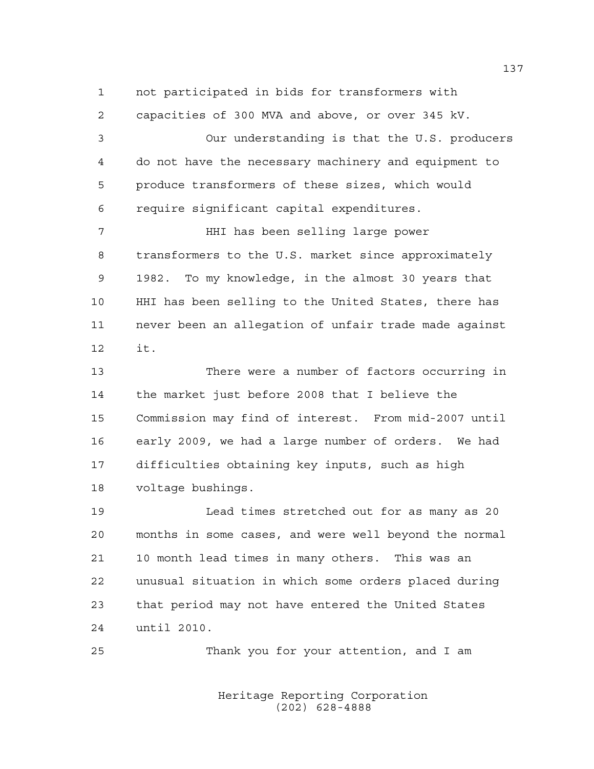not participated in bids for transformers with capacities of 300 MVA and above, or over 345 kV.

Our understanding is that the U.S. producers do not have the necessary machinery and equipment to produce transformers of these sizes, which would require significant capital expenditures.

HHI has been selling large power transformers to the U.S. market since approximately 1982. To my knowledge, in the almost 30 years that HHI has been selling to the United States, there has never been an allegation of unfair trade made against it.

There were a number of factors occurring in the market just before 2008 that I believe the Commission may find of interest. From mid-2007 until early 2009, we had a large number of orders. We had difficulties obtaining key inputs, such as high voltage bushings.

Lead times stretched out for as many as 20 months in some cases, and were well beyond the normal 10 month lead times in many others. This was an unusual situation in which some orders placed during that period may not have entered the United States until 2010.

Thank you for your attention, and I am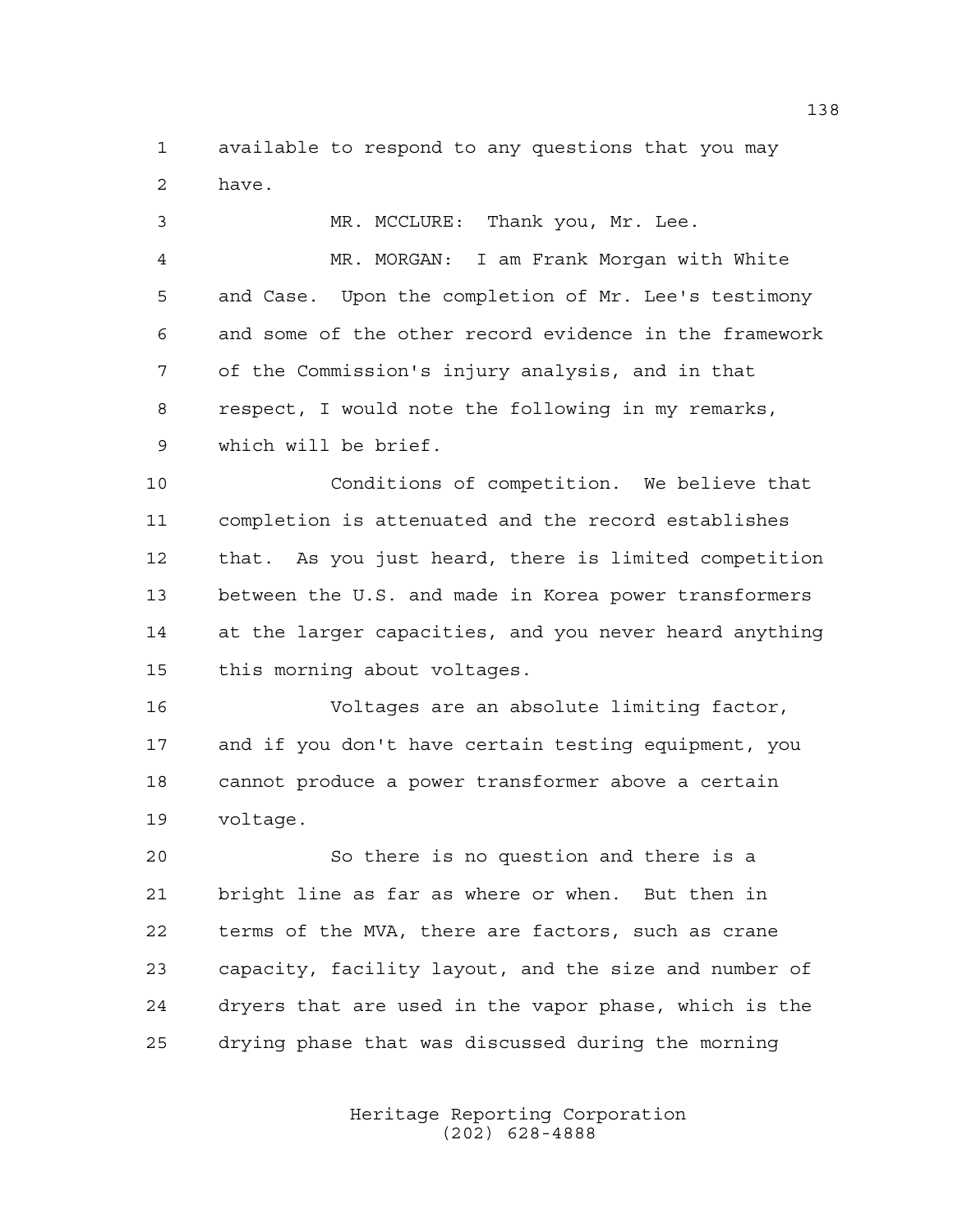available to respond to any questions that you may have.

MR. MCCLURE: Thank you, Mr. Lee.

MR. MORGAN: I am Frank Morgan with White and Case. Upon the completion of Mr. Lee's testimony and some of the other record evidence in the framework of the Commission's injury analysis, and in that respect, I would note the following in my remarks, which will be brief.

Conditions of competition. We believe that completion is attenuated and the record establishes that. As you just heard, there is limited competition between the U.S. and made in Korea power transformers at the larger capacities, and you never heard anything this morning about voltages.

Voltages are an absolute limiting factor, and if you don't have certain testing equipment, you cannot produce a power transformer above a certain voltage.

So there is no question and there is a bright line as far as where or when. But then in terms of the MVA, there are factors, such as crane capacity, facility layout, and the size and number of dryers that are used in the vapor phase, which is the drying phase that was discussed during the morning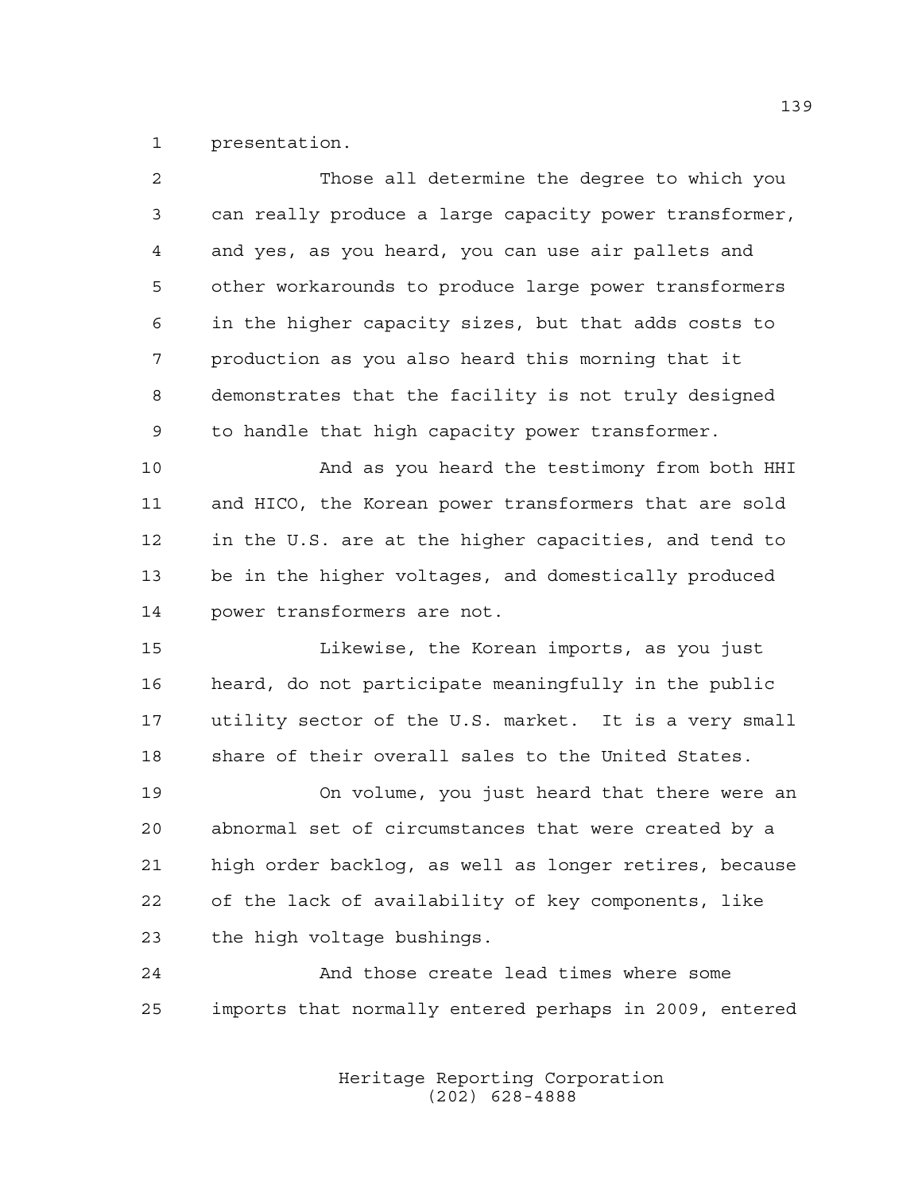presentation.

Those all determine the degree to which you can really produce a large capacity power transformer, and yes, as you heard, you can use air pallets and other workarounds to produce large power transformers in the higher capacity sizes, but that adds costs to production as you also heard this morning that it demonstrates that the facility is not truly designed to handle that high capacity power transformer.

And as you heard the testimony from both HHI and HICO, the Korean power transformers that are sold in the U.S. are at the higher capacities, and tend to be in the higher voltages, and domestically produced power transformers are not.

Likewise, the Korean imports, as you just heard, do not participate meaningfully in the public utility sector of the U.S. market. It is a very small share of their overall sales to the United States.

On volume, you just heard that there were an abnormal set of circumstances that were created by a high order backlog, as well as longer retires, because of the lack of availability of key components, like the high voltage bushings.

And those create lead times where some imports that normally entered perhaps in 2009, entered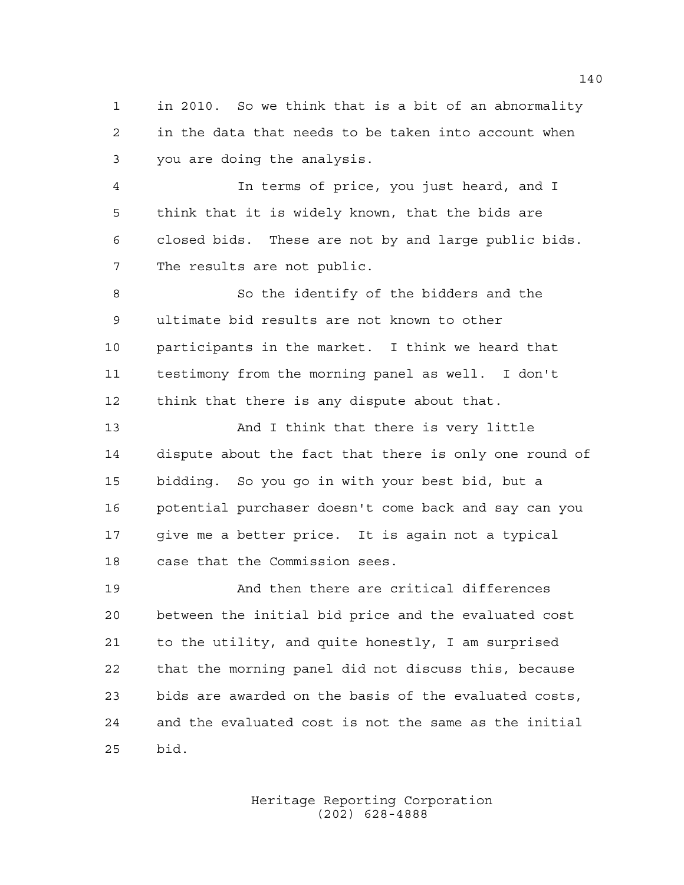in 2010. So we think that is a bit of an abnormality in the data that needs to be taken into account when you are doing the analysis.

In terms of price, you just heard, and I think that it is widely known, that the bids are closed bids. These are not by and large public bids. The results are not public.

So the identify of the bidders and the ultimate bid results are not known to other participants in the market. I think we heard that testimony from the morning panel as well. I don't think that there is any dispute about that.

And I think that there is very little dispute about the fact that there is only one round of bidding. So you go in with your best bid, but a potential purchaser doesn't come back and say can you give me a better price. It is again not a typical case that the Commission sees.

And then there are critical differences between the initial bid price and the evaluated cost to the utility, and quite honestly, I am surprised that the morning panel did not discuss this, because bids are awarded on the basis of the evaluated costs, and the evaluated cost is not the same as the initial bid.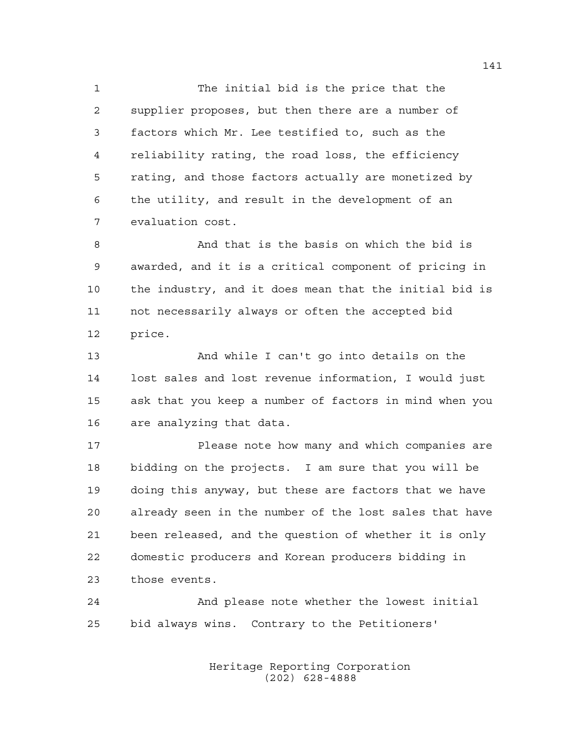The initial bid is the price that the supplier proposes, but then there are a number of factors which Mr. Lee testified to, such as the reliability rating, the road loss, the efficiency rating, and those factors actually are monetized by the utility, and result in the development of an evaluation cost.

And that is the basis on which the bid is awarded, and it is a critical component of pricing in the industry, and it does mean that the initial bid is not necessarily always or often the accepted bid price.

And while I can't go into details on the lost sales and lost revenue information, I would just ask that you keep a number of factors in mind when you are analyzing that data.

Please note how many and which companies are bidding on the projects. I am sure that you will be doing this anyway, but these are factors that we have already seen in the number of the lost sales that have been released, and the question of whether it is only domestic producers and Korean producers bidding in those events.

And please note whether the lowest initial bid always wins. Contrary to the Petitioners'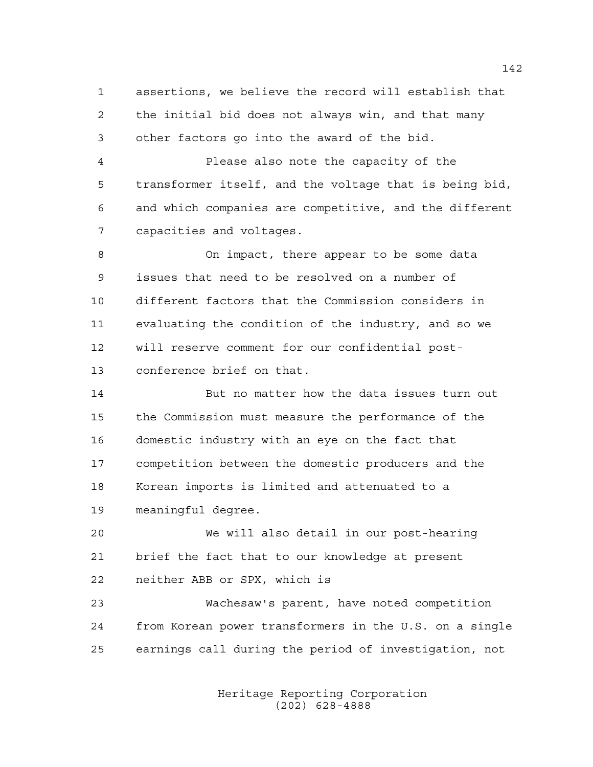assertions, we believe the record will establish that the initial bid does not always win, and that many other factors go into the award of the bid.

Please also note the capacity of the transformer itself, and the voltage that is being bid, and which companies are competitive, and the different capacities and voltages.

On impact, there appear to be some data issues that need to be resolved on a number of different factors that the Commission considers in evaluating the condition of the industry, and so we will reserve comment for our confidential post-conference brief on that.

But no matter how the data issues turn out the Commission must measure the performance of the domestic industry with an eye on the fact that competition between the domestic producers and the Korean imports is limited and attenuated to a meaningful degree.

We will also detail in our post-hearing brief the fact that to our knowledge at present neither ABB or SPX, which is

Wachesaw's parent, have noted competition from Korean power transformers in the U.S. on a single earnings call during the period of investigation, not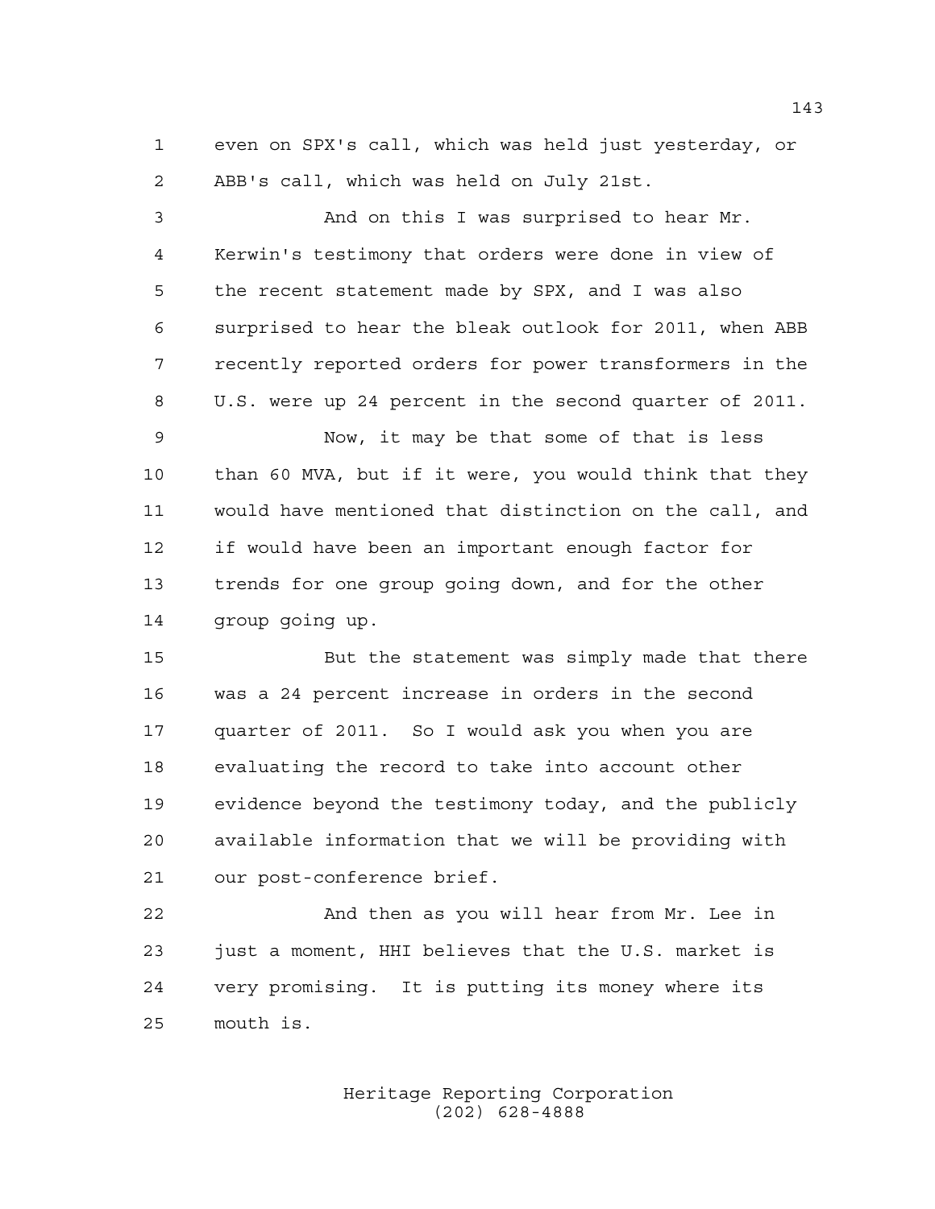even on SPX's call, which was held just yesterday, or ABB's call, which was held on July 21st.

And on this I was surprised to hear Mr. Kerwin's testimony that orders were done in view of the recent statement made by SPX, and I was also surprised to hear the bleak outlook for 2011, when ABB recently reported orders for power transformers in the U.S. were up 24 percent in the second quarter of 2011.

Now, it may be that some of that is less than 60 MVA, but if it were, you would think that they would have mentioned that distinction on the call, and if would have been an important enough factor for trends for one group going down, and for the other group going up.

But the statement was simply made that there was a 24 percent increase in orders in the second quarter of 2011. So I would ask you when you are evaluating the record to take into account other evidence beyond the testimony today, and the publicly available information that we will be providing with our post-conference brief.

And then as you will hear from Mr. Lee in just a moment, HHI believes that the U.S. market is very promising. It is putting its money where its mouth is.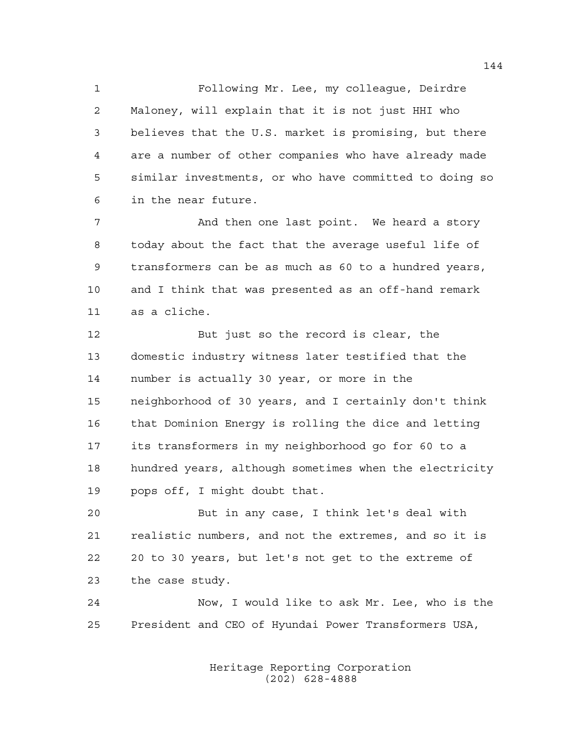Following Mr. Lee, my colleague, Deirdre Maloney, will explain that it is not just HHI who believes that the U.S. market is promising, but there are a number of other companies who have already made similar investments, or who have committed to doing so in the near future.

And then one last point. We heard a story today about the fact that the average useful life of transformers can be as much as 60 to a hundred years, and I think that was presented as an off-hand remark as a cliche.

But just so the record is clear, the domestic industry witness later testified that the number is actually 30 year, or more in the neighborhood of 30 years, and I certainly don't think that Dominion Energy is rolling the dice and letting its transformers in my neighborhood go for 60 to a hundred years, although sometimes when the electricity pops off, I might doubt that.

But in any case, I think let's deal with realistic numbers, and not the extremes, and so it is 20 to 30 years, but let's not get to the extreme of the case study.

Now, I would like to ask Mr. Lee, who is the President and CEO of Hyundai Power Transformers USA,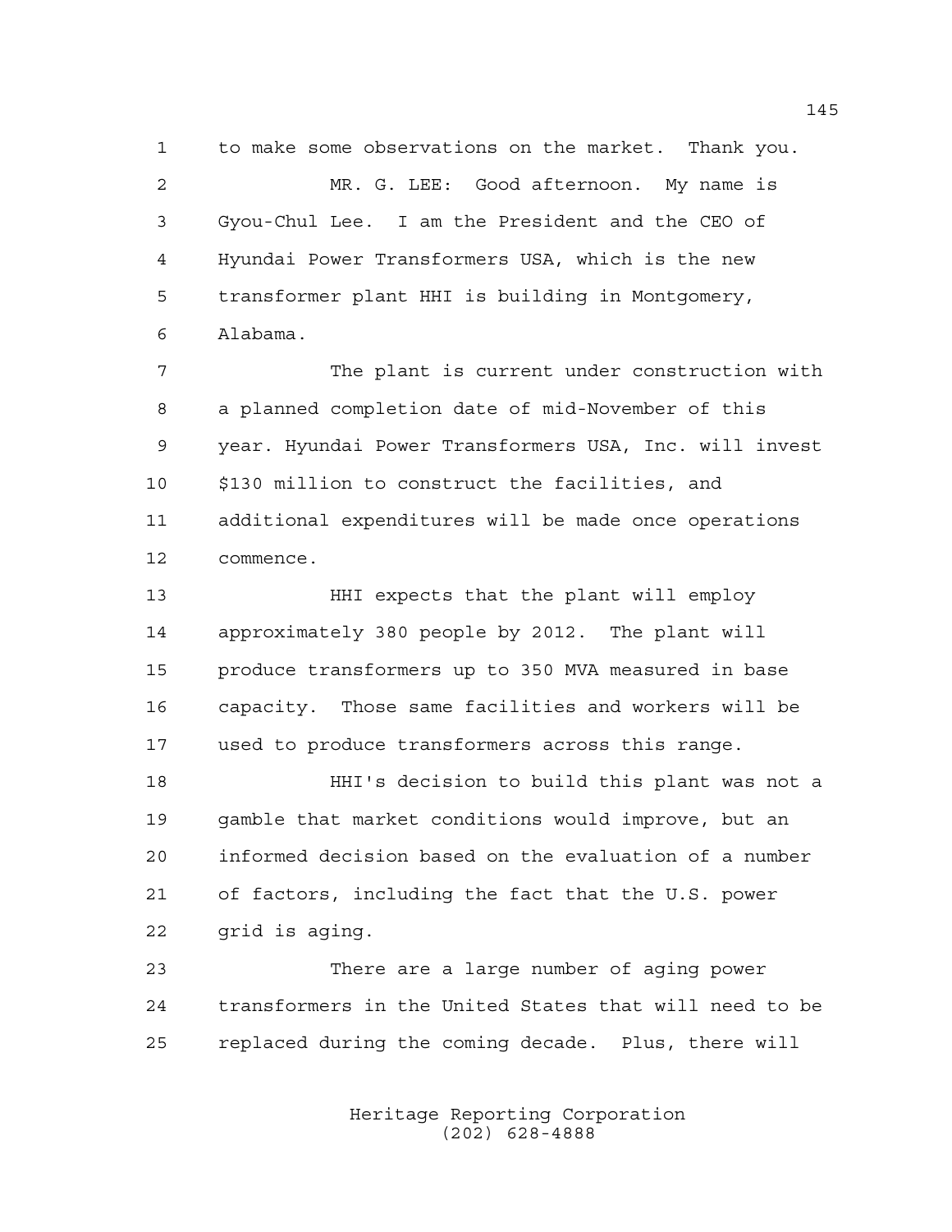to make some observations on the market. Thank you.

MR. G. LEE: Good afternoon. My name is Gyou-Chul Lee. I am the President and the CEO of Hyundai Power Transformers USA, which is the new transformer plant HHI is building in Montgomery, Alabama.

The plant is current under construction with a planned completion date of mid-November of this year. Hyundai Power Transformers USA, Inc. will invest $130 million to construct the facilities, and additional expenditures will be made once operations commence.

HHI expects that the plant will employ approximately 380 people by 2012. The plant will produce transformers up to 350 MVA measured in base capacity. Those same facilities and workers will be used to produce transformers across this range.

HHI's decision to build this plant was not a gamble that market conditions would improve, but an informed decision based on the evaluation of a number of factors, including the fact that the U.S. power grid is aging.

There are a large number of aging power transformers in the United States that will need to be replaced during the coming decade. Plus, there will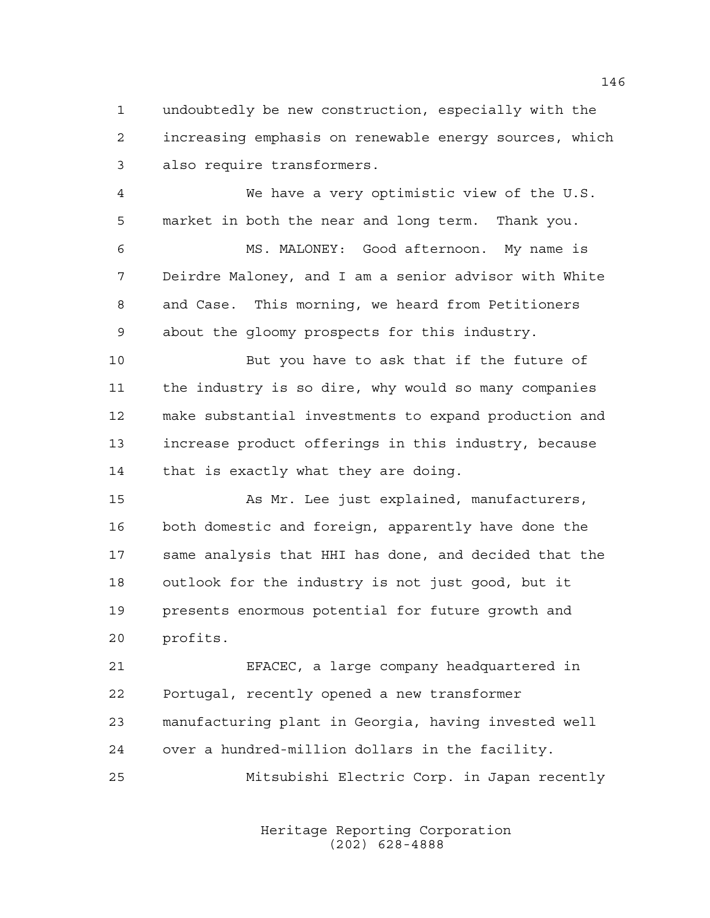undoubtedly be new construction, especially with the increasing emphasis on renewable energy sources, which also require transformers.

We have a very optimistic view of the U.S. market in both the near and long term. Thank you.

MS. MALONEY: Good afternoon. My name is Deirdre Maloney, and I am a senior advisor with White and Case. This morning, we heard from Petitioners about the gloomy prospects for this industry.

But you have to ask that if the future of the industry is so dire, why would so many companies make substantial investments to expand production and increase product offerings in this industry, because that is exactly what they are doing.

As Mr. Lee just explained, manufacturers, both domestic and foreign, apparently have done the same analysis that HHI has done, and decided that the outlook for the industry is not just good, but it presents enormous potential for future growth and profits.

EFACEC, a large company headquartered in Portugal, recently opened a new transformer manufacturing plant in Georgia, having invested well over a hundred-million dollars in the facility.

Mitsubishi Electric Corp. in Japan recently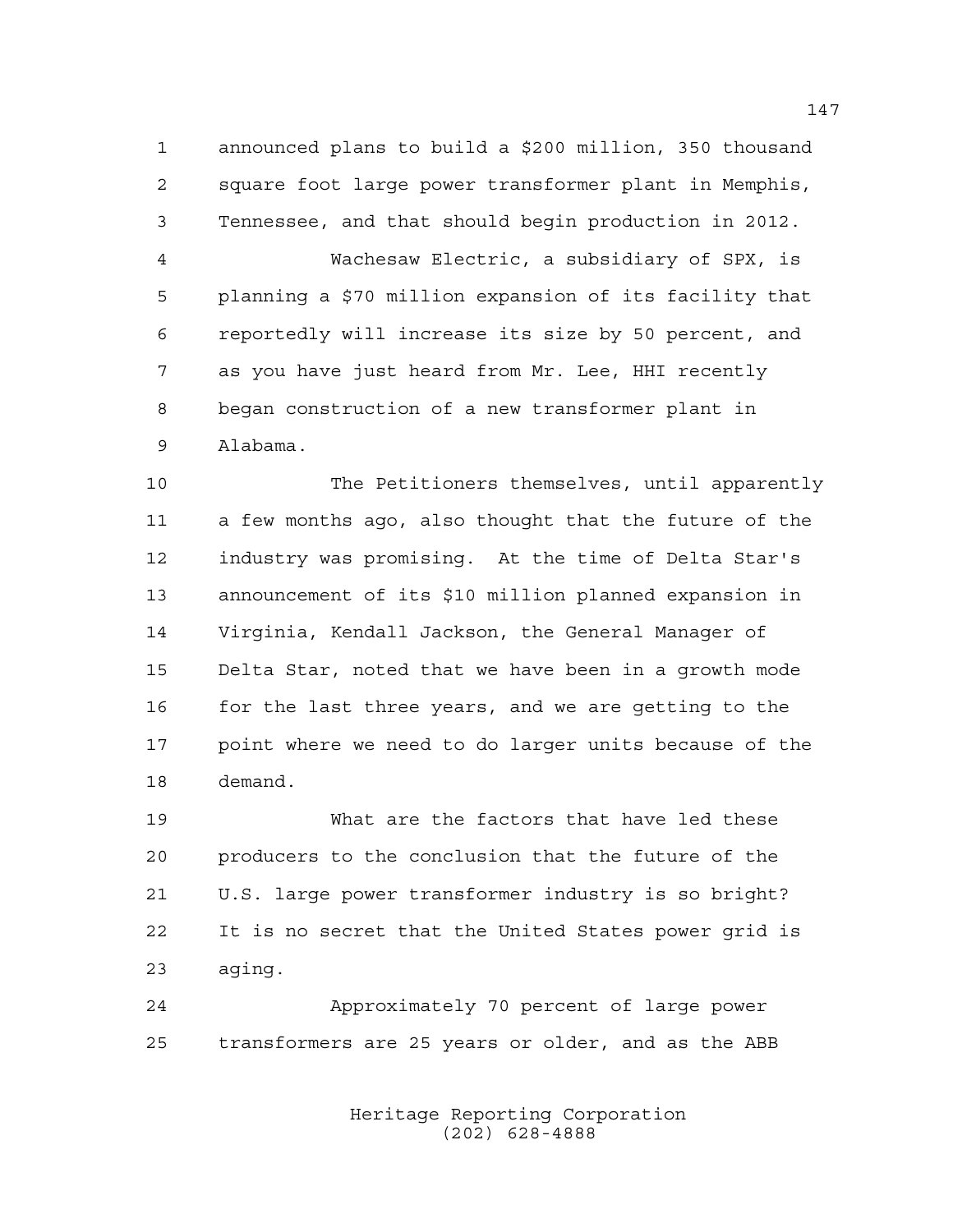announced plans to build a $200 million, 350 thousand square foot large power transformer plant in Memphis, Tennessee, and that should begin production in 2012.

Wachesaw Electric, a subsidiary of SPX, is planning a $70 million expansion of its facility that reportedly will increase its size by 50 percent, and as you have just heard from Mr. Lee, HHI recently began construction of a new transformer plant in Alabama.

The Petitioners themselves, until apparently a few months ago, also thought that the future of the industry was promising. At the time of Delta Star's announcement of its $10 million planned expansion in Virginia, Kendall Jackson, the General Manager of Delta Star, noted that we have been in a growth mode for the last three years, and we are getting to the point where we need to do larger units because of the demand.

What are the factors that have led these producers to the conclusion that the future of the U.S. large power transformer industry is so bright? It is no secret that the United States power grid is aging.

Approximately 70 percent of large power transformers are 25 years or older, and as the ABB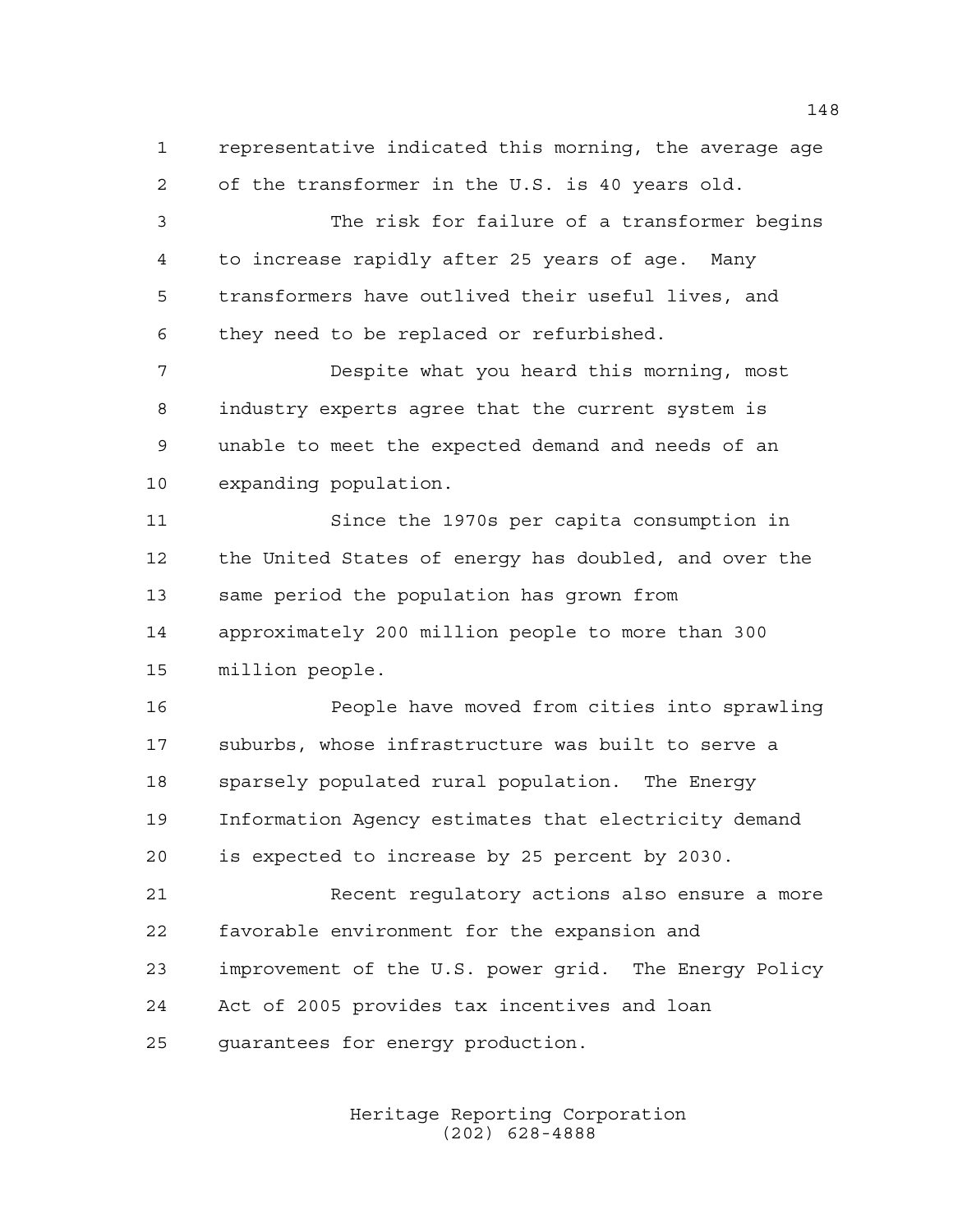representative indicated this morning, the average age of the transformer in the U.S. is 40 years old.

The risk for failure of a transformer begins to increase rapidly after 25 years of age. Many transformers have outlived their useful lives, and they need to be replaced or refurbished.

Despite what you heard this morning, most industry experts agree that the current system is unable to meet the expected demand and needs of an expanding population.

Since the 1970s per capita consumption in the United States of energy has doubled, and over the same period the population has grown from approximately 200 million people to more than 300 million people.

People have moved from cities into sprawling suburbs, whose infrastructure was built to serve a sparsely populated rural population. The Energy Information Agency estimates that electricity demand is expected to increase by 25 percent by 2030.

Recent regulatory actions also ensure a more favorable environment for the expansion and improvement of the U.S. power grid. The Energy Policy Act of 2005 provides tax incentives and loan guarantees for energy production.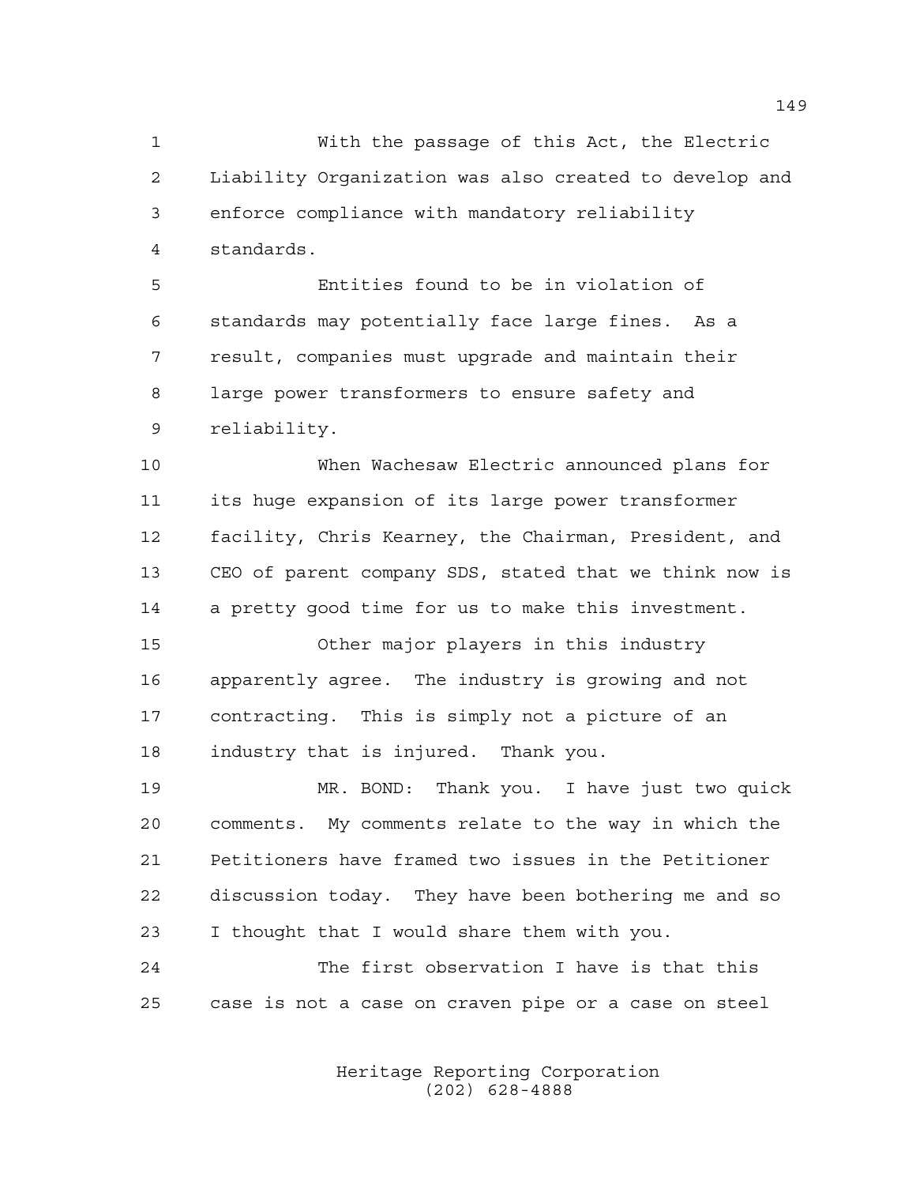With the passage of this Act, the Electric Liability Organization was also created to develop and enforce compliance with mandatory reliability standards.

Entities found to be in violation of standards may potentially face large fines. As a result, companies must upgrade and maintain their large power transformers to ensure safety and reliability.

When Wachesaw Electric announced plans for its huge expansion of its large power transformer facility, Chris Kearney, the Chairman, President, and CEO of parent company SDS, stated that we think now is a pretty good time for us to make this investment.

Other major players in this industry apparently agree. The industry is growing and not contracting. This is simply not a picture of an industry that is injured. Thank you.

MR. BOND: Thank you. I have just two quick comments. My comments relate to the way in which the Petitioners have framed two issues in the Petitioner discussion today. They have been bothering me and so I thought that I would share them with you.

The first observation I have is that this case is not a case on craven pipe or a case on steel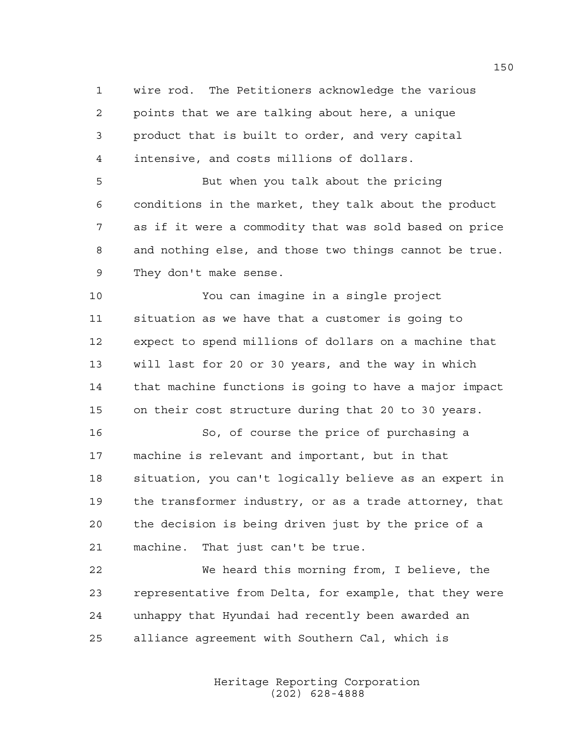wire rod. The Petitioners acknowledge the various points that we are talking about here, a unique product that is built to order, and very capital intensive, and costs millions of dollars.

But when you talk about the pricing conditions in the market, they talk about the product as if it were a commodity that was sold based on price and nothing else, and those two things cannot be true. They don't make sense.

You can imagine in a single project situation as we have that a customer is going to expect to spend millions of dollars on a machine that will last for 20 or 30 years, and the way in which that machine functions is going to have a major impact on their cost structure during that 20 to 30 years.

So, of course the price of purchasing a machine is relevant and important, but in that situation, you can't logically believe as an expert in the transformer industry, or as a trade attorney, that the decision is being driven just by the price of a machine. That just can't be true.

We heard this morning from, I believe, the representative from Delta, for example, that they were unhappy that Hyundai had recently been awarded an alliance agreement with Southern Cal, which is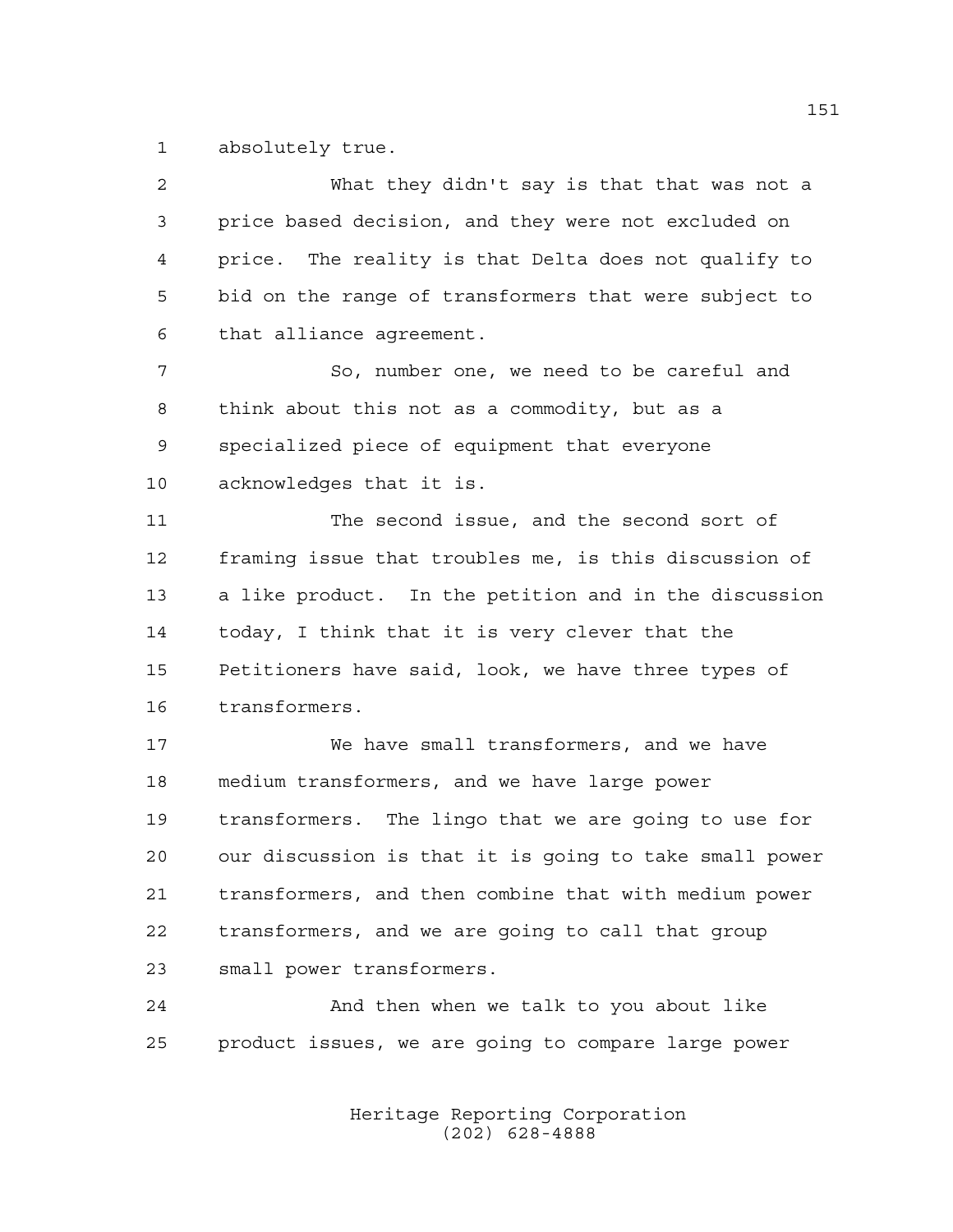absolutely true.

What they didn't say is that that was not a price based decision, and they were not excluded on price. The reality is that Delta does not qualify to bid on the range of transformers that were subject to that alliance agreement.

So, number one, we need to be careful and think about this not as a commodity, but as a specialized piece of equipment that everyone acknowledges that it is.

The second issue, and the second sort of framing issue that troubles me, is this discussion of a like product. In the petition and in the discussion today, I think that it is very clever that the Petitioners have said, look, we have three types of transformers.

We have small transformers, and we have medium transformers, and we have large power transformers. The lingo that we are going to use for our discussion is that it is going to take small power transformers, and then combine that with medium power transformers, and we are going to call that group small power transformers.

And then when we talk to you about like product issues, we are going to compare large power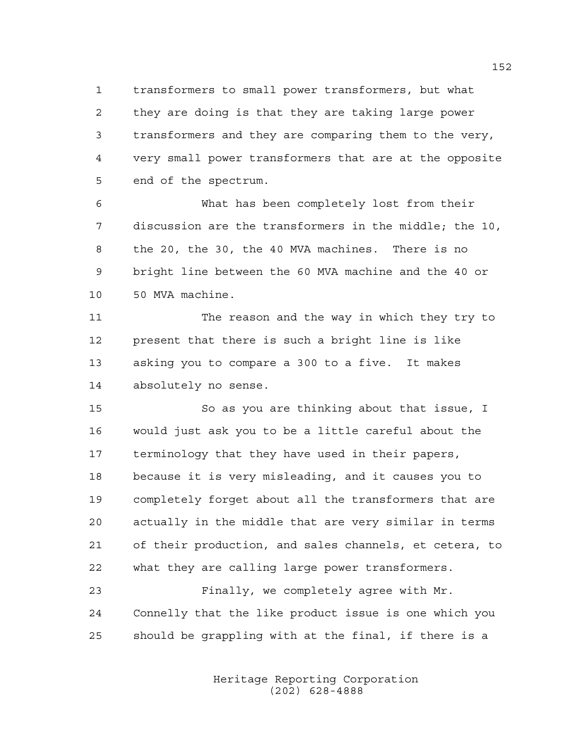transformers to small power transformers, but what they are doing is that they are taking large power transformers and they are comparing them to the very, very small power transformers that are at the opposite end of the spectrum.

What has been completely lost from their discussion are the transformers in the middle; the 10, the 20, the 30, the 40 MVA machines. There is no bright line between the 60 MVA machine and the 40 or 50 MVA machine.

The reason and the way in which they try to present that there is such a bright line is like asking you to compare a 300 to a five. It makes absolutely no sense.

So as you are thinking about that issue, I would just ask you to be a little careful about the terminology that they have used in their papers, because it is very misleading, and it causes you to completely forget about all the transformers that are actually in the middle that are very similar in terms of their production, and sales channels, et cetera, to what they are calling large power transformers.

Finally, we completely agree with Mr. Connelly that the like product issue is one which you should be grappling with at the final, if there is a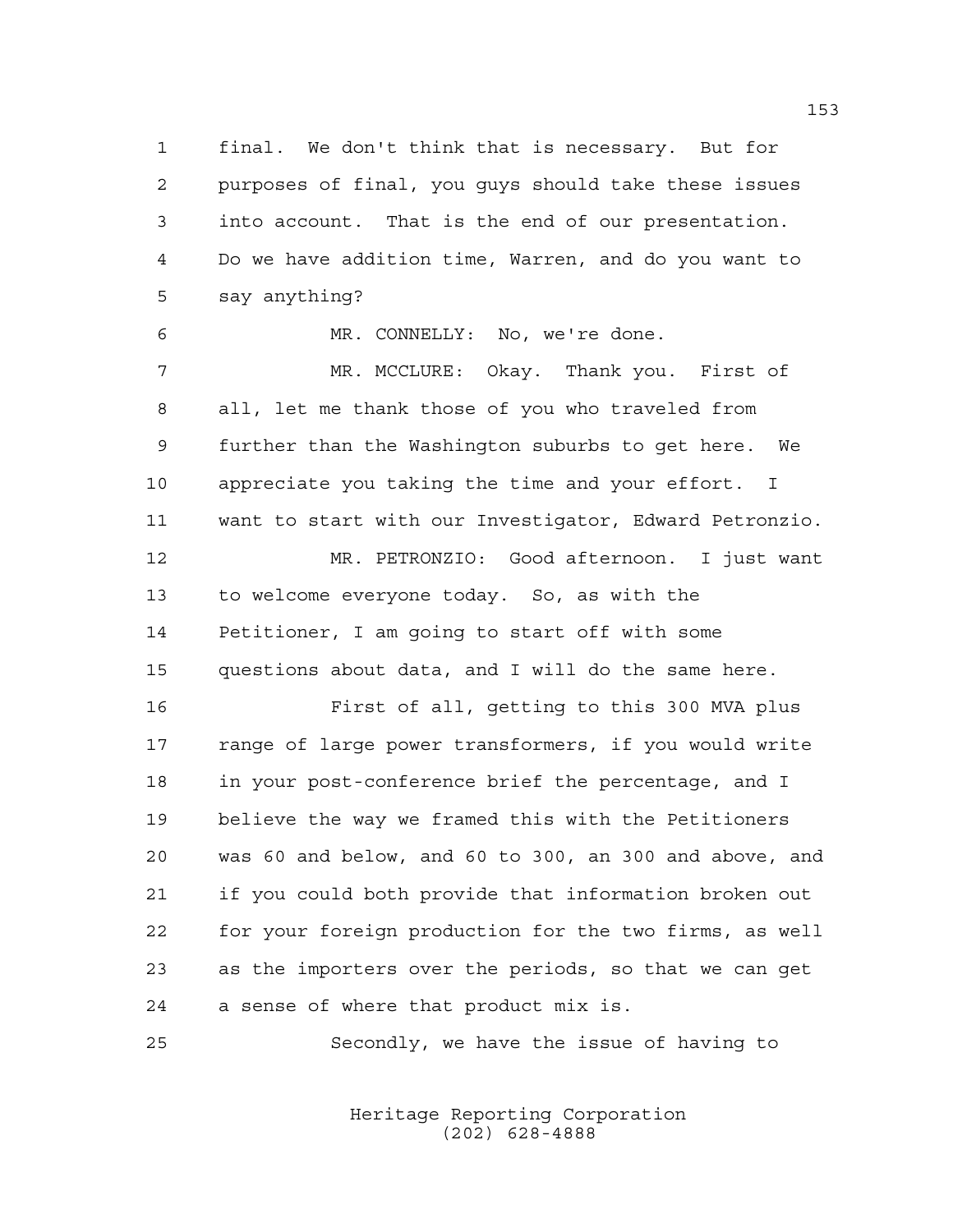final. We don't think that is necessary. But for purposes of final, you guys should take these issues into account. That is the end of our presentation. Do we have addition time, Warren, and do you want to say anything?

MR. CONNELLY: No, we're done.

MR. MCCLURE: Okay. Thank you. First of all, let me thank those of you who traveled from further than the Washington suburbs to get here. We appreciate you taking the time and your effort. I want to start with our Investigator, Edward Petronzio.

MR. PETRONZIO: Good afternoon. I just want to welcome everyone today. So, as with the Petitioner, I am going to start off with some questions about data, and I will do the same here.

First of all, getting to this 300 MVA plus range of large power transformers, if you would write in your post-conference brief the percentage, and I believe the way we framed this with the Petitioners was 60 and below, and 60 to 300, an 300 and above, and if you could both provide that information broken out for your foreign production for the two firms, as well as the importers over the periods, so that we can get a sense of where that product mix is.

Secondly, we have the issue of having to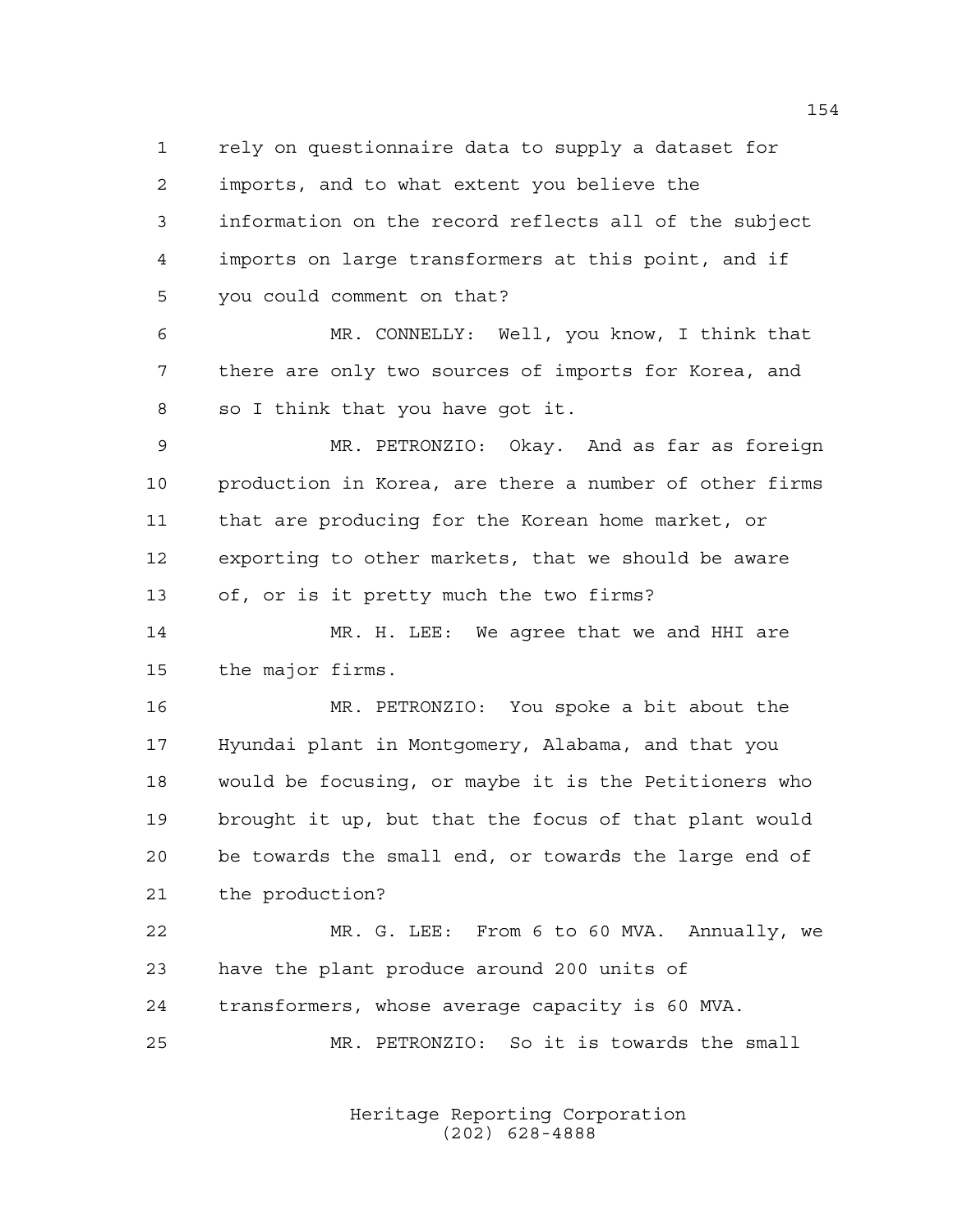rely on questionnaire data to supply a dataset for imports, and to what extent you believe the information on the record reflects all of the subject imports on large transformers at this point, and if you could comment on that?

MR. CONNELLY: Well, you know, I think that there are only two sources of imports for Korea, and so I think that you have got it.

MR. PETRONZIO: Okay. And as far as foreign production in Korea, are there a number of other firms that are producing for the Korean home market, or exporting to other markets, that we should be aware of, or is it pretty much the two firms?

MR. H. LEE: We agree that we and HHI are the major firms.

MR. PETRONZIO: You spoke a bit about the Hyundai plant in Montgomery, Alabama, and that you would be focusing, or maybe it is the Petitioners who brought it up, but that the focus of that plant would be towards the small end, or towards the large end of the production?

MR. G. LEE: From 6 to 60 MVA. Annually, we have the plant produce around 200 units of transformers, whose average capacity is 60 MVA.

MR. PETRONZIO: So it is towards the small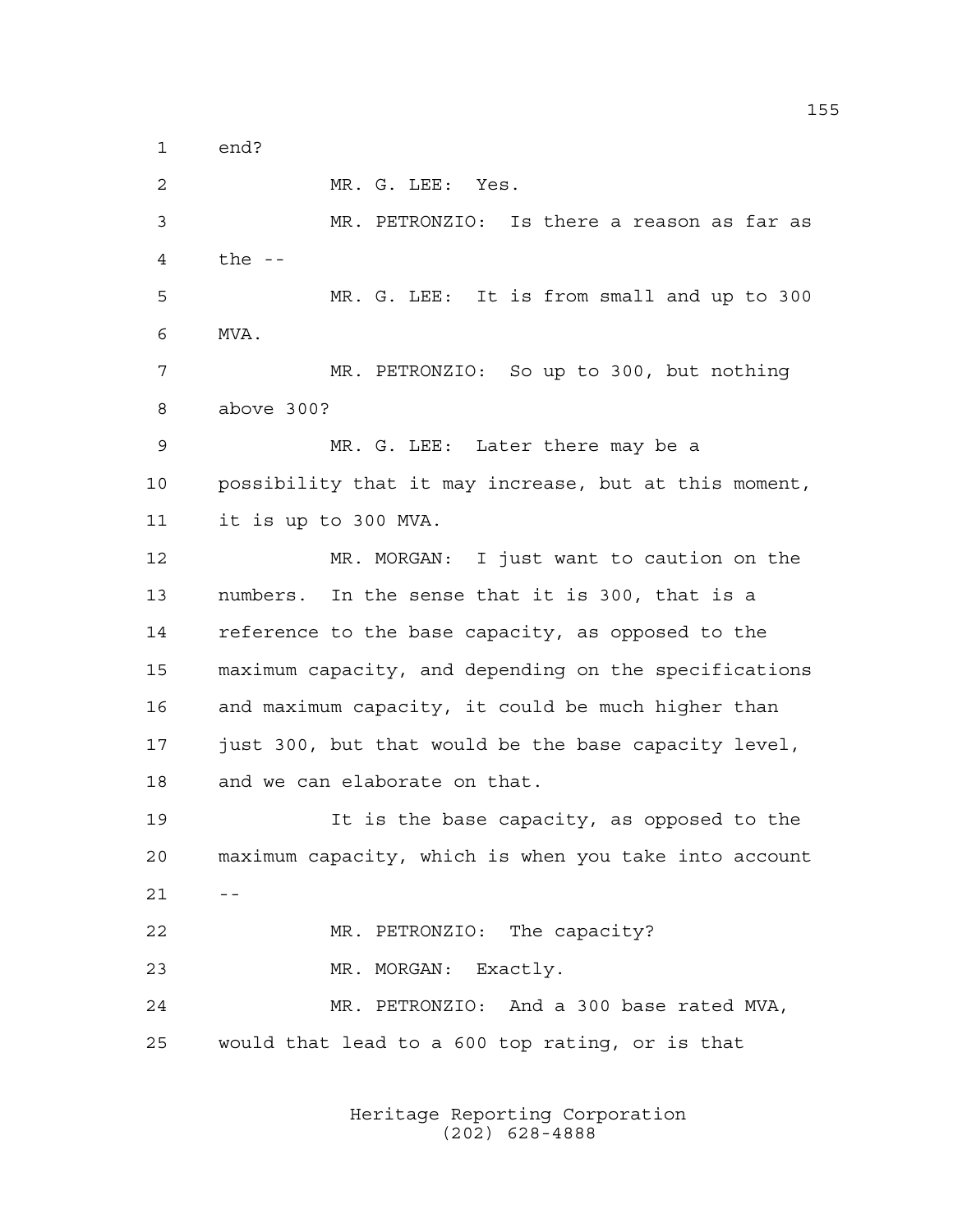end?

MR. G. LEE: Yes.

MR. PETRONZIO: Is there a reason as far as the --

MR. G. LEE: It is from small and up to 300 MVA.

MR. PETRONZIO: So up to 300, but nothing above 300?

MR. G. LEE: Later there may be a possibility that it may increase, but at this moment, it is up to 300 MVA.

MR. MORGAN: I just want to caution on the numbers. In the sense that it is 300, that is a reference to the base capacity, as opposed to the maximum capacity, and depending on the specifications and maximum capacity, it could be much higher than just 300, but that would be the base capacity level, and we can elaborate on that.

It is the base capacity, as opposed to the maximum capacity, which is when you take into account --

MR. PETRONZIO: The capacity?

MR. MORGAN: Exactly.

MR. PETRONZIO: And a 300 base rated MVA, would that lead to a 600 top rating, or is that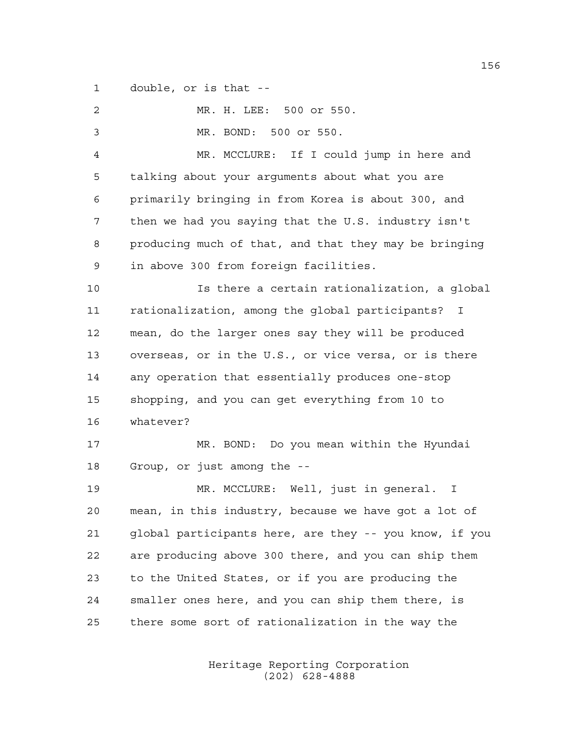double, or is that --

MR. H. LEE: 500 or 550.

MR. BOND: 500 or 550.

MR. MCCLURE: If I could jump in here and talking about your arguments about what you are primarily bringing in from Korea is about 300, and then we had you saying that the U.S. industry isn't producing much of that, and that they may be bringing in above 300 from foreign facilities.

Is there a certain rationalization, a global rationalization, among the global participants? I mean, do the larger ones say they will be produced overseas, or in the U.S., or vice versa, or is there any operation that essentially produces one-stop shopping, and you can get everything from 10 to whatever?

MR. BOND: Do you mean within the Hyundai Group, or just among the --

MR. MCCLURE: Well, just in general. I mean, in this industry, because we have got a lot of global participants here, are they -- you know, if you are producing above 300 there, and you can ship them to the United States, or if you are producing the smaller ones here, and you can ship them there, is there some sort of rationalization in the way the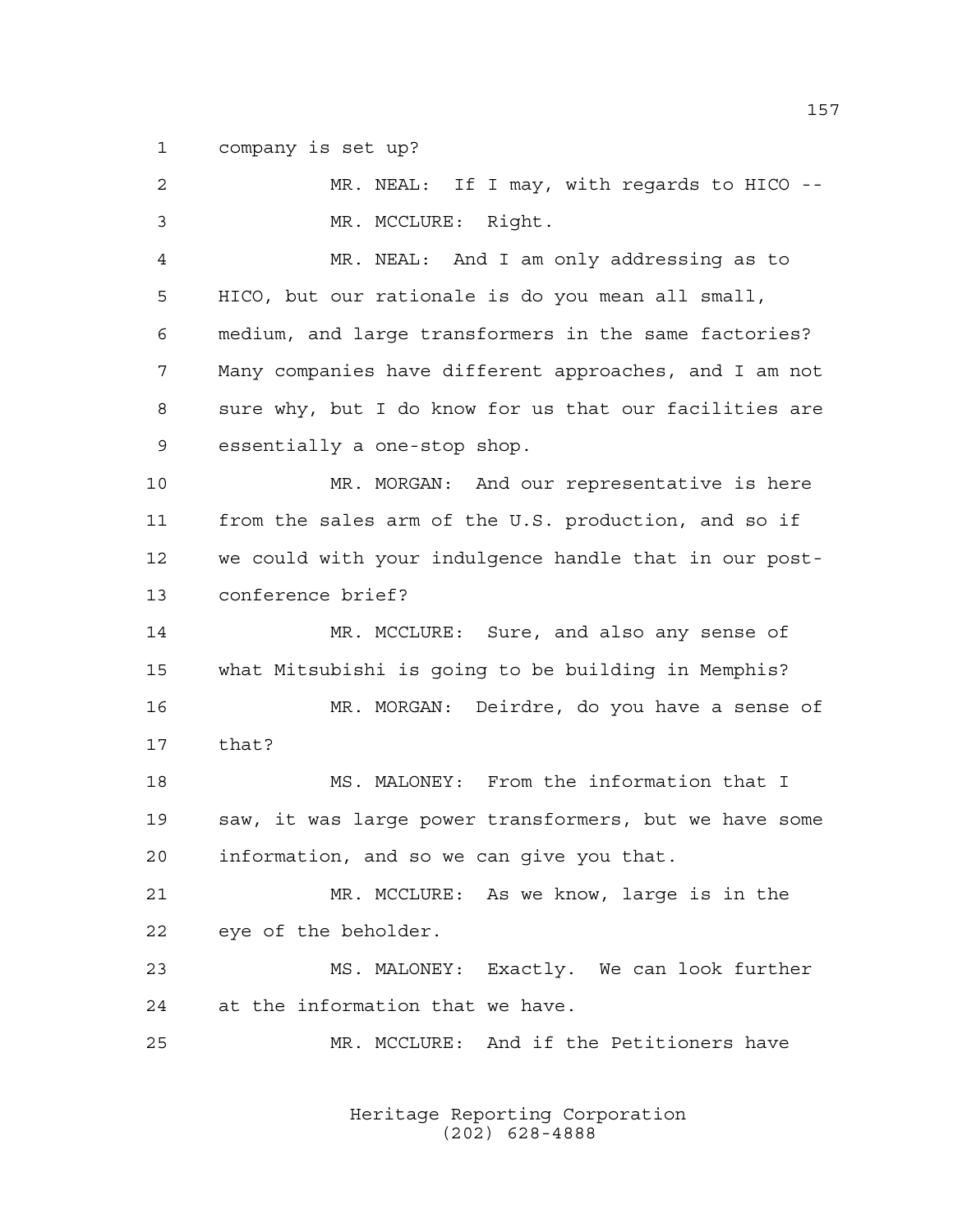company is set up?

MR. NEAL: If I may, with regards to HICO --

MR. MCCLURE: Right.

MR. NEAL: And I am only addressing as to HICO, but our rationale is do you mean all small, medium, and large transformers in the same factories? Many companies have different approaches, and I am not sure why, but I do know for us that our facilities are essentially a one-stop shop.

MR. MORGAN: And our representative is here from the sales arm of the U.S. production, and so if we could with your indulgence handle that in our post-conference brief?

MR. MCCLURE: Sure, and also any sense of what Mitsubishi is going to be building in Memphis?

MR. MORGAN: Deirdre, do you have a sense of that?

MS. MALONEY: From the information that I saw, it was large power transformers, but we have some information, and so we can give you that.

MR. MCCLURE: As we know, large is in the eye of the beholder.

MS. MALONEY: Exactly. We can look further at the information that we have.

MR. MCCLURE: And if the Petitioners have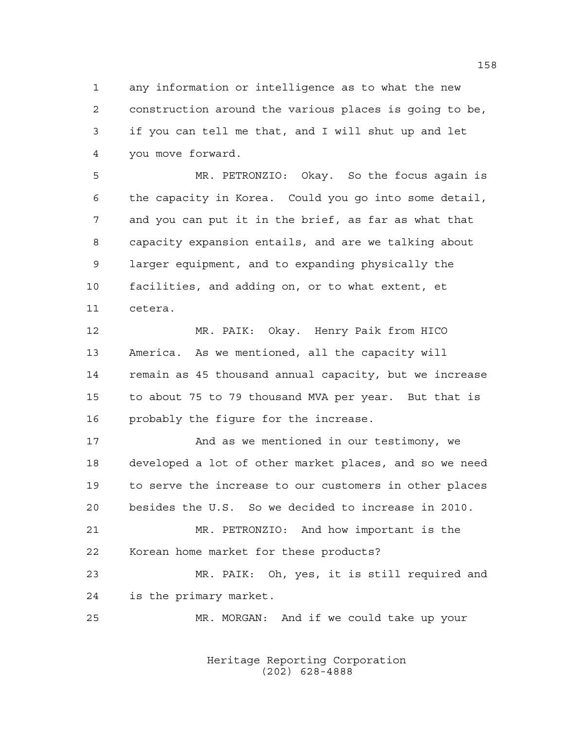any information or intelligence as to what the new construction around the various places is going to be, if you can tell me that, and I will shut up and let you move forward.

MR. PETRONZIO: Okay. So the focus again is the capacity in Korea. Could you go into some detail, and you can put it in the brief, as far as what that capacity expansion entails, and are we talking about larger equipment, and to expanding physically the facilities, and adding on, or to what extent, et cetera.

MR. PAIK: Okay. Henry Paik from HICO America. As we mentioned, all the capacity will remain as 45 thousand annual capacity, but we increase to about 75 to 79 thousand MVA per year. But that is probably the figure for the increase.

And as we mentioned in our testimony, we developed a lot of other market places, and so we need to serve the increase to our customers in other places besides the U.S. So we decided to increase in 2010.

MR. PETRONZIO: And how important is the Korean home market for these products?

MR. PAIK: Oh, yes, it is still required and is the primary market.

MR. MORGAN: And if we could take up your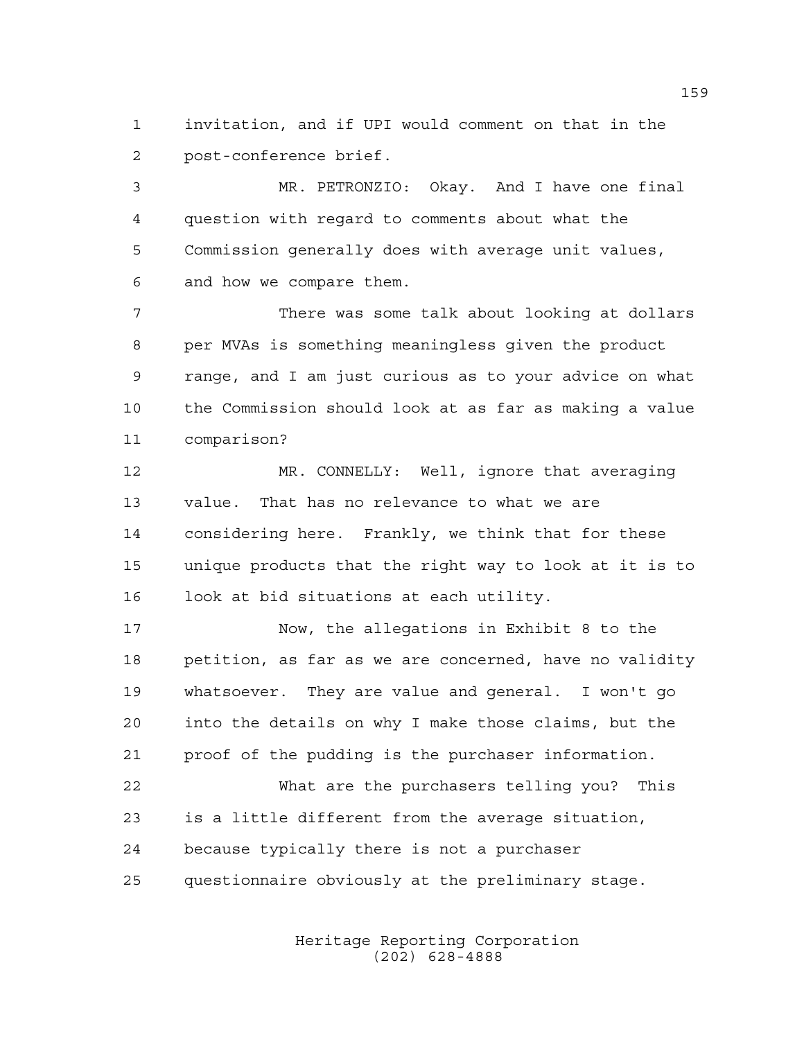invitation, and if UPI would comment on that in the post-conference brief.

MR. PETRONZIO: Okay. And I have one final question with regard to comments about what the Commission generally does with average unit values, and how we compare them.

There was some talk about looking at dollars per MVAs is something meaningless given the product range, and I am just curious as to your advice on what the Commission should look at as far as making a value comparison?

MR. CONNELLY: Well, ignore that averaging value. That has no relevance to what we are considering here. Frankly, we think that for these unique products that the right way to look at it is to look at bid situations at each utility.

Now, the allegations in Exhibit 8 to the petition, as far as we are concerned, have no validity whatsoever. They are value and general. I won't go into the details on why I make those claims, but the proof of the pudding is the purchaser information.

What are the purchasers telling you? This is a little different from the average situation, because typically there is not a purchaser questionnaire obviously at the preliminary stage.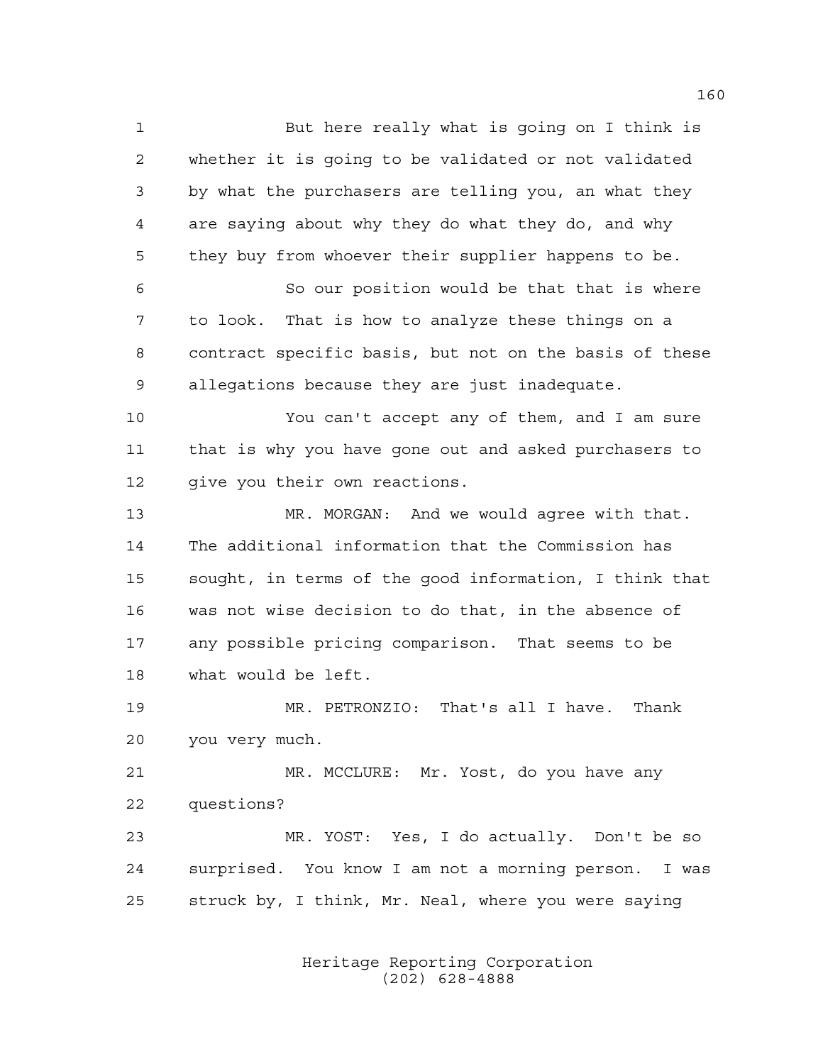But here really what is going on I think is whether it is going to be validated or not validated by what the purchasers are telling you, an what they are saying about why they do what they do, and why they buy from whoever their supplier happens to be.

So our position would be that that is where to look. That is how to analyze these things on a contract specific basis, but not on the basis of these allegations because they are just inadequate.

You can't accept any of them, and I am sure that is why you have gone out and asked purchasers to give you their own reactions.

MR. MORGAN: And we would agree with that. The additional information that the Commission has sought, in terms of the good information, I think that was not wise decision to do that, in the absence of any possible pricing comparison. That seems to be what would be left.

MR. PETRONZIO: That's all I have. Thank you very much.

MR. MCCLURE: Mr. Yost, do you have any questions?

MR. YOST: Yes, I do actually. Don't be so surprised. You know I am not a morning person. I was struck by, I think, Mr. Neal, where you were saying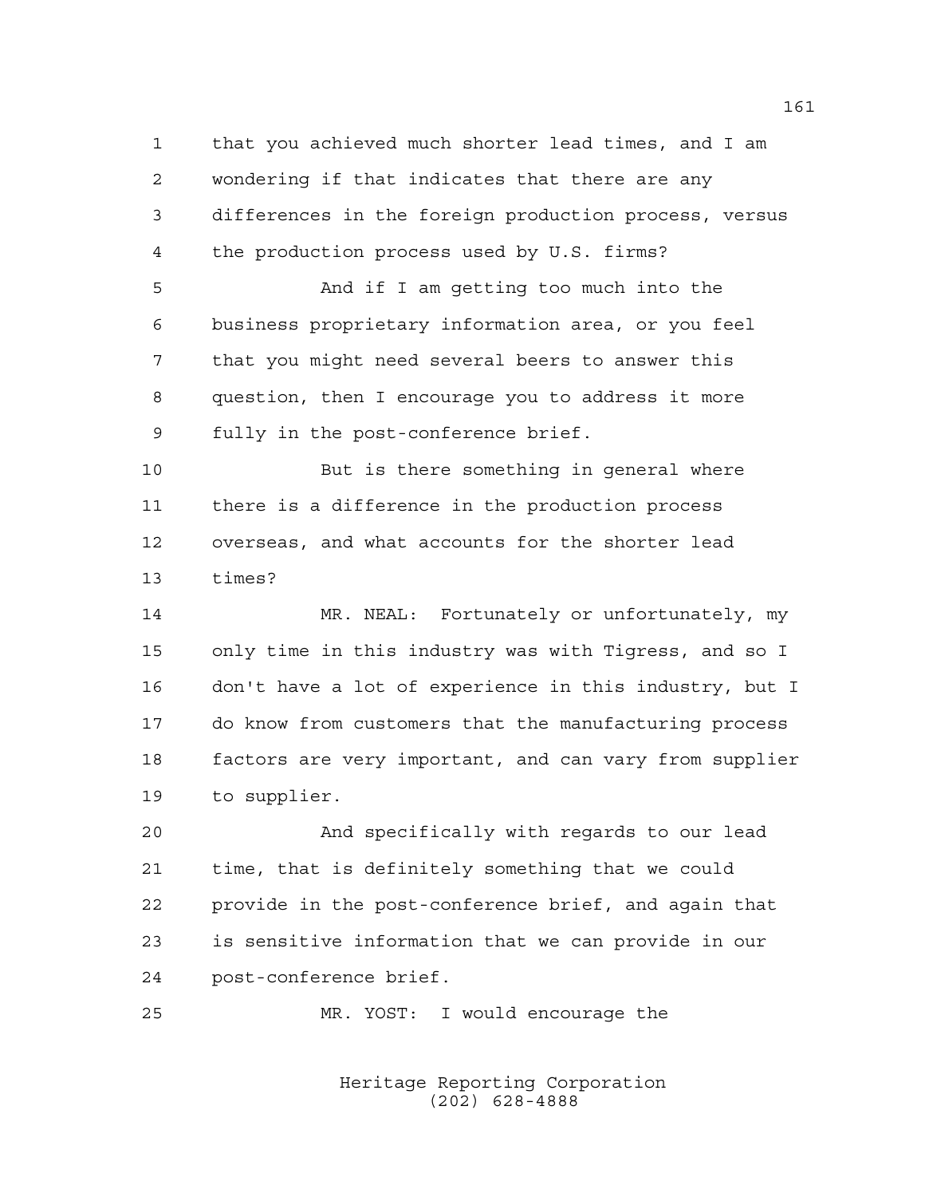1 that you achieved much shorter lead times, and I am
2 wondering if that indicates that there are any
3 differences in the foreign production process, versus
4 the production process used by U.S. firms?

5 And if I am getting too much into the
6 business proprietary information area, or you feel
7 that you might need several beers to answer this
8 question, then I encourage you to address it more
9 fully in the post-conference brief.

10 But is there something in general where
11 there is a difference in the production process
12 overseas, and what accounts for the shorter lead
13 times?

14 MR. NEAL: Fortunately or unfortunately, my
15 only time in this industry was with Tigress, and so I
16 don't have a lot of experience in this industry, but I
17 do know from customers that the manufacturing process
18 factors are very important, and can vary from supplier
19 to supplier.

20 And specifically with regards to our lead
21 time, that is definitely something that we could
22 provide in the post-conference brief, and again that
23 is sensitive information that we can provide in our
24 post-conference brief.

25 MR. YOST: I would encourage the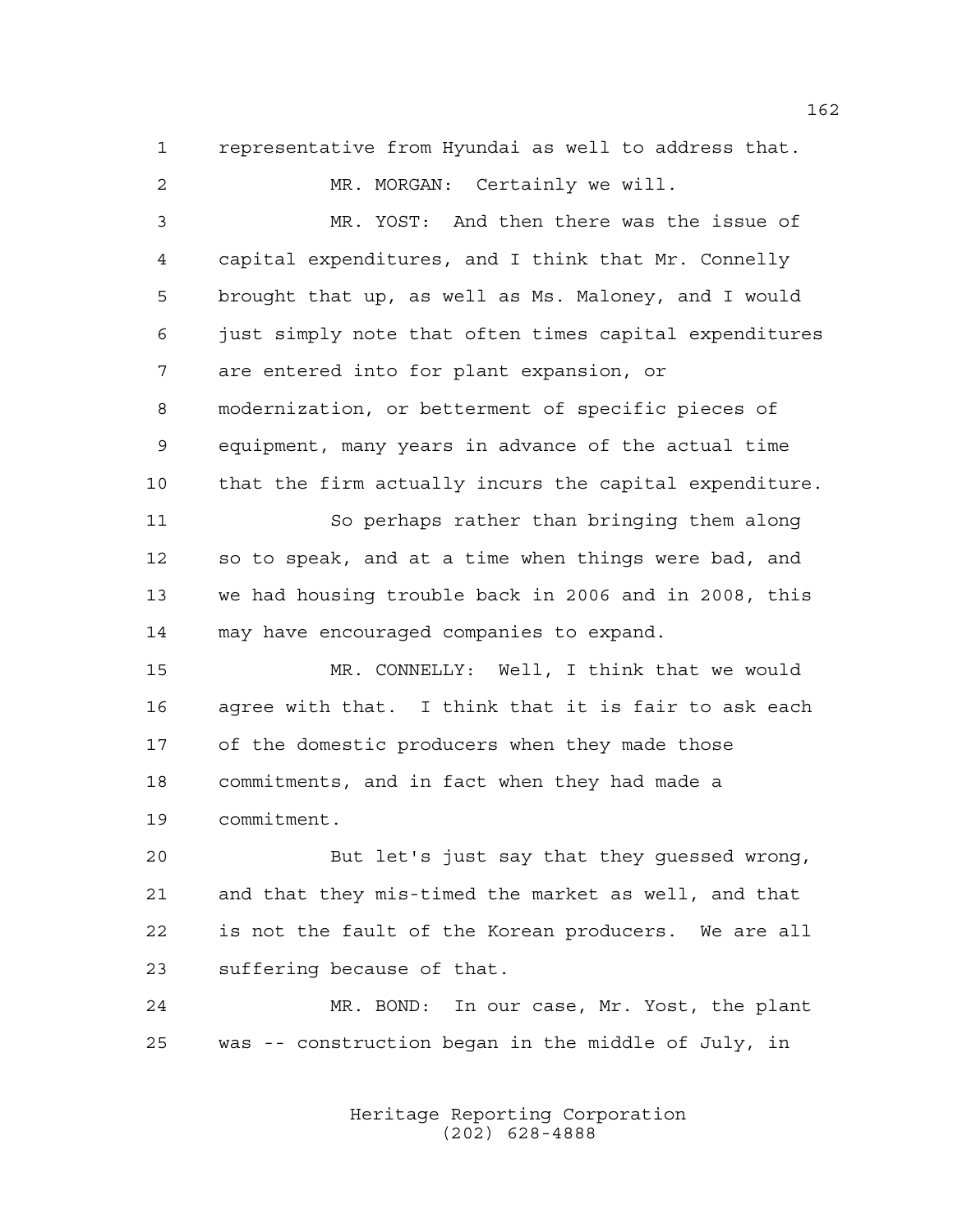representative from Hyundai as well to address that.

MR. MORGAN: Certainly we will.

MR. YOST: And then there was the issue of capital expenditures, and I think that Mr. Connelly brought that up, as well as Ms. Maloney, and I would just simply note that often times capital expenditures are entered into for plant expansion, or modernization, or betterment of specific pieces of equipment, many years in advance of the actual time that the firm actually incurs the capital expenditure.

So perhaps rather than bringing them along so to speak, and at a time when things were bad, and we had housing trouble back in 2006 and in 2008, this may have encouraged companies to expand.

MR. CONNELLY: Well, I think that we would agree with that. I think that it is fair to ask each of the domestic producers when they made those commitments, and in fact when they had made a commitment.

But let's just say that they guessed wrong, and that they mis-timed the market as well, and that is not the fault of the Korean producers. We are all suffering because of that.

MR. BOND: In our case, Mr. Yost, the plant was -- construction began in the middle of July, in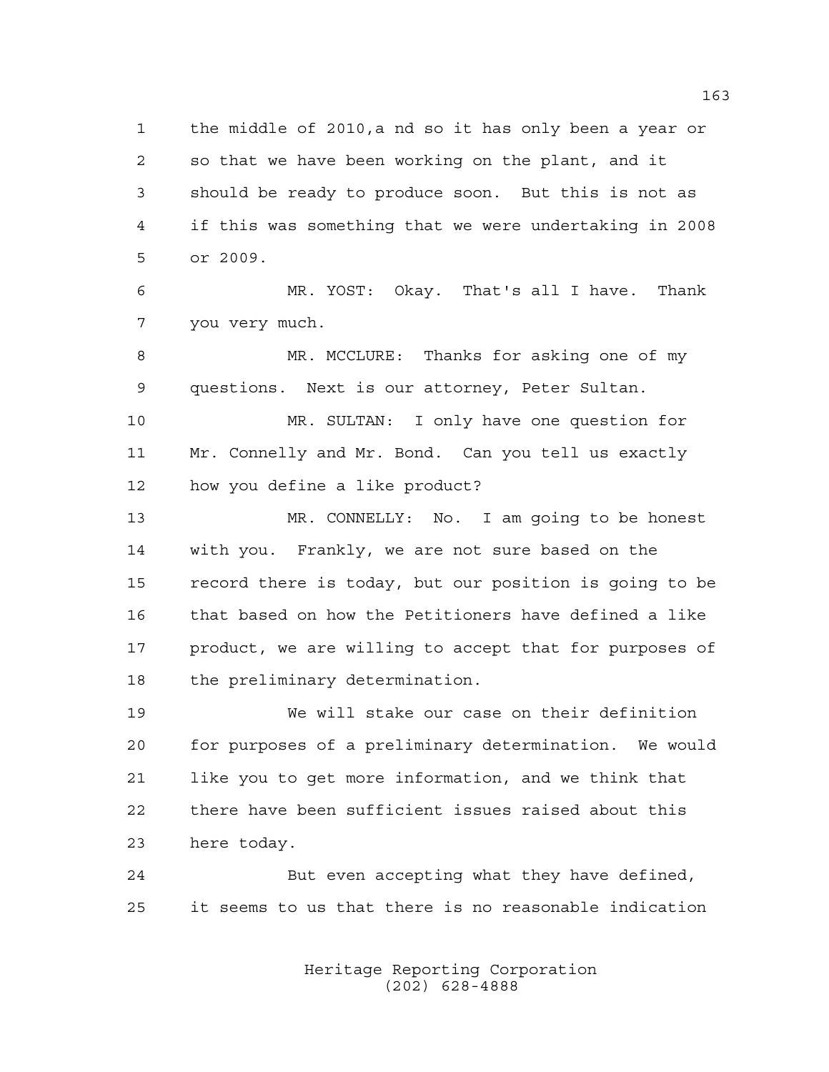the middle of 2010,a nd so it has only been a year or so that we have been working on the plant, and it should be ready to produce soon. But this is not as if this was something that we were undertaking in 2008 or 2009.

MR. YOST: Okay. That's all I have. Thank you very much.

MR. MCCLURE: Thanks for asking one of my questions. Next is our attorney, Peter Sultan.

MR. SULTAN: I only have one question for Mr. Connelly and Mr. Bond. Can you tell us exactly how you define a like product?

MR. CONNELLY: No. I am going to be honest with you. Frankly, we are not sure based on the record there is today, but our position is going to be that based on how the Petitioners have defined a like product, we are willing to accept that for purposes of the preliminary determination.

We will stake our case on their definition for purposes of a preliminary determination. We would like you to get more information, and we think that there have been sufficient issues raised about this here today.

But even accepting what they have defined, it seems to us that there is no reasonable indication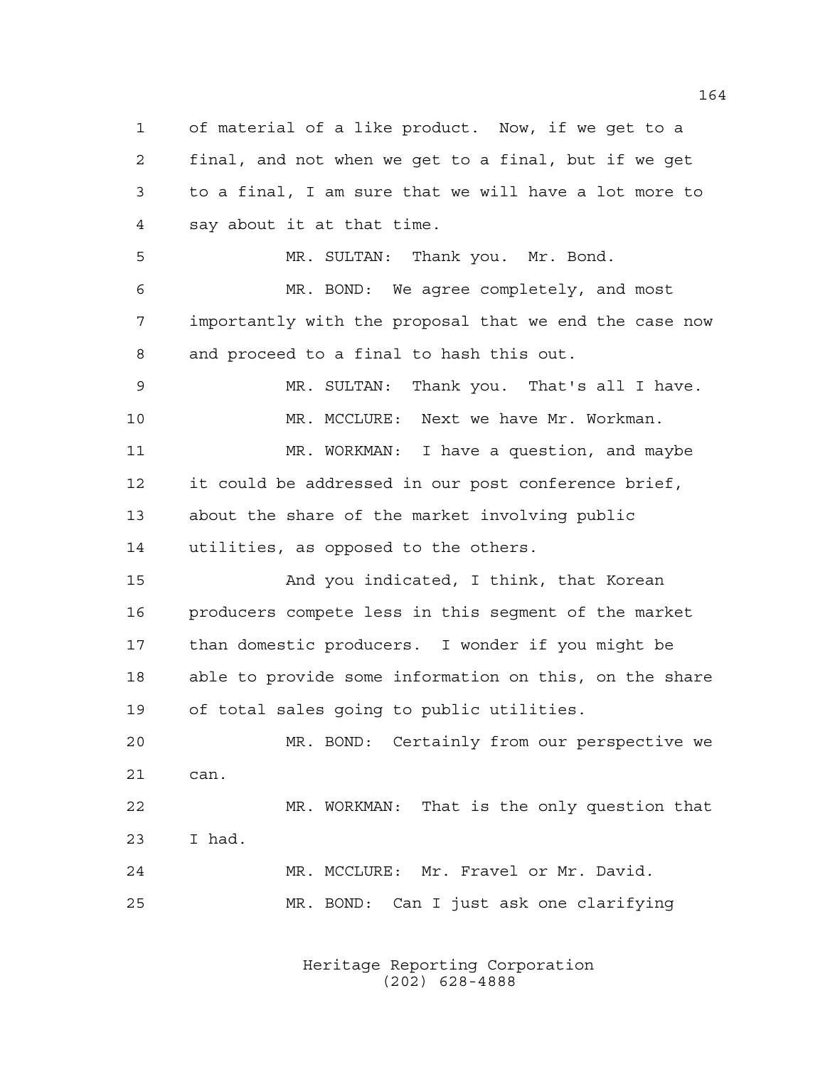of material of a like product. Now, if we get to a final, and not when we get to a final, but if we get to a final, I am sure that we will have a lot more to say about it at that time.

MR. SULTAN: Thank you. Mr. Bond.

MR. BOND: We agree completely, and most importantly with the proposal that we end the case now and proceed to a final to hash this out.

MR. SULTAN: Thank you. That's all I have.

MR. MCCLURE: Next we have Mr. Workman.

MR. WORKMAN: I have a question, and maybe it could be addressed in our post conference brief, about the share of the market involving public utilities, as opposed to the others.

And you indicated, I think, that Korean producers compete less in this segment of the market than domestic producers. I wonder if you might be able to provide some information on this, on the share of total sales going to public utilities.

MR. BOND: Certainly from our perspective we can.

MR. WORKMAN: That is the only question that I had.

MR. MCCLURE: Mr. Fravel or Mr. David.

MR. BOND: Can I just ask one clarifying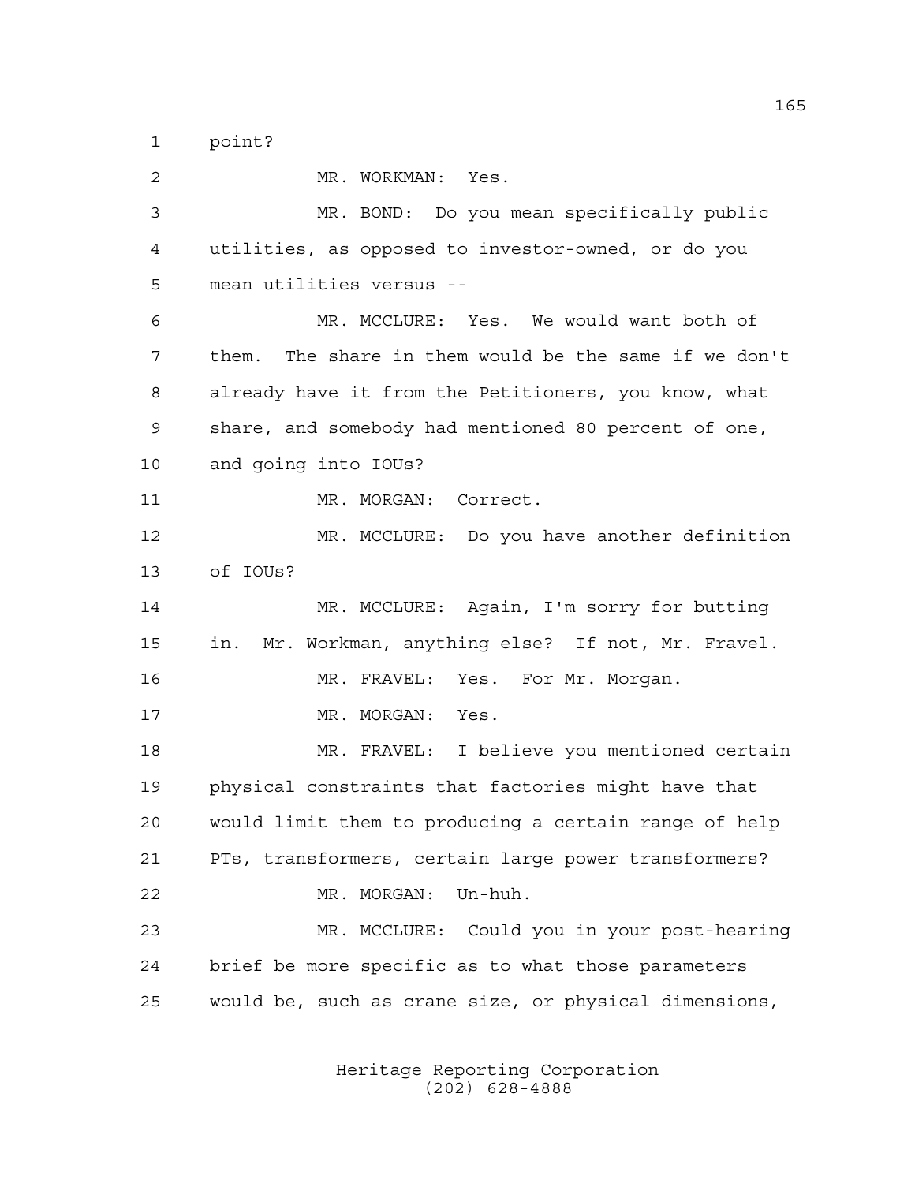point?

MR. WORKMAN: Yes.

MR. BOND: Do you mean specifically public utilities, as opposed to investor-owned, or do you mean utilities versus --

MR. MCCLURE: Yes. We would want both of them. The share in them would be the same if we don't already have it from the Petitioners, you know, what share, and somebody had mentioned 80 percent of one, and going into IOUs?

MR. MORGAN: Correct.

MR. MCCLURE: Do you have another definition of IOUs?

MR. MCCLURE: Again, I'm sorry for butting in. Mr. Workman, anything else? If not, Mr. Fravel.

MR. FRAVEL: Yes. For Mr. Morgan.

MR. MORGAN: Yes.

MR. FRAVEL: I believe you mentioned certain physical constraints that factories might have that would limit them to producing a certain range of help PTs, transformers, certain large power transformers?

MR. MORGAN: Un-huh.

MR. MCCLURE: Could you in your post-hearing brief be more specific as to what those parameters would be, such as crane size, or physical dimensions,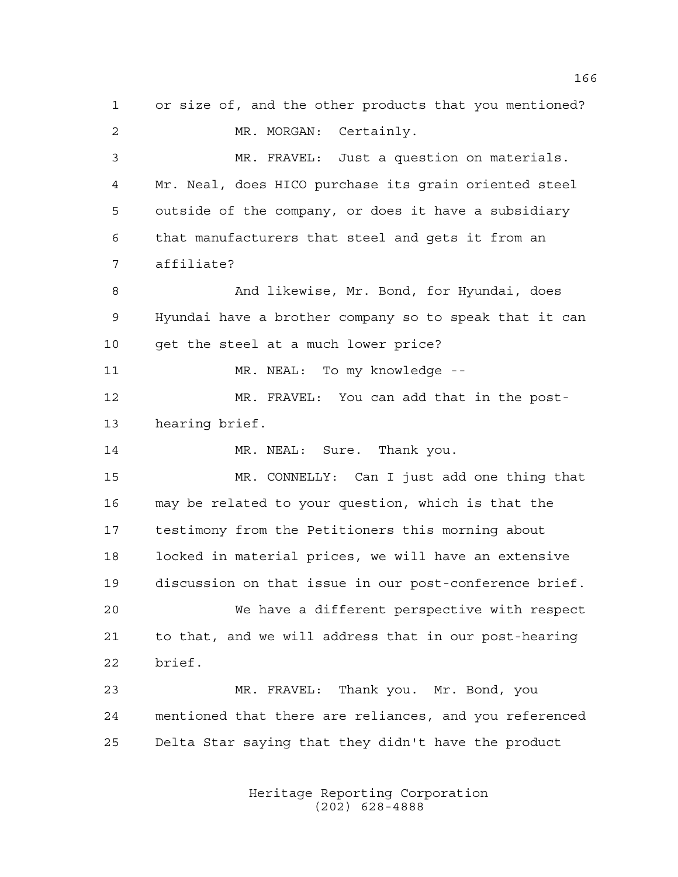or size of, and the other products that you mentioned?

MR. MORGAN: Certainly.

MR. FRAVEL: Just a question on materials. Mr. Neal, does HICO purchase its grain oriented steel outside of the company, or does it have a subsidiary that manufacturers that steel and gets it from an affiliate?

And likewise, Mr. Bond, for Hyundai, does Hyundai have a brother company so to speak that it can get the steel at a much lower price?

MR. NEAL: To my knowledge --

MR. FRAVEL: You can add that in the post-hearing brief.

MR. NEAL: Sure. Thank you.

MR. CONNELLY: Can I just add one thing that may be related to your question, which is that the testimony from the Petitioners this morning about locked in material prices, we will have an extensive discussion on that issue in our post-conference brief.

We have a different perspective with respect to that, and we will address that in our post-hearing brief.

MR. FRAVEL: Thank you. Mr. Bond, you mentioned that there are reliances, and you referenced Delta Star saying that they didn't have the product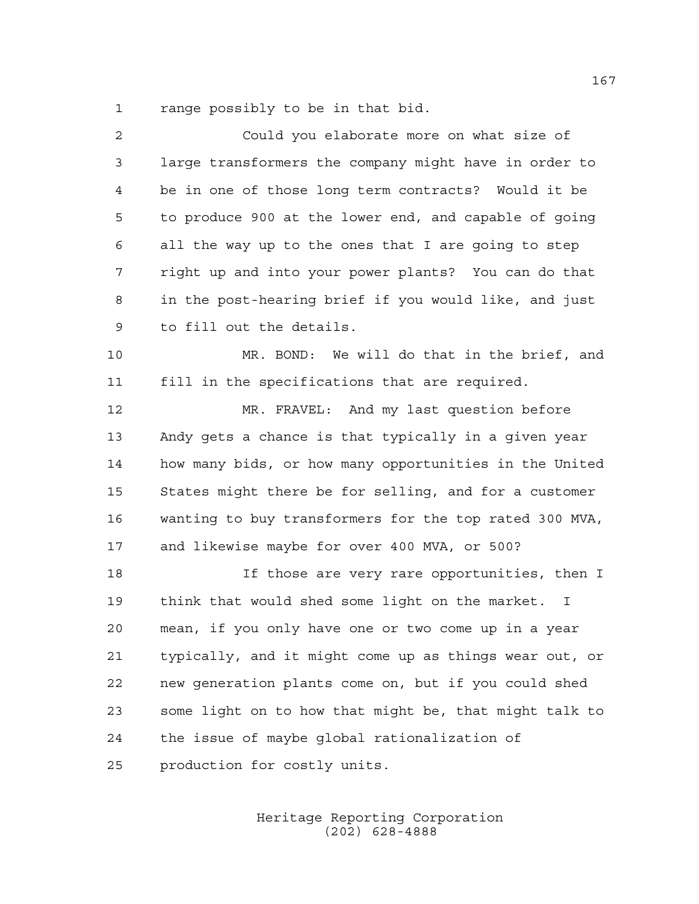range possibly to be in that bid.

Could you elaborate more on what size of large transformers the company might have in order to be in one of those long term contracts? Would it be to produce 900 at the lower end, and capable of going all the way up to the ones that I are going to step right up and into your power plants? You can do that in the post-hearing brief if you would like, and just to fill out the details.

MR. BOND: We will do that in the brief, and fill in the specifications that are required.

MR. FRAVEL: And my last question before Andy gets a chance is that typically in a given year how many bids, or how many opportunities in the United States might there be for selling, and for a customer wanting to buy transformers for the top rated 300 MVA, and likewise maybe for over 400 MVA, or 500?

If those are very rare opportunities, then I think that would shed some light on the market. I mean, if you only have one or two come up in a year typically, and it might come up as things wear out, or new generation plants come on, but if you could shed some light on to how that might be, that might talk to the issue of maybe global rationalization of production for costly units.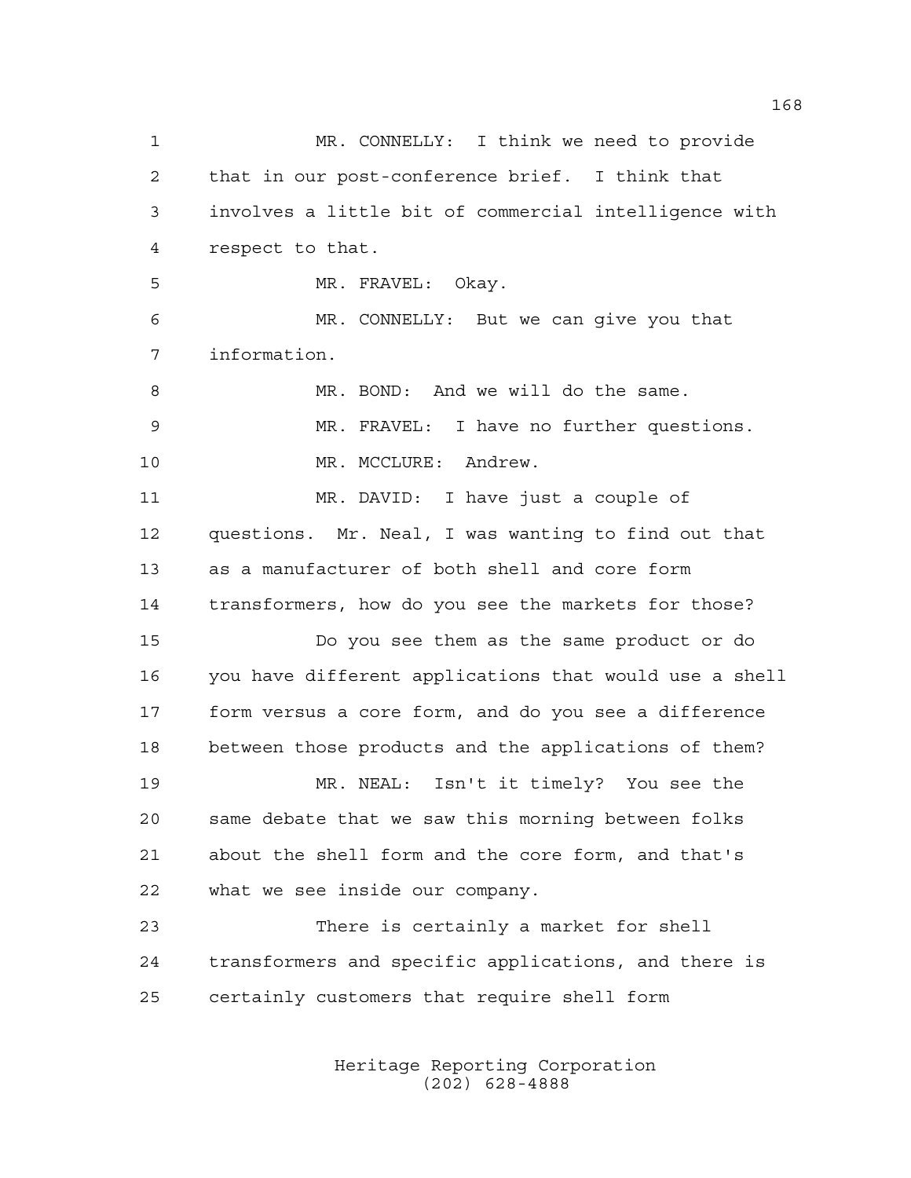MR. CONNELLY: I think we need to provide that in our post-conference brief. I think that involves a little bit of commercial intelligence with respect to that.

MR. FRAVEL: Okay.

MR. CONNELLY: But we can give you that information.

MR. BOND: And we will do the same.

MR. FRAVEL: I have no further questions.

MR. MCCLURE: Andrew.

MR. DAVID: I have just a couple of questions. Mr. Neal, I was wanting to find out that as a manufacturer of both shell and core form transformers, how do you see the markets for those?

Do you see them as the same product or do you have different applications that would use a shell form versus a core form, and do you see a difference between those products and the applications of them?

MR. NEAL: Isn't it timely? You see the same debate that we saw this morning between folks about the shell form and the core form, and that's what we see inside our company.

There is certainly a market for shell transformers and specific applications, and there is certainly customers that require shell form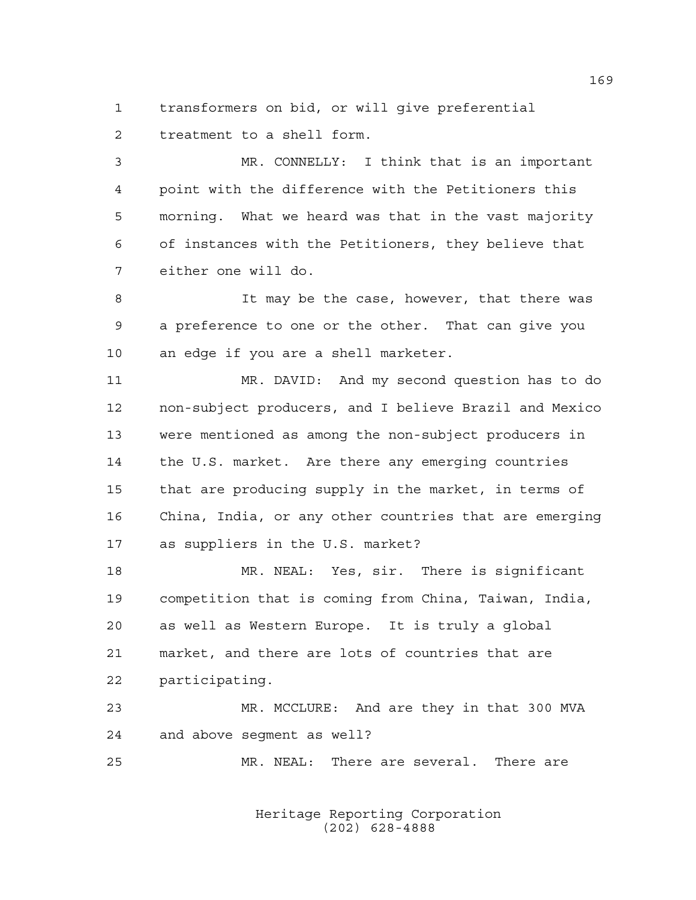transformers on bid, or will give preferential treatment to a shell form.

MR. CONNELLY: I think that is an important point with the difference with the Petitioners this morning. What we heard was that in the vast majority of instances with the Petitioners, they believe that either one will do.

It may be the case, however, that there was a preference to one or the other. That can give you an edge if you are a shell marketer.

MR. DAVID: And my second question has to do non-subject producers, and I believe Brazil and Mexico were mentioned as among the non-subject producers in the U.S. market. Are there any emerging countries that are producing supply in the market, in terms of China, India, or any other countries that are emerging as suppliers in the U.S. market?

MR. NEAL: Yes, sir. There is significant competition that is coming from China, Taiwan, India, as well as Western Europe. It is truly a global market, and there are lots of countries that are participating.

MR. MCCLURE: And are they in that 300 MVA and above segment as well?

MR. NEAL: There are several. There are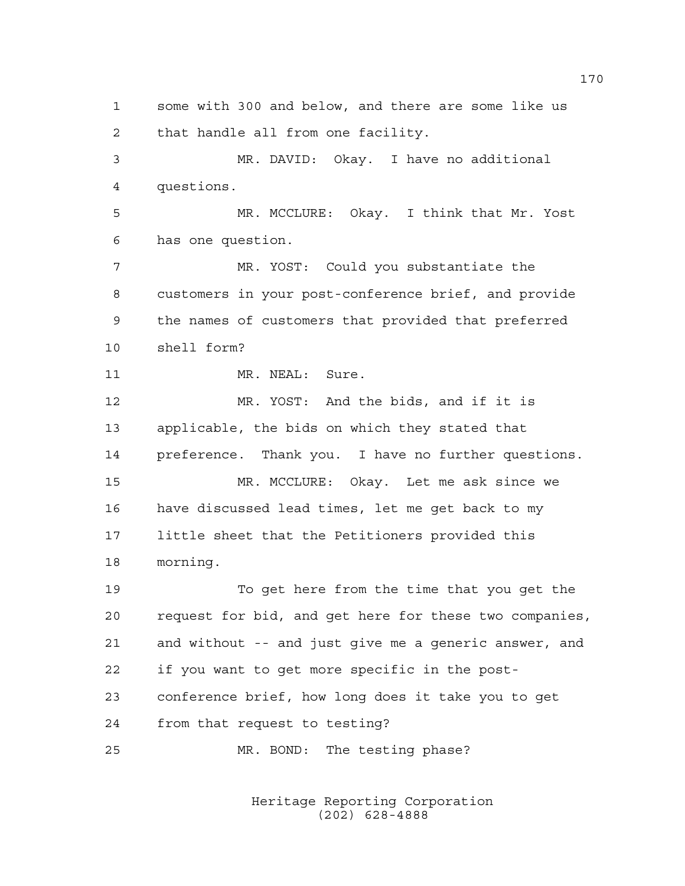some with 300 and below, and there are some like us that handle all from one facility.

MR. DAVID: Okay. I have no additional questions.

MR. MCCLURE: Okay. I think that Mr. Yost has one question.

MR. YOST: Could you substantiate the customers in your post-conference brief, and provide the names of customers that provided that preferred shell form?

MR. NEAL: Sure.

MR. YOST: And the bids, and if it is applicable, the bids on which they stated that preference. Thank you. I have no further questions.

MR. MCCLURE: Okay. Let me ask since we have discussed lead times, let me get back to my little sheet that the Petitioners provided this morning.

To get here from the time that you get the request for bid, and get here for these two companies, and without -- and just give me a generic answer, and if you want to get more specific in the post-conference brief, how long does it take you to get from that request to testing?

MR. BOND: The testing phase?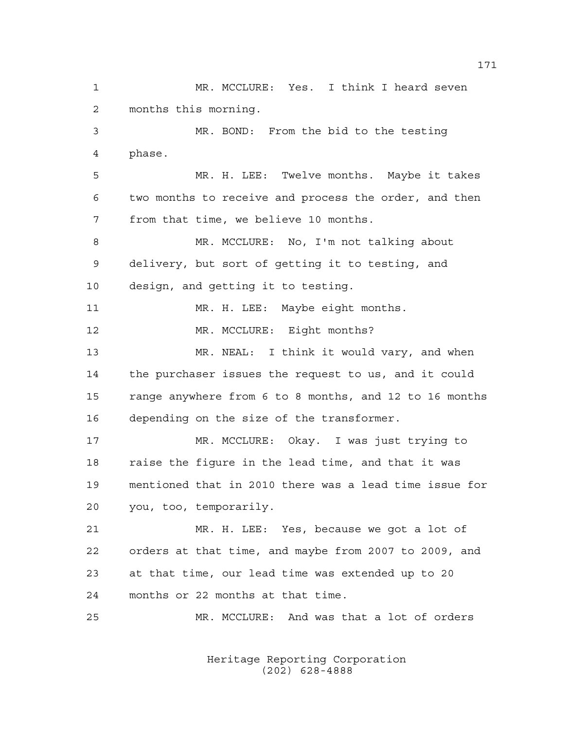MR. MCCLURE: Yes. I think I heard seven months this morning.

MR. BOND: From the bid to the testing phase.

MR. H. LEE: Twelve months. Maybe it takes two months to receive and process the order, and then from that time, we believe 10 months.

MR. MCCLURE: No, I'm not talking about delivery, but sort of getting it to testing, and design, and getting it to testing.

MR. H. LEE: Maybe eight months.

MR. MCCLURE: Eight months?

MR. NEAL: I think it would vary, and when the purchaser issues the request to us, and it could range anywhere from 6 to 8 months, and 12 to 16 months depending on the size of the transformer.

MR. MCCLURE: Okay. I was just trying to raise the figure in the lead time, and that it was mentioned that in 2010 there was a lead time issue for you, too, temporarily.

MR. H. LEE: Yes, because we got a lot of orders at that time, and maybe from 2007 to 2009, and at that time, our lead time was extended up to 20 months or 22 months at that time.

MR. MCCLURE: And was that a lot of orders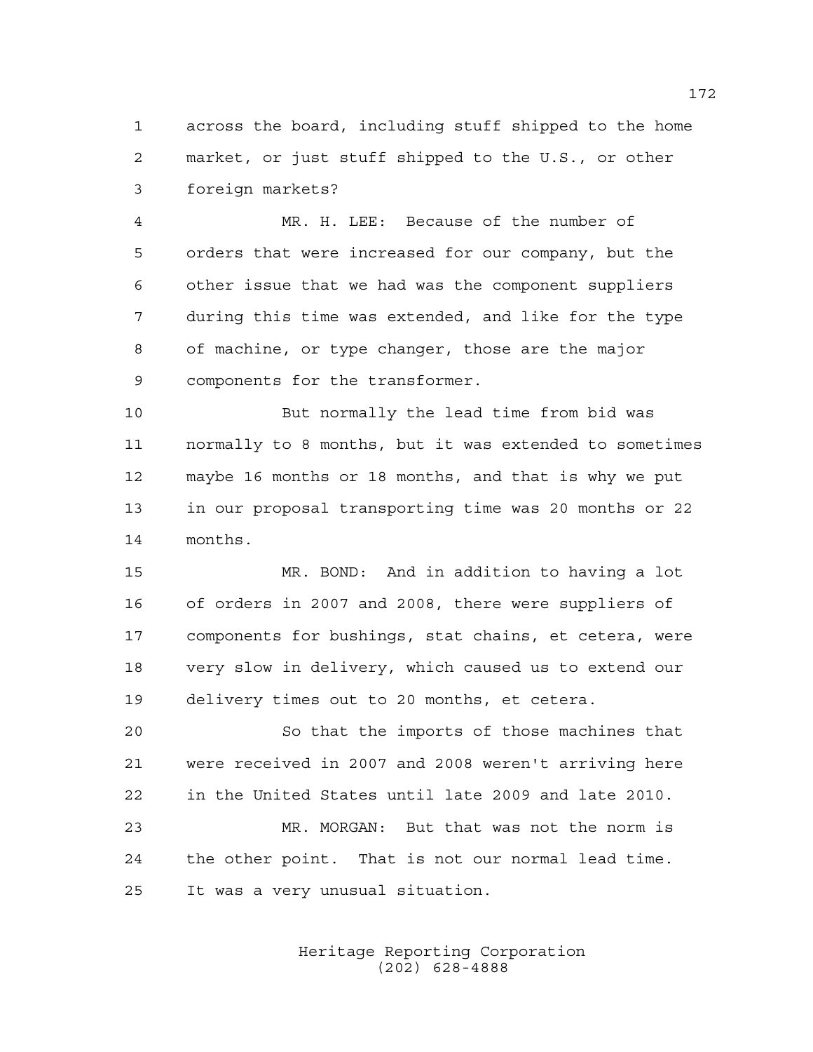across the board, including stuff shipped to the home market, or just stuff shipped to the U.S., or other foreign markets?

MR. H. LEE: Because of the number of orders that were increased for our company, but the other issue that we had was the component suppliers during this time was extended, and like for the type of machine, or type changer, those are the major components for the transformer.

But normally the lead time from bid was normally to 8 months, but it was extended to sometimes maybe 16 months or 18 months, and that is why we put in our proposal transporting time was 20 months or 22 months.

MR. BOND: And in addition to having a lot of orders in 2007 and 2008, there were suppliers of components for bushings, stat chains, et cetera, were very slow in delivery, which caused us to extend our delivery times out to 20 months, et cetera.

So that the imports of those machines that were received in 2007 and 2008 weren't arriving here in the United States until late 2009 and late 2010.

MR. MORGAN: But that was not the norm is the other point. That is not our normal lead time. It was a very unusual situation.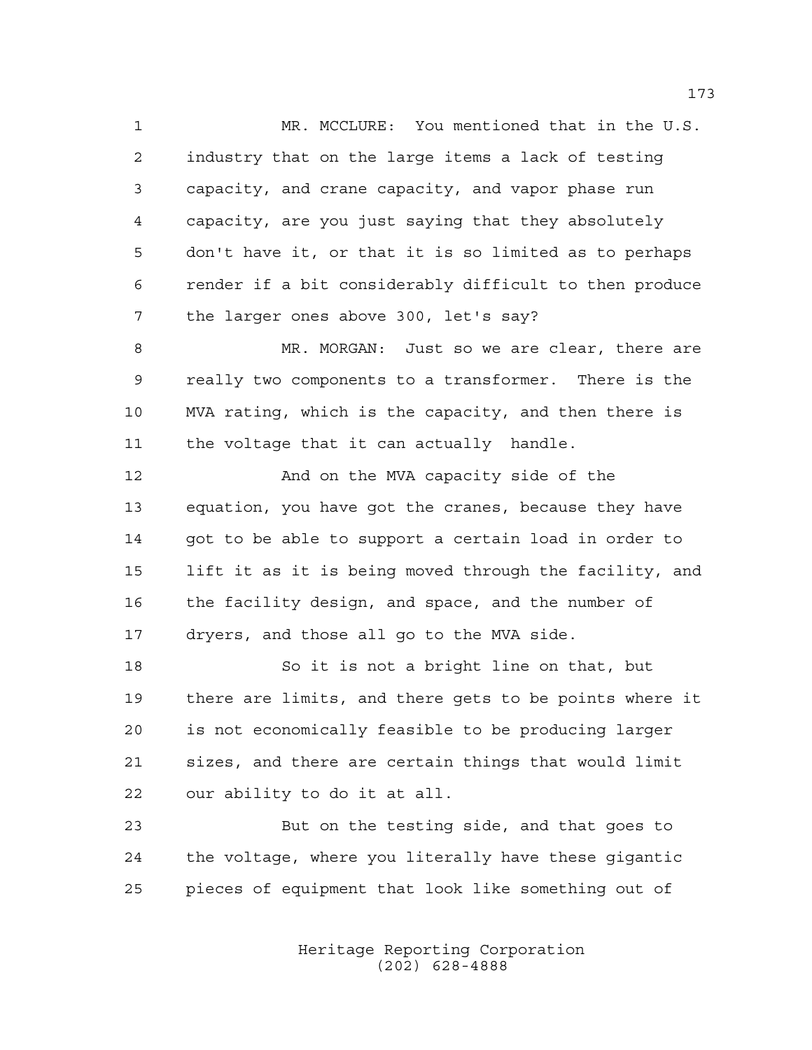MR. MCCLURE: You mentioned that in the U.S. industry that on the large items a lack of testing capacity, and crane capacity, and vapor phase run capacity, are you just saying that they absolutely don't have it, or that it is so limited as to perhaps render if a bit considerably difficult to then produce the larger ones above 300, let's say?

MR. MORGAN: Just so we are clear, there are really two components to a transformer. There is the MVA rating, which is the capacity, and then there is the voltage that it can actually handle.

And on the MVA capacity side of the equation, you have got the cranes, because they have got to be able to support a certain load in order to lift it as it is being moved through the facility, and the facility design, and space, and the number of dryers, and those all go to the MVA side.

So it is not a bright line on that, but there are limits, and there gets to be points where it is not economically feasible to be producing larger sizes, and there are certain things that would limit our ability to do it at all.

But on the testing side, and that goes to the voltage, where you literally have these gigantic pieces of equipment that look like something out of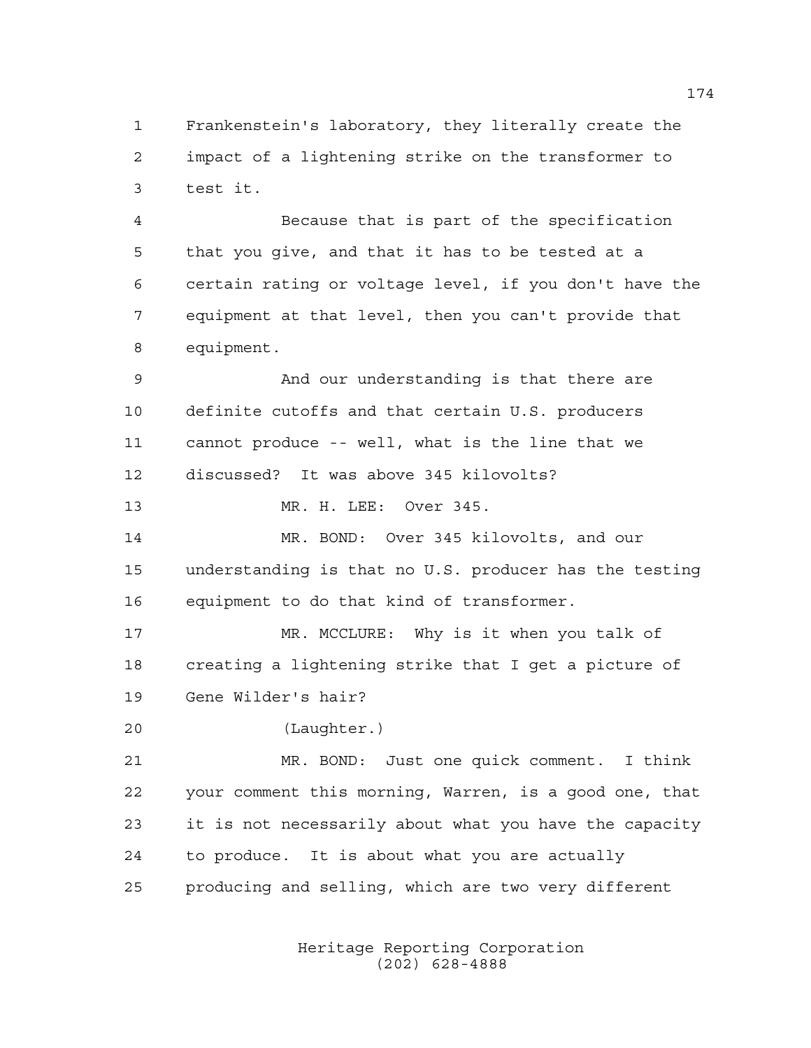Frankenstein's laboratory, they literally create the impact of a lightening strike on the transformer to test it.

Because that is part of the specification that you give, and that it has to be tested at a certain rating or voltage level, if you don't have the equipment at that level, then you can't provide that equipment.

And our understanding is that there are definite cutoffs and that certain U.S. producers cannot produce -- well, what is the line that we discussed? It was above 345 kilovolts?

MR. H. LEE: Over 345.

MR. BOND: Over 345 kilovolts, and our understanding is that no U.S. producer has the testing equipment to do that kind of transformer.

MR. MCCLURE: Why is it when you talk of creating a lightening strike that I get a picture of Gene Wilder's hair?

(Laughter.)

MR. BOND: Just one quick comment. I think your comment this morning, Warren, is a good one, that it is not necessarily about what you have the capacity to produce. It is about what you are actually producing and selling, which are two very different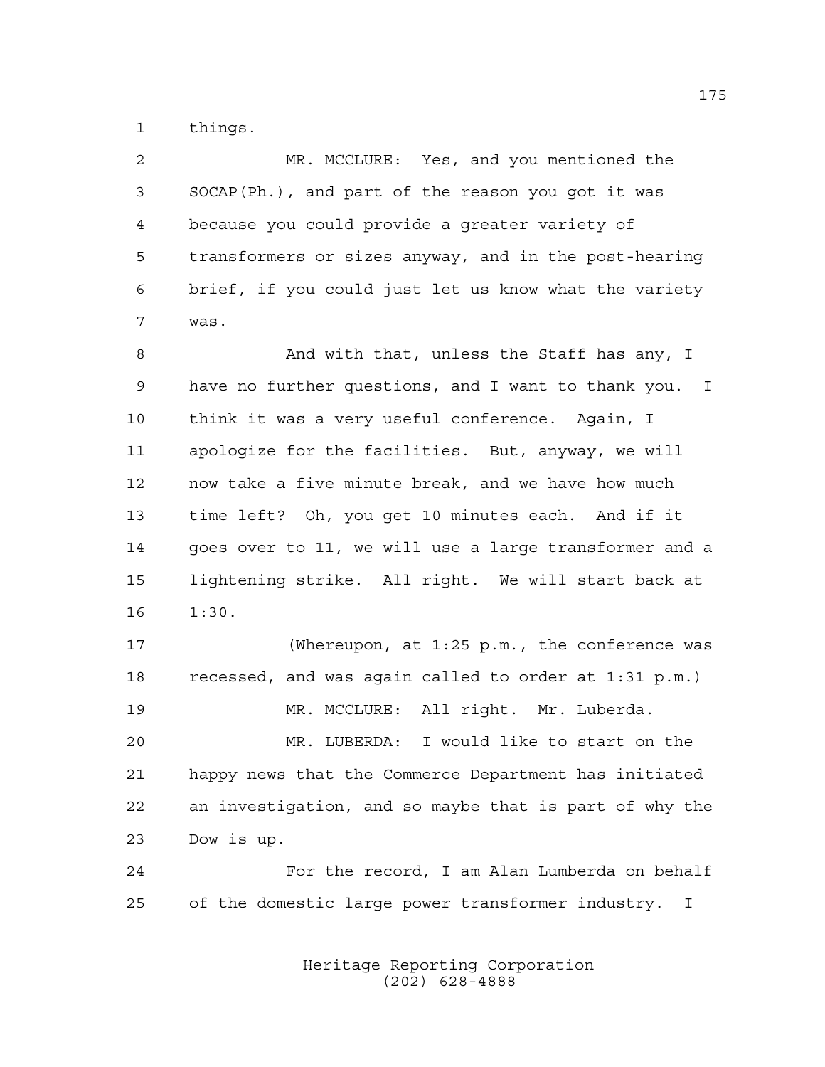1 things.

2 MR. MCCLURE: Yes, and you mentioned the
3 SOCAP(Ph.), and part of the reason you got it was
4 because you could provide a greater variety of
5 transformers or sizes anyway, and in the post-hearing
6 brief, if you could just let us know what the variety
7 was.

8 And with that, unless the Staff has any, I
9 have no further questions, and I want to thank you. I
10 think it was a very useful conference. Again, I
11 apologize for the facilities. But, anyway, we will
12 now take a five minute break, and we have how much
13 time left? Oh, you get 10 minutes each. And if it
14 goes over to 11, we will use a large transformer and a
15 lightening strike. All right. We will start back at
16 1:30.

17 (Whereupon, at 1:25 p.m., the conference was
18 recessed, and was again called to order at 1:31 p.m.)

19 MR. MCCLURE: All right. Mr. Luberda.

20 MR. LUBERDA: I would like to start on the
21 happy news that the Commerce Department has initiated
22 an investigation, and so maybe that is part of why the
23 Dow is up.

24 For the record, I am Alan Lumberda on behalf
25 of the domestic large power transformer industry. I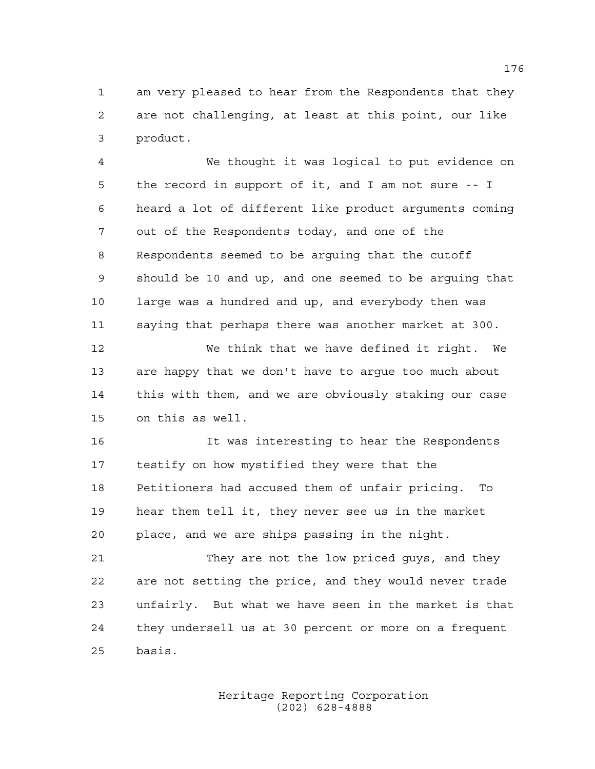am very pleased to hear from the Respondents that they are not challenging, at least at this point, our like product.

We thought it was logical to put evidence on the record in support of it, and I am not sure -- I heard a lot of different like product arguments coming out of the Respondents today, and one of the Respondents seemed to be arguing that the cutoff should be 10 and up, and one seemed to be arguing that large was a hundred and up, and everybody then was saying that perhaps there was another market at 300.

We think that we have defined it right. We are happy that we don't have to argue too much about this with them, and we are obviously staking our case on this as well.

It was interesting to hear the Respondents testify on how mystified they were that the Petitioners had accused them of unfair pricing. To hear them tell it, they never see us in the market place, and we are ships passing in the night.

They are not the low priced guys, and they are not setting the price, and they would never trade unfairly. But what we have seen in the market is that they undersell us at 30 percent or more on a frequent basis.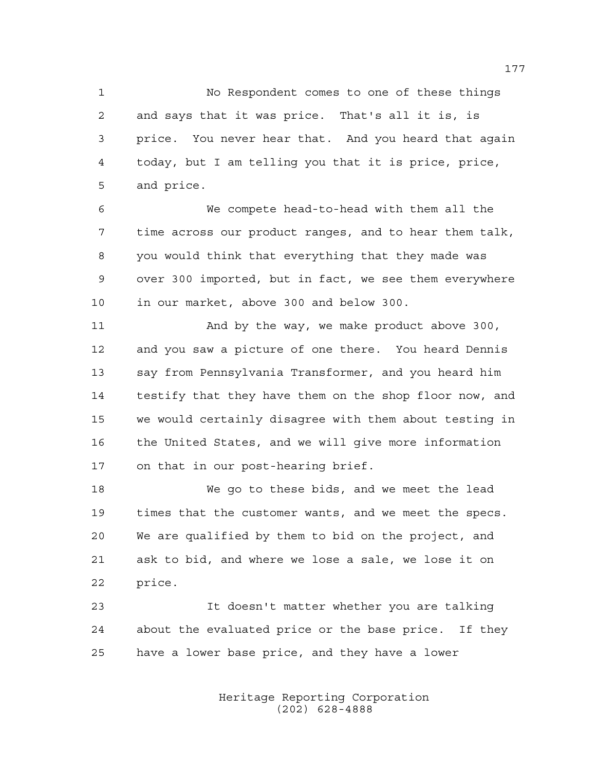No Respondent comes to one of these things and says that it was price. That's all it is, is price. You never hear that. And you heard that again today, but I am telling you that it is price, price, and price.

We compete head-to-head with them all the time across our product ranges, and to hear them talk, you would think that everything that they made was over 300 imported, but in fact, we see them everywhere in our market, above 300 and below 300.

And by the way, we make product above 300, and you saw a picture of one there. You heard Dennis say from Pennsylvania Transformer, and you heard him testify that they have them on the shop floor now, and we would certainly disagree with them about testing in the United States, and we will give more information on that in our post-hearing brief.

We go to these bids, and we meet the lead times that the customer wants, and we meet the specs. We are qualified by them to bid on the project, and ask to bid, and where we lose a sale, we lose it on price.

It doesn't matter whether you are talking about the evaluated price or the base price. If they have a lower base price, and they have a lower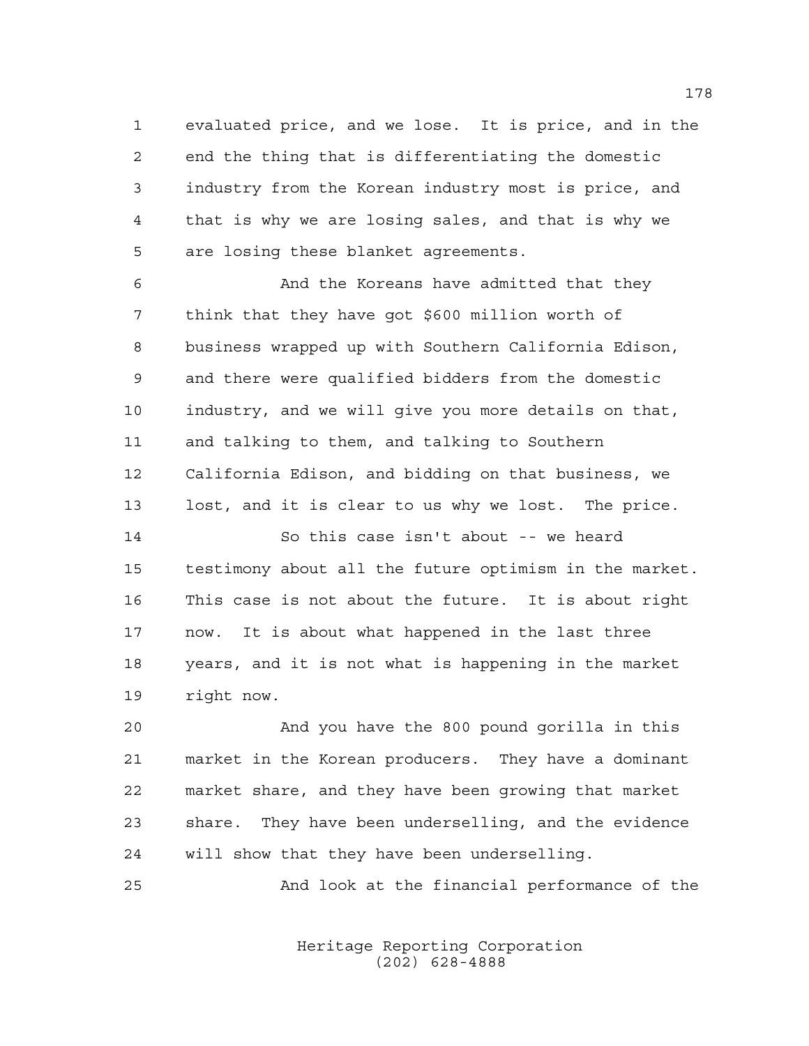evaluated price, and we lose. It is price, and in the end the thing that is differentiating the domestic industry from the Korean industry most is price, and that is why we are losing sales, and that is why we are losing these blanket agreements.

And the Koreans have admitted that they think that they have got $600 million worth of business wrapped up with Southern California Edison, and there were qualified bidders from the domestic industry, and we will give you more details on that, and talking to them, and talking to Southern California Edison, and bidding on that business, we lost, and it is clear to us why we lost. The price.

So this case isn't about -- we heard testimony about all the future optimism in the market. This case is not about the future. It is about right now. It is about what happened in the last three years, and it is not what is happening in the market right now.

And you have the 800 pound gorilla in this market in the Korean producers. They have a dominant market share, and they have been growing that market share. They have been underselling, and the evidence will show that they have been underselling.

And look at the financial performance of the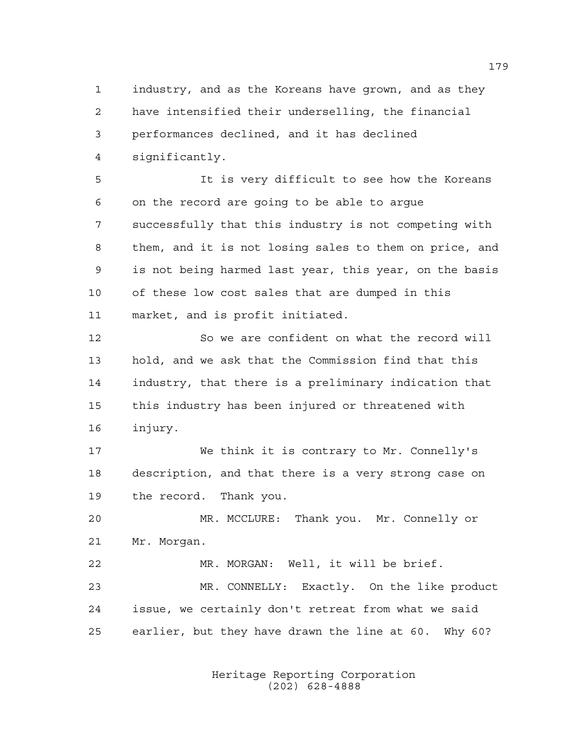industry, and as the Koreans have grown, and as they have intensified their underselling, the financial performances declined, and it has declined significantly.

It is very difficult to see how the Koreans on the record are going to be able to argue successfully that this industry is not competing with them, and it is not losing sales to them on price, and is not being harmed last year, this year, on the basis of these low cost sales that are dumped in this market, and is profit initiated.

So we are confident on what the record will hold, and we ask that the Commission find that this industry, that there is a preliminary indication that this industry has been injured or threatened with injury.

We think it is contrary to Mr. Connelly's description, and that there is a very strong case on the record. Thank you.

MR. MCCLURE: Thank you. Mr. Connelly or Mr. Morgan.

MR. MORGAN: Well, it will be brief.

MR. CONNELLY: Exactly. On the like product issue, we certainly don't retreat from what we said earlier, but they have drawn the line at 60. Why 60?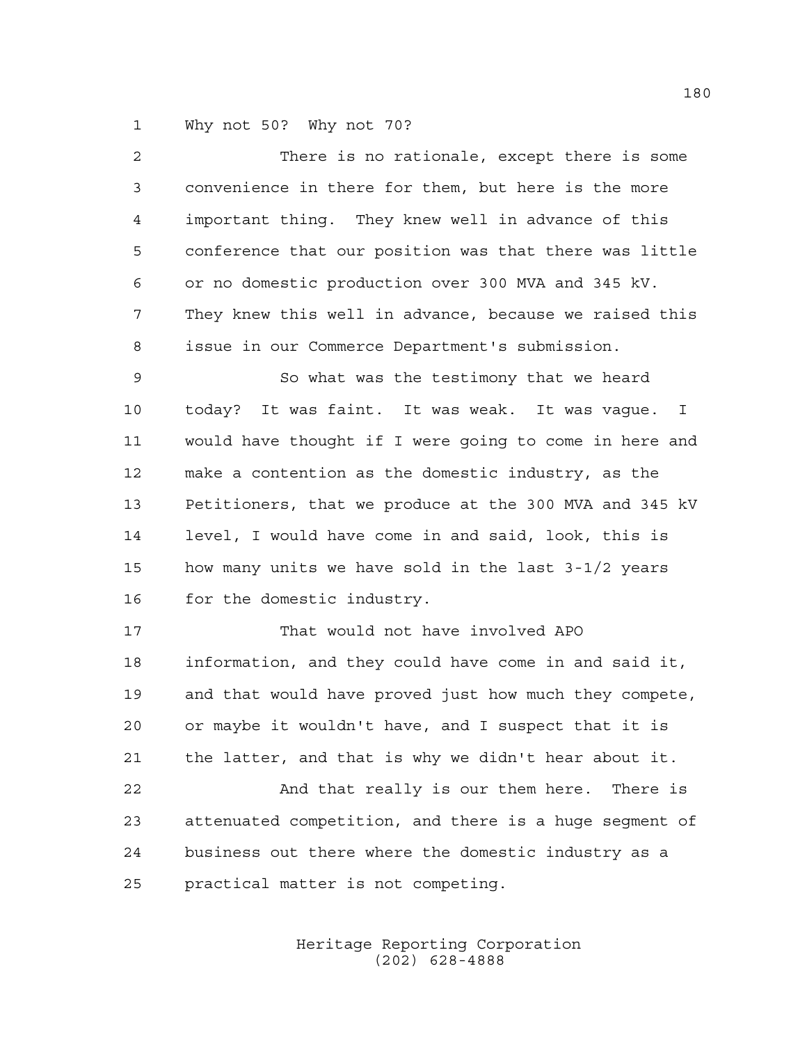Why not 50? Why not 70?

There is no rationale, except there is some convenience in there for them, but here is the more important thing. They knew well in advance of this conference that our position was that there was little or no domestic production over 300 MVA and 345 kV. They knew this well in advance, because we raised this issue in our Commerce Department's submission.

So what was the testimony that we heard today? It was faint. It was weak. It was vague. I would have thought if I were going to come in here and make a contention as the domestic industry, as the Petitioners, that we produce at the 300 MVA and 345 kV level, I would have come in and said, look, this is how many units we have sold in the last 3-1/2 years for the domestic industry.

That would not have involved APO information, and they could have come in and said it, and that would have proved just how much they compete, or maybe it wouldn't have, and I suspect that it is the latter, and that is why we didn't hear about it.

And that really is our them here. There is attenuated competition, and there is a huge segment of business out there where the domestic industry as a practical matter is not competing.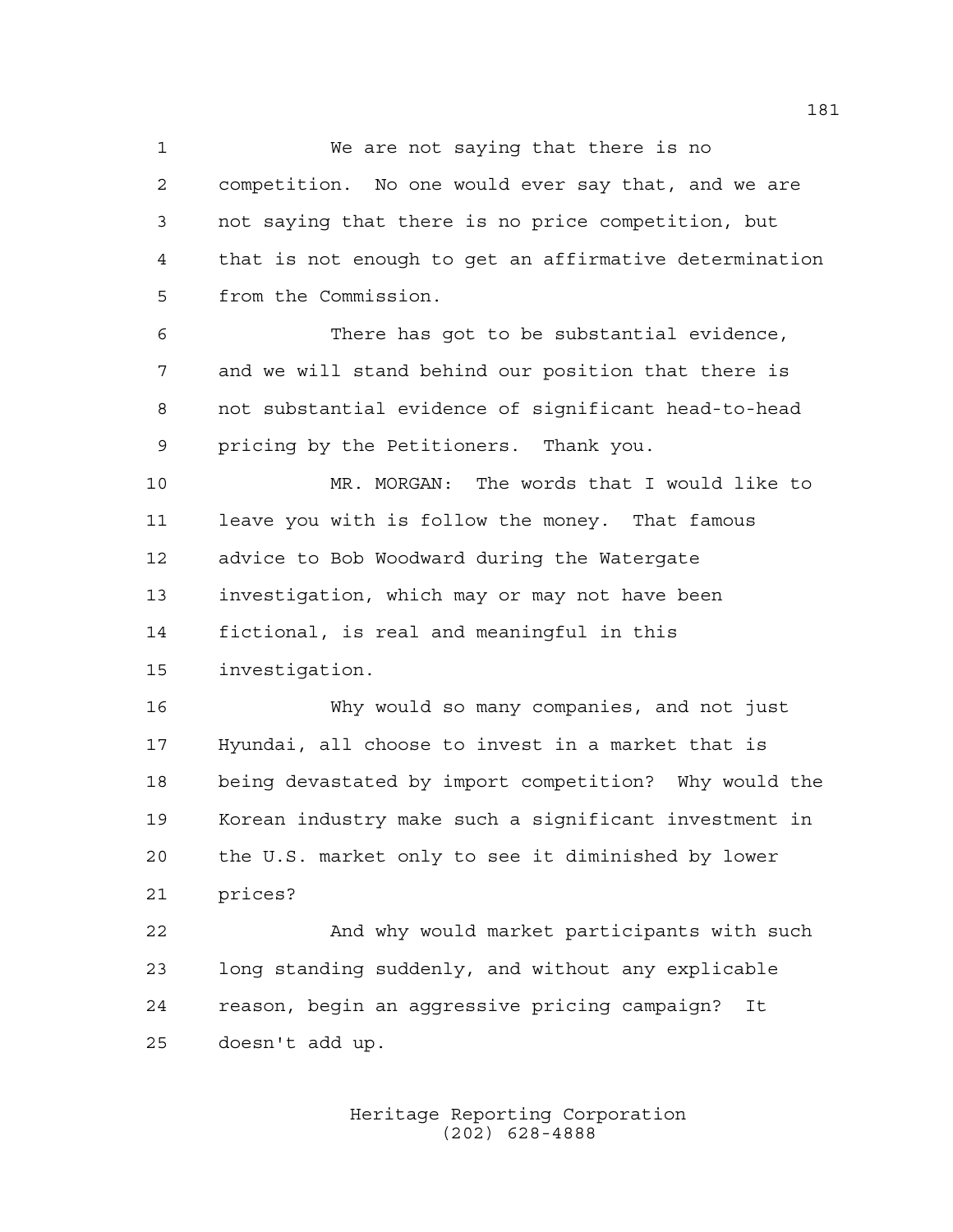We are not saying that there is no competition. No one would ever say that, and we are not saying that there is no price competition, but that is not enough to get an affirmative determination from the Commission.

There has got to be substantial evidence, and we will stand behind our position that there is not substantial evidence of significant head-to-head pricing by the Petitioners. Thank you.

MR. MORGAN: The words that I would like to leave you with is follow the money. That famous advice to Bob Woodward during the Watergate investigation, which may or may not have been fictional, is real and meaningful in this investigation.

Why would so many companies, and not just Hyundai, all choose to invest in a market that is being devastated by import competition? Why would the Korean industry make such a significant investment in the U.S. market only to see it diminished by lower prices?

And why would market participants with such long standing suddenly, and without any explicable reason, begin an aggressive pricing campaign? It doesn't add up.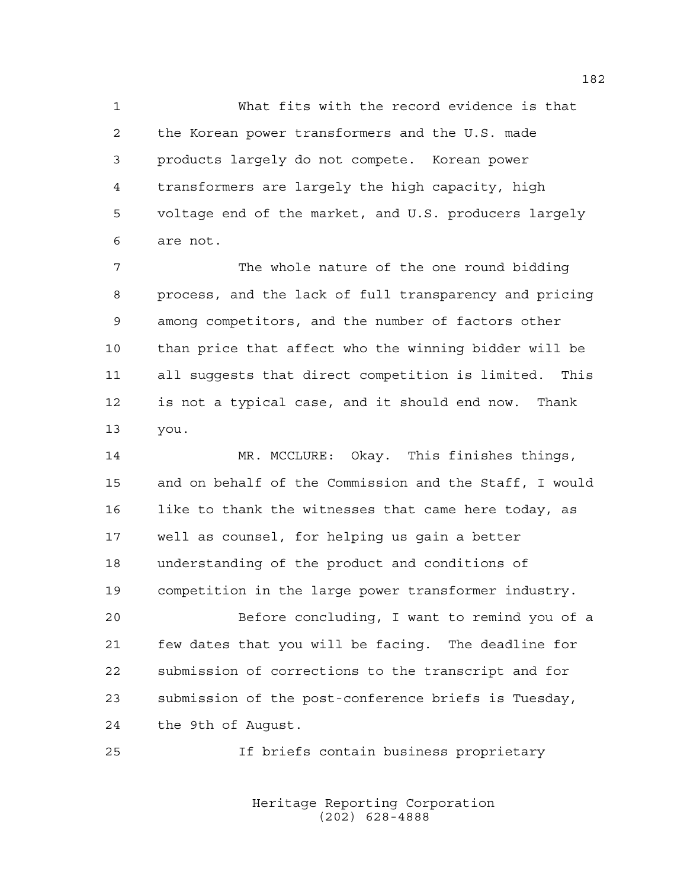What fits with the record evidence is that the Korean power transformers and the U.S. made products largely do not compete. Korean power transformers are largely the high capacity, high voltage end of the market, and U.S. producers largely are not.

The whole nature of the one round bidding process, and the lack of full transparency and pricing among competitors, and the number of factors other than price that affect who the winning bidder will be all suggests that direct competition is limited. This is not a typical case, and it should end now. Thank you.

MR. MCCLURE: Okay. This finishes things, and on behalf of the Commission and the Staff, I would like to thank the witnesses that came here today, as well as counsel, for helping us gain a better understanding of the product and conditions of competition in the large power transformer industry.

Before concluding, I want to remind you of a few dates that you will be facing. The deadline for submission of corrections to the transcript and for submission of the post-conference briefs is Tuesday, the 9th of August.

If briefs contain business proprietary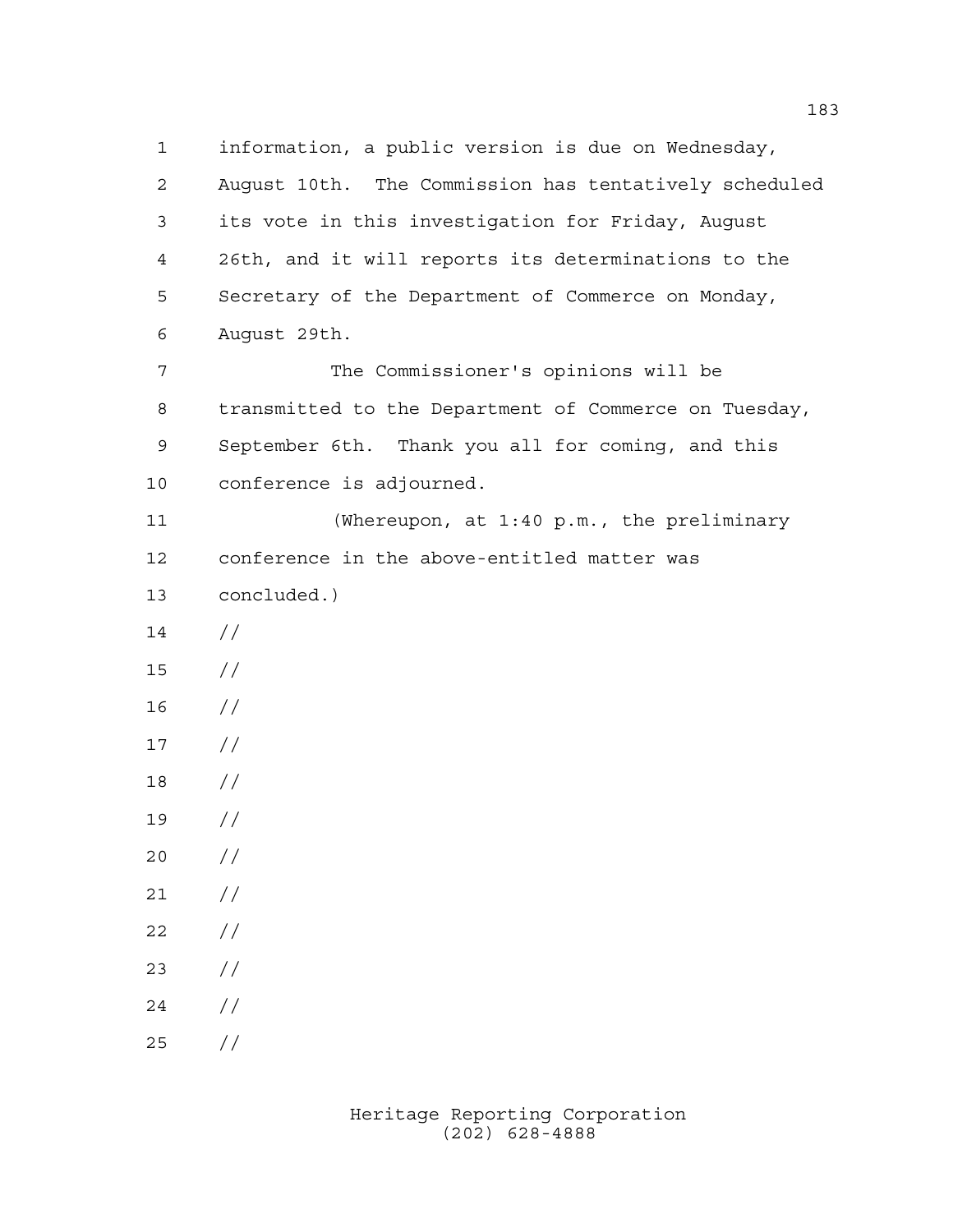information, a public version is due on Wednesday, August 10th. The Commission has tentatively scheduled its vote in this investigation for Friday, August 26th, and it will reports its determinations to the Secretary of the Department of Commerce on Monday, August 29th.

The Commissioner's opinions will be transmitted to the Department of Commerce on Tuesday, September 6th. Thank you all for coming, and this conference is adjourned.

(Whereupon, at 1:40 p.m., the preliminary conference in the above-entitled matter was concluded.)

//

//

//

//

//

//

//

//

//

//

//

//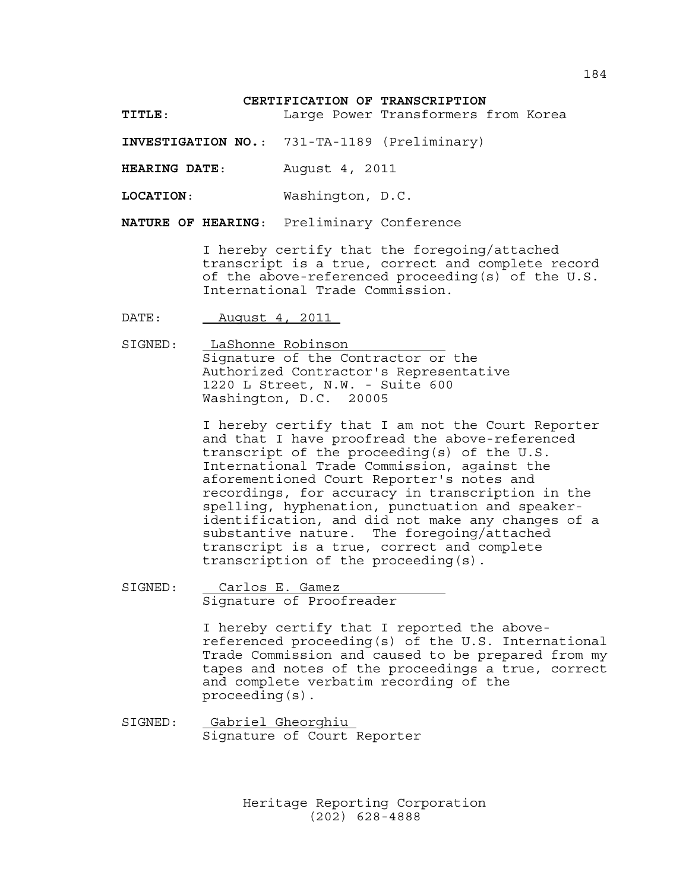## CERTIFICATION OF TRANSCRIPTION

**TITLE**: Large Power Transformers from Korea

**INVESTIGATION NO.**: 731-TA-1189 (Preliminary)

**HEARING DATE**: August 4, 2011

**LOCATION**: Washington, D.C.

**NATURE OF HEARING**: Preliminary Conference

I hereby certify that the foregoing/attached transcript is a true, correct and complete record of the above-referenced proceeding(s) of the U.S. International Trade Commission.

DATE: August 4, 2011

SIGNED: LaShonne Robinson
Signature of the Contractor or the Authorized Contractor's Representative
1220 L Street, N.W. - Suite 600
Washington, D.C. 20005

I hereby certify that I am not the Court Reporter and that I have proofread the above-referenced transcript of the proceeding(s) of the U.S. International Trade Commission, against the aforementioned Court Reporter's notes and recordings, for accuracy in transcription in the spelling, hyphenation, punctuation and speaker-identification, and did not make any changes of a substantive nature. The foregoing/attached transcript is a true, correct and complete transcription of the proceeding(s).

SIGNED: Carlos E. Gamez
Signature of Proofreader

I hereby certify that I reported the above-referenced proceeding(s) of the U.S. International Trade Commission and caused to be prepared from my tapes and notes of the proceedings a true, correct and complete verbatim recording of the proceeding(s).

SIGNED: Gabriel Gheorghiu
Signature of Court Reporter